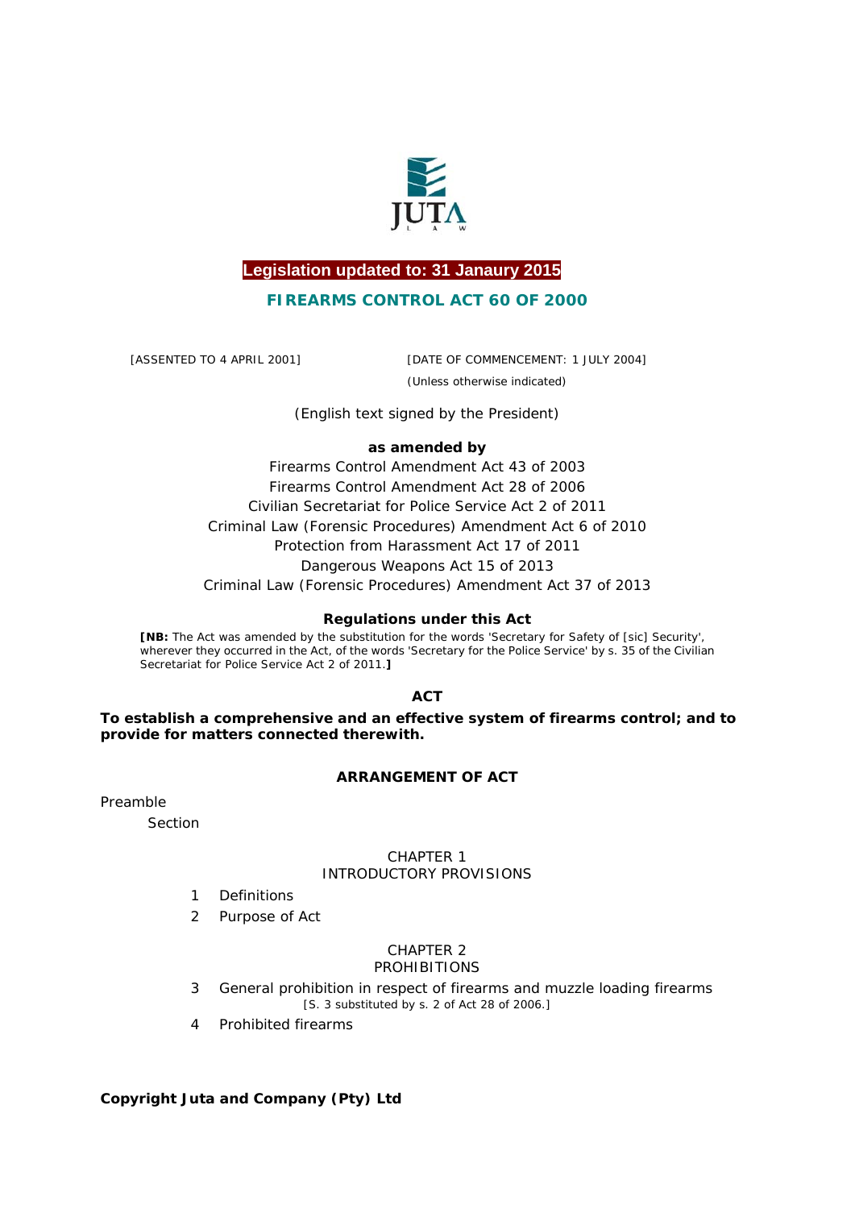**Legislation updated to: 31 Janaury 2015**

# FIREARMS CONTROL ACT 60 OF 2000

[ASSENTED TO 4 APRIL 2001] [DATE OF COMMENCEMENT: 1 JULY 2004]

(Unless otherwise indicated)

(English text signed by the President)

**as amended by**

Firearms Control Amendment Act 43 of 2003
Firearms Control Amendment Act 28 of 2006
Civilian Secretariat for Police Service Act 2 of 2011
Criminal Law (Forensic Procedures) Amendment Act 6 of 2010
Protection from Harassment Act 17 of 2011
Dangerous Weapons Act 15 of 2013
Criminal Law (Forensic Procedures) Amendment Act 37 of 2013

**Regulations under this Act**

**[NB:** The Act was amended by the substitution for the words 'Secretary for Safety of [sic] Security', wherever they occurred in the Act, of the words 'Secretary for the Police Service' by s. 35 of the Civilian Secretariat for Police Service Act 2 of 2011.**]**

## ACT

**To establish a comprehensive and an effective system of firearms control; and to provide for matters connected therewith.**

## ARRANGEMENT OF ACT

Preamble

Section

### CHAPTER 1
### INTRODUCTORY PROVISIONS

1 Definitions

2 Purpose of Act

### CHAPTER 2
### PROHIBITIONS

3 General prohibition in respect of firearms and muzzle loading firearms
[S. 3 substituted by s. 2 of Act 28 of 2006.]

4 Prohibited firearms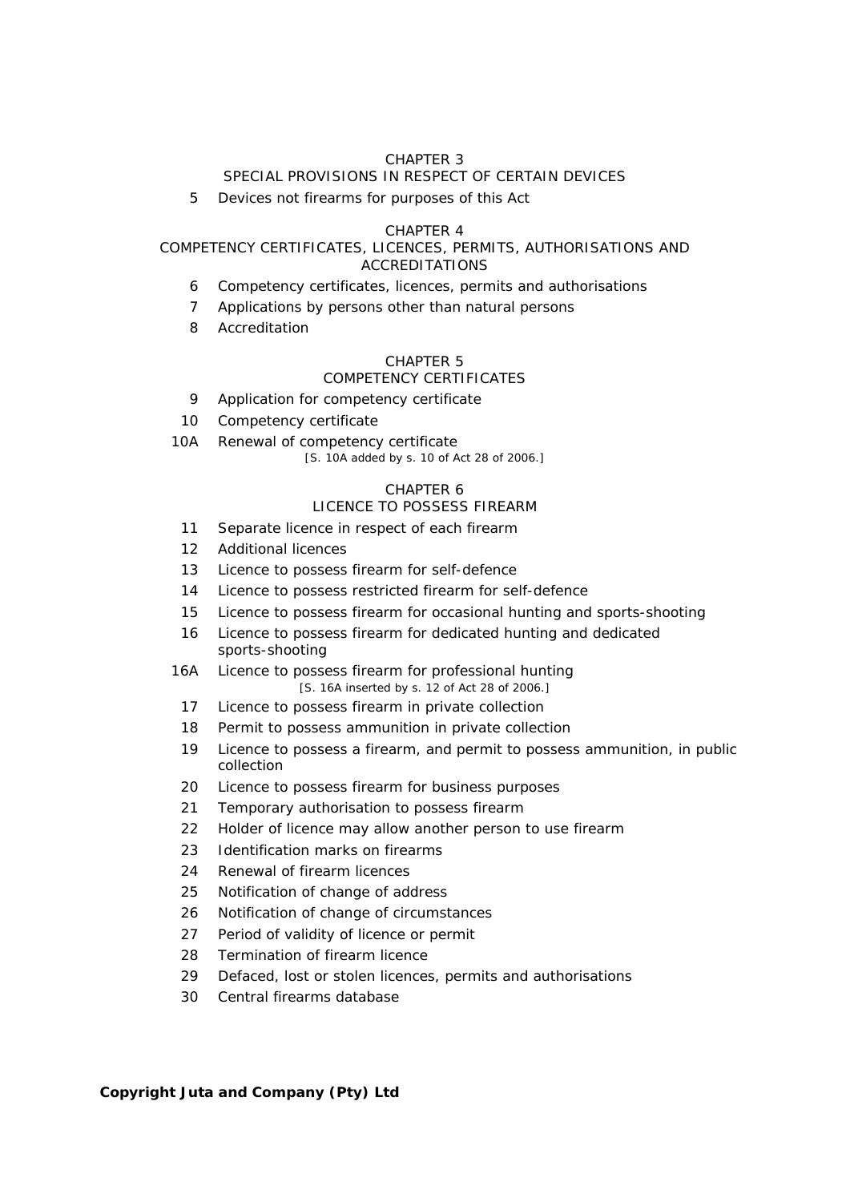CHAPTER 3
SPECIAL PROVISIONS IN RESPECT OF CERTAIN DEVICES

5 Devices not firearms for purposes of this Act

CHAPTER 4
COMPETENCY CERTIFICATES, LICENCES, PERMITS, AUTHORISATIONS AND ACCREDITATIONS

6 Competency certificates, licences, permits and authorisations

7 Applications by persons other than natural persons

8 Accreditation

CHAPTER 5
COMPETENCY CERTIFICATES

9 Application for competency certificate

10 Competency certificate

10A Renewal of competency certificate
*[S. 10A added by s. 10 of Act 28 of 2006.]*

CHAPTER 6
LICENCE TO POSSESS FIREARM

11 Separate licence in respect of each firearm

12 Additional licences

13 Licence to possess firearm for self-defence

14 Licence to possess restricted firearm for self-defence

15 Licence to possess firearm for occasional hunting and sports-shooting

16 Licence to possess firearm for dedicated hunting and dedicated sports-shooting

16A Licence to possess firearm for professional hunting
*[S. 16A inserted by s. 12 of Act 28 of 2006.]*

17 Licence to possess firearm in private collection

18 Permit to possess ammunition in private collection

19 Licence to possess a firearm, and permit to possess ammunition, in public collection

20 Licence to possess firearm for business purposes

21 Temporary authorisation to possess firearm

22 Holder of licence may allow another person to use firearm

23 Identification marks on firearms

24 Renewal of firearm licences

25 Notification of change of address

26 Notification of change of circumstances

27 Period of validity of licence or permit

28 Termination of firearm licence

29 Defaced, lost or stolen licences, permits and authorisations

30 Central firearms database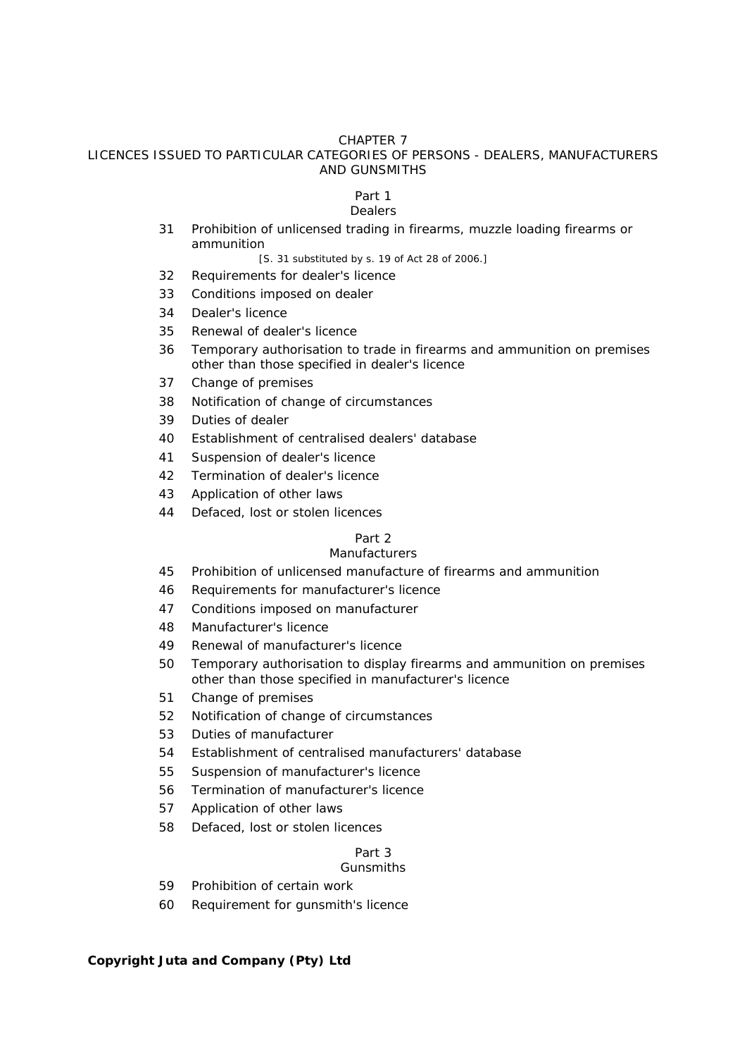## CHAPTER 7
## LICENCES ISSUED TO PARTICULAR CATEGORIES OF PERSONS - DEALERS, MANUFACTURERS AND GUNSMITHS

### Part 1
### Dealers

31 Prohibition of unlicensed trading in firearms, muzzle loading firearms or ammunition
[S. 31 substituted by s. 19 of Act 28 of 2006.]

32 Requirements for dealer's licence

33 Conditions imposed on dealer

34 Dealer's licence

35 Renewal of dealer's licence

36 Temporary authorisation to trade in firearms and ammunition on premises other than those specified in dealer's licence

37 Change of premises

38 Notification of change of circumstances

39 Duties of dealer

40 Establishment of centralised dealers' database

41 Suspension of dealer's licence

42 Termination of dealer's licence

43 Application of other laws

44 Defaced, lost or stolen licences

### Part 2
### Manufacturers

45 Prohibition of unlicensed manufacture of firearms and ammunition

46 Requirements for manufacturer's licence

47 Conditions imposed on manufacturer

48 Manufacturer's licence

49 Renewal of manufacturer's licence

50 Temporary authorisation to display firearms and ammunition on premises other than those specified in manufacturer's licence

51 Change of premises

52 Notification of change of circumstances

53 Duties of manufacturer

54 Establishment of centralised manufacturers' database

55 Suspension of manufacturer's licence

56 Termination of manufacturer's licence

57 Application of other laws

58 Defaced, lost or stolen licences

### Part 3
### Gunsmiths

59 Prohibition of certain work

60 Requirement for gunsmith's licence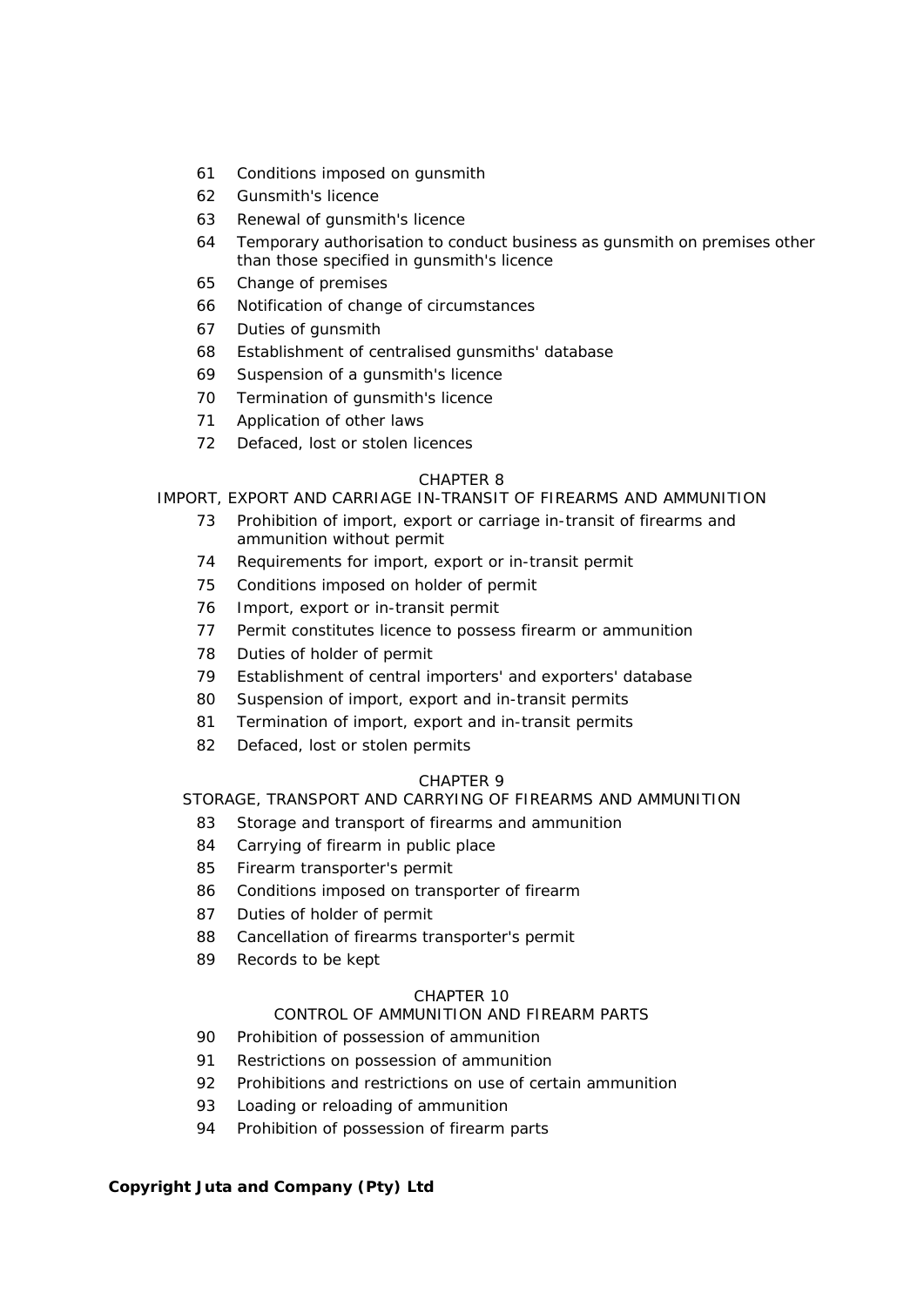61 Conditions imposed on gunsmith

62 Gunsmith's licence

63 Renewal of gunsmith's licence

64 Temporary authorisation to conduct business as gunsmith on premises other than those specified in gunsmith's licence

65 Change of premises

66 Notification of change of circumstances

67 Duties of gunsmith

68 Establishment of centralised gunsmiths' database

69 Suspension of a gunsmith's licence

70 Termination of gunsmith's licence

71 Application of other laws

72 Defaced, lost or stolen licences

CHAPTER 8
IMPORT, EXPORT AND CARRIAGE IN-TRANSIT OF FIREARMS AND AMMUNITION

73 Prohibition of import, export or carriage in-transit of firearms and ammunition without permit

74 Requirements for import, export or in-transit permit

75 Conditions imposed on holder of permit

76 Import, export or in-transit permit

77 Permit constitutes licence to possess firearm or ammunition

78 Duties of holder of permit

79 Establishment of central importers' and exporters' database

80 Suspension of import, export and in-transit permits

81 Termination of import, export and in-transit permits

82 Defaced, lost or stolen permits

CHAPTER 9
STORAGE, TRANSPORT AND CARRYING OF FIREARMS AND AMMUNITION

83 Storage and transport of firearms and ammunition

84 Carrying of firearm in public place

85 Firearm transporter's permit

86 Conditions imposed on transporter of firearm

87 Duties of holder of permit

88 Cancellation of firearms transporter's permit

89 Records to be kept

CHAPTER 10
CONTROL OF AMMUNITION AND FIREARM PARTS

90 Prohibition of possession of ammunition

91 Restrictions on possession of ammunition

92 Prohibitions and restrictions on use of certain ammunition

93 Loading or reloading of ammunition

94 Prohibition of possession of firearm parts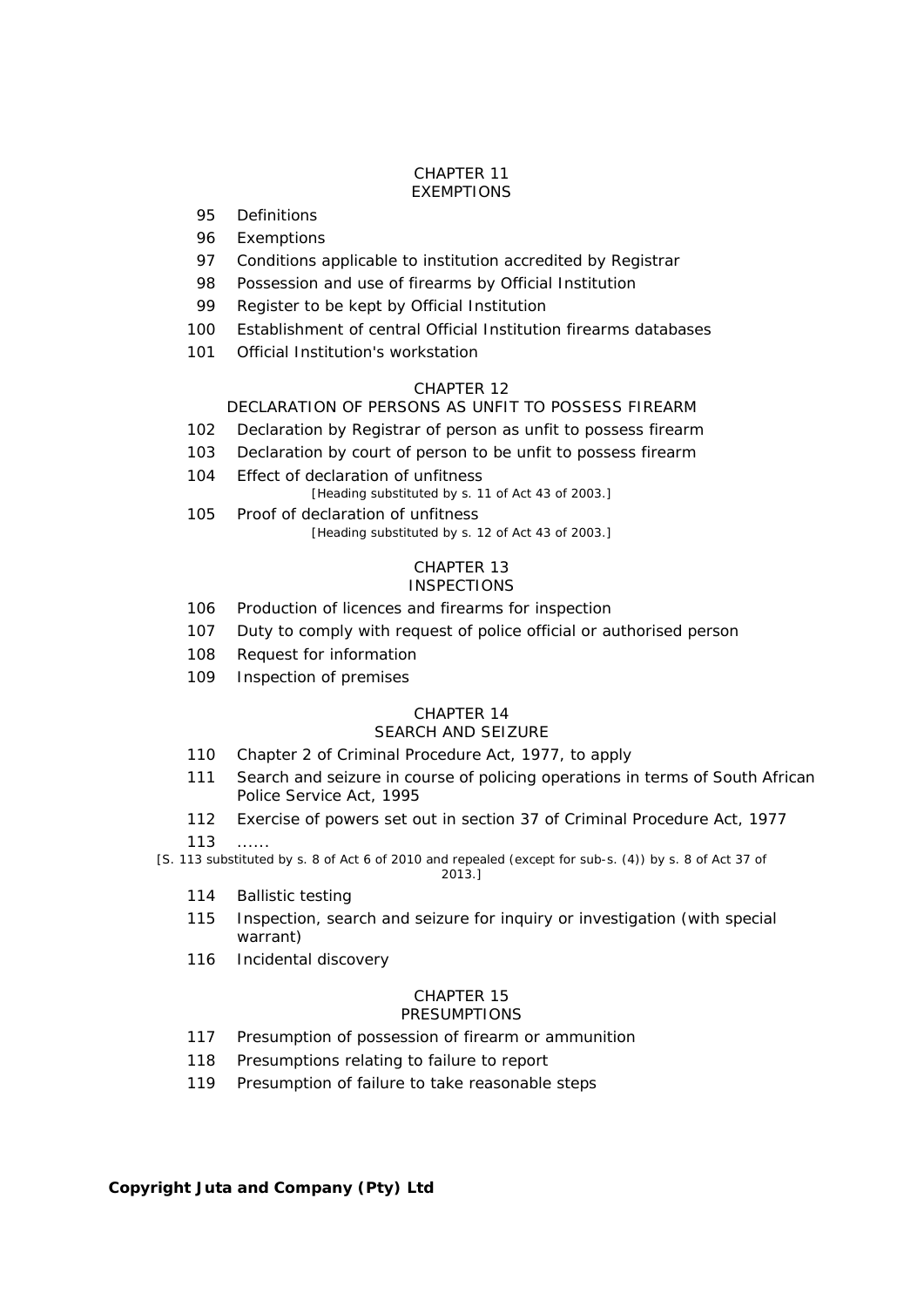CHAPTER 11
EXEMPTIONS

95 Definitions

96 Exemptions

97 Conditions applicable to institution accredited by Registrar

98 Possession and use of firearms by Official Institution

99 Register to be kept by Official Institution

100 Establishment of central Official Institution firearms databases

101 Official Institution's workstation

CHAPTER 12
DECLARATION OF PERSONS AS UNFIT TO POSSESS FIREARM

102 Declaration by Registrar of person as unfit to possess firearm

103 Declaration by court of person to be unfit to possess firearm

104 Effect of declaration of unfitness
[Heading substituted by s. 11 of Act 43 of 2003.]

105 Proof of declaration of unfitness
[Heading substituted by s. 12 of Act 43 of 2003.]

CHAPTER 13
INSPECTIONS

106 Production of licences and firearms for inspection

107 Duty to comply with request of police official or authorised person

108 Request for information

109 Inspection of premises

CHAPTER 14
SEARCH AND SEIZURE

110 Chapter 2 of Criminal Procedure Act, 1977, to apply

111 Search and seizure in course of policing operations in terms of South African Police Service Act, 1995

112 Exercise of powers set out in section 37 of Criminal Procedure Act, 1977

113 ......

[S. 113 substituted by s. 8 of Act 6 of 2010 and repealed (except for sub-s. (4)) by s. 8 of Act 37 of 2013.]

114 Ballistic testing

115 Inspection, search and seizure for inquiry or investigation (with special warrant)

116 Incidental discovery

CHAPTER 15
PRESUMPTIONS

117 Presumption of possession of firearm or ammunition

118 Presumptions relating to failure to report

119 Presumption of failure to take reasonable steps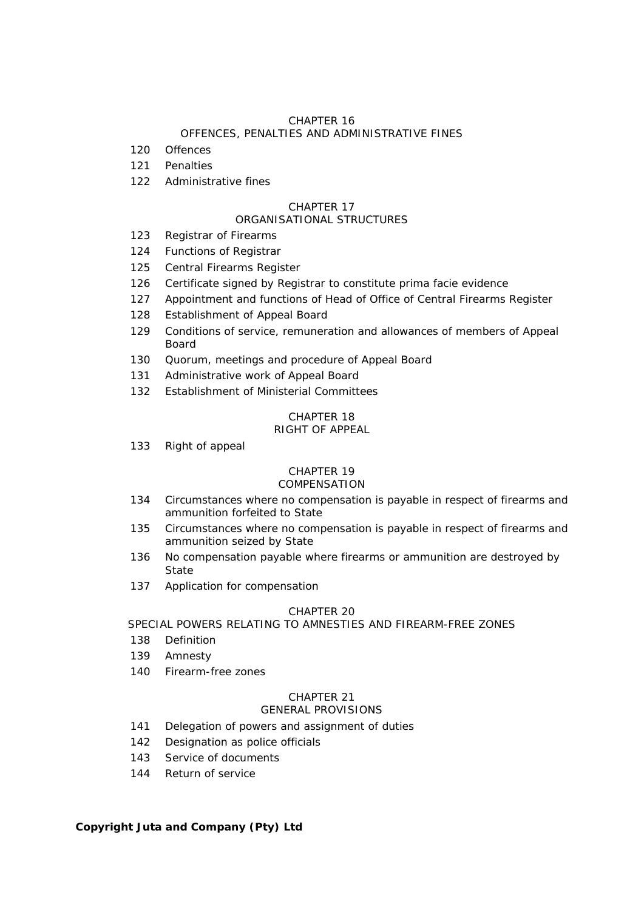CHAPTER 16
OFFENCES, PENALTIES AND ADMINISTRATIVE FINES

120 Offences

121 Penalties

122 Administrative fines

CHAPTER 17
ORGANISATIONAL STRUCTURES

123 Registrar of Firearms

124 Functions of Registrar

125 Central Firearms Register

126 Certificate signed by Registrar to constitute prima facie evidence

127 Appointment and functions of Head of Office of Central Firearms Register

128 Establishment of Appeal Board

129 Conditions of service, remuneration and allowances of members of Appeal Board

130 Quorum, meetings and procedure of Appeal Board

131 Administrative work of Appeal Board

132 Establishment of Ministerial Committees

CHAPTER 18
RIGHT OF APPEAL

133 Right of appeal

CHAPTER 19
COMPENSATION

134 Circumstances where no compensation is payable in respect of firearms and ammunition forfeited to State

135 Circumstances where no compensation is payable in respect of firearms and ammunition seized by State

136 No compensation payable where firearms or ammunition are destroyed by State

137 Application for compensation

CHAPTER 20
SPECIAL POWERS RELATING TO AMNESTIES AND FIREARM-FREE ZONES

138 Definition

139 Amnesty

140 Firearm-free zones

CHAPTER 21
GENERAL PROVISIONS

141 Delegation of powers and assignment of duties

142 Designation as police officials

143 Service of documents

144 Return of service

**Copyright Juta and Company (Pty) Ltd**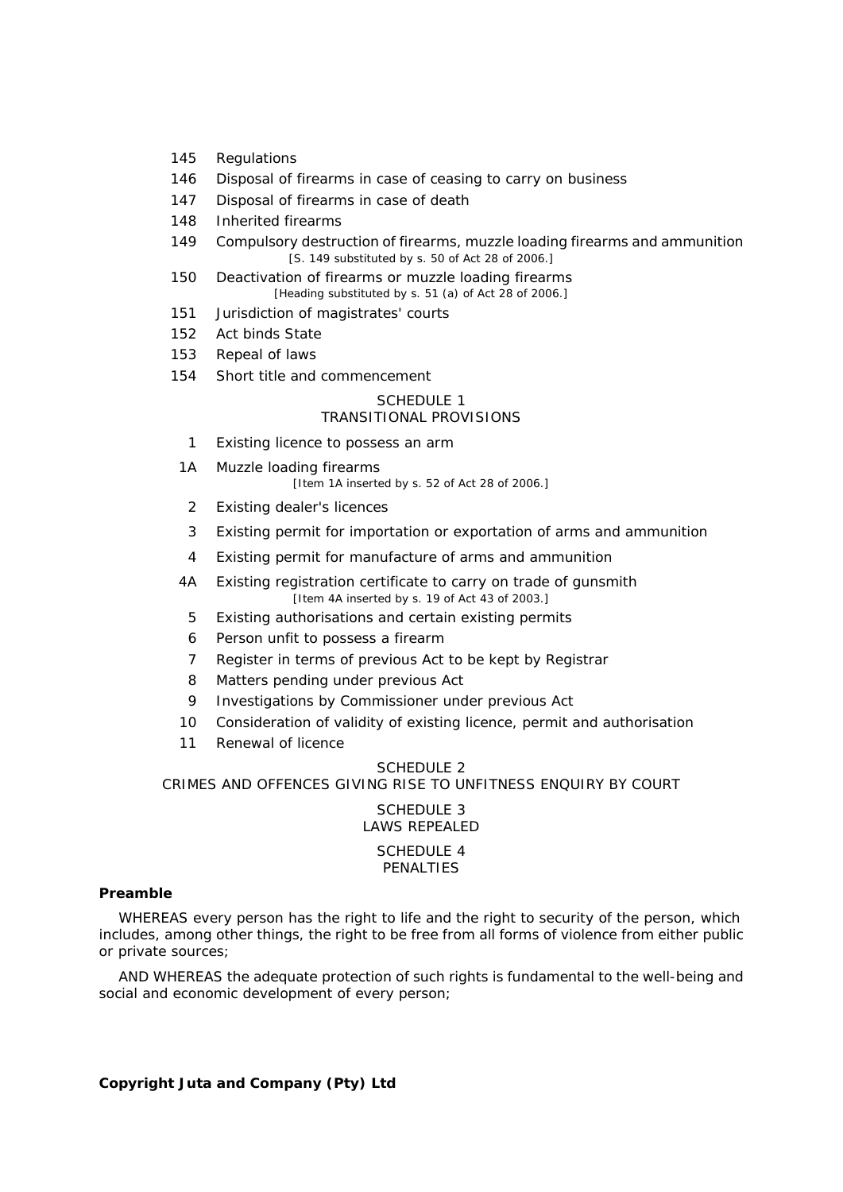145 Regulations

146 Disposal of firearms in case of ceasing to carry on business

147 Disposal of firearms in case of death

148 Inherited firearms

149 Compulsory destruction of firearms, muzzle loading firearms and ammunition
[S. 149 substituted by s. 50 of Act 28 of 2006.]

150 Deactivation of firearms or muzzle loading firearms
[Heading substituted by s. 51 (a) of Act 28 of 2006.]

151 Jurisdiction of magistrates' courts

152 Act binds State

153 Repeal of laws

154 Short title and commencement

SCHEDULE 1
TRANSITIONAL PROVISIONS

1 Existing licence to possess an arm

1A Muzzle loading firearms
[Item 1A inserted by s. 52 of Act 28 of 2006.]

2 Existing dealer's licences

3 Existing permit for importation or exportation of arms and ammunition

4 Existing permit for manufacture of arms and ammunition

4A Existing registration certificate to carry on trade of gunsmith
[Item 4A inserted by s. 19 of Act 43 of 2003.]

5 Existing authorisations and certain existing permits

6 Person unfit to possess a firearm

7 Register in terms of previous Act to be kept by Registrar

8 Matters pending under previous Act

9 Investigations by Commissioner under previous Act

10 Consideration of validity of existing licence, permit and authorisation

11 Renewal of licence

SCHEDULE 2
CRIMES AND OFFENCES GIVING RISE TO UNFITNESS ENQUIRY BY COURT

SCHEDULE 3
LAWS REPEALED

SCHEDULE 4
PENALTIES

**Preamble**

WHEREAS every person has the right to life and the right to security of the person, which includes, among other things, the right to be free from all forms of violence from either public or private sources;

AND WHEREAS the adequate protection of such rights is fundamental to the well-being and social and economic development of every person;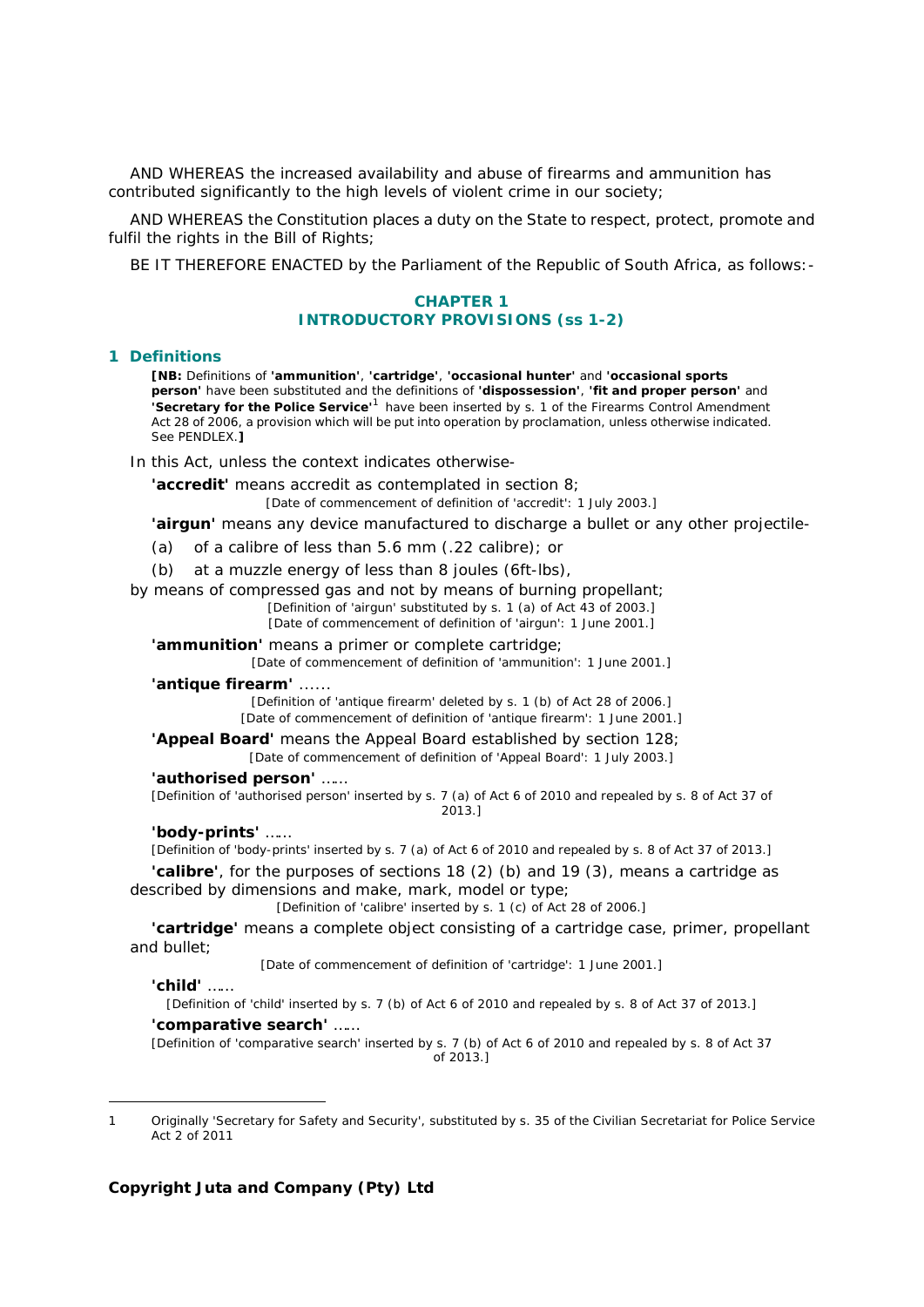AND WHEREAS the increased availability and abuse of firearms and ammunition has contributed significantly to the high levels of violent crime in our society;

AND WHEREAS the Constitution places a duty on the State to respect, protect, promote and fulfil the rights in the Bill of Rights;

BE IT THEREFORE ENACTED by the Parliament of the Republic of South Africa, as follows:-

## CHAPTER 1
## INTRODUCTORY PROVISIONS (ss 1-2)

### 1 Definitions

**[NB:** Definitions of **'ammunition'**, **'cartridge'**, **'occasional hunter'** and **'occasional sports person'** have been substituted and the definitions of **'dispossession'**, **'fit and proper person'** and **'Secretary for the Police Service'**[1] have been inserted by s. 1 of the Firearms Control Amendment Act 28 of 2006, a provision which will be put into operation by proclamation, unless otherwise indicated. See PENDLEX.**]**

In this Act, unless the context indicates otherwise-

**'accredit'** means accredit as contemplated in section 8;

[Date of commencement of definition of 'accredit': 1 July 2003.]

**'airgun'** means any device manufactured to discharge a bullet or any other projectile-

(a) of a calibre of less than 5.6 mm (.22 calibre); or

(b) at a muzzle energy of less than 8 joules (6ft-lbs),

by means of compressed gas and not by means of burning propellant;

[Definition of 'airgun' substituted by s. 1 (a) of Act 43 of 2003.]
[Date of commencement of definition of 'airgun': 1 June 2001.]

**'ammunition'** means a primer or complete cartridge;

[Date of commencement of definition of 'ammunition': 1 June 2001.]

**'antique firearm'** ......

[Definition of 'antique firearm' deleted by s. 1 (b) of Act 28 of 2006.]
[Date of commencement of definition of 'antique firearm': 1 June 2001.]

**'Appeal Board'** means the Appeal Board established by section 128;

[Date of commencement of definition of 'Appeal Board': 1 July 2003.]

**'authorised person'** ......

[Definition of 'authorised person' inserted by s. 7 (a) of Act 6 of 2010 and repealed by s. 8 of Act 37 of 2013.]

**'body-prints'** ......

[Definition of 'body-prints' inserted by s. 7 (a) of Act 6 of 2010 and repealed by s. 8 of Act 37 of 2013.]

**'calibre'**, for the purposes of sections 18 (2) (b) and 19 (3), means a cartridge as described by dimensions and make, mark, model or type;

[Definition of 'calibre' inserted by s. 1 (c) of Act 28 of 2006.]

**'cartridge'** means a complete object consisting of a cartridge case, primer, propellant and bullet;

[Date of commencement of definition of 'cartridge': 1 June 2001.]

**'child'** ......

[Definition of 'child' inserted by s. 7 (b) of Act 6 of 2010 and repealed by s. 8 of Act 37 of 2013.]

**'comparative search'** ......

[Definition of 'comparative search' inserted by s. 7 (b) of Act 6 of 2010 and repealed by s. 8 of Act 37 of 2013.]

---

1 Originally 'Secretary for Safety and Security', substituted by s. 35 of the Civilian Secretariat for Police Service Act 2 of 2011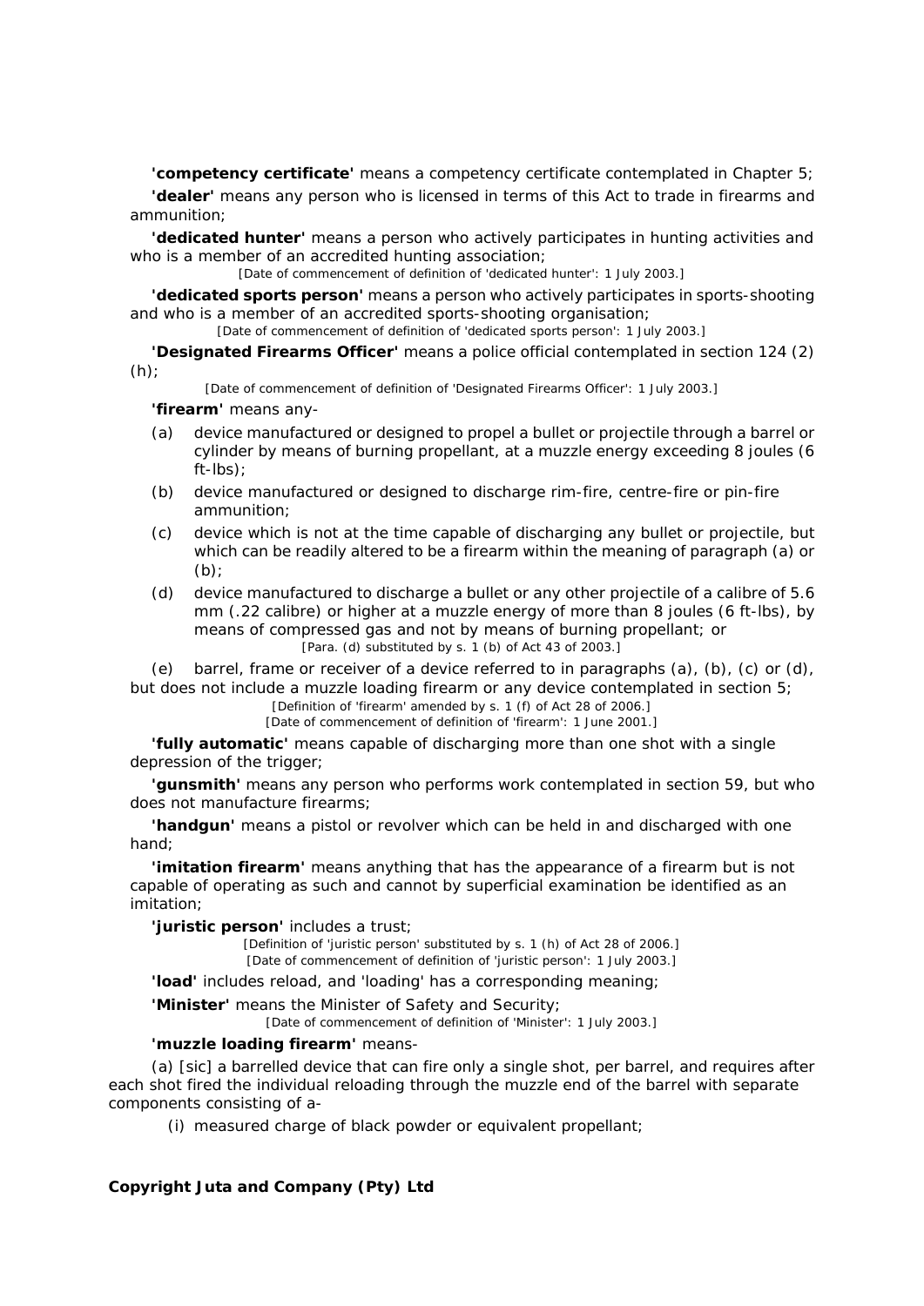**'competency certificate'** means a competency certificate contemplated in Chapter 5;

**'dealer'** means any person who is licensed in terms of this Act to trade in firearms and ammunition;

**'dedicated hunter'** means a person who actively participates in hunting activities and who is a member of an accredited hunting association;

[Date of commencement of definition of 'dedicated hunter': 1 July 2003.]

**'dedicated sports person'** means a person who actively participates in sports-shooting and who is a member of an accredited sports-shooting organisation;

[Date of commencement of definition of 'dedicated sports person': 1 July 2003.]

**'Designated Firearms Officer'** means a police official contemplated in section 124 (2) (h);

[Date of commencement of definition of 'Designated Firearms Officer': 1 July 2003.]

**'firearm'** means any-

(a) device manufactured or designed to propel a bullet or projectile through a barrel or cylinder by means of burning propellant, at a muzzle energy exceeding 8 joules (6 ft-lbs);

(b) device manufactured or designed to discharge rim-fire, centre-fire or pin-fire ammunition;

(c) device which is not at the time capable of discharging any bullet or projectile, but which can be readily altered to be a firearm within the meaning of paragraph (a) or (b);

(d) device manufactured to discharge a bullet or any other projectile of a calibre of 5.6 mm (.22 calibre) or higher at a muzzle energy of more than 8 joules (6 ft-lbs), by means of compressed gas and not by means of burning propellant; or

[Para. (d) substituted by s. 1 (b) of Act 43 of 2003.]

(e) barrel, frame or receiver of a device referred to in paragraphs (a), (b), (c) or (d), but does not include a muzzle loading firearm or any device contemplated in section 5;

[Definition of 'firearm' amended by s. 1 (f) of Act 28 of 2006.]

[Date of commencement of definition of 'firearm': 1 June 2001.]

**'fully automatic'** means capable of discharging more than one shot with a single depression of the trigger;

**'gunsmith'** means any person who performs work contemplated in section 59, but who does not manufacture firearms;

**'handgun'** means a pistol or revolver which can be held in and discharged with one hand;

**'imitation firearm'** means anything that has the appearance of a firearm but is not capable of operating as such and cannot by superficial examination be identified as an imitation;

**'juristic person'** includes a trust;

[Definition of 'juristic person' substituted by s. 1 (h) of Act 28 of 2006.]

[Date of commencement of definition of 'juristic person': 1 July 2003.]

**'load'** includes reload, and 'loading' has a corresponding meaning;

**'Minister'** means the Minister of Safety and Security;

[Date of commencement of definition of 'Minister': 1 July 2003.]

**'muzzle loading firearm'** means-

(a) [sic] a barrelled device that can fire only a single shot, per barrel, and requires after each shot fired the individual reloading through the muzzle end of the barrel with separate components consisting of a-

(i) measured charge of black powder or equivalent propellant;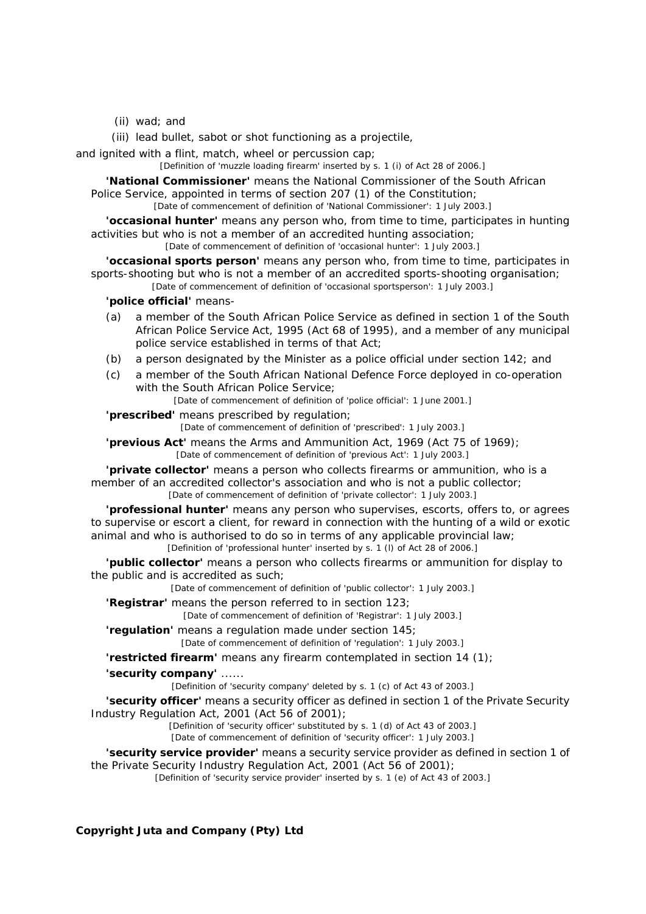(ii) wad; and

(iii) lead bullet, sabot or shot functioning as a projectile,

and ignited with a flint, match, wheel or percussion cap;

[Definition of 'muzzle loading firearm' inserted by s. 1 (i) of Act 28 of 2006.]

**'National Commissioner'** means the National Commissioner of the South African Police Service, appointed in terms of section 207 (1) of the Constitution;

[Date of commencement of definition of 'National Commissioner': 1 July 2003.]

**'occasional hunter'** means any person who, from time to time, participates in hunting activities but who is not a member of an accredited hunting association;

[Date of commencement of definition of 'occasional hunter': 1 July 2003.]

**'occasional sports person'** means any person who, from time to time, participates in sports-shooting but who is not a member of an accredited sports-shooting organisation;

[Date of commencement of definition of 'occasional sportsperson': 1 July 2003.]

**'police official'** means-

(a) a member of the South African Police Service as defined in section 1 of the South African Police Service Act, 1995 (Act 68 of 1995), and a member of any municipal police service established in terms of that Act;

(b) a person designated by the Minister as a police official under section 142; and

(c) a member of the South African National Defence Force deployed in co-operation with the South African Police Service;

[Date of commencement of definition of 'police official': 1 June 2001.]

**'prescribed'** means prescribed by regulation;

[Date of commencement of definition of 'prescribed': 1 July 2003.]

**'previous Act'** means the Arms and Ammunition Act, 1969 (Act 75 of 1969);

[Date of commencement of definition of 'previous Act': 1 July 2003.]

**'private collector'** means a person who collects firearms or ammunition, who is a member of an accredited collector's association and who is not a public collector;

[Date of commencement of definition of 'private collector': 1 July 2003.]

**'professional hunter'** means any person who supervises, escorts, offers to, or agrees to supervise or escort a client, for reward in connection with the hunting of a wild or exotic animal and who is authorised to do so in terms of any applicable provincial law;

[Definition of 'professional hunter' inserted by s. 1 (l) of Act 28 of 2006.]

**'public collector'** means a person who collects firearms or ammunition for display to the public and is accredited as such;

[Date of commencement of definition of 'public collector': 1 July 2003.]

**'Registrar'** means the person referred to in section 123;

[Date of commencement of definition of 'Registrar': 1 July 2003.]

**'regulation'** means a regulation made under section 145;

[Date of commencement of definition of 'regulation': 1 July 2003.]

**'restricted firearm'** means any firearm contemplated in section 14 (1);

**'security company'** ......

[Definition of 'security company' deleted by s. 1 (c) of Act 43 of 2003.]

**'security officer'** means a security officer as defined in section 1 of the Private Security Industry Regulation Act, 2001 (Act 56 of 2001);

[Definition of 'security officer' substituted by s. 1 (d) of Act 43 of 2003.]
[Date of commencement of definition of 'security officer': 1 July 2003.]

**'security service provider'** means a security service provider as defined in section 1 of the Private Security Industry Regulation Act, 2001 (Act 56 of 2001);

[Definition of 'security service provider' inserted by s. 1 (e) of Act 43 of 2003.]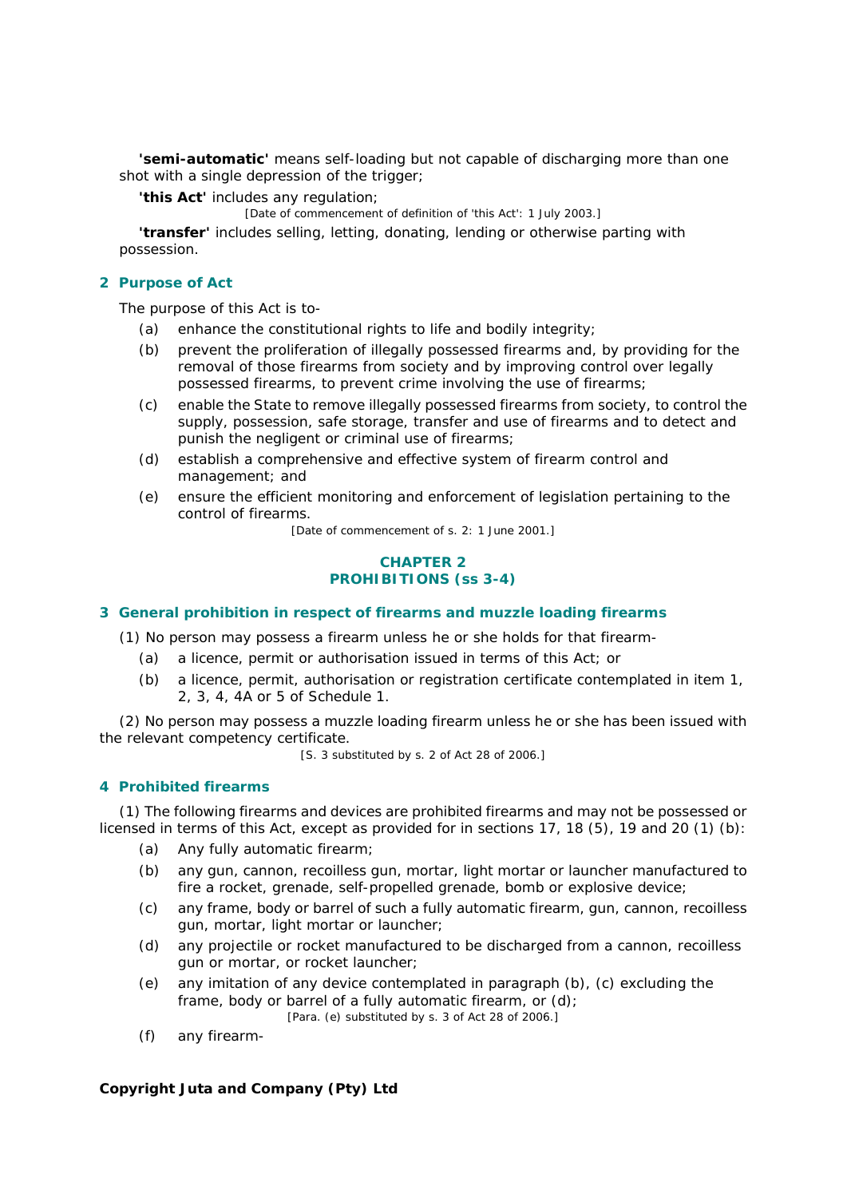**'semi-automatic'** means self-loading but not capable of discharging more than one shot with a single depression of the trigger;

**'this Act'** includes any regulation;

[Date of commencement of definition of 'this Act': 1 July 2003.]

**'transfer'** includes selling, letting, donating, lending or otherwise parting with possession.

### 2 Purpose of Act

The purpose of this Act is to-

(a) enhance the constitutional rights to life and bodily integrity;

(b) prevent the proliferation of illegally possessed firearms and, by providing for the removal of those firearms from society and by improving control over legally possessed firearms, to prevent crime involving the use of firearms;

(c) enable the State to remove illegally possessed firearms from society, to control the supply, possession, safe storage, transfer and use of firearms and to detect and punish the negligent or criminal use of firearms;

(d) establish a comprehensive and effective system of firearm control and management; and

(e) ensure the efficient monitoring and enforcement of legislation pertaining to the control of firearms.

[Date of commencement of s. 2: 1 June 2001.]

## CHAPTER 2
## PROHIBITIONS (ss 3-4)

### 3 General prohibition in respect of firearms and muzzle loading firearms

(1) No person may possess a firearm unless he or she holds for that firearm-

(a) a licence, permit or authorisation issued in terms of this Act; or

(b) a licence, permit, authorisation or registration certificate contemplated in item 1, 2, 3, 4, 4A or 5 of Schedule 1.

(2) No person may possess a muzzle loading firearm unless he or she has been issued with the relevant competency certificate.

[S. 3 substituted by s. 2 of Act 28 of 2006.]

### 4 Prohibited firearms

(1) The following firearms and devices are prohibited firearms and may not be possessed or licensed in terms of this Act, except as provided for in sections 17, 18 (5), 19 and 20 (1) (b):

(a) Any fully automatic firearm;

(b) any gun, cannon, recoilless gun, mortar, light mortar or launcher manufactured to fire a rocket, grenade, self-propelled grenade, bomb or explosive device;

(c) any frame, body or barrel of such a fully automatic firearm, gun, cannon, recoilless gun, mortar, light mortar or launcher;

(d) any projectile or rocket manufactured to be discharged from a cannon, recoilless gun or mortar, or rocket launcher;

(e) any imitation of any device contemplated in paragraph (b), (c) excluding the frame, body or barrel of a fully automatic firearm, or (d);

[Para. (e) substituted by s. 3 of Act 28 of 2006.]

(f) any firearm-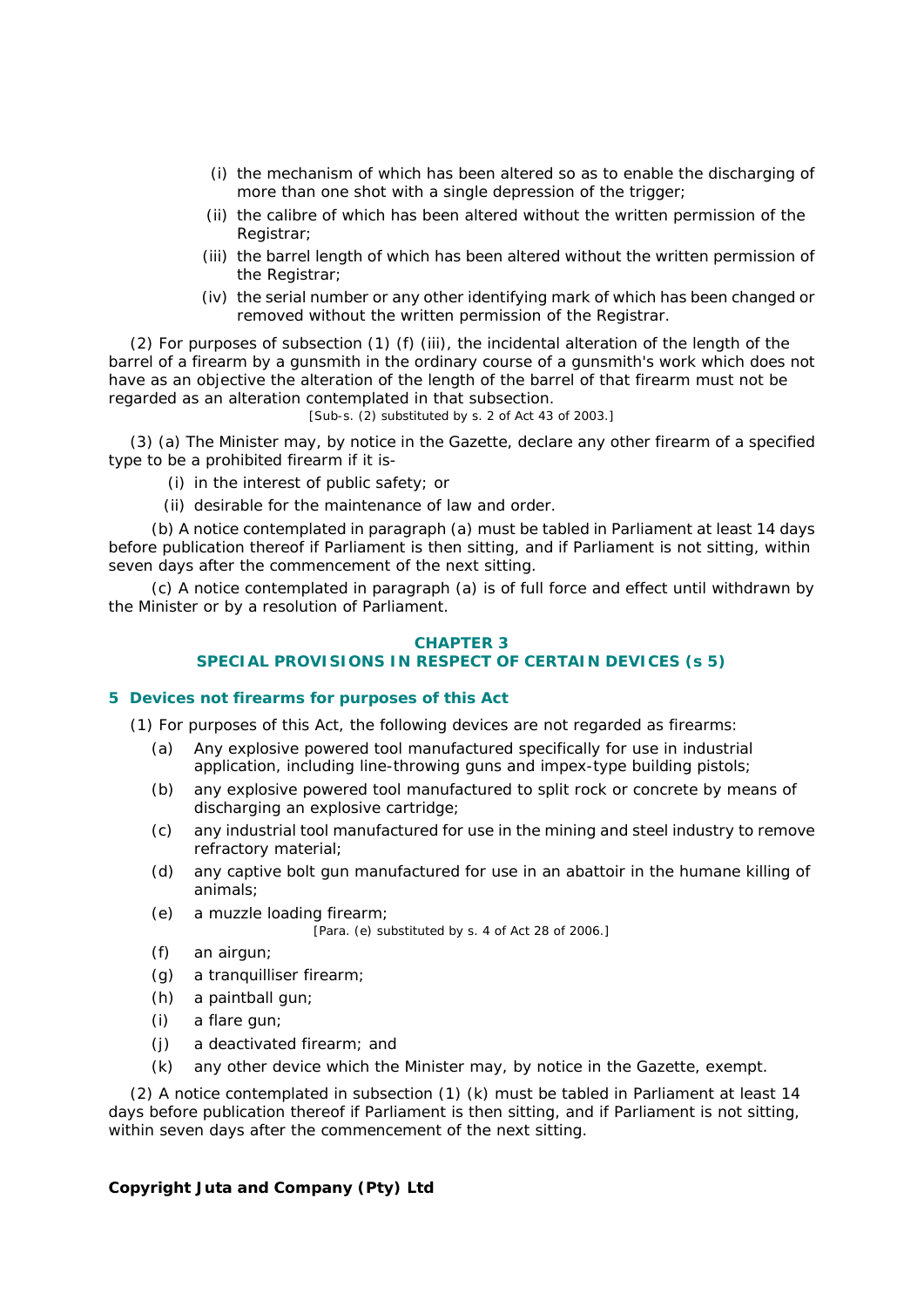(i) the mechanism of which has been altered so as to enable the discharging of more than one shot with a single depression of the trigger;

(ii) the calibre of which has been altered without the written permission of the Registrar;

(iii) the barrel length of which has been altered without the written permission of the Registrar;

(iv) the serial number or any other identifying mark of which has been changed or removed without the written permission of the Registrar.

(2) For purposes of subsection (1) (f) (iii), the incidental alteration of the length of the barrel of a firearm by a gunsmith in the ordinary course of a gunsmith's work which does not have as an objective the alteration of the length of the barrel of that firearm must not be regarded as an alteration contemplated in that subsection.

[Sub-s. (2) substituted by s. 2 of Act 43 of 2003.]

(3) (a) The Minister may, by notice in the Gazette, declare any other firearm of a specified type to be a prohibited firearm if it is-

(i) in the interest of public safety; or

(ii) desirable for the maintenance of law and order.

(b) A notice contemplated in paragraph (a) must be tabled in Parliament at least 14 days before publication thereof if Parliament is then sitting, and if Parliament is not sitting, within seven days after the commencement of the next sitting.

(c) A notice contemplated in paragraph (a) is of full force and effect until withdrawn by the Minister or by a resolution of Parliament.

## CHAPTER 3
## SPECIAL PROVISIONS IN RESPECT OF CERTAIN DEVICES (s 5)

### 5 Devices not firearms for purposes of this Act

(1) For purposes of this Act, the following devices are not regarded as firearms:

(a) Any explosive powered tool manufactured specifically for use in industrial application, including line-throwing guns and impex-type building pistols;

(b) any explosive powered tool manufactured to split rock or concrete by means of discharging an explosive cartridge;

(c) any industrial tool manufactured for use in the mining and steel industry to remove refractory material;

(d) any captive bolt gun manufactured for use in an abattoir in the humane killing of animals;

(e) a muzzle loading firearm;

[Para. (e) substituted by s. 4 of Act 28 of 2006.]

(f) an airgun;

(g) a tranquilliser firearm;

(h) a paintball gun;

(i) a flare gun;

(j) a deactivated firearm; and

(k) any other device which the Minister may, by notice in the Gazette, exempt.

(2) A notice contemplated in subsection (1) (k) must be tabled in Parliament at least 14 days before publication thereof if Parliament is then sitting, and if Parliament is not sitting, within seven days after the commencement of the next sitting.

**Copyright Juta and Company (Pty) Ltd**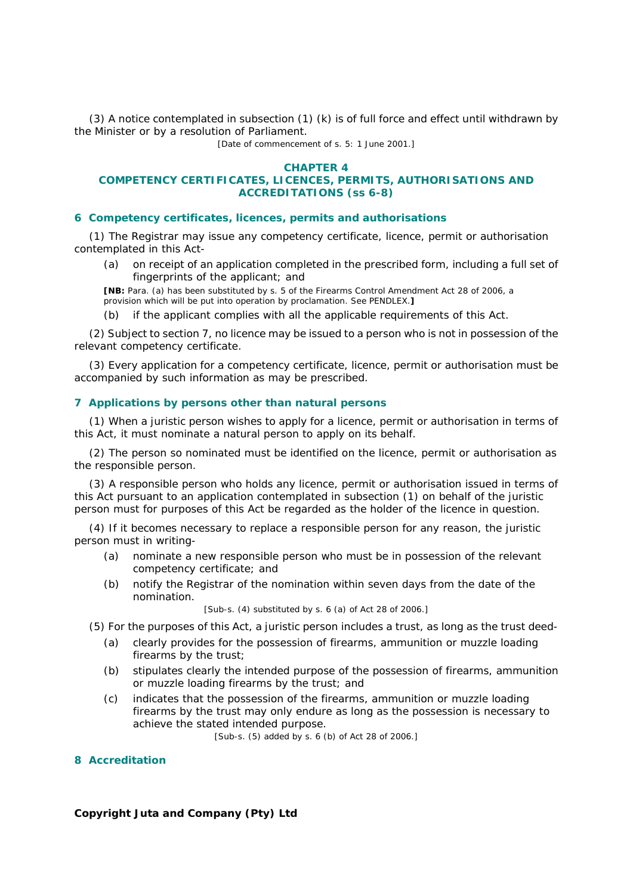(3) A notice contemplated in subsection (1) (k) is of full force and effect until withdrawn by the Minister or by a resolution of Parliament.

[Date of commencement of s. 5: 1 June 2001.]

## CHAPTER 4
## COMPETENCY CERTIFICATES, LICENCES, PERMITS, AUTHORISATIONS AND ACCREDITATIONS (ss 6-8)

### 6 Competency certificates, licences, permits and authorisations

(1) The Registrar may issue any competency certificate, licence, permit or authorisation contemplated in this Act-

(a) on receipt of an application completed in the prescribed form, including a full set of fingerprints of the applicant; and

**[NB:** Para. (a) has been substituted by s. 5 of the Firearms Control Amendment Act 28 of 2006, a provision which will be put into operation by proclamation. See PENDLEX.**]**

(b) if the applicant complies with all the applicable requirements of this Act.

(2) Subject to section 7, no licence may be issued to a person who is not in possession of the relevant competency certificate.

(3) Every application for a competency certificate, licence, permit or authorisation must be accompanied by such information as may be prescribed.

### 7 Applications by persons other than natural persons

(1) When a juristic person wishes to apply for a licence, permit or authorisation in terms of this Act, it must nominate a natural person to apply on its behalf.

(2) The person so nominated must be identified on the licence, permit or authorisation as the responsible person.

(3) A responsible person who holds any licence, permit or authorisation issued in terms of this Act pursuant to an application contemplated in subsection (1) on behalf of the juristic person must for purposes of this Act be regarded as the holder of the licence in question.

(4) If it becomes necessary to replace a responsible person for any reason, the juristic person must in writing-

(a) nominate a new responsible person who must be in possession of the relevant competency certificate; and

(b) notify the Registrar of the nomination within seven days from the date of the nomination.

[Sub-s. (4) substituted by s. 6 (a) of Act 28 of 2006.]

(5) For the purposes of this Act, a juristic person includes a trust, as long as the trust deed-

(a) clearly provides for the possession of firearms, ammunition or muzzle loading firearms by the trust;

(b) stipulates clearly the intended purpose of the possession of firearms, ammunition or muzzle loading firearms by the trust; and

(c) indicates that the possession of the firearms, ammunition or muzzle loading firearms by the trust may only endure as long as the possession is necessary to achieve the stated intended purpose.

[Sub-s. (5) added by s. 6 (b) of Act 28 of 2006.]

### 8 Accreditation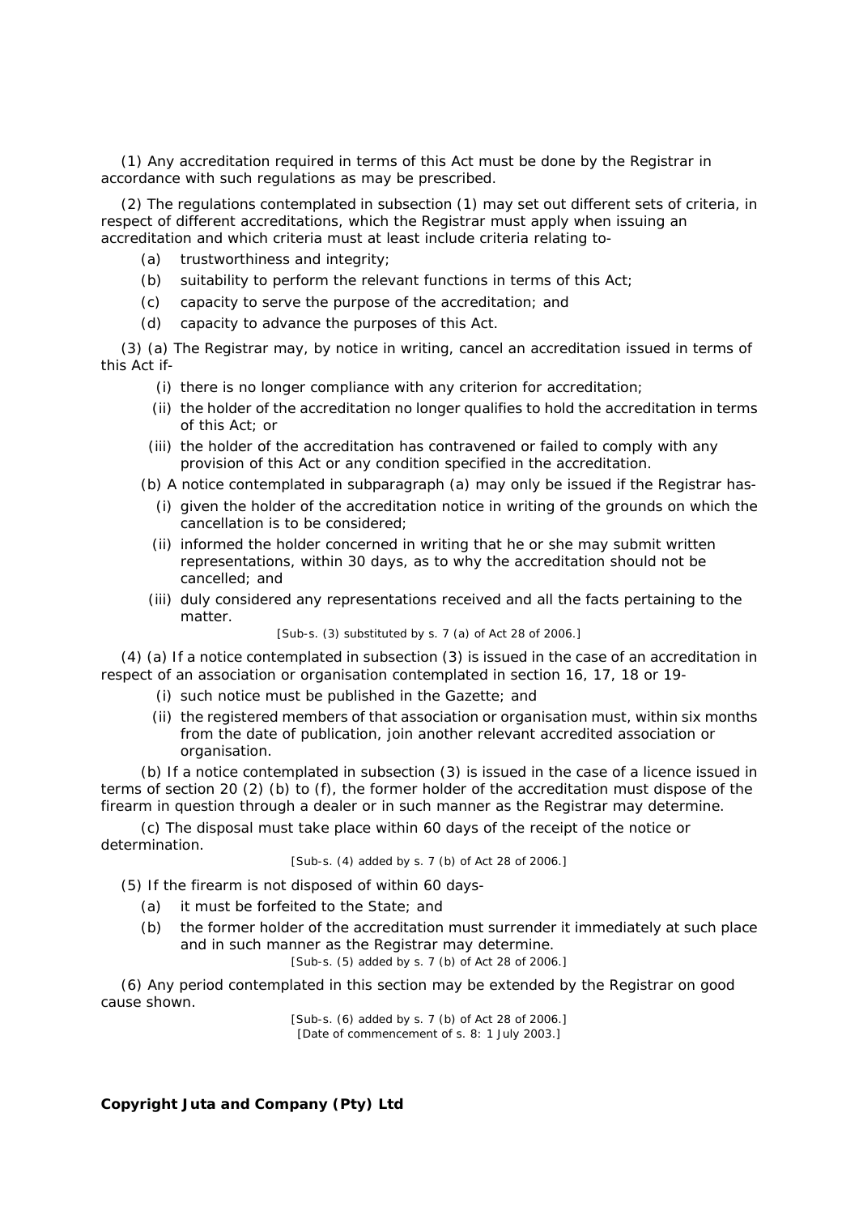(1) Any accreditation required in terms of this Act must be done by the Registrar in accordance with such regulations as may be prescribed.

(2) The regulations contemplated in subsection (1) may set out different sets of criteria, in respect of different accreditations, which the Registrar must apply when issuing an accreditation and which criteria must at least include criteria relating to-

(a) trustworthiness and integrity;

(b) suitability to perform the relevant functions in terms of this Act;

(c) capacity to serve the purpose of the accreditation; and

(d) capacity to advance the purposes of this Act.

(3) (a) The Registrar may, by notice in writing, cancel an accreditation issued in terms of this Act if-

(i) there is no longer compliance with any criterion for accreditation;

(ii) the holder of the accreditation no longer qualifies to hold the accreditation in terms of this Act; or

(iii) the holder of the accreditation has contravened or failed to comply with any provision of this Act or any condition specified in the accreditation.

(b) A notice contemplated in subparagraph (a) may only be issued if the Registrar has-

(i) given the holder of the accreditation notice in writing of the grounds on which the cancellation is to be considered;

(ii) informed the holder concerned in writing that he or she may submit written representations, within 30 days, as to why the accreditation should not be cancelled; and

(iii) duly considered any representations received and all the facts pertaining to the matter.

[Sub-s. (3) substituted by s. 7 (a) of Act 28 of 2006.]

(4) (a) If a notice contemplated in subsection (3) is issued in the case of an accreditation in respect of an association or organisation contemplated in section 16, 17, 18 or 19-

(i) such notice must be published in the Gazette; and

(ii) the registered members of that association or organisation must, within six months from the date of publication, join another relevant accredited association or organisation.

(b) If a notice contemplated in subsection (3) is issued in the case of a licence issued in terms of section 20 (2) (b) to (f), the former holder of the accreditation must dispose of the firearm in question through a dealer or in such manner as the Registrar may determine.

(c) The disposal must take place within 60 days of the receipt of the notice or determination.

[Sub-s. (4) added by s. 7 (b) of Act 28 of 2006.]

(5) If the firearm is not disposed of within 60 days-

(a) it must be forfeited to the State; and

(b) the former holder of the accreditation must surrender it immediately at such place and in such manner as the Registrar may determine.

[Sub-s. (5) added by s. 7 (b) of Act 28 of 2006.]

(6) Any period contemplated in this section may be extended by the Registrar on good cause shown.

[Sub-s. (6) added by s. 7 (b) of Act 28 of 2006.]
[Date of commencement of s. 8: 1 July 2003.]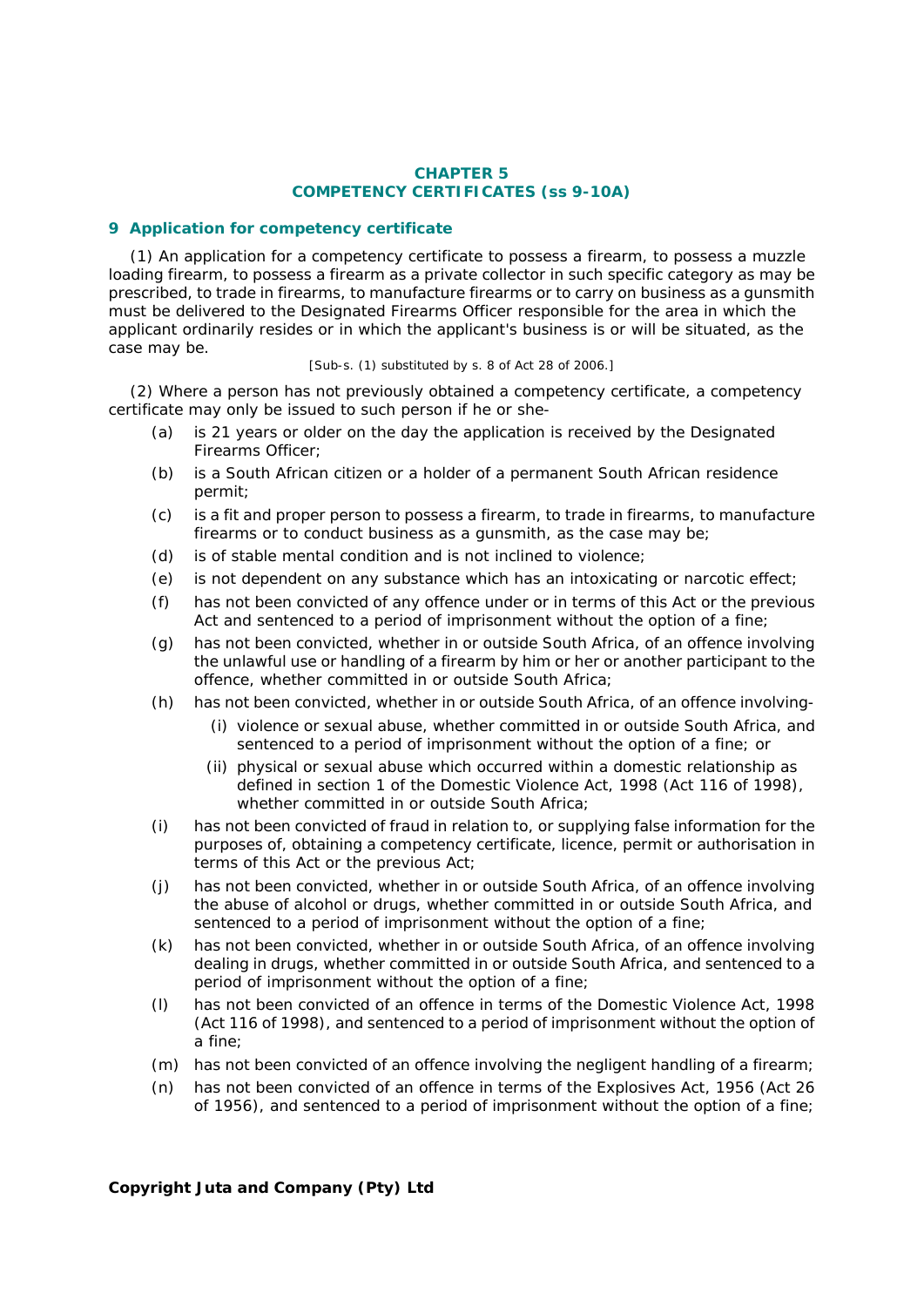## CHAPTER 5
## COMPETENCY CERTIFICATES (ss 9-10A)

### 9 Application for competency certificate

(1) An application for a competency certificate to possess a firearm, to possess a muzzle loading firearm, to possess a firearm as a private collector in such specific category as may be prescribed, to trade in firearms, to manufacture firearms or to carry on business as a gunsmith must be delivered to the Designated Firearms Officer responsible for the area in which the applicant ordinarily resides or in which the applicant's business is or will be situated, as the case may be.

[Sub-s. (1) substituted by s. 8 of Act 28 of 2006.]

(2) Where a person has not previously obtained a competency certificate, a competency certificate may only be issued to such person if he or she-

(a) is 21 years or older on the day the application is received by the Designated Firearms Officer;

(b) is a South African citizen or a holder of a permanent South African residence permit;

(c) is a fit and proper person to possess a firearm, to trade in firearms, to manufacture firearms or to conduct business as a gunsmith, as the case may be;

(d) is of stable mental condition and is not inclined to violence;

(e) is not dependent on any substance which has an intoxicating or narcotic effect;

(f) has not been convicted of any offence under or in terms of this Act or the previous Act and sentenced to a period of imprisonment without the option of a fine;

(g) has not been convicted, whether in or outside South Africa, of an offence involving the unlawful use or handling of a firearm by him or her or another participant to the offence, whether committed in or outside South Africa;

(h) has not been convicted, whether in or outside South Africa, of an offence involving-

(i) violence or sexual abuse, whether committed in or outside South Africa, and sentenced to a period of imprisonment without the option of a fine; or

(ii) physical or sexual abuse which occurred within a domestic relationship as defined in section 1 of the Domestic Violence Act, 1998 (Act 116 of 1998), whether committed in or outside South Africa;

(i) has not been convicted of fraud in relation to, or supplying false information for the purposes of, obtaining a competency certificate, licence, permit or authorisation in terms of this Act or the previous Act;

(j) has not been convicted, whether in or outside South Africa, of an offence involving the abuse of alcohol or drugs, whether committed in or outside South Africa, and sentenced to a period of imprisonment without the option of a fine;

(k) has not been convicted, whether in or outside South Africa, of an offence involving dealing in drugs, whether committed in or outside South Africa, and sentenced to a period of imprisonment without the option of a fine;

(l) has not been convicted of an offence in terms of the Domestic Violence Act, 1998 (Act 116 of 1998), and sentenced to a period of imprisonment without the option of a fine;

(m) has not been convicted of an offence involving the negligent handling of a firearm;

(n) has not been convicted of an offence in terms of the Explosives Act, 1956 (Act 26 of 1956), and sentenced to a period of imprisonment without the option of a fine;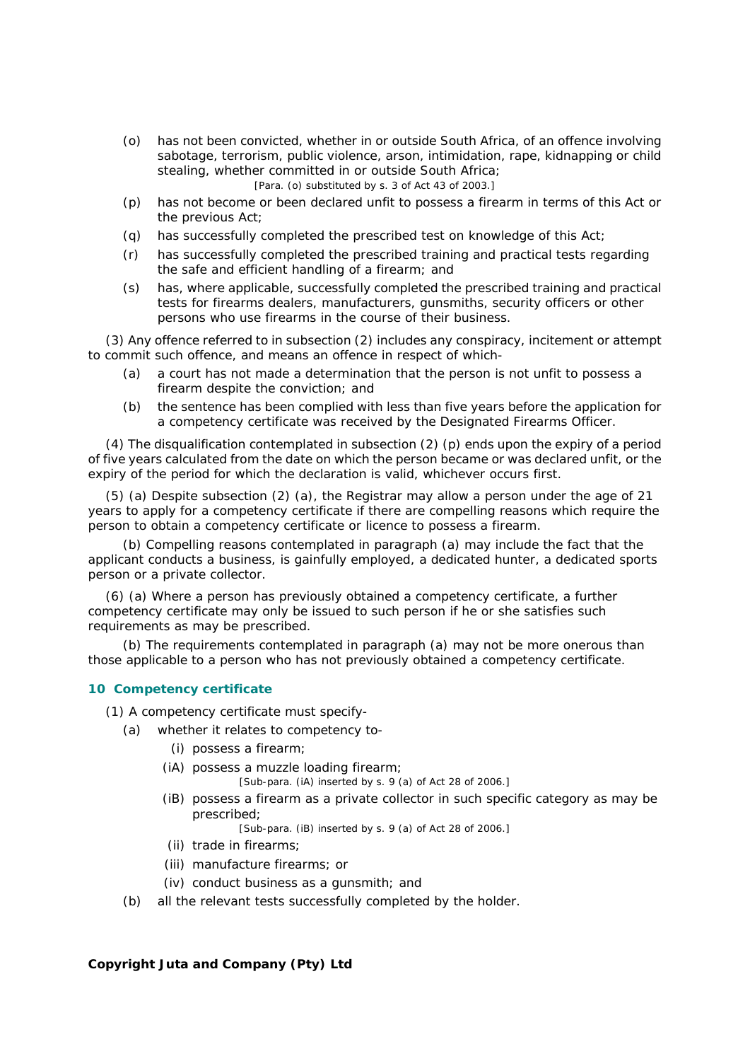(o) has not been convicted, whether in or outside South Africa, of an offence involving sabotage, terrorism, public violence, arson, intimidation, rape, kidnapping or child stealing, whether committed in or outside South Africa;

[Para. (o) substituted by s. 3 of Act 43 of 2003.]

(p) has not become or been declared unfit to possess a firearm in terms of this Act or the previous Act;

(q) has successfully completed the prescribed test on knowledge of this Act;

(r) has successfully completed the prescribed training and practical tests regarding the safe and efficient handling of a firearm; and

(s) has, where applicable, successfully completed the prescribed training and practical tests for firearms dealers, manufacturers, gunsmiths, security officers or other persons who use firearms in the course of their business.

(3) Any offence referred to in subsection (2) includes any conspiracy, incitement or attempt to commit such offence, and means an offence in respect of which-

(a) a court has not made a determination that the person is not unfit to possess a firearm despite the conviction; and

(b) the sentence has been complied with less than five years before the application for a competency certificate was received by the Designated Firearms Officer.

(4) The disqualification contemplated in subsection (2) (p) ends upon the expiry of a period of five years calculated from the date on which the person became or was declared unfit, or the expiry of the period for which the declaration is valid, whichever occurs first.

(5) (a) Despite subsection (2) (a), the Registrar may allow a person under the age of 21 years to apply for a competency certificate if there are compelling reasons which require the person to obtain a competency certificate or licence to possess a firearm.

(b) Compelling reasons contemplated in paragraph (a) may include the fact that the applicant conducts a business, is gainfully employed, a dedicated hunter, a dedicated sports person or a private collector.

(6) (a) Where a person has previously obtained a competency certificate, a further competency certificate may only be issued to such person if he or she satisfies such requirements as may be prescribed.

(b) The requirements contemplated in paragraph (a) may not be more onerous than those applicable to a person who has not previously obtained a competency certificate.

### 10 Competency certificate

(1) A competency certificate must specify-

(a) whether it relates to competency to-

(i) possess a firearm;

(iA) possess a muzzle loading firearm;

[Sub-para. (iA) inserted by s. 9 (a) of Act 28 of 2006.]

(iB) possess a firearm as a private collector in such specific category as may be prescribed;

[Sub-para. (iB) inserted by s. 9 (a) of Act 28 of 2006.]

(ii) trade in firearms;

(iii) manufacture firearms; or

(iv) conduct business as a gunsmith; and

(b) all the relevant tests successfully completed by the holder.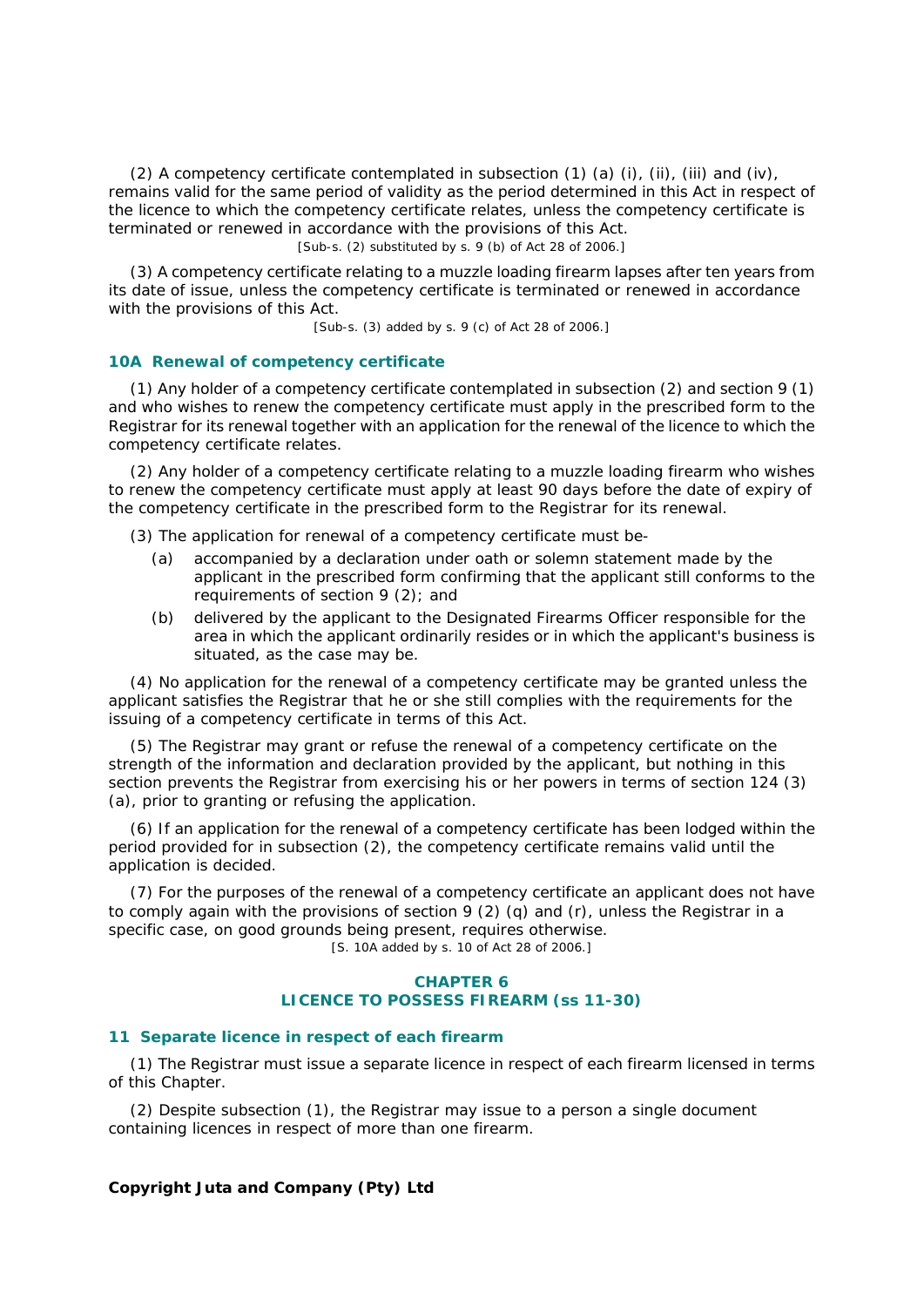(2) A competency certificate contemplated in subsection (1) (a) (i), (ii), (iii) and (iv), remains valid for the same period of validity as the period determined in this Act in respect of the licence to which the competency certificate relates, unless the competency certificate is terminated or renewed in accordance with the provisions of this Act.

[Sub-s. (2) substituted by s. 9 (b) of Act 28 of 2006.]

(3) A competency certificate relating to a muzzle loading firearm lapses after ten years from its date of issue, unless the competency certificate is terminated or renewed in accordance with the provisions of this Act.

[Sub-s. (3) added by s. 9 (c) of Act 28 of 2006.]

### 10A Renewal of competency certificate

(1) Any holder of a competency certificate contemplated in subsection (2) and section 9 (1) and who wishes to renew the competency certificate must apply in the prescribed form to the Registrar for its renewal together with an application for the renewal of the licence to which the competency certificate relates.

(2) Any holder of a competency certificate relating to a muzzle loading firearm who wishes to renew the competency certificate must apply at least 90 days before the date of expiry of the competency certificate in the prescribed form to the Registrar for its renewal.

(3) The application for renewal of a competency certificate must be-

- (a) accompanied by a declaration under oath or solemn statement made by the applicant in the prescribed form confirming that the applicant still conforms to the requirements of section 9 (2); and
- (b) delivered by the applicant to the Designated Firearms Officer responsible for the area in which the applicant ordinarily resides or in which the applicant's business is situated, as the case may be.

(4) No application for the renewal of a competency certificate may be granted unless the applicant satisfies the Registrar that he or she still complies with the requirements for the issuing of a competency certificate in terms of this Act.

(5) The Registrar may grant or refuse the renewal of a competency certificate on the strength of the information and declaration provided by the applicant, but nothing in this section prevents the Registrar from exercising his or her powers in terms of section 124 (3) (a), prior to granting or refusing the application.

(6) If an application for the renewal of a competency certificate has been lodged within the period provided for in subsection (2), the competency certificate remains valid until the application is decided.

(7) For the purposes of the renewal of a competency certificate an applicant does not have to comply again with the provisions of section 9 (2) (q) and (r), unless the Registrar in a specific case, on good grounds being present, requires otherwise.

[S. 10A added by s. 10 of Act 28 of 2006.]

## CHAPTER 6
## LICENCE TO POSSESS FIREARM (ss 11-30)

### 11 Separate licence in respect of each firearm

(1) The Registrar must issue a separate licence in respect of each firearm licensed in terms of this Chapter.

(2) Despite subsection (1), the Registrar may issue to a person a single document containing licences in respect of more than one firearm.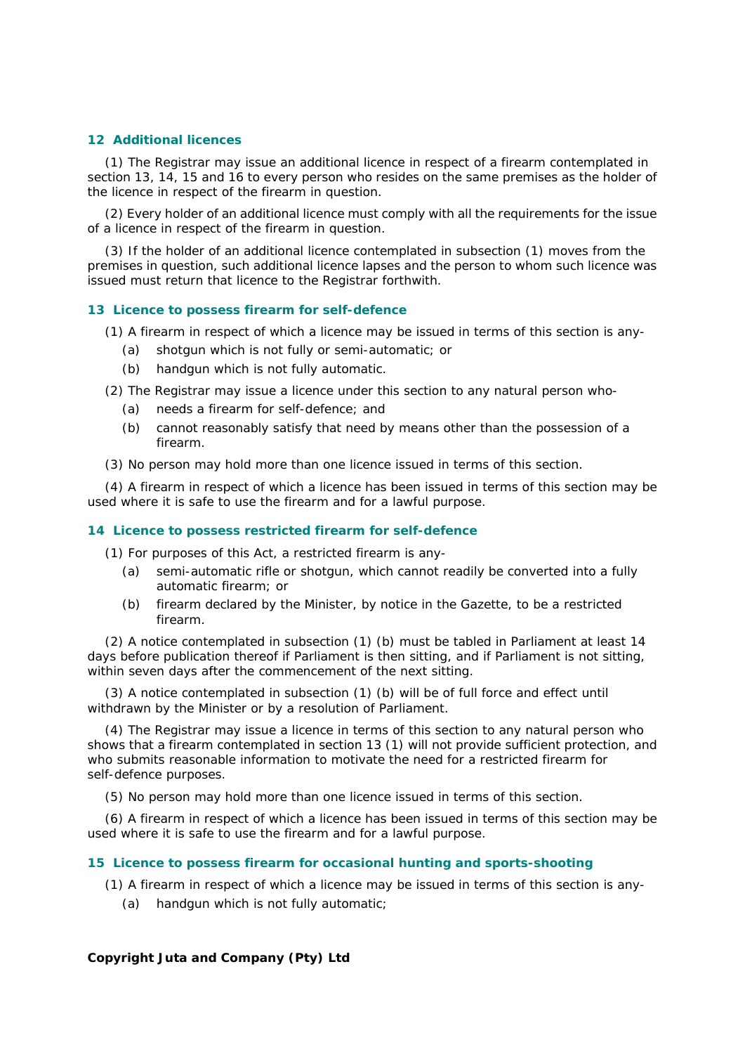### 12 Additional licences

(1) The Registrar may issue an additional licence in respect of a firearm contemplated in section 13, 14, 15 and 16 to every person who resides on the same premises as the holder of the licence in respect of the firearm in question.

(2) Every holder of an additional licence must comply with all the requirements for the issue of a licence in respect of the firearm in question.

(3) If the holder of an additional licence contemplated in subsection (1) moves from the premises in question, such additional licence lapses and the person to whom such licence was issued must return that licence to the Registrar forthwith.

### 13 Licence to possess firearm for self-defence

(1) A firearm in respect of which a licence may be issued in terms of this section is any-

- (a) shotgun which is not fully or semi-automatic; or
- (b) handgun which is not fully automatic.

(2) The Registrar may issue a licence under this section to any natural person who-

- (a) needs a firearm for self-defence; and
- (b) cannot reasonably satisfy that need by means other than the possession of a firearm.

(3) No person may hold more than one licence issued in terms of this section.

(4) A firearm in respect of which a licence has been issued in terms of this section may be used where it is safe to use the firearm and for a lawful purpose.

### 14 Licence to possess restricted firearm for self-defence

(1) For purposes of this Act, a restricted firearm is any-

- (a) semi-automatic rifle or shotgun, which cannot readily be converted into a fully automatic firearm; or
- (b) firearm declared by the Minister, by notice in the Gazette, to be a restricted firearm.

(2) A notice contemplated in subsection (1) (b) must be tabled in Parliament at least 14 days before publication thereof if Parliament is then sitting, and if Parliament is not sitting, within seven days after the commencement of the next sitting.

(3) A notice contemplated in subsection (1) (b) will be of full force and effect until withdrawn by the Minister or by a resolution of Parliament.

(4) The Registrar may issue a licence in terms of this section to any natural person who shows that a firearm contemplated in section 13 (1) will not provide sufficient protection, and who submits reasonable information to motivate the need for a restricted firearm for self-defence purposes.

(5) No person may hold more than one licence issued in terms of this section.

(6) A firearm in respect of which a licence has been issued in terms of this section may be used where it is safe to use the firearm and for a lawful purpose.

### 15 Licence to possess firearm for occasional hunting and sports-shooting

(1) A firearm in respect of which a licence may be issued in terms of this section is any-

- (a) handgun which is not fully automatic;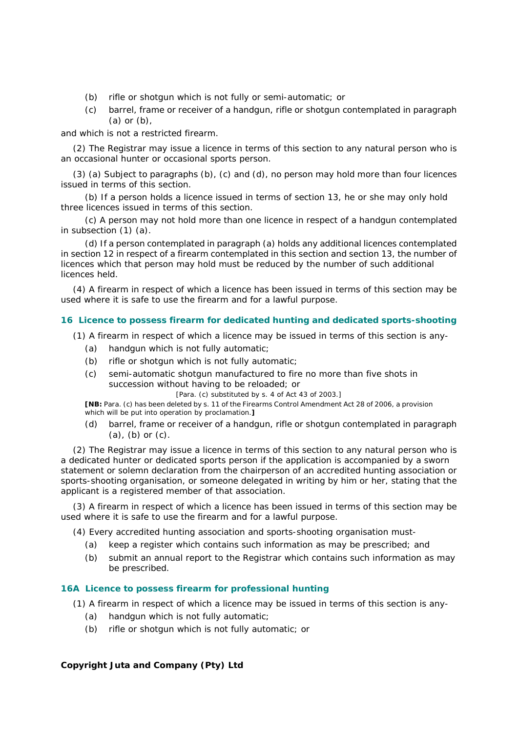(b) rifle or shotgun which is not fully or semi-automatic; or

(c) barrel, frame or receiver of a handgun, rifle or shotgun contemplated in paragraph (a) or (b),

and which is not a restricted firearm.

(2) The Registrar may issue a licence in terms of this section to any natural person who is an occasional hunter or occasional sports person.

(3) (a) Subject to paragraphs (b), (c) and (d), no person may hold more than four licences issued in terms of this section.

(b) If a person holds a licence issued in terms of section 13, he or she may only hold three licences issued in terms of this section.

(c) A person may not hold more than one licence in respect of a handgun contemplated in subsection (1) (a).

(d) If a person contemplated in paragraph (a) holds any additional licences contemplated in section 12 in respect of a firearm contemplated in this section and section 13, the number of licences which that person may hold must be reduced by the number of such additional licences held.

(4) A firearm in respect of which a licence has been issued in terms of this section may be used where it is safe to use the firearm and for a lawful purpose.

### 16 Licence to possess firearm for dedicated hunting and dedicated sports-shooting

(1) A firearm in respect of which a licence may be issued in terms of this section is any-

(a) handgun which is not fully automatic;

(b) rifle or shotgun which is not fully automatic;

(c) semi-automatic shotgun manufactured to fire no more than five shots in succession without having to be reloaded; or

[Para. (c) substituted by s. 4 of Act 43 of 2003.]

**[NB:** Para. (c) has been deleted by s. 11 of the Firearms Control Amendment Act 28 of 2006, a provision which will be put into operation by proclamation.**]**

(d) barrel, frame or receiver of a handgun, rifle or shotgun contemplated in paragraph (a), (b) or (c).

(2) The Registrar may issue a licence in terms of this section to any natural person who is a dedicated hunter or dedicated sports person if the application is accompanied by a sworn statement or solemn declaration from the chairperson of an accredited hunting association or sports-shooting organisation, or someone delegated in writing by him or her, stating that the applicant is a registered member of that association.

(3) A firearm in respect of which a licence has been issued in terms of this section may be used where it is safe to use the firearm and for a lawful purpose.

(4) Every accredited hunting association and sports-shooting organisation must-

(a) keep a register which contains such information as may be prescribed; and

(b) submit an annual report to the Registrar which contains such information as may be prescribed.

### 16A Licence to possess firearm for professional hunting

(1) A firearm in respect of which a licence may be issued in terms of this section is any-

(a) handgun which is not fully automatic;

(b) rifle or shotgun which is not fully automatic; or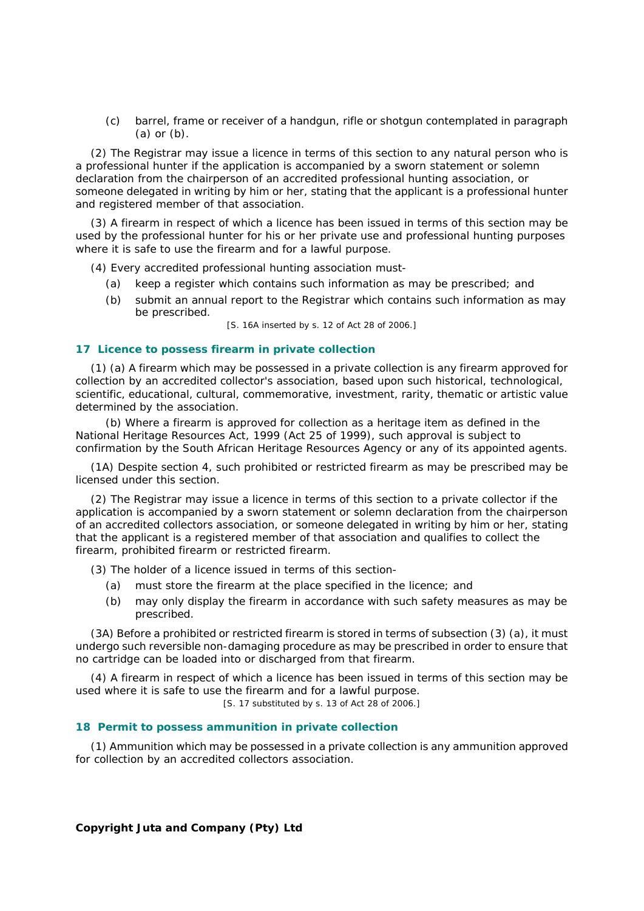(c) barrel, frame or receiver of a handgun, rifle or shotgun contemplated in paragraph (a) or (b).

(2) The Registrar may issue a licence in terms of this section to any natural person who is a professional hunter if the application is accompanied by a sworn statement or solemn declaration from the chairperson of an accredited professional hunting association, or someone delegated in writing by him or her, stating that the applicant is a professional hunter and registered member of that association.

(3) A firearm in respect of which a licence has been issued in terms of this section may be used by the professional hunter for his or her private use and professional hunting purposes where it is safe to use the firearm and for a lawful purpose.

(4) Every accredited professional hunting association must-

(a) keep a register which contains such information as may be prescribed; and

(b) submit an annual report to the Registrar which contains such information as may be prescribed.

[S. 16A inserted by s. 12 of Act 28 of 2006.]

### 17 Licence to possess firearm in private collection

(1) (a) A firearm which may be possessed in a private collection is any firearm approved for collection by an accredited collector's association, based upon such historical, technological, scientific, educational, cultural, commemorative, investment, rarity, thematic or artistic value determined by the association.

(b) Where a firearm is approved for collection as a heritage item as defined in the National Heritage Resources Act, 1999 (Act 25 of 1999), such approval is subject to confirmation by the South African Heritage Resources Agency or any of its appointed agents.

(1A) Despite section 4, such prohibited or restricted firearm as may be prescribed may be licensed under this section.

(2) The Registrar may issue a licence in terms of this section to a private collector if the application is accompanied by a sworn statement or solemn declaration from the chairperson of an accredited collectors association, or someone delegated in writing by him or her, stating that the applicant is a registered member of that association and qualifies to collect the firearm, prohibited firearm or restricted firearm.

(3) The holder of a licence issued in terms of this section-

(a) must store the firearm at the place specified in the licence; and

(b) may only display the firearm in accordance with such safety measures as may be prescribed.

(3A) Before a prohibited or restricted firearm is stored in terms of subsection (3) (a), it must undergo such reversible non-damaging procedure as may be prescribed in order to ensure that no cartridge can be loaded into or discharged from that firearm.

(4) A firearm in respect of which a licence has been issued in terms of this section may be used where it is safe to use the firearm and for a lawful purpose.

[S. 17 substituted by s. 13 of Act 28 of 2006.]

### 18 Permit to possess ammunition in private collection

(1) Ammunition which may be possessed in a private collection is any ammunition approved for collection by an accredited collectors association.

**Copyright Juta and Company (Pty) Ltd**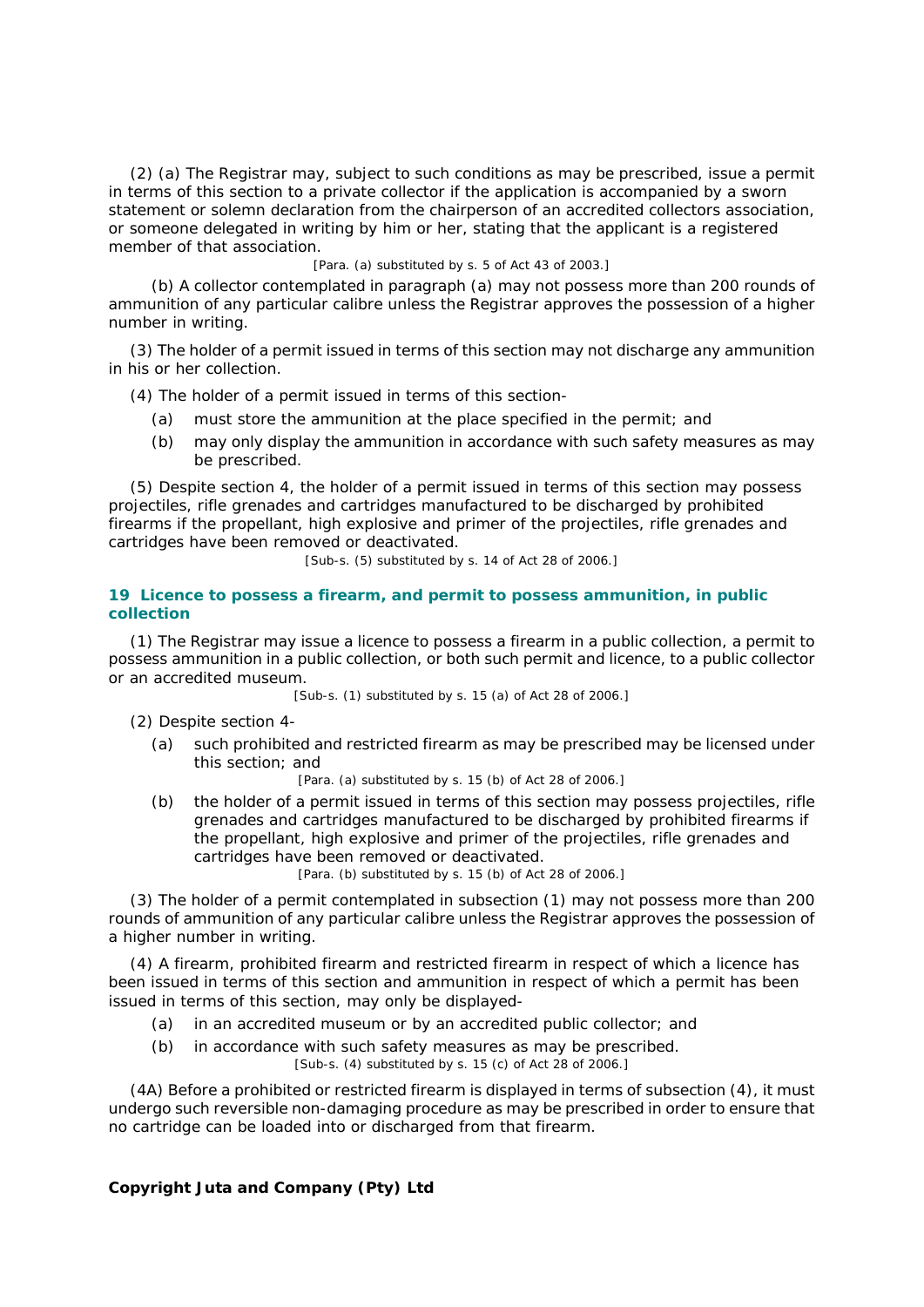(2) (a) The Registrar may, subject to such conditions as may be prescribed, issue a permit in terms of this section to a private collector if the application is accompanied by a sworn statement or solemn declaration from the chairperson of an accredited collectors association, or someone delegated in writing by him or her, stating that the applicant is a registered member of that association.

[Para. (a) substituted by s. 5 of Act 43 of 2003.]

(b) A collector contemplated in paragraph (a) may not possess more than 200 rounds of ammunition of any particular calibre unless the Registrar approves the possession of a higher number in writing.

(3) The holder of a permit issued in terms of this section may not discharge any ammunition in his or her collection.

(4) The holder of a permit issued in terms of this section-

(a) must store the ammunition at the place specified in the permit; and

(b) may only display the ammunition in accordance with such safety measures as may be prescribed.

(5) Despite section 4, the holder of a permit issued in terms of this section may possess projectiles, rifle grenades and cartridges manufactured to be discharged by prohibited firearms if the propellant, high explosive and primer of the projectiles, rifle grenades and cartridges have been removed or deactivated.

[Sub-s. (5) substituted by s. 14 of Act 28 of 2006.]

### 19 Licence to possess a firearm, and permit to possess ammunition, in public collection

(1) The Registrar may issue a licence to possess a firearm in a public collection, a permit to possess ammunition in a public collection, or both such permit and licence, to a public collector or an accredited museum.

[Sub-s. (1) substituted by s. 15 (a) of Act 28 of 2006.]

(2) Despite section 4-

(a) such prohibited and restricted firearm as may be prescribed may be licensed under this section; and

[Para. (a) substituted by s. 15 (b) of Act 28 of 2006.]

(b) the holder of a permit issued in terms of this section may possess projectiles, rifle grenades and cartridges manufactured to be discharged by prohibited firearms if the propellant, high explosive and primer of the projectiles, rifle grenades and cartridges have been removed or deactivated.

[Para. (b) substituted by s. 15 (b) of Act 28 of 2006.]

(3) The holder of a permit contemplated in subsection (1) may not possess more than 200 rounds of ammunition of any particular calibre unless the Registrar approves the possession of a higher number in writing.

(4) A firearm, prohibited firearm and restricted firearm in respect of which a licence has been issued in terms of this section and ammunition in respect of which a permit has been issued in terms of this section, may only be displayed-

(a) in an accredited museum or by an accredited public collector; and

(b) in accordance with such safety measures as may be prescribed.

[Sub-s. (4) substituted by s. 15 (c) of Act 28 of 2006.]

(4A) Before a prohibited or restricted firearm is displayed in terms of subsection (4), it must undergo such reversible non-damaging procedure as may be prescribed in order to ensure that no cartridge can be loaded into or discharged from that firearm.

**Copyright Juta and Company (Pty) Ltd**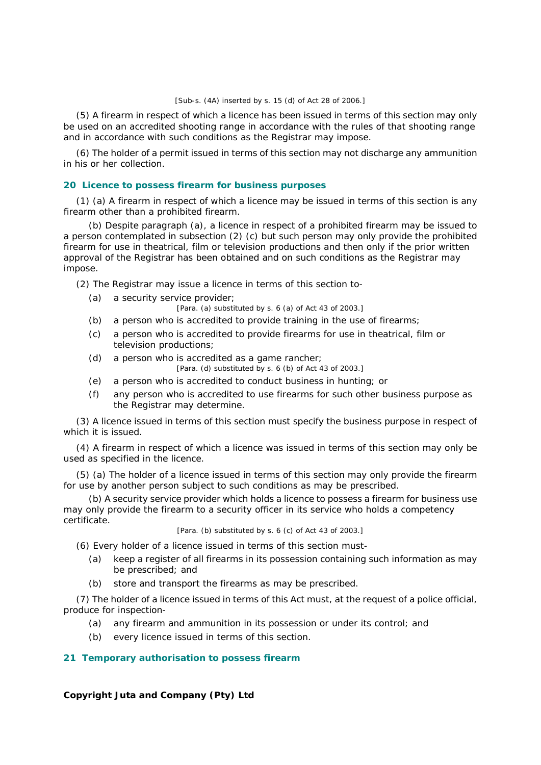[Sub-s. (4A) inserted by s. 15 (d) of Act 28 of 2006.]

(5) A firearm in respect of which a licence has been issued in terms of this section may only be used on an accredited shooting range in accordance with the rules of that shooting range and in accordance with such conditions as the Registrar may impose.

(6) The holder of a permit issued in terms of this section may not discharge any ammunition in his or her collection.

### 20 Licence to possess firearm for business purposes

(1) (a) A firearm in respect of which a licence may be issued in terms of this section is any firearm other than a prohibited firearm.

(b) Despite paragraph (a), a licence in respect of a prohibited firearm may be issued to a person contemplated in subsection (2) (c) but such person may only provide the prohibited firearm for use in theatrical, film or television productions and then only if the prior written approval of the Registrar has been obtained and on such conditions as the Registrar may impose.

(2) The Registrar may issue a licence in terms of this section to-

(a) a security service provider;

[Para. (a) substituted by s. 6 (a) of Act 43 of 2003.]

(b) a person who is accredited to provide training in the use of firearms;

(c) a person who is accredited to provide firearms for use in theatrical, film or television productions;

(d) a person who is accredited as a game rancher;

[Para. (d) substituted by s. 6 (b) of Act 43 of 2003.]

(e) a person who is accredited to conduct business in hunting; or

(f) any person who is accredited to use firearms for such other business purpose as the Registrar may determine.

(3) A licence issued in terms of this section must specify the business purpose in respect of which it is issued.

(4) A firearm in respect of which a licence was issued in terms of this section may only be used as specified in the licence.

(5) (a) The holder of a licence issued in terms of this section may only provide the firearm for use by another person subject to such conditions as may be prescribed.

(b) A security service provider which holds a licence to possess a firearm for business use may only provide the firearm to a security officer in its service who holds a competency certificate.

[Para. (b) substituted by s. 6 (c) of Act 43 of 2003.]

(6) Every holder of a licence issued in terms of this section must-

(a) keep a register of all firearms in its possession containing such information as may be prescribed; and

(b) store and transport the firearms as may be prescribed.

(7) The holder of a licence issued in terms of this Act must, at the request of a police official, produce for inspection-

(a) any firearm and ammunition in its possession or under its control; and

(b) every licence issued in terms of this section.

### 21 Temporary authorisation to possess firearm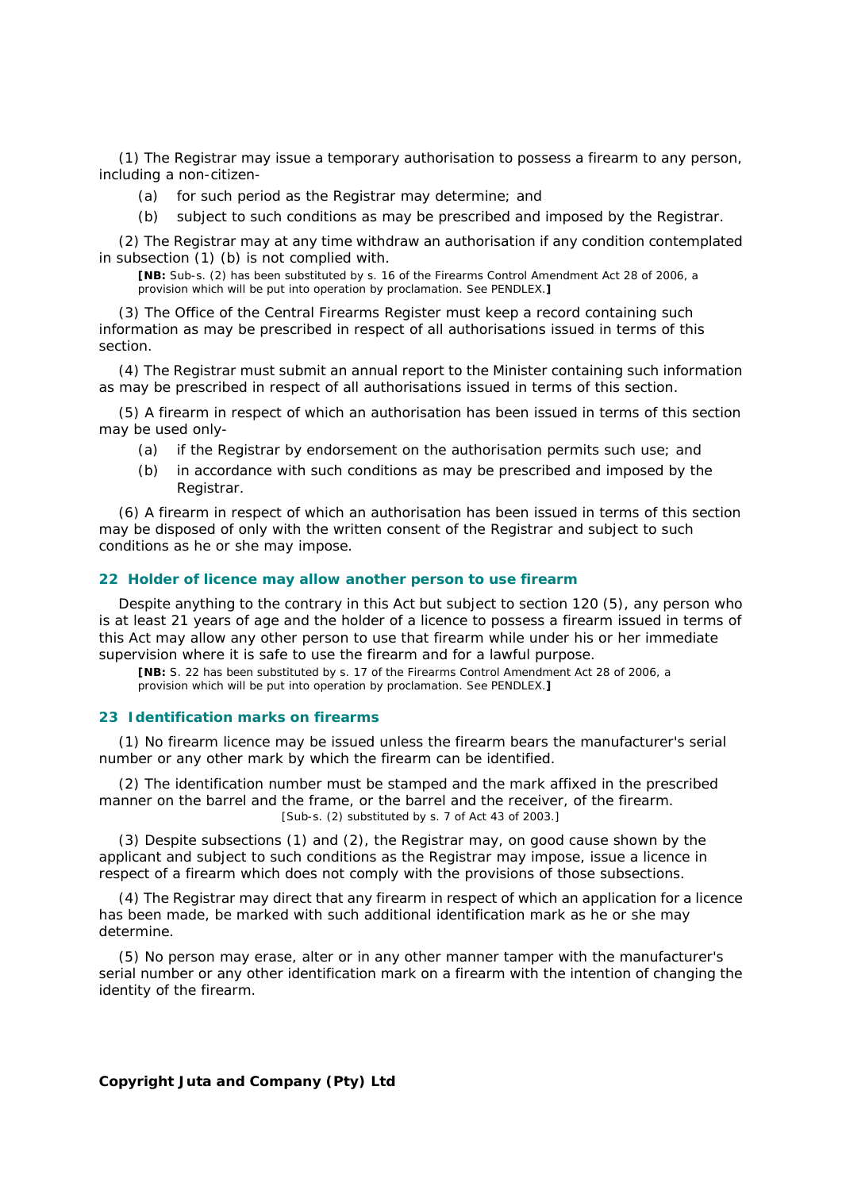(1) The Registrar may issue a temporary authorisation to possess a firearm to any person, including a non-citizen-

(a) for such period as the Registrar may determine; and

(b) subject to such conditions as may be prescribed and imposed by the Registrar.

(2) The Registrar may at any time withdraw an authorisation if any condition contemplated in subsection (1) (b) is not complied with.

**[NB:** Sub-s. (2) has been substituted by s. 16 of the Firearms Control Amendment Act 28 of 2006, a provision which will be put into operation by proclamation. See PENDLEX.**]**

(3) The Office of the Central Firearms Register must keep a record containing such information as may be prescribed in respect of all authorisations issued in terms of this section.

(4) The Registrar must submit an annual report to the Minister containing such information as may be prescribed in respect of all authorisations issued in terms of this section.

(5) A firearm in respect of which an authorisation has been issued in terms of this section may be used only-

(a) if the Registrar by endorsement on the authorisation permits such use; and

(b) in accordance with such conditions as may be prescribed and imposed by the Registrar.

(6) A firearm in respect of which an authorisation has been issued in terms of this section may be disposed of only with the written consent of the Registrar and subject to such conditions as he or she may impose.

### 22 Holder of licence may allow another person to use firearm

Despite anything to the contrary in this Act but subject to section 120 (5), any person who is at least 21 years of age and the holder of a licence to possess a firearm issued in terms of this Act may allow any other person to use that firearm while under his or her immediate supervision where it is safe to use the firearm and for a lawful purpose.

**[NB:** S. 22 has been substituted by s. 17 of the Firearms Control Amendment Act 28 of 2006, a provision which will be put into operation by proclamation. See PENDLEX.**]**

### 23 Identification marks on firearms

(1) No firearm licence may be issued unless the firearm bears the manufacturer's serial number or any other mark by which the firearm can be identified.

(2) The identification number must be stamped and the mark affixed in the prescribed manner on the barrel and the frame, or the barrel and the receiver, of the firearm.

[Sub-s. (2) substituted by s. 7 of Act 43 of 2003.]

(3) Despite subsections (1) and (2), the Registrar may, on good cause shown by the applicant and subject to such conditions as the Registrar may impose, issue a licence in respect of a firearm which does not comply with the provisions of those subsections.

(4) The Registrar may direct that any firearm in respect of which an application for a licence has been made, be marked with such additional identification mark as he or she may determine.

(5) No person may erase, alter or in any other manner tamper with the manufacturer's serial number or any other identification mark on a firearm with the intention of changing the identity of the firearm.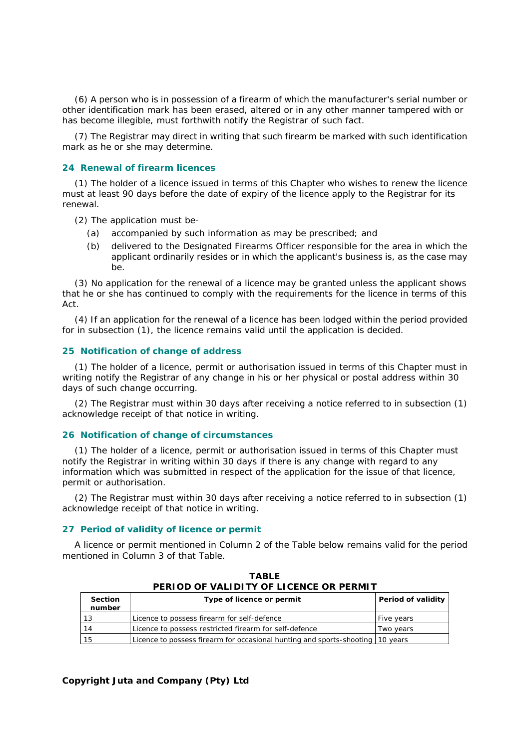(6) A person who is in possession of a firearm of which the manufacturer's serial number or other identification mark has been erased, altered or in any other manner tampered with or has become illegible, must forthwith notify the Registrar of such fact.

(7) The Registrar may direct in writing that such firearm be marked with such identification mark as he or she may determine.

### 24 Renewal of firearm licences

(1) The holder of a licence issued in terms of this Chapter who wishes to renew the licence must at least 90 days before the date of expiry of the licence apply to the Registrar for its renewal.

(2) The application must be-

- (a) accompanied by such information as may be prescribed; and
- (b) delivered to the Designated Firearms Officer responsible for the area in which the applicant ordinarily resides or in which the applicant's business is, as the case may be.

(3) No application for the renewal of a licence may be granted unless the applicant shows that he or she has continued to comply with the requirements for the licence in terms of this Act.

(4) If an application for the renewal of a licence has been lodged within the period provided for in subsection (1), the licence remains valid until the application is decided.

### 25 Notification of change of address

(1) The holder of a licence, permit or authorisation issued in terms of this Chapter must in writing notify the Registrar of any change in his or her physical or postal address within 30 days of such change occurring.

(2) The Registrar must within 30 days after receiving a notice referred to in subsection (1) acknowledge receipt of that notice in writing.

### 26 Notification of change of circumstances

(1) The holder of a licence, permit or authorisation issued in terms of this Chapter must notify the Registrar in writing within 30 days if there is any change with regard to any information which was submitted in respect of the application for the issue of that licence, permit or authorisation.

(2) The Registrar must within 30 days after receiving a notice referred to in subsection (1) acknowledge receipt of that notice in writing.

### 27 Period of validity of licence or permit

A licence or permit mentioned in Column 2 of the Table below remains valid for the period mentioned in Column 3 of that Table.

**TABLE**
**PERIOD OF VALIDITY OF LICENCE OR PERMIT**

| Section number | Type of licence or permit | Period of validity |
|---|---|---|
| 13 | Licence to possess firearm for self-defence | Five years |
| 14 | Licence to possess restricted firearm for self-defence | Two years |
| 15 | Licence to possess firearm for occasional hunting and sports-shooting | 10 years |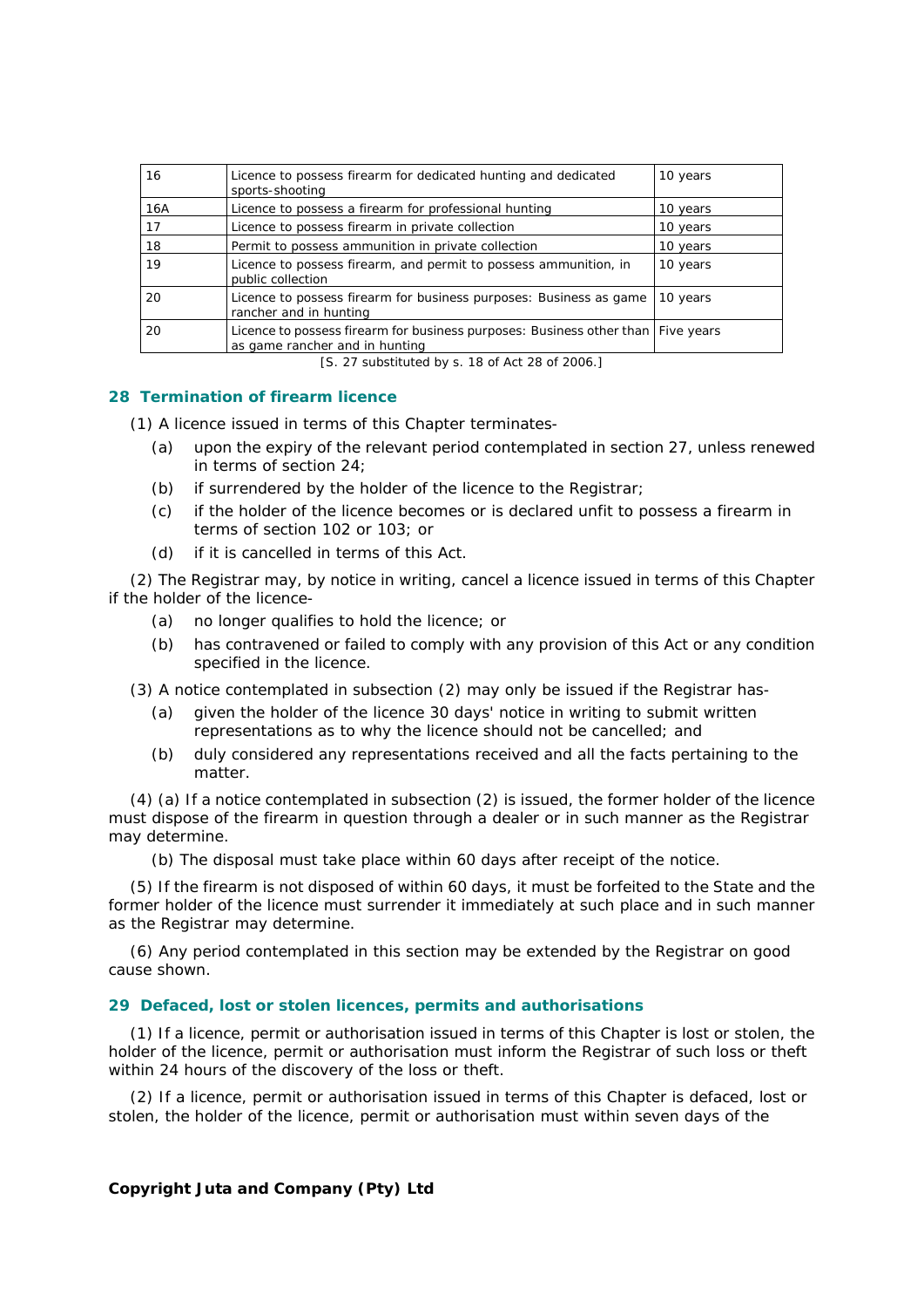| 16 | Licence to possess firearm for dedicated hunting and dedicated sports-shooting | 10 years |
|---|---|---|
| 16A | Licence to possess a firearm for professional hunting | 10 years |
| 17 | Licence to possess firearm in private collection | 10 years |
| 18 | Permit to possess ammunition in private collection | 10 years |
| 19 | Licence to possess firearm, and permit to possess ammunition, in public collection | 10 years |
| 20 | Licence to possess firearm for business purposes: Business as game rancher and in hunting | 10 years |
| 20 | Licence to possess firearm for business purposes: Business other than as game rancher and in hunting | Five years |

[S. 27 substituted by s. 18 of Act 28 of 2006.]

### 28 Termination of firearm licence

(1) A licence issued in terms of this Chapter terminates-

(a) upon the expiry of the relevant period contemplated in section 27, unless renewed in terms of section 24;

(b) if surrendered by the holder of the licence to the Registrar;

(c) if the holder of the licence becomes or is declared unfit to possess a firearm in terms of section 102 or 103; or

(d) if it is cancelled in terms of this Act.

(2) The Registrar may, by notice in writing, cancel a licence issued in terms of this Chapter if the holder of the licence-

(a) no longer qualifies to hold the licence; or

(b) has contravened or failed to comply with any provision of this Act or any condition specified in the licence.

(3) A notice contemplated in subsection (2) may only be issued if the Registrar has-

(a) given the holder of the licence 30 days' notice in writing to submit written representations as to why the licence should not be cancelled; and

(b) duly considered any representations received and all the facts pertaining to the matter.

(4) (a) If a notice contemplated in subsection (2) is issued, the former holder of the licence must dispose of the firearm in question through a dealer or in such manner as the Registrar may determine.

(b) The disposal must take place within 60 days after receipt of the notice.

(5) If the firearm is not disposed of within 60 days, it must be forfeited to the State and the former holder of the licence must surrender it immediately at such place and in such manner as the Registrar may determine.

(6) Any period contemplated in this section may be extended by the Registrar on good cause shown.

### 29 Defaced, lost or stolen licences, permits and authorisations

(1) If a licence, permit or authorisation issued in terms of this Chapter is lost or stolen, the holder of the licence, permit or authorisation must inform the Registrar of such loss or theft within 24 hours of the discovery of the loss or theft.

(2) If a licence, permit or authorisation issued in terms of this Chapter is defaced, lost or stolen, the holder of the licence, permit or authorisation must within seven days of the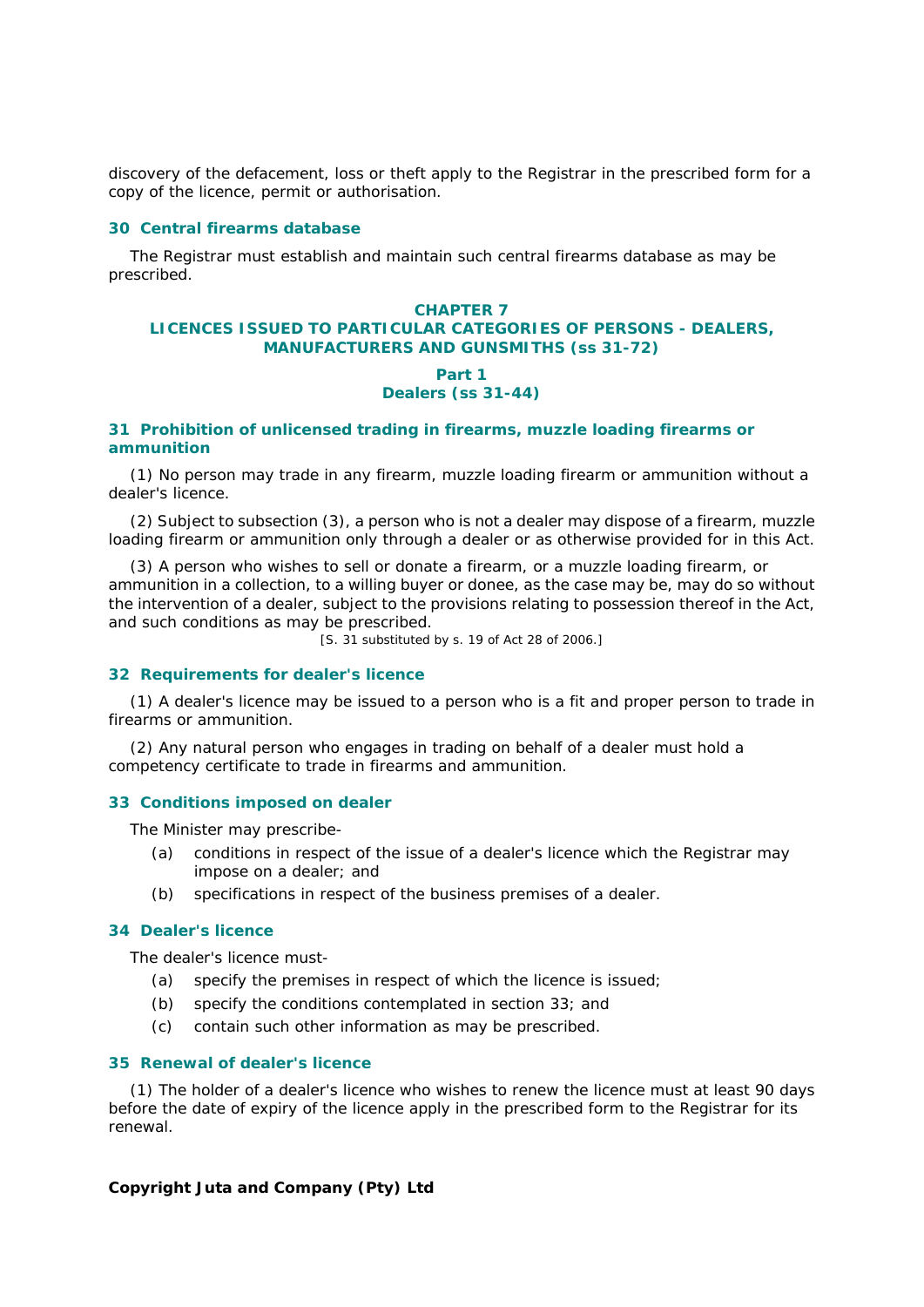discovery of the defacement, loss or theft apply to the Registrar in the prescribed form for a copy of the licence, permit or authorisation.

### 30 Central firearms database

The Registrar must establish and maintain such central firearms database as may be prescribed.

## CHAPTER 7
## LICENCES ISSUED TO PARTICULAR CATEGORIES OF PERSONS - DEALERS, MANUFACTURERS AND GUNSMITHS (ss 31-72)

## Part 1
## Dealers (ss 31-44)

### 31 Prohibition of unlicensed trading in firearms, muzzle loading firearms or ammunition

(1) No person may trade in any firearm, muzzle loading firearm or ammunition without a dealer's licence.

(2) Subject to subsection (3), a person who is not a dealer may dispose of a firearm, muzzle loading firearm or ammunition only through a dealer or as otherwise provided for in this Act.

(3) A person who wishes to sell or donate a firearm, or a muzzle loading firearm, or ammunition in a collection, to a willing buyer or donee, as the case may be, may do so without the intervention of a dealer, subject to the provisions relating to possession thereof in the Act, and such conditions as may be prescribed.

[S. 31 substituted by s. 19 of Act 28 of 2006.]

### 32 Requirements for dealer's licence

(1) A dealer's licence may be issued to a person who is a fit and proper person to trade in firearms or ammunition.

(2) Any natural person who engages in trading on behalf of a dealer must hold a competency certificate to trade in firearms and ammunition.

### 33 Conditions imposed on dealer

The Minister may prescribe-

(a) conditions in respect of the issue of a dealer's licence which the Registrar may impose on a dealer; and

(b) specifications in respect of the business premises of a dealer.

### 34 Dealer's licence

The dealer's licence must-

(a) specify the premises in respect of which the licence is issued;

(b) specify the conditions contemplated in section 33; and

(c) contain such other information as may be prescribed.

### 35 Renewal of dealer's licence

(1) The holder of a dealer's licence who wishes to renew the licence must at least 90 days before the date of expiry of the licence apply in the prescribed form to the Registrar for its renewal.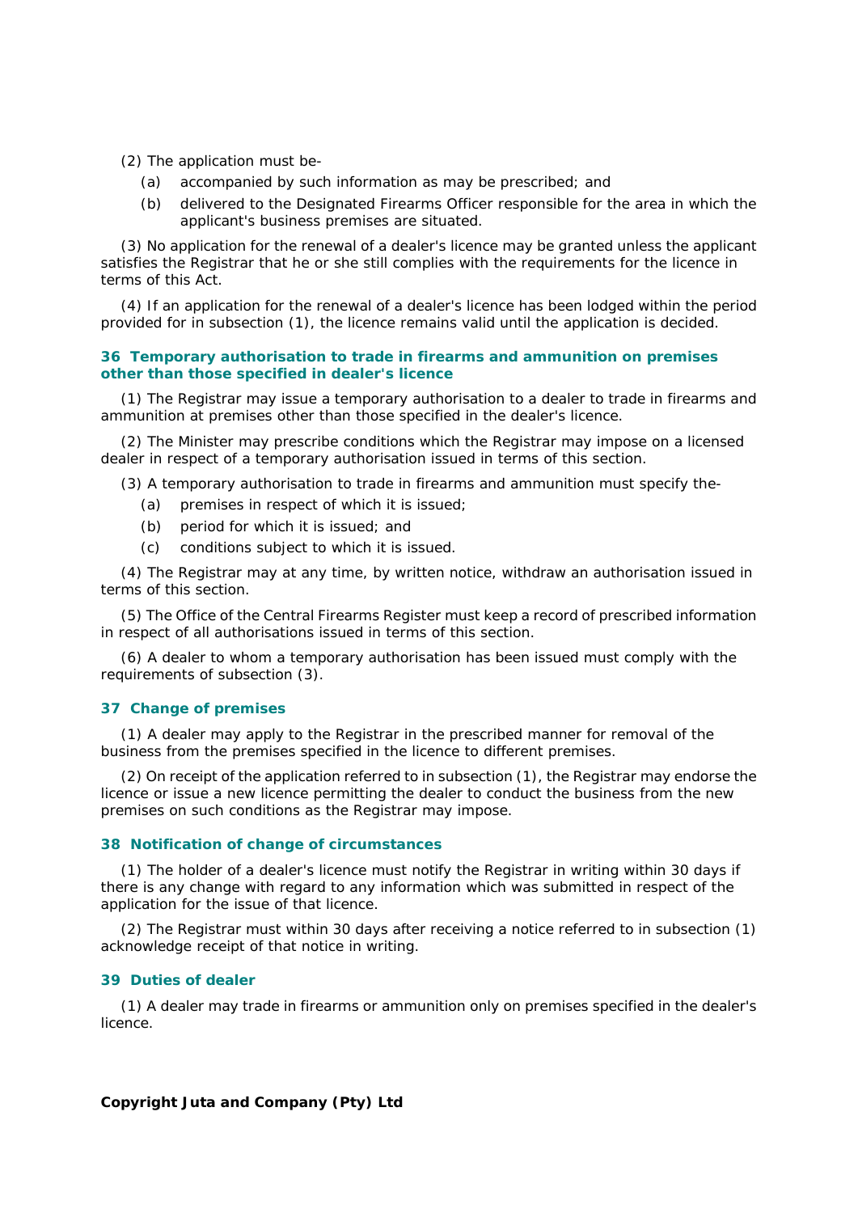(2) The application must be-

(a) accompanied by such information as may be prescribed; and

(b) delivered to the Designated Firearms Officer responsible for the area in which the applicant's business premises are situated.

(3) No application for the renewal of a dealer's licence may be granted unless the applicant satisfies the Registrar that he or she still complies with the requirements for the licence in terms of this Act.

(4) If an application for the renewal of a dealer's licence has been lodged within the period provided for in subsection (1), the licence remains valid until the application is decided.

### 36 Temporary authorisation to trade in firearms and ammunition on premises other than those specified in dealer's licence

(1) The Registrar may issue a temporary authorisation to a dealer to trade in firearms and ammunition at premises other than those specified in the dealer's licence.

(2) The Minister may prescribe conditions which the Registrar may impose on a licensed dealer in respect of a temporary authorisation issued in terms of this section.

(3) A temporary authorisation to trade in firearms and ammunition must specify the-

(a) premises in respect of which it is issued;

(b) period for which it is issued; and

(c) conditions subject to which it is issued.

(4) The Registrar may at any time, by written notice, withdraw an authorisation issued in terms of this section.

(5) The Office of the Central Firearms Register must keep a record of prescribed information in respect of all authorisations issued in terms of this section.

(6) A dealer to whom a temporary authorisation has been issued must comply with the requirements of subsection (3).

### 37 Change of premises

(1) A dealer may apply to the Registrar in the prescribed manner for removal of the business from the premises specified in the licence to different premises.

(2) On receipt of the application referred to in subsection (1), the Registrar may endorse the licence or issue a new licence permitting the dealer to conduct the business from the new premises on such conditions as the Registrar may impose.

### 38 Notification of change of circumstances

(1) The holder of a dealer's licence must notify the Registrar in writing within 30 days if there is any change with regard to any information which was submitted in respect of the application for the issue of that licence.

(2) The Registrar must within 30 days after receiving a notice referred to in subsection (1) acknowledge receipt of that notice in writing.

### 39 Duties of dealer

(1) A dealer may trade in firearms or ammunition only on premises specified in the dealer's licence.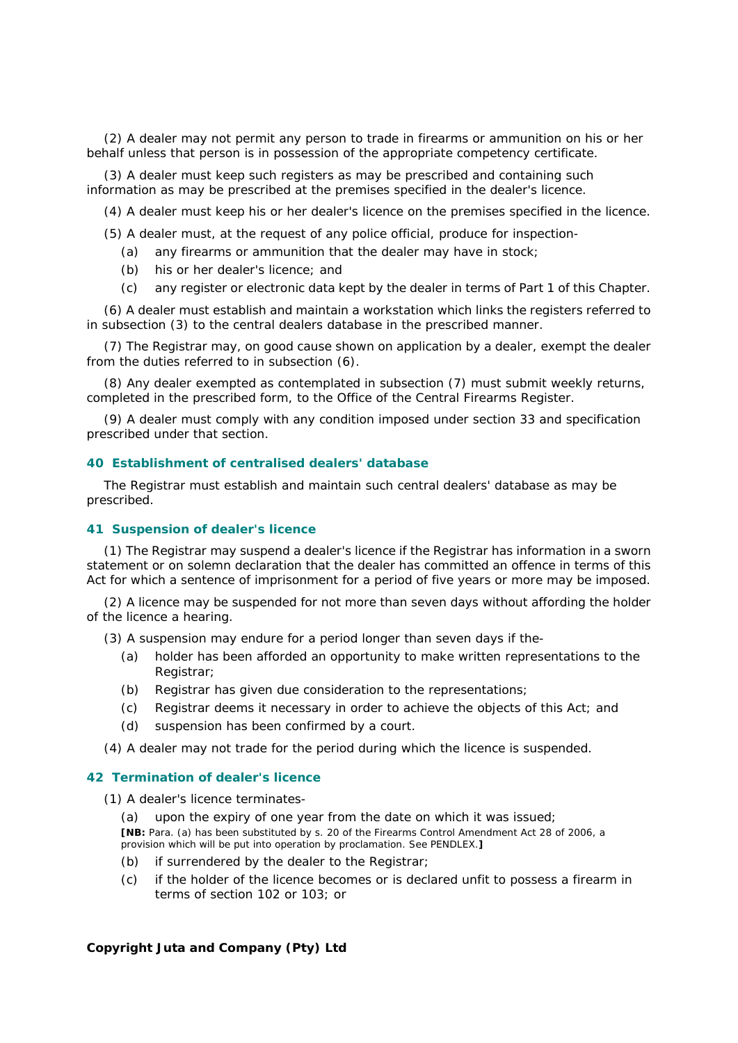(2) A dealer may not permit any person to trade in firearms or ammunition on his or her behalf unless that person is in possession of the appropriate competency certificate.

(3) A dealer must keep such registers as may be prescribed and containing such information as may be prescribed at the premises specified in the dealer's licence.

(4) A dealer must keep his or her dealer's licence on the premises specified in the licence.

(5) A dealer must, at the request of any police official, produce for inspection-

(a) any firearms or ammunition that the dealer may have in stock;

(b) his or her dealer's licence; and

(c) any register or electronic data kept by the dealer in terms of Part 1 of this Chapter.

(6) A dealer must establish and maintain a workstation which links the registers referred to in subsection (3) to the central dealers database in the prescribed manner.

(7) The Registrar may, on good cause shown on application by a dealer, exempt the dealer from the duties referred to in subsection (6).

(8) Any dealer exempted as contemplated in subsection (7) must submit weekly returns, completed in the prescribed form, to the Office of the Central Firearms Register.

(9) A dealer must comply with any condition imposed under section 33 and specification prescribed under that section.

### 40 Establishment of centralised dealers' database

The Registrar must establish and maintain such central dealers' database as may be prescribed.

### 41 Suspension of dealer's licence

(1) The Registrar may suspend a dealer's licence if the Registrar has information in a sworn statement or on solemn declaration that the dealer has committed an offence in terms of this Act for which a sentence of imprisonment for a period of five years or more may be imposed.

(2) A licence may be suspended for not more than seven days without affording the holder of the licence a hearing.

(3) A suspension may endure for a period longer than seven days if the-

(a) holder has been afforded an opportunity to make written representations to the Registrar;

(b) Registrar has given due consideration to the representations;

(c) Registrar deems it necessary in order to achieve the objects of this Act; and

(d) suspension has been confirmed by a court.

(4) A dealer may not trade for the period during which the licence is suspended.

### 42 Termination of dealer's licence

(1) A dealer's licence terminates-

(a) upon the expiry of one year from the date on which it was issued;

**[NB:** Para. (a) has been substituted by s. 20 of the Firearms Control Amendment Act 28 of 2006, a provision which will be put into operation by proclamation. See PENDLEX.**]**

(b) if surrendered by the dealer to the Registrar;

(c) if the holder of the licence becomes or is declared unfit to possess a firearm in terms of section 102 or 103; or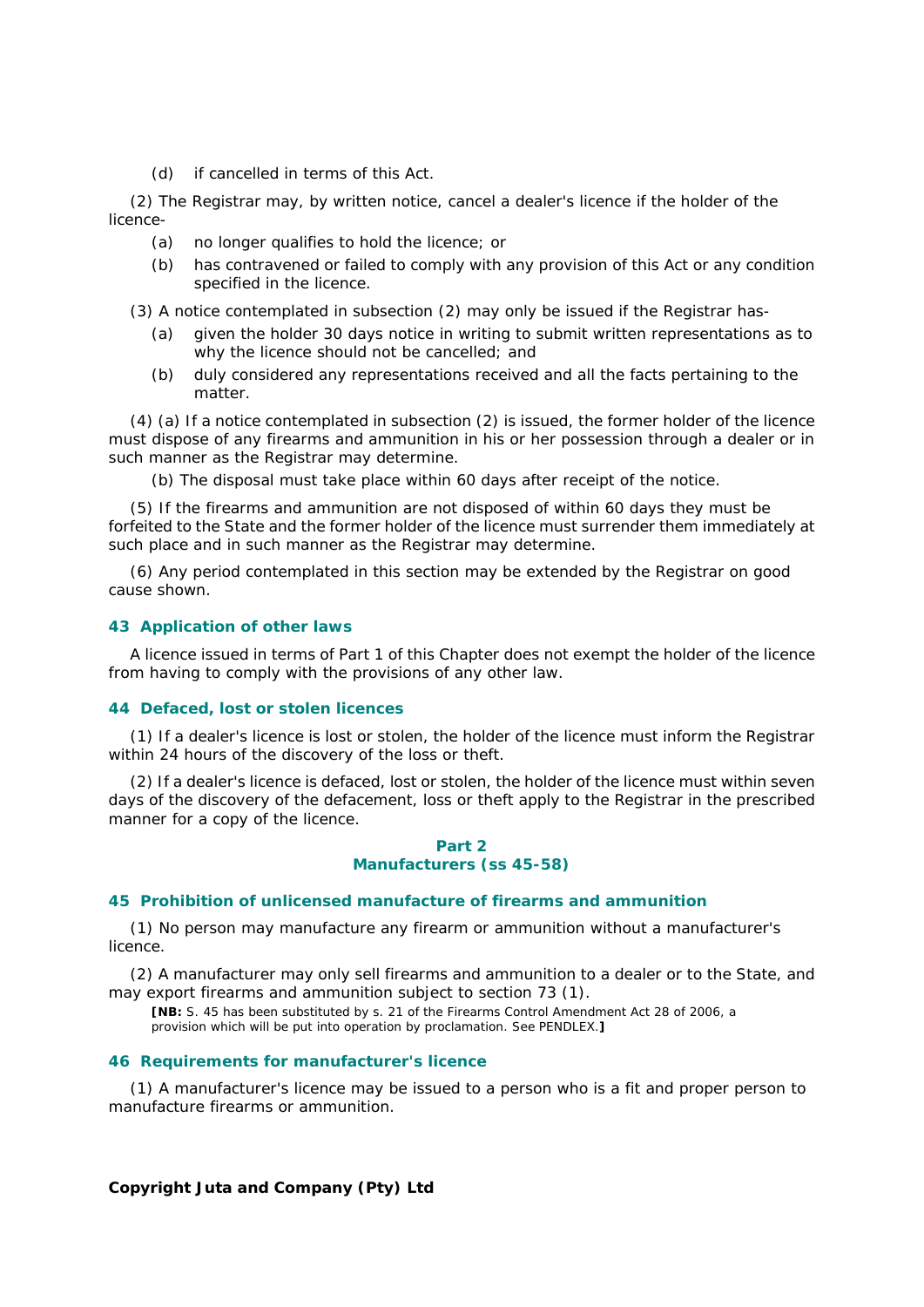(d) if cancelled in terms of this Act.

(2) The Registrar may, by written notice, cancel a dealer's licence if the holder of the licence-

(a) no longer qualifies to hold the licence; or

(b) has contravened or failed to comply with any provision of this Act or any condition specified in the licence.

(3) A notice contemplated in subsection (2) may only be issued if the Registrar has-

(a) given the holder 30 days notice in writing to submit written representations as to why the licence should not be cancelled; and

(b) duly considered any representations received and all the facts pertaining to the matter.

(4) (a) If a notice contemplated in subsection (2) is issued, the former holder of the licence must dispose of any firearms and ammunition in his or her possession through a dealer or in such manner as the Registrar may determine.

(b) The disposal must take place within 60 days after receipt of the notice.

(5) If the firearms and ammunition are not disposed of within 60 days they must be forfeited to the State and the former holder of the licence must surrender them immediately at such place and in such manner as the Registrar may determine.

(6) Any period contemplated in this section may be extended by the Registrar on good cause shown.

### 43 Application of other laws

A licence issued in terms of Part 1 of this Chapter does not exempt the holder of the licence from having to comply with the provisions of any other law.

### 44 Defaced, lost or stolen licences

(1) If a dealer's licence is lost or stolen, the holder of the licence must inform the Registrar within 24 hours of the discovery of the loss or theft.

(2) If a dealer's licence is defaced, lost or stolen, the holder of the licence must within seven days of the discovery of the defacement, loss or theft apply to the Registrar in the prescribed manner for a copy of the licence.

## Part 2
## Manufacturers (ss 45-58)

### 45 Prohibition of unlicensed manufacture of firearms and ammunition

(1) No person may manufacture any firearm or ammunition without a manufacturer's licence.

(2) A manufacturer may only sell firearms and ammunition to a dealer or to the State, and may export firearms and ammunition subject to section 73 (1).

**[NB:** S. 45 has been substituted by s. 21 of the Firearms Control Amendment Act 28 of 2006, a provision which will be put into operation by proclamation. See PENDLEX.**]**

### 46 Requirements for manufacturer's licence

(1) A manufacturer's licence may be issued to a person who is a fit and proper person to manufacture firearms or ammunition.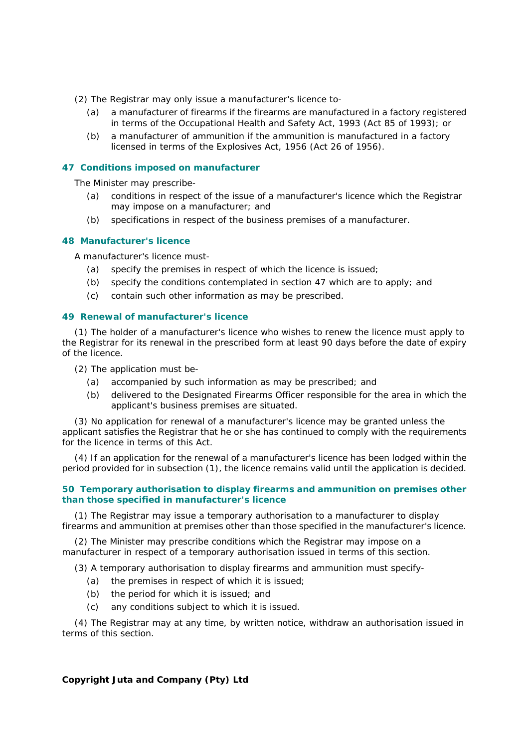(2) The Registrar may only issue a manufacturer's licence to-

(a) a manufacturer of firearms if the firearms are manufactured in a factory registered in terms of the Occupational Health and Safety Act, 1993 (Act 85 of 1993); or

(b) a manufacturer of ammunition if the ammunition is manufactured in a factory licensed in terms of the Explosives Act, 1956 (Act 26 of 1956).

### 47 Conditions imposed on manufacturer

The Minister may prescribe-

(a) conditions in respect of the issue of a manufacturer's licence which the Registrar may impose on a manufacturer; and

(b) specifications in respect of the business premises of a manufacturer.

### 48 Manufacturer's licence

A manufacturer's licence must-

(a) specify the premises in respect of which the licence is issued;

(b) specify the conditions contemplated in section 47 which are to apply; and

(c) contain such other information as may be prescribed.

### 49 Renewal of manufacturer's licence

(1) The holder of a manufacturer's licence who wishes to renew the licence must apply to the Registrar for its renewal in the prescribed form at least 90 days before the date of expiry of the licence.

(2) The application must be-

(a) accompanied by such information as may be prescribed; and

(b) delivered to the Designated Firearms Officer responsible for the area in which the applicant's business premises are situated.

(3) No application for renewal of a manufacturer's licence may be granted unless the applicant satisfies the Registrar that he or she has continued to comply with the requirements for the licence in terms of this Act.

(4) If an application for the renewal of a manufacturer's licence has been lodged within the period provided for in subsection (1), the licence remains valid until the application is decided.

### 50 Temporary authorisation to display firearms and ammunition on premises other than those specified in manufacturer's licence

(1) The Registrar may issue a temporary authorisation to a manufacturer to display firearms and ammunition at premises other than those specified in the manufacturer's licence.

(2) The Minister may prescribe conditions which the Registrar may impose on a manufacturer in respect of a temporary authorisation issued in terms of this section.

(3) A temporary authorisation to display firearms and ammunition must specify-

(a) the premises in respect of which it is issued;

(b) the period for which it is issued; and

(c) any conditions subject to which it is issued.

(4) The Registrar may at any time, by written notice, withdraw an authorisation issued in terms of this section.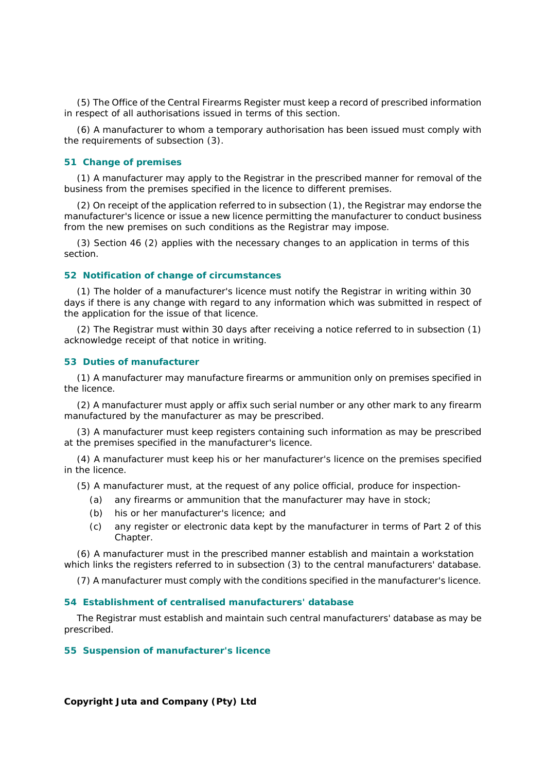(5) The Office of the Central Firearms Register must keep a record of prescribed information in respect of all authorisations issued in terms of this section.

(6) A manufacturer to whom a temporary authorisation has been issued must comply with the requirements of subsection (3).

### 51 Change of premises

(1) A manufacturer may apply to the Registrar in the prescribed manner for removal of the business from the premises specified in the licence to different premises.

(2) On receipt of the application referred to in subsection (1), the Registrar may endorse the manufacturer's licence or issue a new licence permitting the manufacturer to conduct business from the new premises on such conditions as the Registrar may impose.

(3) Section 46 (2) applies with the necessary changes to an application in terms of this section.

### 52 Notification of change of circumstances

(1) The holder of a manufacturer's licence must notify the Registrar in writing within 30 days if there is any change with regard to any information which was submitted in respect of the application for the issue of that licence.

(2) The Registrar must within 30 days after receiving a notice referred to in subsection (1) acknowledge receipt of that notice in writing.

### 53 Duties of manufacturer

(1) A manufacturer may manufacture firearms or ammunition only on premises specified in the licence.

(2) A manufacturer must apply or affix such serial number or any other mark to any firearm manufactured by the manufacturer as may be prescribed.

(3) A manufacturer must keep registers containing such information as may be prescribed at the premises specified in the manufacturer's licence.

(4) A manufacturer must keep his or her manufacturer's licence on the premises specified in the licence.

(5) A manufacturer must, at the request of any police official, produce for inspection-

- (a) any firearms or ammunition that the manufacturer may have in stock;
- (b) his or her manufacturer's licence; and
- (c) any register or electronic data kept by the manufacturer in terms of Part 2 of this Chapter.

(6) A manufacturer must in the prescribed manner establish and maintain a workstation which links the registers referred to in subsection (3) to the central manufacturers' database.

(7) A manufacturer must comply with the conditions specified in the manufacturer's licence.

### 54 Establishment of centralised manufacturers' database

The Registrar must establish and maintain such central manufacturers' database as may be prescribed.

### 55 Suspension of manufacturer's licence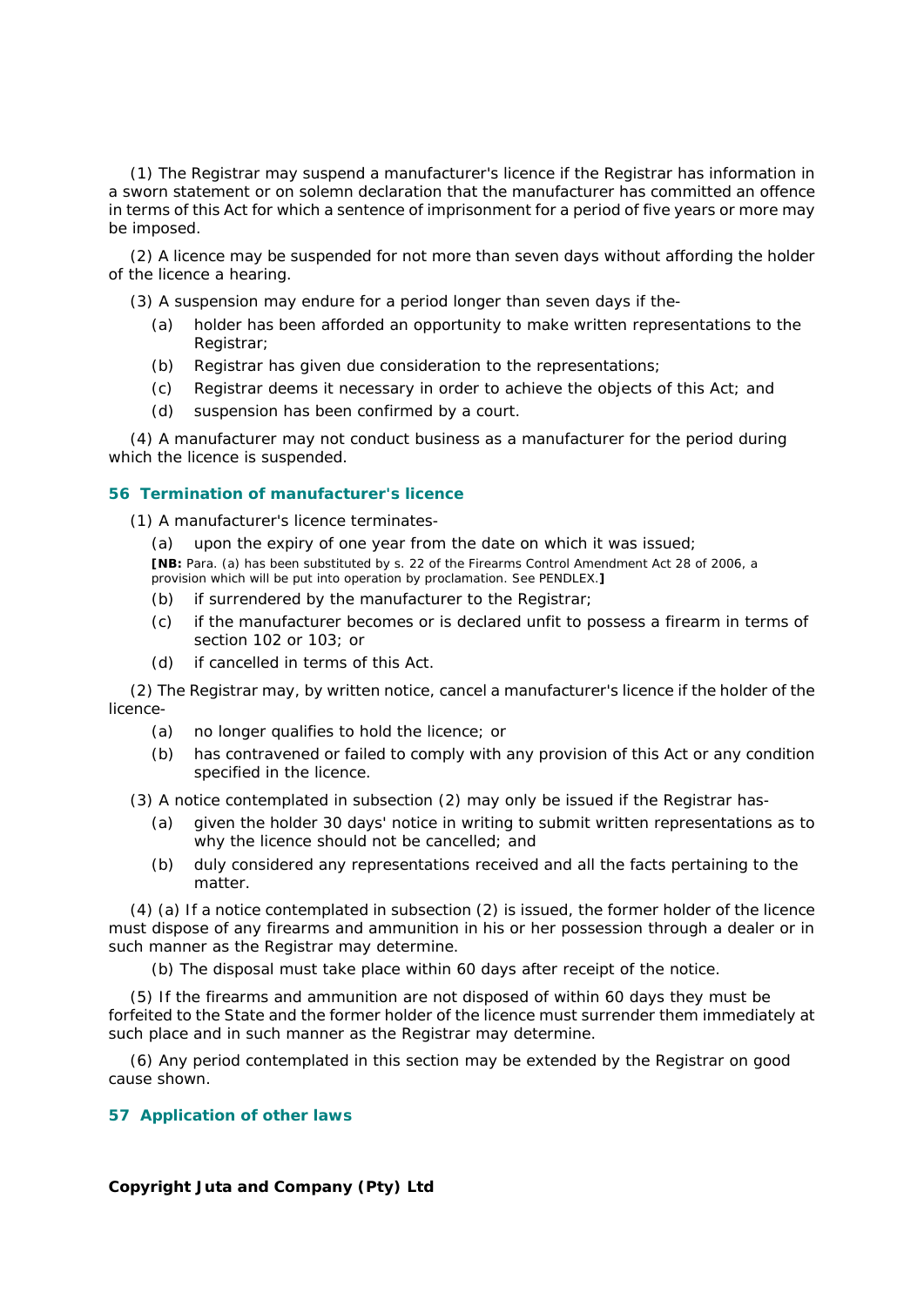(1) The Registrar may suspend a manufacturer's licence if the Registrar has information in a sworn statement or on solemn declaration that the manufacturer has committed an offence in terms of this Act for which a sentence of imprisonment for a period of five years or more may be imposed.

(2) A licence may be suspended for not more than seven days without affording the holder of the licence a hearing.

(3) A suspension may endure for a period longer than seven days if the-

(a) holder has been afforded an opportunity to make written representations to the Registrar;

(b) Registrar has given due consideration to the representations;

(c) Registrar deems it necessary in order to achieve the objects of this Act; and

(d) suspension has been confirmed by a court.

(4) A manufacturer may not conduct business as a manufacturer for the period during which the licence is suspended.

### 56 Termination of manufacturer's licence

(1) A manufacturer's licence terminates-

(a) upon the expiry of one year from the date on which it was issued;

**[NB:** Para. (a) has been substituted by s. 22 of the Firearms Control Amendment Act 28 of 2006, a provision which will be put into operation by proclamation. See PENDLEX.**]**

(b) if surrendered by the manufacturer to the Registrar;

(c) if the manufacturer becomes or is declared unfit to possess a firearm in terms of section 102 or 103; or

(d) if cancelled in terms of this Act.

(2) The Registrar may, by written notice, cancel a manufacturer's licence if the holder of the licence-

(a) no longer qualifies to hold the licence; or

(b) has contravened or failed to comply with any provision of this Act or any condition specified in the licence.

(3) A notice contemplated in subsection (2) may only be issued if the Registrar has-

(a) given the holder 30 days' notice in writing to submit written representations as to why the licence should not be cancelled; and

(b) duly considered any representations received and all the facts pertaining to the matter.

(4) (a) If a notice contemplated in subsection (2) is issued, the former holder of the licence must dispose of any firearms and ammunition in his or her possession through a dealer or in such manner as the Registrar may determine.

(b) The disposal must take place within 60 days after receipt of the notice.

(5) If the firearms and ammunition are not disposed of within 60 days they must be forfeited to the State and the former holder of the licence must surrender them immediately at such place and in such manner as the Registrar may determine.

(6) Any period contemplated in this section may be extended by the Registrar on good cause shown.

### 57 Application of other laws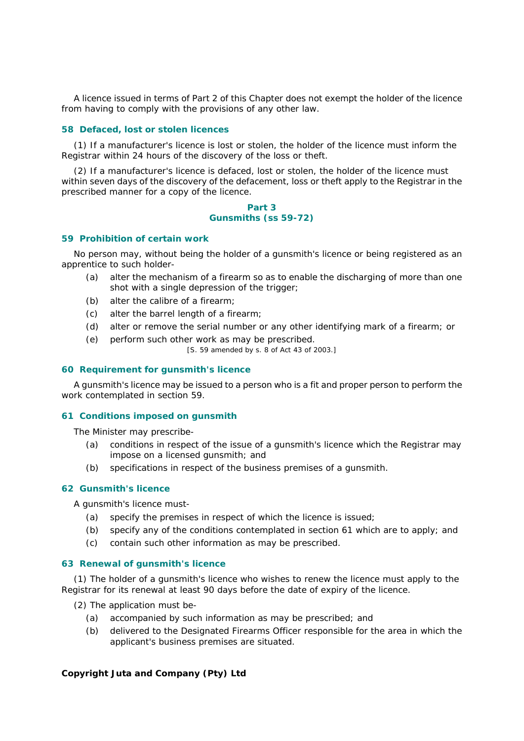A licence issued in terms of Part 2 of this Chapter does not exempt the holder of the licence from having to comply with the provisions of any other law.

### 58 Defaced, lost or stolen licences

(1) If a manufacturer's licence is lost or stolen, the holder of the licence must inform the Registrar within 24 hours of the discovery of the loss or theft.

(2) If a manufacturer's licence is defaced, lost or stolen, the holder of the licence must within seven days of the discovery of the defacement, loss or theft apply to the Registrar in the prescribed manner for a copy of the licence.

## Part 3
## Gunsmiths (ss 59-72)

### 59 Prohibition of certain work

No person may, without being the holder of a gunsmith's licence or being registered as an apprentice to such holder-

- (a) alter the mechanism of a firearm so as to enable the discharging of more than one shot with a single depression of the trigger;
- (b) alter the calibre of a firearm;
- (c) alter the barrel length of a firearm;
- (d) alter or remove the serial number or any other identifying mark of a firearm; or
- (e) perform such other work as may be prescribed.

[S. 59 amended by s. 8 of Act 43 of 2003.]

### 60 Requirement for gunsmith's licence

A gunsmith's licence may be issued to a person who is a fit and proper person to perform the work contemplated in section 59.

### 61 Conditions imposed on gunsmith

The Minister may prescribe-

- (a) conditions in respect of the issue of a gunsmith's licence which the Registrar may impose on a licensed gunsmith; and
- (b) specifications in respect of the business premises of a gunsmith.

### 62 Gunsmith's licence

A gunsmith's licence must-

- (a) specify the premises in respect of which the licence is issued;
- (b) specify any of the conditions contemplated in section 61 which are to apply; and
- (c) contain such other information as may be prescribed.

### 63 Renewal of gunsmith's licence

(1) The holder of a gunsmith's licence who wishes to renew the licence must apply to the Registrar for its renewal at least 90 days before the date of expiry of the licence.

(2) The application must be-

- (a) accompanied by such information as may be prescribed; and
- (b) delivered to the Designated Firearms Officer responsible for the area in which the applicant's business premises are situated.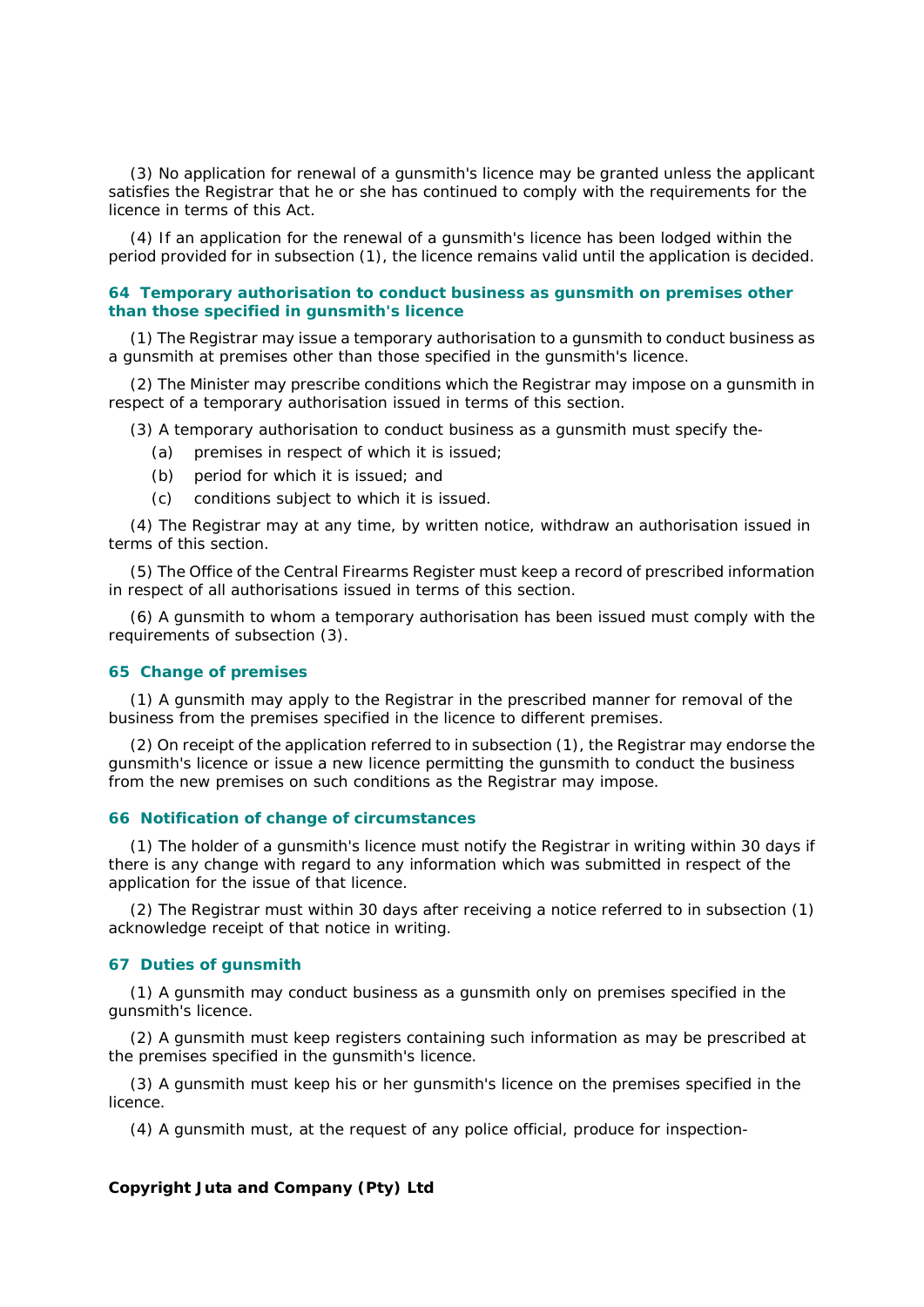(3) No application for renewal of a gunsmith's licence may be granted unless the applicant satisfies the Registrar that he or she has continued to comply with the requirements for the licence in terms of this Act.

(4) If an application for the renewal of a gunsmith's licence has been lodged within the period provided for in subsection (1), the licence remains valid until the application is decided.

### 64 Temporary authorisation to conduct business as gunsmith on premises other than those specified in gunsmith's licence

(1) The Registrar may issue a temporary authorisation to a gunsmith to conduct business as a gunsmith at premises other than those specified in the gunsmith's licence.

(2) The Minister may prescribe conditions which the Registrar may impose on a gunsmith in respect of a temporary authorisation issued in terms of this section.

(3) A temporary authorisation to conduct business as a gunsmith must specify the-

- (a) premises in respect of which it is issued;
- (b) period for which it is issued; and
- (c) conditions subject to which it is issued.

(4) The Registrar may at any time, by written notice, withdraw an authorisation issued in terms of this section.

(5) The Office of the Central Firearms Register must keep a record of prescribed information in respect of all authorisations issued in terms of this section.

(6) A gunsmith to whom a temporary authorisation has been issued must comply with the requirements of subsection (3).

### 65 Change of premises

(1) A gunsmith may apply to the Registrar in the prescribed manner for removal of the business from the premises specified in the licence to different premises.

(2) On receipt of the application referred to in subsection (1), the Registrar may endorse the gunsmith's licence or issue a new licence permitting the gunsmith to conduct the business from the new premises on such conditions as the Registrar may impose.

### 66 Notification of change of circumstances

(1) The holder of a gunsmith's licence must notify the Registrar in writing within 30 days if there is any change with regard to any information which was submitted in respect of the application for the issue of that licence.

(2) The Registrar must within 30 days after receiving a notice referred to in subsection (1) acknowledge receipt of that notice in writing.

### 67 Duties of gunsmith

(1) A gunsmith may conduct business as a gunsmith only on premises specified in the gunsmith's licence.

(2) A gunsmith must keep registers containing such information as may be prescribed at the premises specified in the gunsmith's licence.

(3) A gunsmith must keep his or her gunsmith's licence on the premises specified in the licence.

(4) A gunsmith must, at the request of any police official, produce for inspection-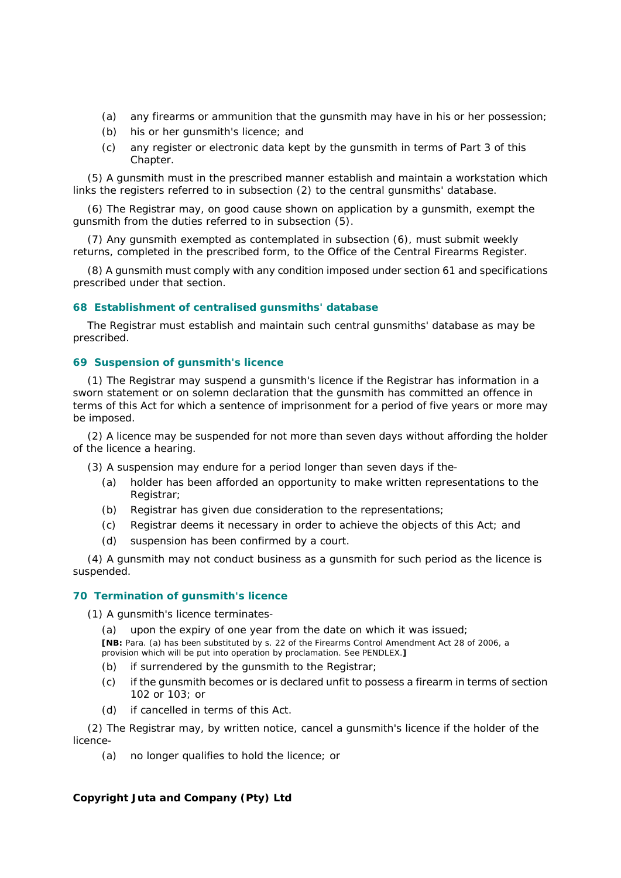(a) any firearms or ammunition that the gunsmith may have in his or her possession;

(b) his or her gunsmith's licence; and

(c) any register or electronic data kept by the gunsmith in terms of Part 3 of this Chapter.

(5) A gunsmith must in the prescribed manner establish and maintain a workstation which links the registers referred to in subsection (2) to the central gunsmiths' database.

(6) The Registrar may, on good cause shown on application by a gunsmith, exempt the gunsmith from the duties referred to in subsection (5).

(7) Any gunsmith exempted as contemplated in subsection (6), must submit weekly returns, completed in the prescribed form, to the Office of the Central Firearms Register.

(8) A gunsmith must comply with any condition imposed under section 61 and specifications prescribed under that section.

### 68 Establishment of centralised gunsmiths' database

The Registrar must establish and maintain such central gunsmiths' database as may be prescribed.

### 69 Suspension of gunsmith's licence

(1) The Registrar may suspend a gunsmith's licence if the Registrar has information in a sworn statement or on solemn declaration that the gunsmith has committed an offence in terms of this Act for which a sentence of imprisonment for a period of five years or more may be imposed.

(2) A licence may be suspended for not more than seven days without affording the holder of the licence a hearing.

(3) A suspension may endure for a period longer than seven days if the-

(a) holder has been afforded an opportunity to make written representations to the Registrar;

(b) Registrar has given due consideration to the representations;

(c) Registrar deems it necessary in order to achieve the objects of this Act; and

(d) suspension has been confirmed by a court.

(4) A gunsmith may not conduct business as a gunsmith for such period as the licence is suspended.

### 70 Termination of gunsmith's licence

(1) A gunsmith's licence terminates-

(a) upon the expiry of one year from the date on which it was issued;

**[NB:** Para. (a) has been substituted by s. 22 of the Firearms Control Amendment Act 28 of 2006, a provision which will be put into operation by proclamation. See PENDLEX.**]**

(b) if surrendered by the gunsmith to the Registrar;

(c) if the gunsmith becomes or is declared unfit to possess a firearm in terms of section 102 or 103; or

(d) if cancelled in terms of this Act.

(2) The Registrar may, by written notice, cancel a gunsmith's licence if the holder of the licence-

(a) no longer qualifies to hold the licence; or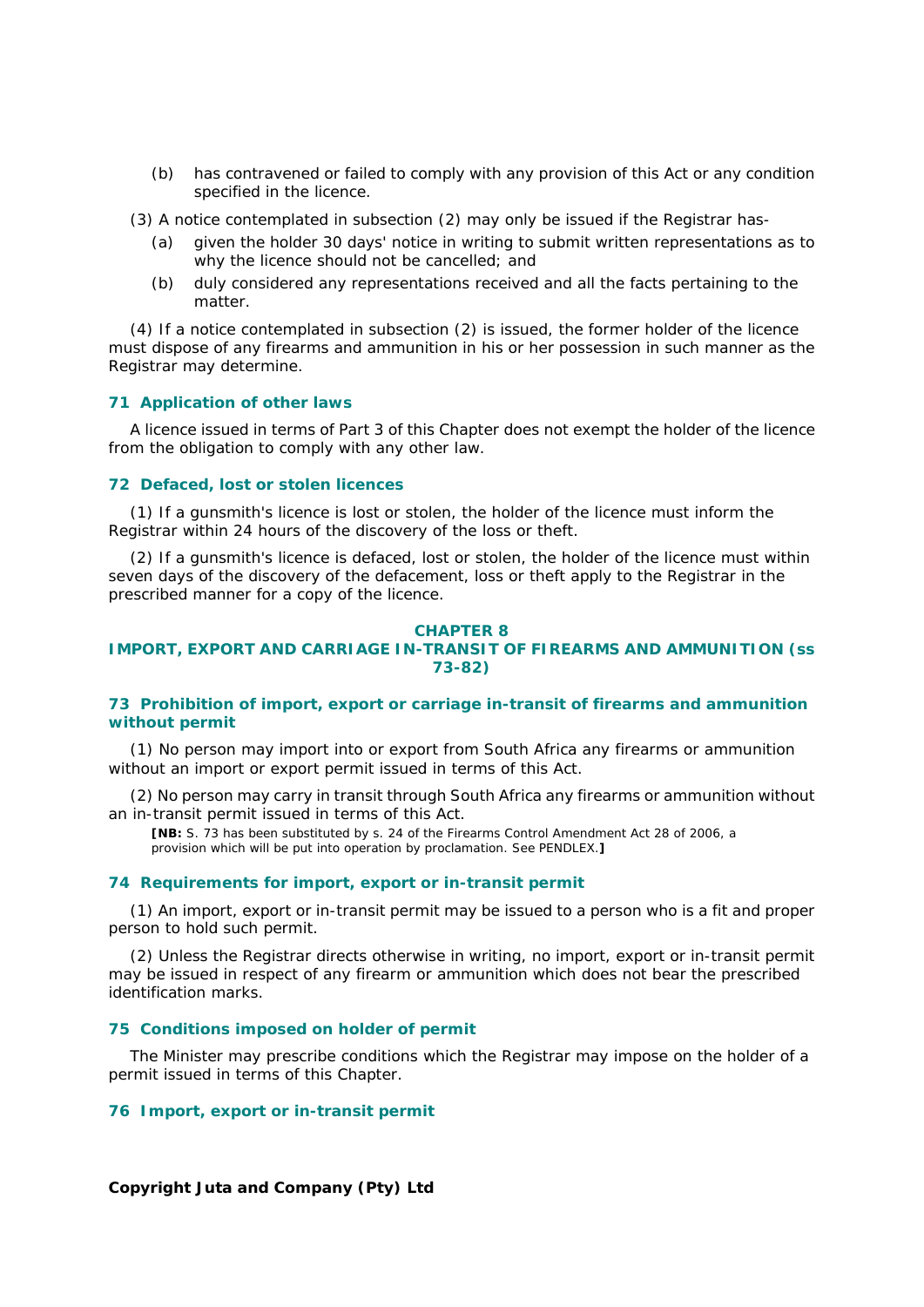(b) has contravened or failed to comply with any provision of this Act or any condition specified in the licence.

(3) A notice contemplated in subsection (2) may only be issued if the Registrar has-

(a) given the holder 30 days' notice in writing to submit written representations as to why the licence should not be cancelled; and

(b) duly considered any representations received and all the facts pertaining to the matter.

(4) If a notice contemplated in subsection (2) is issued, the former holder of the licence must dispose of any firearms and ammunition in his or her possession in such manner as the Registrar may determine.

### 71 Application of other laws

A licence issued in terms of Part 3 of this Chapter does not exempt the holder of the licence from the obligation to comply with any other law.

### 72 Defaced, lost or stolen licences

(1) If a gunsmith's licence is lost or stolen, the holder of the licence must inform the Registrar within 24 hours of the discovery of the loss or theft.

(2) If a gunsmith's licence is defaced, lost or stolen, the holder of the licence must within seven days of the discovery of the defacement, loss or theft apply to the Registrar in the prescribed manner for a copy of the licence.

## CHAPTER 8
## IMPORT, EXPORT AND CARRIAGE IN-TRANSIT OF FIREARMS AND AMMUNITION (ss 73-82)

### 73 Prohibition of import, export or carriage in-transit of firearms and ammunition without permit

(1) No person may import into or export from South Africa any firearms or ammunition without an import or export permit issued in terms of this Act.

(2) No person may carry in transit through South Africa any firearms or ammunition without an in-transit permit issued in terms of this Act.

**[NB:** S. 73 has been substituted by s. 24 of the Firearms Control Amendment Act 28 of 2006, a provision which will be put into operation by proclamation. See PENDLEX.**]**

### 74 Requirements for import, export or in-transit permit

(1) An import, export or in-transit permit may be issued to a person who is a fit and proper person to hold such permit.

(2) Unless the Registrar directs otherwise in writing, no import, export or in-transit permit may be issued in respect of any firearm or ammunition which does not bear the prescribed identification marks.

### 75 Conditions imposed on holder of permit

The Minister may prescribe conditions which the Registrar may impose on the holder of a permit issued in terms of this Chapter.

### 76 Import, export or in-transit permit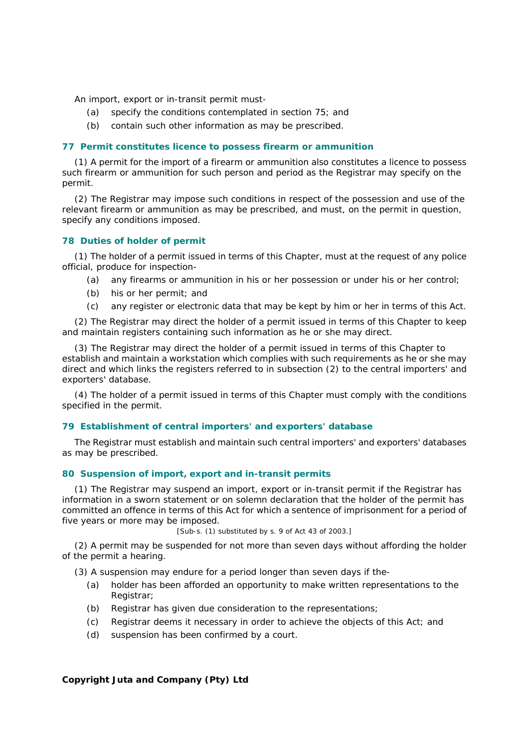An import, export or in-transit permit must-

(a) specify the conditions contemplated in section 75; and

(b) contain such other information as may be prescribed.

### 77 Permit constitutes licence to possess firearm or ammunition

(1) A permit for the import of a firearm or ammunition also constitutes a licence to possess such firearm or ammunition for such person and period as the Registrar may specify on the permit.

(2) The Registrar may impose such conditions in respect of the possession and use of the relevant firearm or ammunition as may be prescribed, and must, on the permit in question, specify any conditions imposed.

### 78 Duties of holder of permit

(1) The holder of a permit issued in terms of this Chapter, must at the request of any police official, produce for inspection-

(a) any firearms or ammunition in his or her possession or under his or her control;

(b) his or her permit; and

(c) any register or electronic data that may be kept by him or her in terms of this Act.

(2) The Registrar may direct the holder of a permit issued in terms of this Chapter to keep and maintain registers containing such information as he or she may direct.

(3) The Registrar may direct the holder of a permit issued in terms of this Chapter to establish and maintain a workstation which complies with such requirements as he or she may direct and which links the registers referred to in subsection (2) to the central importers' and exporters' database.

(4) The holder of a permit issued in terms of this Chapter must comply with the conditions specified in the permit.

### 79 Establishment of central importers' and exporters' database

The Registrar must establish and maintain such central importers' and exporters' databases as may be prescribed.

### 80 Suspension of import, export and in-transit permits

(1) The Registrar may suspend an import, export or in-transit permit if the Registrar has information in a sworn statement or on solemn declaration that the holder of the permit has committed an offence in terms of this Act for which a sentence of imprisonment for a period of five years or more may be imposed.

[Sub-s. (1) substituted by s. 9 of Act 43 of 2003.]

(2) A permit may be suspended for not more than seven days without affording the holder of the permit a hearing.

(3) A suspension may endure for a period longer than seven days if the-

(a) holder has been afforded an opportunity to make written representations to the Registrar;

(b) Registrar has given due consideration to the representations;

(c) Registrar deems it necessary in order to achieve the objects of this Act; and

(d) suspension has been confirmed by a court.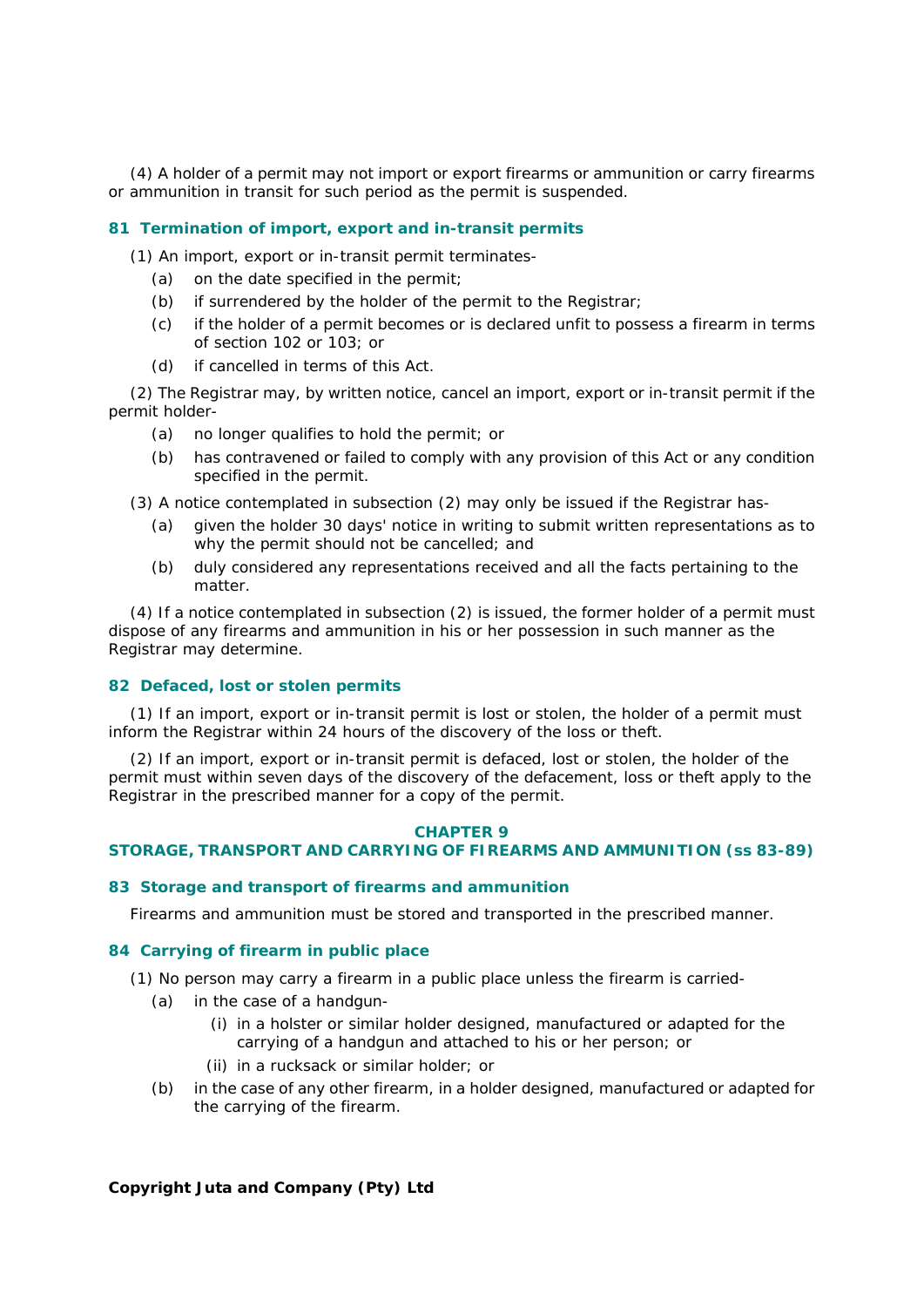(4) A holder of a permit may not import or export firearms or ammunition or carry firearms or ammunition in transit for such period as the permit is suspended.

### 81 Termination of import, export and in-transit permits

(1) An import, export or in-transit permit terminates-

(a) on the date specified in the permit;

(b) if surrendered by the holder of the permit to the Registrar;

(c) if the holder of a permit becomes or is declared unfit to possess a firearm in terms of section 102 or 103; or

(d) if cancelled in terms of this Act.

(2) The Registrar may, by written notice, cancel an import, export or in-transit permit if the permit holder-

(a) no longer qualifies to hold the permit; or

(b) has contravened or failed to comply with any provision of this Act or any condition specified in the permit.

(3) A notice contemplated in subsection (2) may only be issued if the Registrar has-

(a) given the holder 30 days' notice in writing to submit written representations as to why the permit should not be cancelled; and

(b) duly considered any representations received and all the facts pertaining to the matter.

(4) If a notice contemplated in subsection (2) is issued, the former holder of a permit must dispose of any firearms and ammunition in his or her possession in such manner as the Registrar may determine.

### 82 Defaced, lost or stolen permits

(1) If an import, export or in-transit permit is lost or stolen, the holder of a permit must inform the Registrar within 24 hours of the discovery of the loss or theft.

(2) If an import, export or in-transit permit is defaced, lost or stolen, the holder of the permit must within seven days of the discovery of the defacement, loss or theft apply to the Registrar in the prescribed manner for a copy of the permit.

## CHAPTER 9
## STORAGE, TRANSPORT AND CARRYING OF FIREARMS AND AMMUNITION (ss 83-89)

### 83 Storage and transport of firearms and ammunition

Firearms and ammunition must be stored and transported in the prescribed manner.

### 84 Carrying of firearm in public place

(1) No person may carry a firearm in a public place unless the firearm is carried-

(a) in the case of a handgun-

(i) in a holster or similar holder designed, manufactured or adapted for the carrying of a handgun and attached to his or her person; or

(ii) in a rucksack or similar holder; or

(b) in the case of any other firearm, in a holder designed, manufactured or adapted for the carrying of the firearm.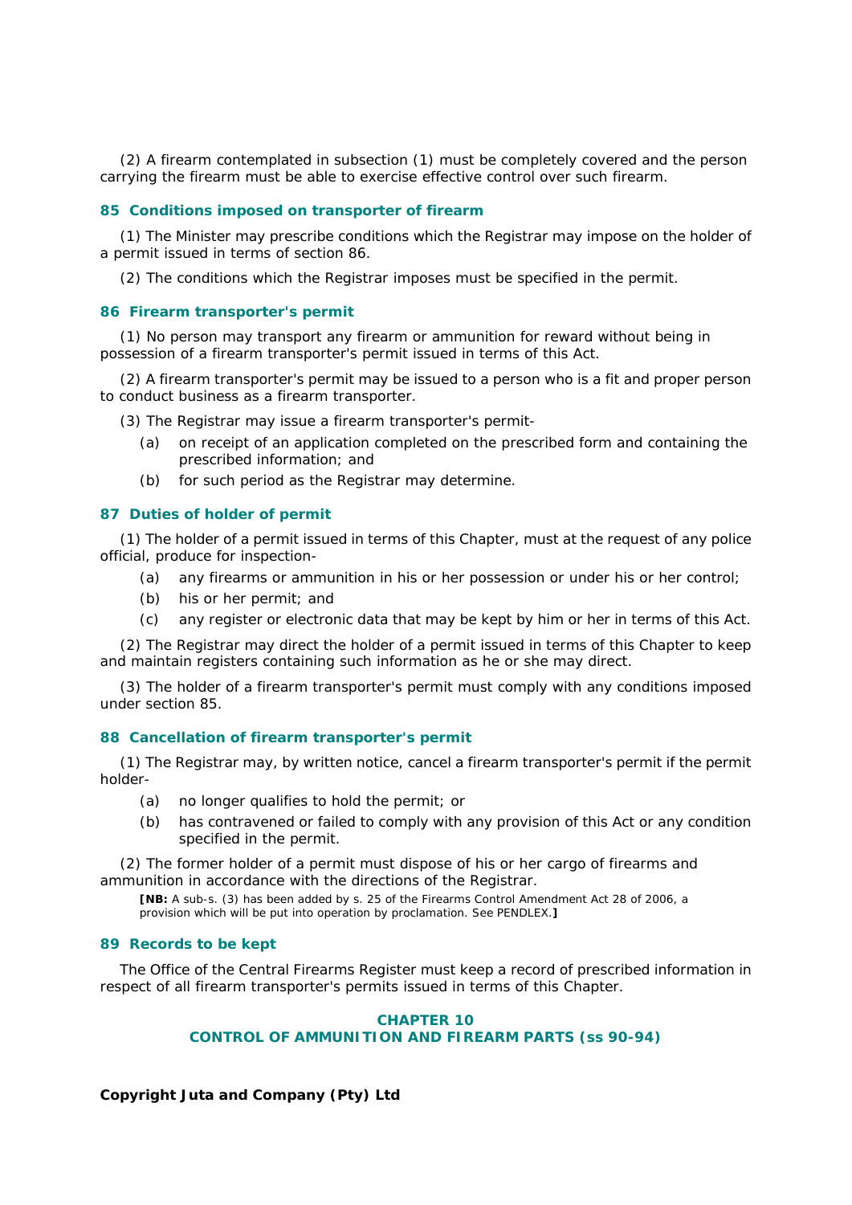(2) A firearm contemplated in subsection (1) must be completely covered and the person carrying the firearm must be able to exercise effective control over such firearm.

### 85 Conditions imposed on transporter of firearm

(1) The Minister may prescribe conditions which the Registrar may impose on the holder of a permit issued in terms of section 86.

(2) The conditions which the Registrar imposes must be specified in the permit.

### 86 Firearm transporter's permit

(1) No person may transport any firearm or ammunition for reward without being in possession of a firearm transporter's permit issued in terms of this Act.

(2) A firearm transporter's permit may be issued to a person who is a fit and proper person to conduct business as a firearm transporter.

(3) The Registrar may issue a firearm transporter's permit-

(a) on receipt of an application completed on the prescribed form and containing the prescribed information; and

(b) for such period as the Registrar may determine.

### 87 Duties of holder of permit

(1) The holder of a permit issued in terms of this Chapter, must at the request of any police official, produce for inspection-

(a) any firearms or ammunition in his or her possession or under his or her control;

(b) his or her permit; and

(c) any register or electronic data that may be kept by him or her in terms of this Act.

(2) The Registrar may direct the holder of a permit issued in terms of this Chapter to keep and maintain registers containing such information as he or she may direct.

(3) The holder of a firearm transporter's permit must comply with any conditions imposed under section 85.

### 88 Cancellation of firearm transporter's permit

(1) The Registrar may, by written notice, cancel a firearm transporter's permit if the permit holder-

(a) no longer qualifies to hold the permit; or

(b) has contravened or failed to comply with any provision of this Act or any condition specified in the permit.

(2) The former holder of a permit must dispose of his or her cargo of firearms and ammunition in accordance with the directions of the Registrar.

**[NB:** A sub-s. (3) has been added by s. 25 of the Firearms Control Amendment Act 28 of 2006, a provision which will be put into operation by proclamation. See PENDLEX.**]**

### 89 Records to be kept

The Office of the Central Firearms Register must keep a record of prescribed information in respect of all firearm transporter's permits issued in terms of this Chapter.

## CHAPTER 10
## CONTROL OF AMMUNITION AND FIREARM PARTS (ss 90-94)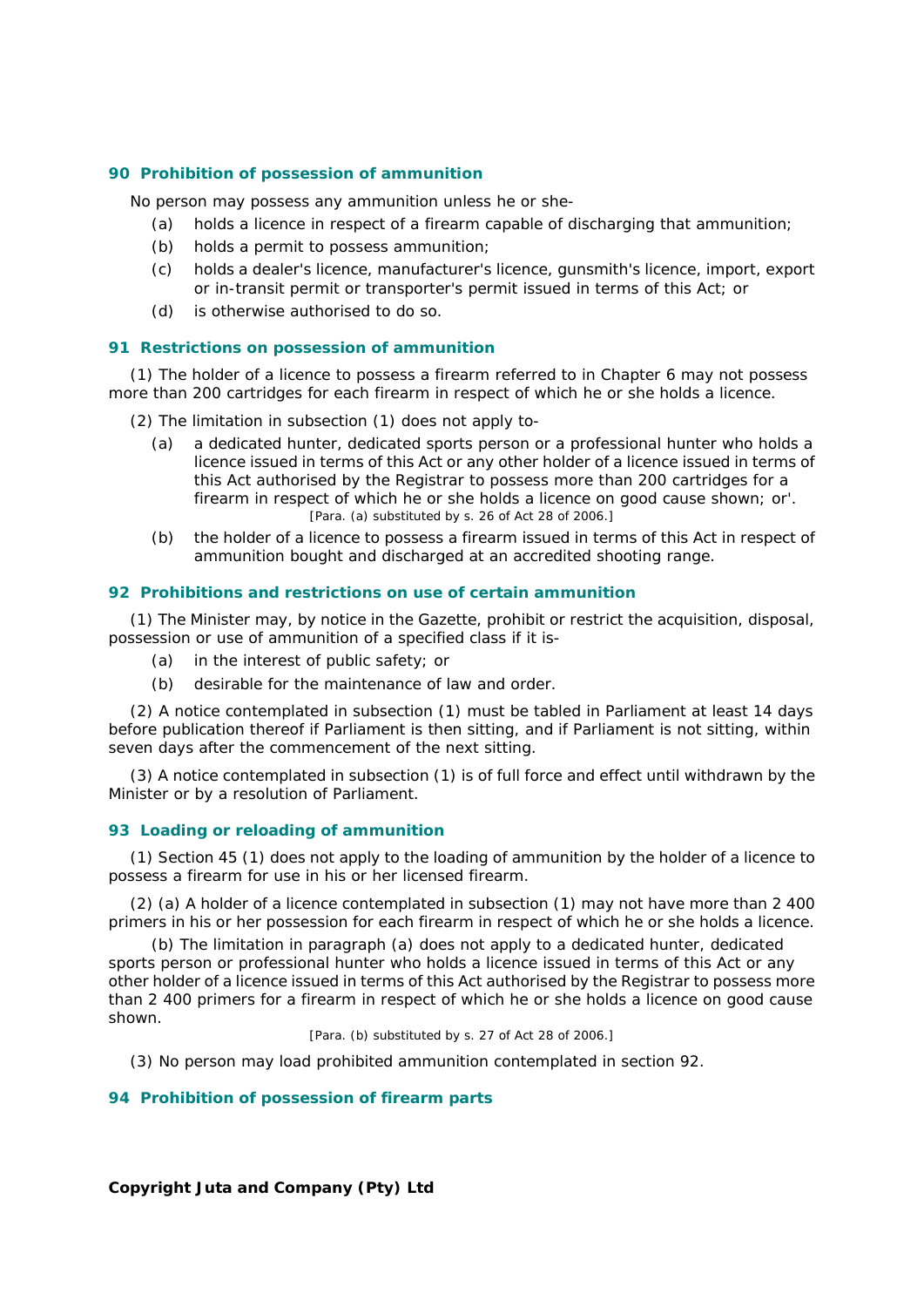### 90 Prohibition of possession of ammunition

No person may possess any ammunition unless he or she-

(a) holds a licence in respect of a firearm capable of discharging that ammunition;

(b) holds a permit to possess ammunition;

(c) holds a dealer's licence, manufacturer's licence, gunsmith's licence, import, export or in-transit permit or transporter's permit issued in terms of this Act; or

(d) is otherwise authorised to do so.

### 91 Restrictions on possession of ammunition

(1) The holder of a licence to possess a firearm referred to in Chapter 6 may not possess more than 200 cartridges for each firearm in respect of which he or she holds a licence.

(2) The limitation in subsection (1) does not apply to-

(a) a dedicated hunter, dedicated sports person or a professional hunter who holds a licence issued in terms of this Act or any other holder of a licence issued in terms of this Act authorised by the Registrar to possess more than 200 cartridges for a firearm in respect of which he or she holds a licence on good cause shown; or'.

[Para. (a) substituted by s. 26 of Act 28 of 2006.]

(b) the holder of a licence to possess a firearm issued in terms of this Act in respect of ammunition bought and discharged at an accredited shooting range.

### 92 Prohibitions and restrictions on use of certain ammunition

(1) The Minister may, by notice in the Gazette, prohibit or restrict the acquisition, disposal, possession or use of ammunition of a specified class if it is-

(a) in the interest of public safety; or

(b) desirable for the maintenance of law and order.

(2) A notice contemplated in subsection (1) must be tabled in Parliament at least 14 days before publication thereof if Parliament is then sitting, and if Parliament is not sitting, within seven days after the commencement of the next sitting.

(3) A notice contemplated in subsection (1) is of full force and effect until withdrawn by the Minister or by a resolution of Parliament.

### 93 Loading or reloading of ammunition

(1) Section 45 (1) does not apply to the loading of ammunition by the holder of a licence to possess a firearm for use in his or her licensed firearm.

(2) (a) A holder of a licence contemplated in subsection (1) may not have more than 2 400 primers in his or her possession for each firearm in respect of which he or she holds a licence.

(b) The limitation in paragraph (a) does not apply to a dedicated hunter, dedicated sports person or professional hunter who holds a licence issued in terms of this Act or any other holder of a licence issued in terms of this Act authorised by the Registrar to possess more than 2 400 primers for a firearm in respect of which he or she holds a licence on good cause shown.

[Para. (b) substituted by s. 27 of Act 28 of 2006.]

(3) No person may load prohibited ammunition contemplated in section 92.

### 94 Prohibition of possession of firearm parts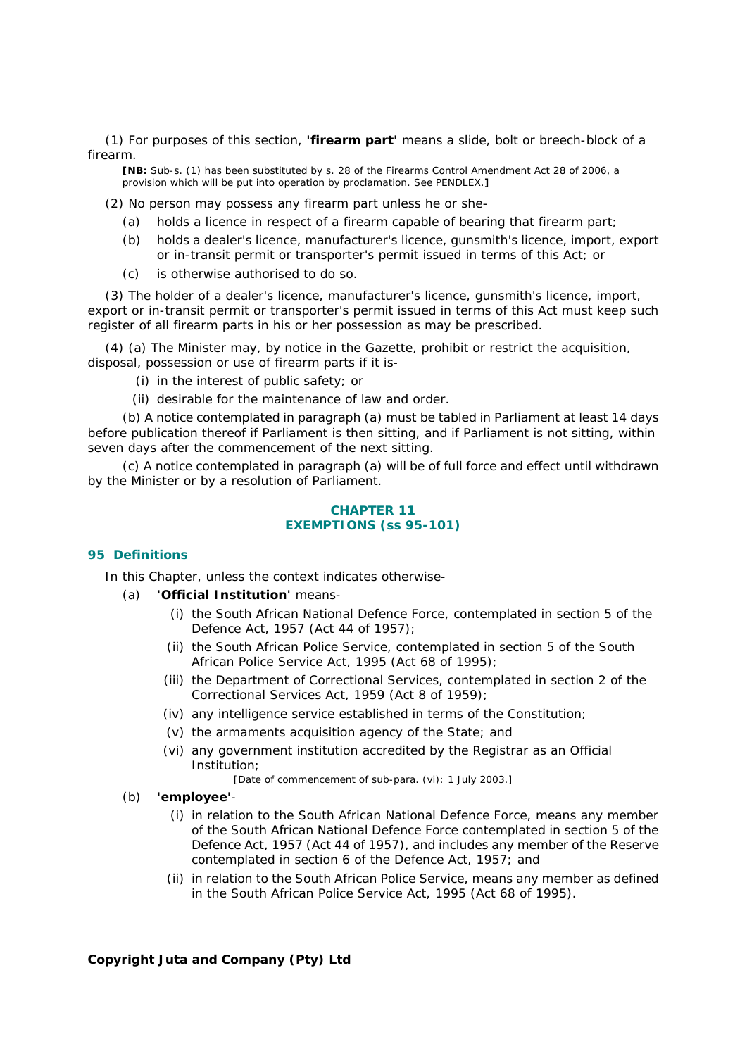(1) For purposes of this section, **'firearm part'** means a slide, bolt or breech-block of a firearm.

**[NB:** Sub-s. (1) has been substituted by s. 28 of the Firearms Control Amendment Act 28 of 2006, a provision which will be put into operation by proclamation. See PENDLEX.**]**

(2) No person may possess any firearm part unless he or she-

(a) holds a licence in respect of a firearm capable of bearing that firearm part;

(b) holds a dealer's licence, manufacturer's licence, gunsmith's licence, import, export or in-transit permit or transporter's permit issued in terms of this Act; or

(c) is otherwise authorised to do so.

(3) The holder of a dealer's licence, manufacturer's licence, gunsmith's licence, import, export or in-transit permit or transporter's permit issued in terms of this Act must keep such register of all firearm parts in his or her possession as may be prescribed.

(4) (a) The Minister may, by notice in the Gazette, prohibit or restrict the acquisition, disposal, possession or use of firearm parts if it is-

(i) in the interest of public safety; or

(ii) desirable for the maintenance of law and order.

(b) A notice contemplated in paragraph (a) must be tabled in Parliament at least 14 days before publication thereof if Parliament is then sitting, and if Parliament is not sitting, within seven days after the commencement of the next sitting.

(c) A notice contemplated in paragraph (a) will be of full force and effect until withdrawn by the Minister or by a resolution of Parliament.

## CHAPTER 11
## EXEMPTIONS (ss 95-101)

### 95 Definitions

In this Chapter, unless the context indicates otherwise-

(a) **'Official Institution'** means-

(i) the South African National Defence Force, contemplated in section 5 of the Defence Act, 1957 (Act 44 of 1957);

(ii) the South African Police Service, contemplated in section 5 of the South African Police Service Act, 1995 (Act 68 of 1995);

(iii) the Department of Correctional Services, contemplated in section 2 of the Correctional Services Act, 1959 (Act 8 of 1959);

(iv) any intelligence service established in terms of the Constitution;

(v) the armaments acquisition agency of the State; and

(vi) any government institution accredited by the Registrar as an Official Institution;

[Date of commencement of sub-para. (vi): 1 July 2003.]

(b) **'employee'**-

(i) in relation to the South African National Defence Force, means any member of the South African National Defence Force contemplated in section 5 of the Defence Act, 1957 (Act 44 of 1957), and includes any member of the Reserve contemplated in section 6 of the Defence Act, 1957; and

(ii) in relation to the South African Police Service, means any member as defined in the South African Police Service Act, 1995 (Act 68 of 1995).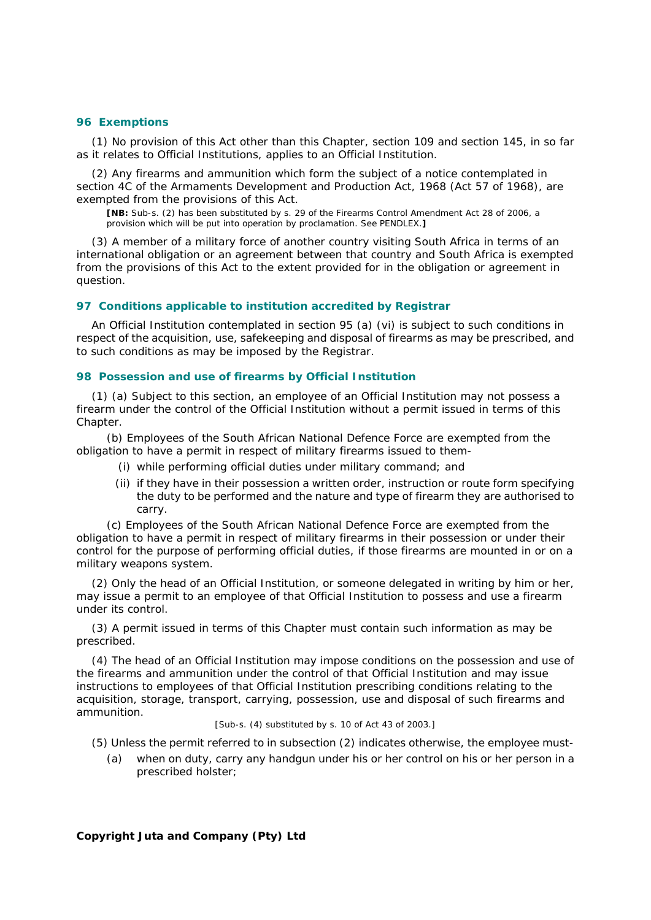### 96 Exemptions

(1) No provision of this Act other than this Chapter, section 109 and section 145, in so far as it relates to Official Institutions, applies to an Official Institution.

(2) Any firearms and ammunition which form the subject of a notice contemplated in section 4C of the Armaments Development and Production Act, 1968 (Act 57 of 1968), are exempted from the provisions of this Act.

**[NB:** Sub-s. (2) has been substituted by s. 29 of the Firearms Control Amendment Act 28 of 2006, a provision which will be put into operation by proclamation. See PENDLEX.**]**

(3) A member of a military force of another country visiting South Africa in terms of an international obligation or an agreement between that country and South Africa is exempted from the provisions of this Act to the extent provided for in the obligation or agreement in question.

### 97 Conditions applicable to institution accredited by Registrar

An Official Institution contemplated in section 95 (a) (vi) is subject to such conditions in respect of the acquisition, use, safekeeping and disposal of firearms as may be prescribed, and to such conditions as may be imposed by the Registrar.

### 98 Possession and use of firearms by Official Institution

(1) (a) Subject to this section, an employee of an Official Institution may not possess a firearm under the control of the Official Institution without a permit issued in terms of this Chapter.

(b) Employees of the South African National Defence Force are exempted from the obligation to have a permit in respect of military firearms issued to them-

- (i) while performing official duties under military command; and
- (ii) if they have in their possession a written order, instruction or route form specifying the duty to be performed and the nature and type of firearm they are authorised to carry.

(c) Employees of the South African National Defence Force are exempted from the obligation to have a permit in respect of military firearms in their possession or under their control for the purpose of performing official duties, if those firearms are mounted in or on a military weapons system.

(2) Only the head of an Official Institution, or someone delegated in writing by him or her, may issue a permit to an employee of that Official Institution to possess and use a firearm under its control.

(3) A permit issued in terms of this Chapter must contain such information as may be prescribed.

(4) The head of an Official Institution may impose conditions on the possession and use of the firearms and ammunition under the control of that Official Institution and may issue instructions to employees of that Official Institution prescribing conditions relating to the acquisition, storage, transport, carrying, possession, use and disposal of such firearms and ammunition.

[Sub-s. (4) substituted by s. 10 of Act 43 of 2003.]

(5) Unless the permit referred to in subsection (2) indicates otherwise, the employee must-

- (a) when on duty, carry any handgun under his or her control on his or her person in a prescribed holster;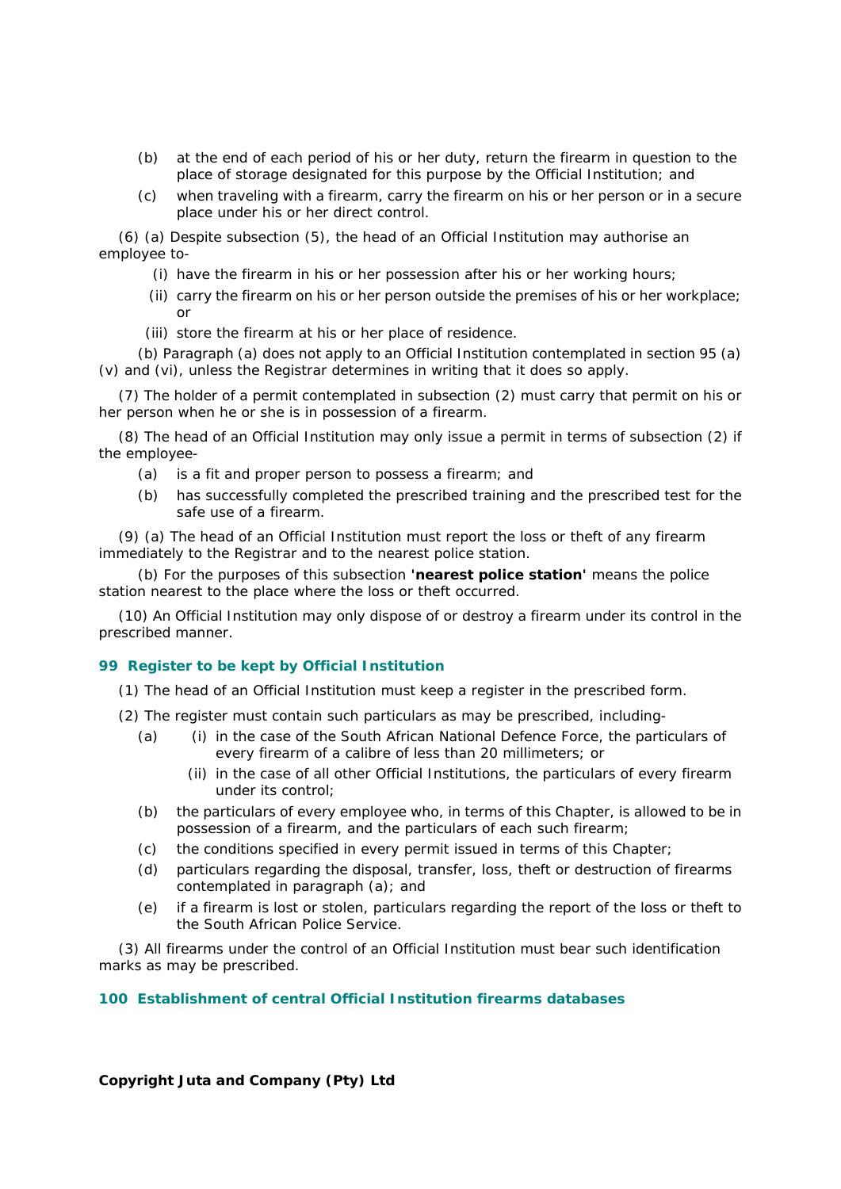(b) at the end of each period of his or her duty, return the firearm in question to the place of storage designated for this purpose by the Official Institution; and

(c) when traveling with a firearm, carry the firearm on his or her person or in a secure place under his or her direct control.

(6) (a) Despite subsection (5), the head of an Official Institution may authorise an employee to-

(i) have the firearm in his or her possession after his or her working hours;

(ii) carry the firearm on his or her person outside the premises of his or her workplace; or

(iii) store the firearm at his or her place of residence.

(b) Paragraph (a) does not apply to an Official Institution contemplated in section 95 (a) (v) and (vi), unless the Registrar determines in writing that it does so apply.

(7) The holder of a permit contemplated in subsection (2) must carry that permit on his or her person when he or she is in possession of a firearm.

(8) The head of an Official Institution may only issue a permit in terms of subsection (2) if the employee-

(a) is a fit and proper person to possess a firearm; and

(b) has successfully completed the prescribed training and the prescribed test for the safe use of a firearm.

(9) (a) The head of an Official Institution must report the loss or theft of any firearm immediately to the Registrar and to the nearest police station.

(b) For the purposes of this subsection **'nearest police station'** means the police station nearest to the place where the loss or theft occurred.

(10) An Official Institution may only dispose of or destroy a firearm under its control in the prescribed manner.

### 99 Register to be kept by Official Institution

(1) The head of an Official Institution must keep a register in the prescribed form.

(2) The register must contain such particulars as may be prescribed, including-

(a) (i) in the case of the South African National Defence Force, the particulars of every firearm of a calibre of less than 20 millimeters; or

(ii) in the case of all other Official Institutions, the particulars of every firearm under its control;

(b) the particulars of every employee who, in terms of this Chapter, is allowed to be in possession of a firearm, and the particulars of each such firearm;

(c) the conditions specified in every permit issued in terms of this Chapter;

(d) particulars regarding the disposal, transfer, loss, theft or destruction of firearms contemplated in paragraph (a); and

(e) if a firearm is lost or stolen, particulars regarding the report of the loss or theft to the South African Police Service.

(3) All firearms under the control of an Official Institution must bear such identification marks as may be prescribed.

### 100 Establishment of central Official Institution firearms databases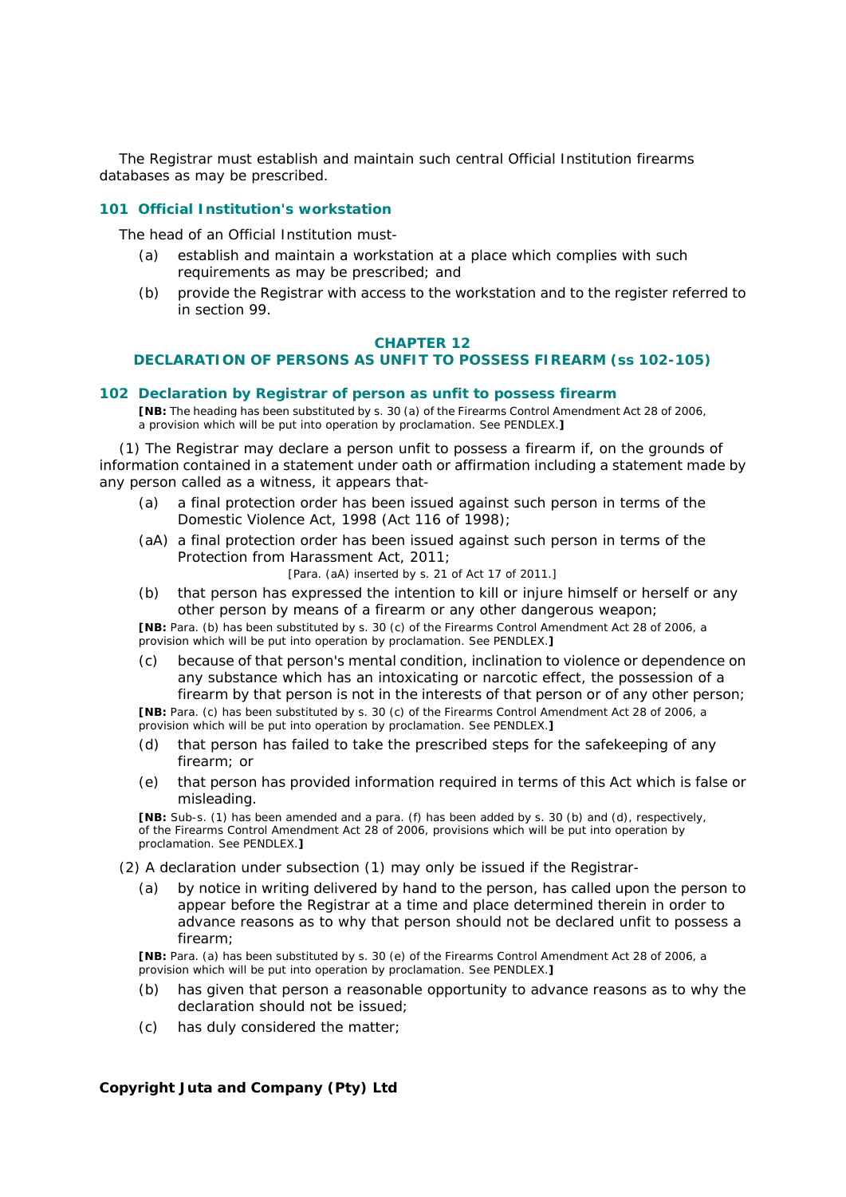The Registrar must establish and maintain such central Official Institution firearms databases as may be prescribed.

### 101 Official Institution's workstation

The head of an Official Institution must-

(a) establish and maintain a workstation at a place which complies with such requirements as may be prescribed; and

(b) provide the Registrar with access to the workstation and to the register referred to in section 99.

## CHAPTER 12
## DECLARATION OF PERSONS AS UNFIT TO POSSESS FIREARM (ss 102-105)

### 102 Declaration by Registrar of person as unfit to possess firearm

**[NB:** The heading has been substituted by s. 30 (a) of the Firearms Control Amendment Act 28 of 2006, a provision which will be put into operation by proclamation. See PENDLEX.**]**

(1) The Registrar may declare a person unfit to possess a firearm if, on the grounds of information contained in a statement under oath or affirmation including a statement made by any person called as a witness, it appears that-

(a) a final protection order has been issued against such person in terms of the Domestic Violence Act, 1998 (Act 116 of 1998);

(aA) a final protection order has been issued against such person in terms of the Protection from Harassment Act, 2011;

[Para. (aA) inserted by s. 21 of Act 17 of 2011.]

(b) that person has expressed the intention to kill or injure himself or herself or any other person by means of a firearm or any other dangerous weapon;

**[NB:** Para. (b) has been substituted by s. 30 (c) of the Firearms Control Amendment Act 28 of 2006, a provision which will be put into operation by proclamation. See PENDLEX.**]**

(c) because of that person's mental condition, inclination to violence or dependence on any substance which has an intoxicating or narcotic effect, the possession of a firearm by that person is not in the interests of that person or of any other person;

**[NB:** Para. (c) has been substituted by s. 30 (c) of the Firearms Control Amendment Act 28 of 2006, a provision which will be put into operation by proclamation. See PENDLEX.**]**

(d) that person has failed to take the prescribed steps for the safekeeping of any firearm; or

(e) that person has provided information required in terms of this Act which is false or misleading.

**[NB:** Sub-s. (1) has been amended and a para. (f) has been added by s. 30 (b) and (d), respectively, of the Firearms Control Amendment Act 28 of 2006, provisions which will be put into operation by proclamation. See PENDLEX.**]**

(2) A declaration under subsection (1) may only be issued if the Registrar-

(a) by notice in writing delivered by hand to the person, has called upon the person to appear before the Registrar at a time and place determined therein in order to advance reasons as to why that person should not be declared unfit to possess a firearm;

**[NB:** Para. (a) has been substituted by s. 30 (e) of the Firearms Control Amendment Act 28 of 2006, a provision which will be put into operation by proclamation. See PENDLEX.**]**

(b) has given that person a reasonable opportunity to advance reasons as to why the declaration should not be issued;

(c) has duly considered the matter;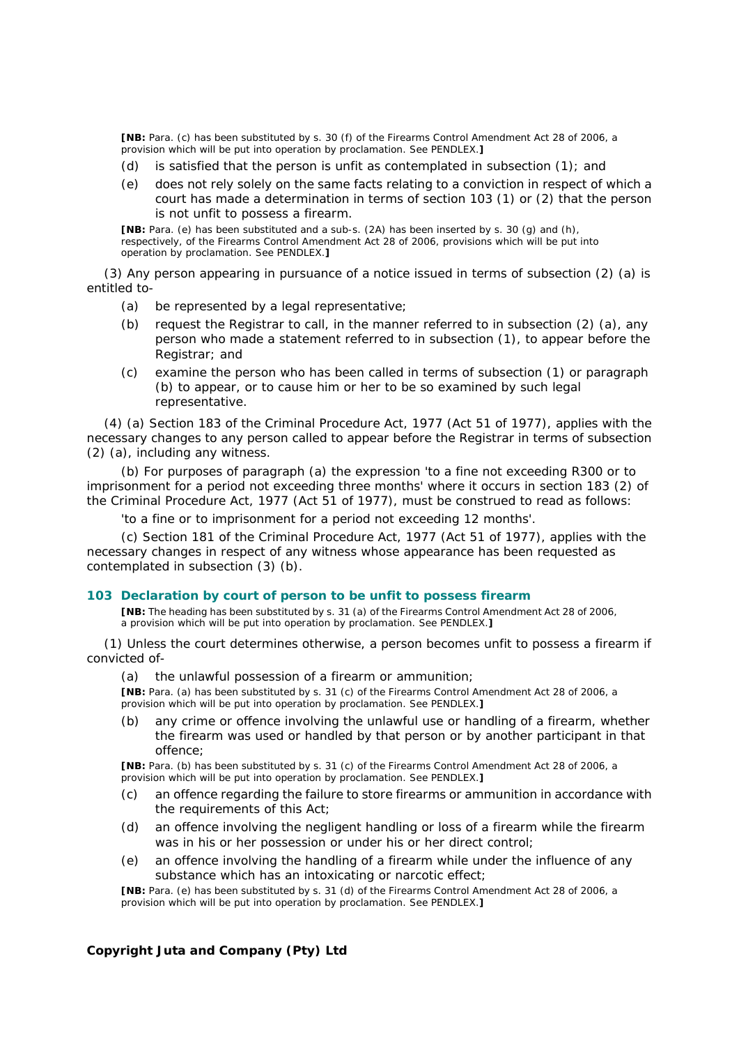**[NB:** Para. (c) has been substituted by s. 30 (f) of the Firearms Control Amendment Act 28 of 2006, a provision which will be put into operation by proclamation. See PENDLEX.**]**

(d) is satisfied that the person is unfit as contemplated in subsection (1); and

(e) does not rely solely on the same facts relating to a conviction in respect of which a court has made a determination in terms of section 103 (1) or (2) that the person is not unfit to possess a firearm.

**[NB:** Para. (e) has been substituted and a sub-s. (2A) has been inserted by s. 30 (g) and (h), respectively, of the Firearms Control Amendment Act 28 of 2006, provisions which will be put into operation by proclamation. See PENDLEX.**]**

(3) Any person appearing in pursuance of a notice issued in terms of subsection (2) (a) is entitled to-

(a) be represented by a legal representative;

(b) request the Registrar to call, in the manner referred to in subsection (2) (a), any person who made a statement referred to in subsection (1), to appear before the Registrar; and

(c) examine the person who has been called in terms of subsection (1) or paragraph (b) to appear, or to cause him or her to be so examined by such legal representative.

(4) (a) Section 183 of the Criminal Procedure Act, 1977 (Act 51 of 1977), applies with the necessary changes to any person called to appear before the Registrar in terms of subsection (2) (a), including any witness.

(b) For purposes of paragraph (a) the expression 'to a fine not exceeding R300 or to imprisonment for a period not exceeding three months' where it occurs in section 183 (2) of the Criminal Procedure Act, 1977 (Act 51 of 1977), must be construed to read as follows:

'to a fine or to imprisonment for a period not exceeding 12 months'.

(c) Section 181 of the Criminal Procedure Act, 1977 (Act 51 of 1977), applies with the necessary changes in respect of any witness whose appearance has been requested as contemplated in subsection (3) (b).

### 103 Declaration by court of person to be unfit to possess firearm

**[NB:** The heading has been substituted by s. 31 (a) of the Firearms Control Amendment Act 28 of 2006, a provision which will be put into operation by proclamation. See PENDLEX.**]**

(1) Unless the court determines otherwise, a person becomes unfit to possess a firearm if convicted of-

(a) the unlawful possession of a firearm or ammunition;

**[NB:** Para. (a) has been substituted by s. 31 (c) of the Firearms Control Amendment Act 28 of 2006, a provision which will be put into operation by proclamation. See PENDLEX.**]**

(b) any crime or offence involving the unlawful use or handling of a firearm, whether the firearm was used or handled by that person or by another participant in that offence;

**[NB:** Para. (b) has been substituted by s. 31 (c) of the Firearms Control Amendment Act 28 of 2006, a provision which will be put into operation by proclamation. See PENDLEX.**]**

(c) an offence regarding the failure to store firearms or ammunition in accordance with the requirements of this Act;

(d) an offence involving the negligent handling or loss of a firearm while the firearm was in his or her possession or under his or her direct control;

(e) an offence involving the handling of a firearm while under the influence of any substance which has an intoxicating or narcotic effect;

**[NB:** Para. (e) has been substituted by s. 31 (d) of the Firearms Control Amendment Act 28 of 2006, a provision which will be put into operation by proclamation. See PENDLEX.**]**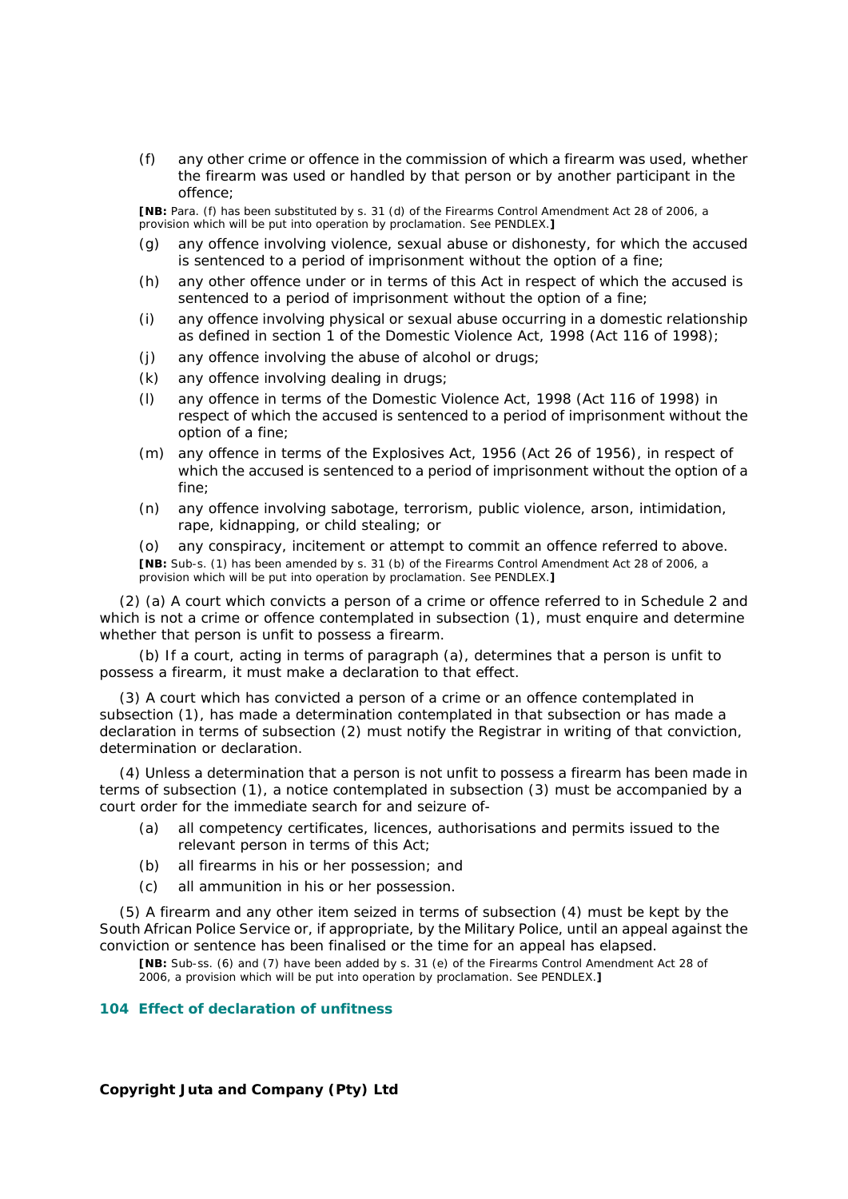(f) any other crime or offence in the commission of which a firearm was used, whether the firearm was used or handled by that person or by another participant in the offence;

**[NB:** Para. (f) has been substituted by s. 31 (d) of the Firearms Control Amendment Act 28 of 2006, a provision which will be put into operation by proclamation. See PENDLEX.**]**

(g) any offence involving violence, sexual abuse or dishonesty, for which the accused is sentenced to a period of imprisonment without the option of a fine;

(h) any other offence under or in terms of this Act in respect of which the accused is sentenced to a period of imprisonment without the option of a fine;

(i) any offence involving physical or sexual abuse occurring in a domestic relationship as defined in section 1 of the Domestic Violence Act, 1998 (Act 116 of 1998);

(j) any offence involving the abuse of alcohol or drugs;

(k) any offence involving dealing in drugs;

(l) any offence in terms of the Domestic Violence Act, 1998 (Act 116 of 1998) in respect of which the accused is sentenced to a period of imprisonment without the option of a fine;

(m) any offence in terms of the Explosives Act, 1956 (Act 26 of 1956), in respect of which the accused is sentenced to a period of imprisonment without the option of a fine;

(n) any offence involving sabotage, terrorism, public violence, arson, intimidation, rape, kidnapping, or child stealing; or

(o) any conspiracy, incitement or attempt to commit an offence referred to above.

**[NB:** Sub-s. (1) has been amended by s. 31 (b) of the Firearms Control Amendment Act 28 of 2006, a provision which will be put into operation by proclamation. See PENDLEX.**]**

(2) (a) A court which convicts a person of a crime or offence referred to in Schedule 2 and which is not a crime or offence contemplated in subsection (1), must enquire and determine whether that person is unfit to possess a firearm.

(b) If a court, acting in terms of paragraph (a), determines that a person is unfit to possess a firearm, it must make a declaration to that effect.

(3) A court which has convicted a person of a crime or an offence contemplated in subsection (1), has made a determination contemplated in that subsection or has made a declaration in terms of subsection (2) must notify the Registrar in writing of that conviction, determination or declaration.

(4) Unless a determination that a person is not unfit to possess a firearm has been made in terms of subsection (1), a notice contemplated in subsection (3) must be accompanied by a court order for the immediate search for and seizure of-

(a) all competency certificates, licences, authorisations and permits issued to the relevant person in terms of this Act;

(b) all firearms in his or her possession; and

(c) all ammunition in his or her possession.

(5) A firearm and any other item seized in terms of subsection (4) must be kept by the South African Police Service or, if appropriate, by the Military Police, until an appeal against the conviction or sentence has been finalised or the time for an appeal has elapsed.

**[NB:** Sub-ss. (6) and (7) have been added by s. 31 (e) of the Firearms Control Amendment Act 28 of 2006, a provision which will be put into operation by proclamation. See PENDLEX.**]**

### 104 Effect of declaration of unfitness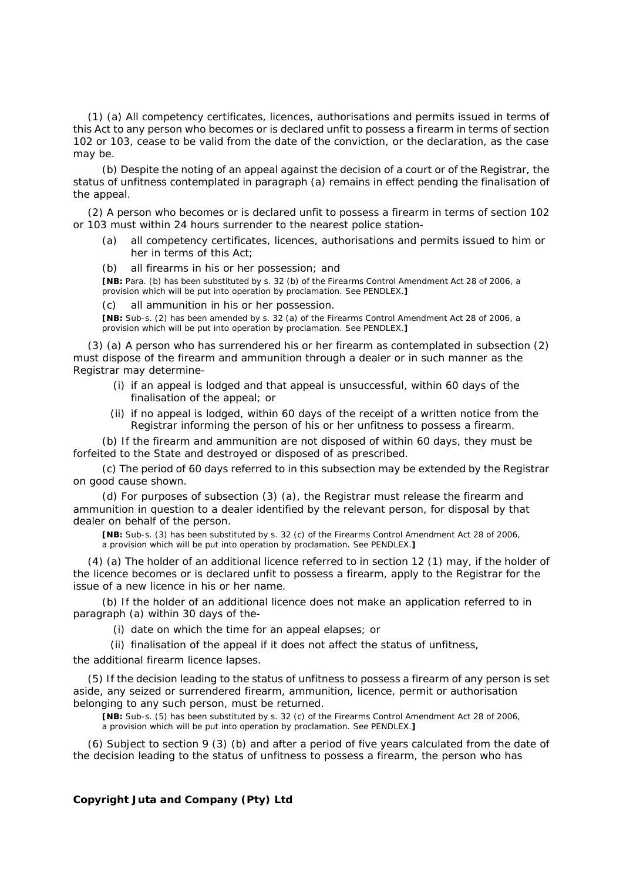(1) (a) All competency certificates, licences, authorisations and permits issued in terms of this Act to any person who becomes or is declared unfit to possess a firearm in terms of section 102 or 103, cease to be valid from the date of the conviction, or the declaration, as the case may be.

(b) Despite the noting of an appeal against the decision of a court or of the Registrar, the status of unfitness contemplated in paragraph (a) remains in effect pending the finalisation of the appeal.

(2) A person who becomes or is declared unfit to possess a firearm in terms of section 102 or 103 must within 24 hours surrender to the nearest police station-

(a) all competency certificates, licences, authorisations and permits issued to him or her in terms of this Act;

(b) all firearms in his or her possession; and

**[NB:** Para. (b) has been substituted by s. 32 (b) of the Firearms Control Amendment Act 28 of 2006, a provision which will be put into operation by proclamation. See PENDLEX.**]**

(c) all ammunition in his or her possession.

**[NB:** Sub-s. (2) has been amended by s. 32 (a) of the Firearms Control Amendment Act 28 of 2006, a provision which will be put into operation by proclamation. See PENDLEX.**]**

(3) (a) A person who has surrendered his or her firearm as contemplated in subsection (2) must dispose of the firearm and ammunition through a dealer or in such manner as the Registrar may determine-

(i) if an appeal is lodged and that appeal is unsuccessful, within 60 days of the finalisation of the appeal; or

(ii) if no appeal is lodged, within 60 days of the receipt of a written notice from the Registrar informing the person of his or her unfitness to possess a firearm.

(b) If the firearm and ammunition are not disposed of within 60 days, they must be forfeited to the State and destroyed or disposed of as prescribed.

(c) The period of 60 days referred to in this subsection may be extended by the Registrar on good cause shown.

(d) For purposes of subsection (3) (a), the Registrar must release the firearm and ammunition in question to a dealer identified by the relevant person, for disposal by that dealer on behalf of the person.

**[NB:** Sub-s. (3) has been substituted by s. 32 (c) of the Firearms Control Amendment Act 28 of 2006, a provision which will be put into operation by proclamation. See PENDLEX.**]**

(4) (a) The holder of an additional licence referred to in section 12 (1) may, if the holder of the licence becomes or is declared unfit to possess a firearm, apply to the Registrar for the issue of a new licence in his or her name.

(b) If the holder of an additional licence does not make an application referred to in paragraph (a) within 30 days of the-

(i) date on which the time for an appeal elapses; or

(ii) finalisation of the appeal if it does not affect the status of unfitness,

the additional firearm licence lapses.

(5) If the decision leading to the status of unfitness to possess a firearm of any person is set aside, any seized or surrendered firearm, ammunition, licence, permit or authorisation belonging to any such person, must be returned.

**[NB:** Sub-s. (5) has been substituted by s. 32 (c) of the Firearms Control Amendment Act 28 of 2006, a provision which will be put into operation by proclamation. See PENDLEX.**]**

(6) Subject to section 9 (3) (b) and after a period of five years calculated from the date of the decision leading to the status of unfitness to possess a firearm, the person who has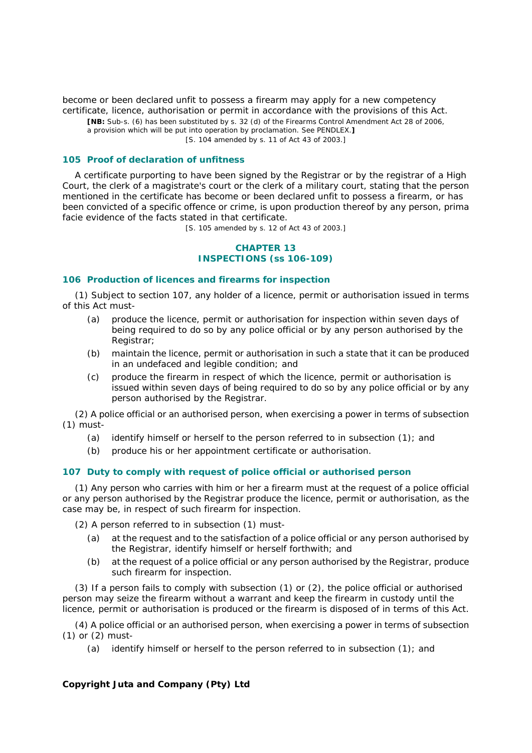become or been declared unfit to possess a firearm may apply for a new competency certificate, licence, authorisation or permit in accordance with the provisions of this Act.

**[NB:** Sub-s. (6) has been substituted by s. 32 (d) of the Firearms Control Amendment Act 28 of 2006, a provision which will be put into operation by proclamation. See PENDLEX.**]**

[S. 104 amended by s. 11 of Act 43 of 2003.]

### 105 Proof of declaration of unfitness

A certificate purporting to have been signed by the Registrar or by the registrar of a High Court, the clerk of a magistrate's court or the clerk of a military court, stating that the person mentioned in the certificate has become or been declared unfit to possess a firearm, or has been convicted of a specific offence or crime, is upon production thereof by any person, prima facie evidence of the facts stated in that certificate.

[S. 105 amended by s. 12 of Act 43 of 2003.]

## CHAPTER 13
## INSPECTIONS (ss 106-109)

### 106 Production of licences and firearms for inspection

(1) Subject to section 107, any holder of a licence, permit or authorisation issued in terms of this Act must-

(a) produce the licence, permit or authorisation for inspection within seven days of being required to do so by any police official or by any person authorised by the Registrar;

(b) maintain the licence, permit or authorisation in such a state that it can be produced in an undefaced and legible condition; and

(c) produce the firearm in respect of which the licence, permit or authorisation is issued within seven days of being required to do so by any police official or by any person authorised by the Registrar.

(2) A police official or an authorised person, when exercising a power in terms of subsection (1) must-

(a) identify himself or herself to the person referred to in subsection (1); and

(b) produce his or her appointment certificate or authorisation.

### 107 Duty to comply with request of police official or authorised person

(1) Any person who carries with him or her a firearm must at the request of a police official or any person authorised by the Registrar produce the licence, permit or authorisation, as the case may be, in respect of such firearm for inspection.

(2) A person referred to in subsection (1) must-

(a) at the request and to the satisfaction of a police official or any person authorised by the Registrar, identify himself or herself forthwith; and

(b) at the request of a police official or any person authorised by the Registrar, produce such firearm for inspection.

(3) If a person fails to comply with subsection (1) or (2), the police official or authorised person may seize the firearm without a warrant and keep the firearm in custody until the licence, permit or authorisation is produced or the firearm is disposed of in terms of this Act.

(4) A police official or an authorised person, when exercising a power in terms of subsection (1) or (2) must-

(a) identify himself or herself to the person referred to in subsection (1); and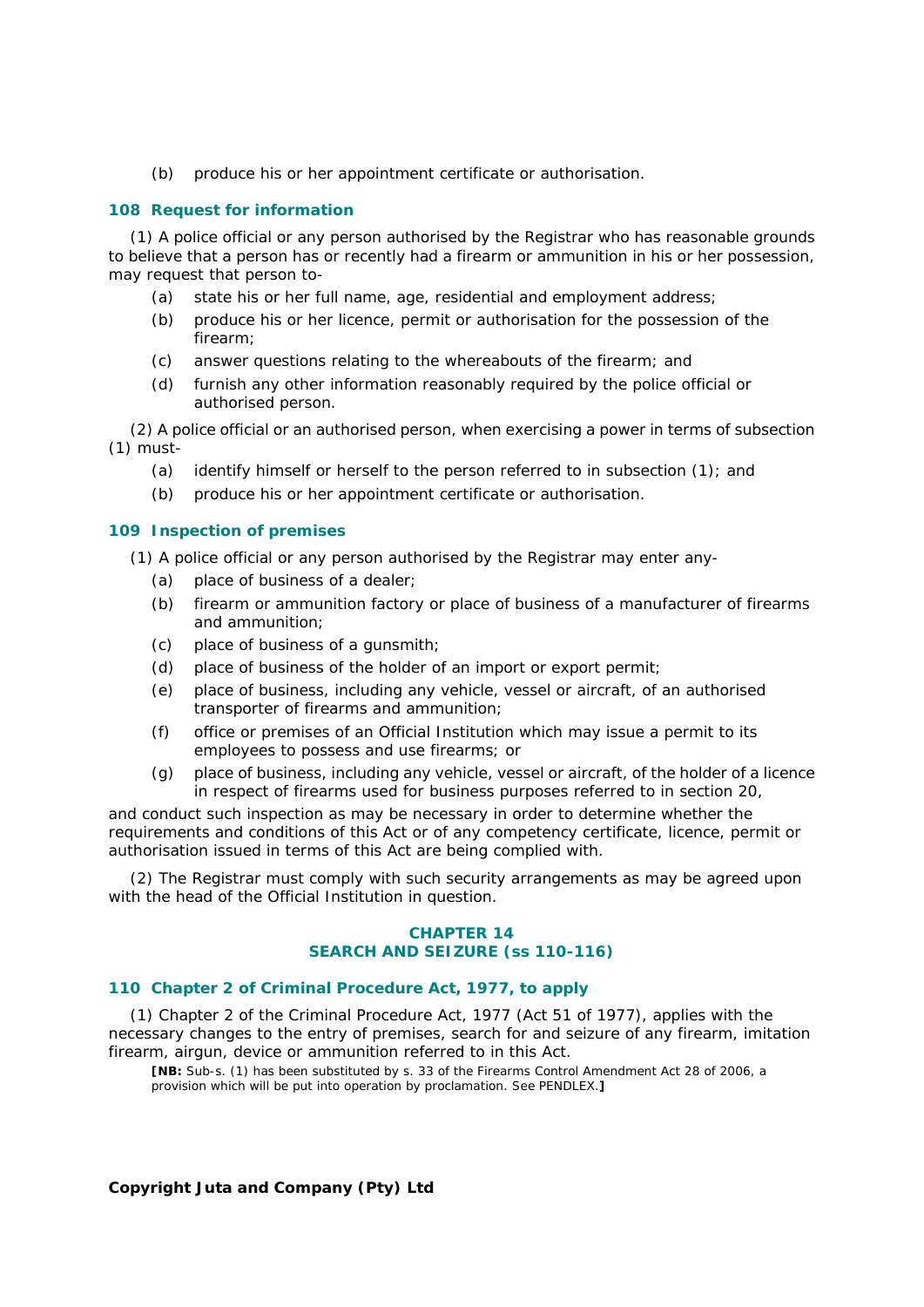(b) produce his or her appointment certificate or authorisation.

### 108 Request for information

(1) A police official or any person authorised by the Registrar who has reasonable grounds to believe that a person has or recently had a firearm or ammunition in his or her possession, may request that person to-

(a) state his or her full name, age, residential and employment address;

(b) produce his or her licence, permit or authorisation for the possession of the firearm;

(c) answer questions relating to the whereabouts of the firearm; and

(d) furnish any other information reasonably required by the police official or authorised person.

(2) A police official or an authorised person, when exercising a power in terms of subsection (1) must-

(a) identify himself or herself to the person referred to in subsection (1); and

(b) produce his or her appointment certificate or authorisation.

### 109 Inspection of premises

(1) A police official or any person authorised by the Registrar may enter any-

(a) place of business of a dealer;

(b) firearm or ammunition factory or place of business of a manufacturer of firearms and ammunition;

(c) place of business of a gunsmith;

(d) place of business of the holder of an import or export permit;

(e) place of business, including any vehicle, vessel or aircraft, of an authorised transporter of firearms and ammunition;

(f) office or premises of an Official Institution which may issue a permit to its employees to possess and use firearms; or

(g) place of business, including any vehicle, vessel or aircraft, of the holder of a licence in respect of firearms used for business purposes referred to in section 20,

and conduct such inspection as may be necessary in order to determine whether the requirements and conditions of this Act or of any competency certificate, licence, permit or authorisation issued in terms of this Act are being complied with.

(2) The Registrar must comply with such security arrangements as may be agreed upon with the head of the Official Institution in question.

## CHAPTER 14
## SEARCH AND SEIZURE (ss 110-116)

### 110 Chapter 2 of Criminal Procedure Act, 1977, to apply

(1) Chapter 2 of the Criminal Procedure Act, 1977 (Act 51 of 1977), applies with the necessary changes to the entry of premises, search for and seizure of any firearm, imitation firearm, airgun, device or ammunition referred to in this Act.

**[NB:** Sub-s. (1) has been substituted by s. 33 of the Firearms Control Amendment Act 28 of 2006, a provision which will be put into operation by proclamation. See PENDLEX.**]**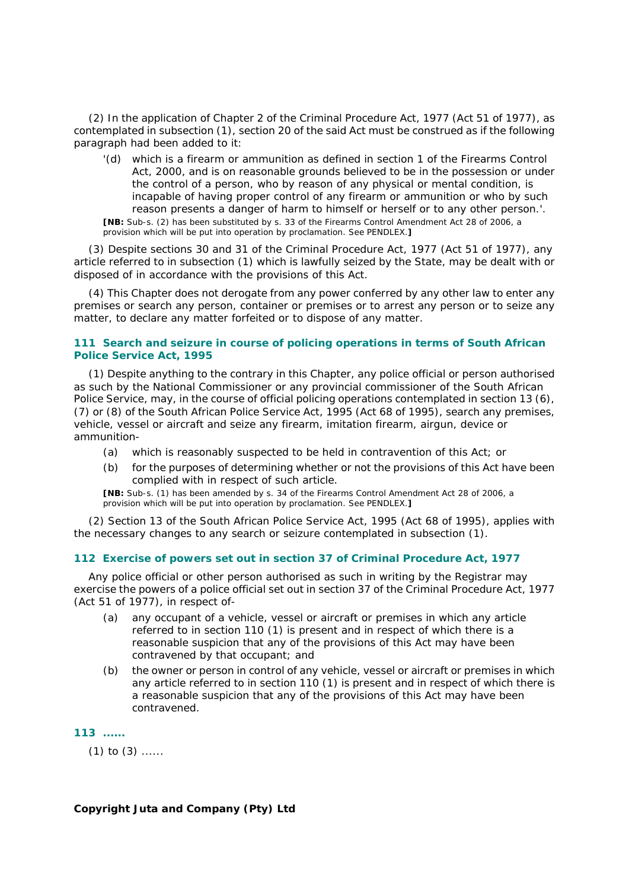(2) In the application of Chapter 2 of the Criminal Procedure Act, 1977 (Act 51 of 1977), as contemplated in subsection (1), section 20 of the said Act must be construed as if the following paragraph had been added to it:

> '(d) which is a firearm or ammunition as defined in section 1 of the Firearms Control Act, 2000, and is on reasonable grounds believed to be in the possession or under the control of a person, who by reason of any physical or mental condition, is incapable of having proper control of any firearm or ammunition or who by such reason presents a danger of harm to himself or herself or to any other person.'.

**[NB:** Sub-s. (2) has been substituted by s. 33 of the Firearms Control Amendment Act 28 of 2006, a provision which will be put into operation by proclamation. See PENDLEX.**]**

(3) Despite sections 30 and 31 of the Criminal Procedure Act, 1977 (Act 51 of 1977), any article referred to in subsection (1) which is lawfully seized by the State, may be dealt with or disposed of in accordance with the provisions of this Act.

(4) This Chapter does not derogate from any power conferred by any other law to enter any premises or search any person, container or premises or to arrest any person or to seize any matter, to declare any matter forfeited or to dispose of any matter.

### 111 Search and seizure in course of policing operations in terms of South African Police Service Act, 1995

(1) Despite anything to the contrary in this Chapter, any police official or person authorised as such by the National Commissioner or any provincial commissioner of the South African Police Service, may, in the course of official policing operations contemplated in section 13 (6), (7) or (8) of the South African Police Service Act, 1995 (Act 68 of 1995), search any premises, vehicle, vessel or aircraft and seize any firearm, imitation firearm, airgun, device or ammunition-

- (a) which is reasonably suspected to be held in contravention of this Act; or
- (b) for the purposes of determining whether or not the provisions of this Act have been complied with in respect of such article.

**[NB:** Sub-s. (1) has been amended by s. 34 of the Firearms Control Amendment Act 28 of 2006, a provision which will be put into operation by proclamation. See PENDLEX.**]**

(2) Section 13 of the South African Police Service Act, 1995 (Act 68 of 1995), applies with the necessary changes to any search or seizure contemplated in subsection (1).

### 112 Exercise of powers set out in section 37 of Criminal Procedure Act, 1977

Any police official or other person authorised as such in writing by the Registrar may exercise the powers of a police official set out in section 37 of the Criminal Procedure Act, 1977 (Act 51 of 1977), in respect of-

- (a) any occupant of a vehicle, vessel or aircraft or premises in which any article referred to in section 110 (1) is present and in respect of which there is a reasonable suspicion that any of the provisions of this Act may have been contravened by that occupant; and
- (b) the owner or person in control of any vehicle, vessel or aircraft or premises in which any article referred to in section 110 (1) is present and in respect of which there is a reasonable suspicion that any of the provisions of this Act may have been contravened.

### 113 ......

(1) to (3) ......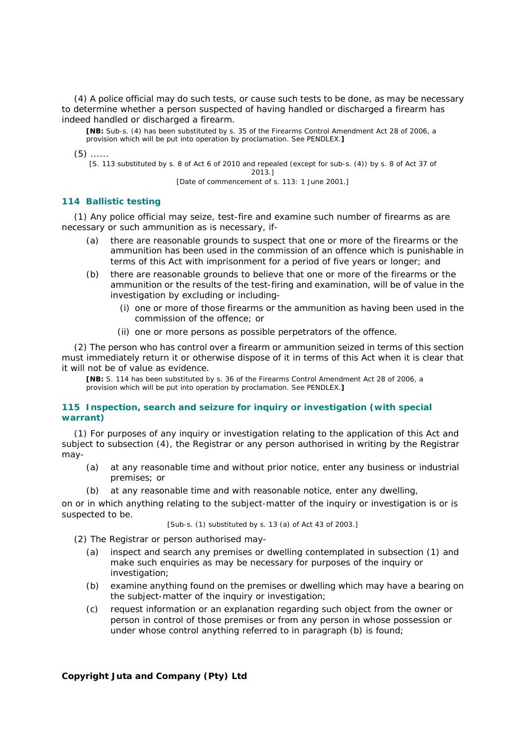(4) A police official may do such tests, or cause such tests to be done, as may be necessary to determine whether a person suspected of having handled or discharged a firearm has indeed handled or discharged a firearm.

**[NB:** Sub-s. (4) has been substituted by s. 35 of the Firearms Control Amendment Act 28 of 2006, a provision which will be put into operation by proclamation. See PENDLEX.**]**

(5) ......

[S. 113 substituted by s. 8 of Act 6 of 2010 and repealed (except for sub-s. (4)) by s. 8 of Act 37 of 2013.]

[Date of commencement of s. 113: 1 June 2001.]

### 114 Ballistic testing

(1) Any police official may seize, test-fire and examine such number of firearms as are necessary or such ammunition as is necessary, if-

(a) there are reasonable grounds to suspect that one or more of the firearms or the ammunition has been used in the commission of an offence which is punishable in terms of this Act with imprisonment for a period of five years or longer; and

(b) there are reasonable grounds to believe that one or more of the firearms or the ammunition or the results of the test-firing and examination, will be of value in the investigation by excluding or including-

(i) one or more of those firearms or the ammunition as having been used in the commission of the offence; or

(ii) one or more persons as possible perpetrators of the offence.

(2) The person who has control over a firearm or ammunition seized in terms of this section must immediately return it or otherwise dispose of it in terms of this Act when it is clear that it will not be of value as evidence.

**[NB:** S. 114 has been substituted by s. 36 of the Firearms Control Amendment Act 28 of 2006, a provision which will be put into operation by proclamation. See PENDLEX.**]**

### 115 Inspection, search and seizure for inquiry or investigation (with special warrant)

(1) For purposes of any inquiry or investigation relating to the application of this Act and subject to subsection (4), the Registrar or any person authorised in writing by the Registrar may-

(a) at any reasonable time and without prior notice, enter any business or industrial premises; or

(b) at any reasonable time and with reasonable notice, enter any dwelling,

on or in which anything relating to the subject-matter of the inquiry or investigation is or is suspected to be.

[Sub-s. (1) substituted by s. 13 (a) of Act 43 of 2003.]

(2) The Registrar or person authorised may-

(a) inspect and search any premises or dwelling contemplated in subsection (1) and make such enquiries as may be necessary for purposes of the inquiry or investigation;

(b) examine anything found on the premises or dwelling which may have a bearing on the subject-matter of the inquiry or investigation;

(c) request information or an explanation regarding such object from the owner or person in control of those premises or from any person in whose possession or under whose control anything referred to in paragraph (b) is found;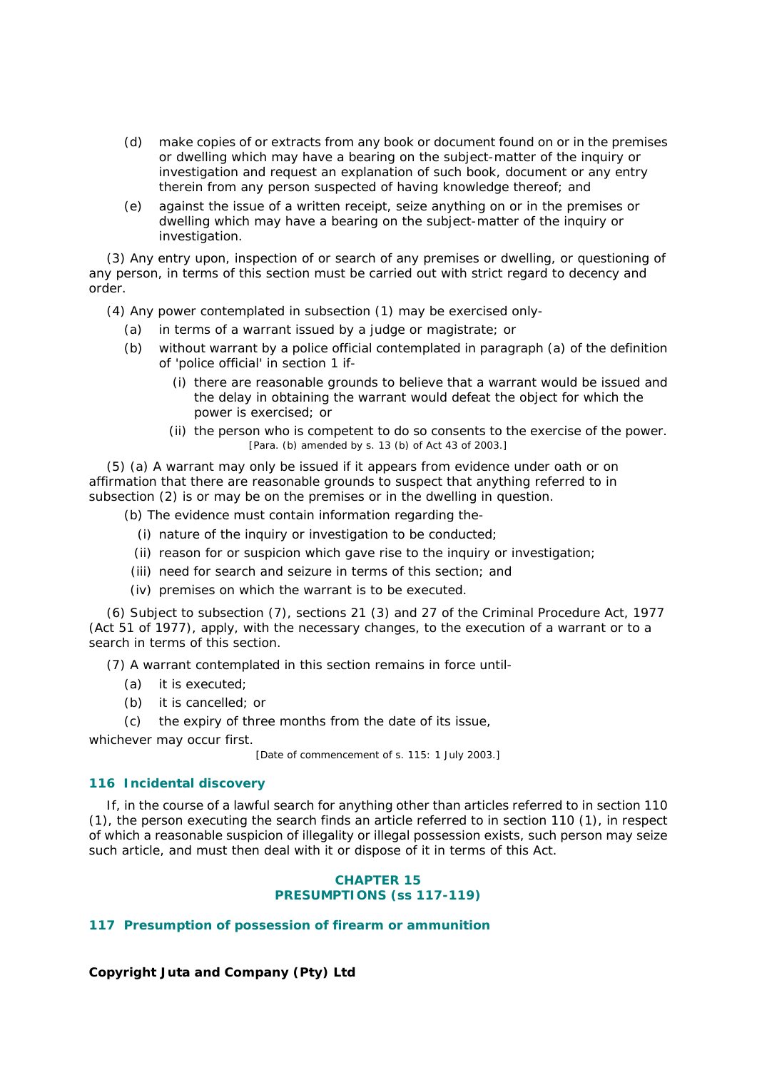(d) make copies of or extracts from any book or document found on or in the premises or dwelling which may have a bearing on the subject-matter of the inquiry or investigation and request an explanation of such book, document or any entry therein from any person suspected of having knowledge thereof; and

(e) against the issue of a written receipt, seize anything on or in the premises or dwelling which may have a bearing on the subject-matter of the inquiry or investigation.

(3) Any entry upon, inspection of or search of any premises or dwelling, or questioning of any person, in terms of this section must be carried out with strict regard to decency and order.

(4) Any power contemplated in subsection (1) may be exercised only-

(a) in terms of a warrant issued by a judge or magistrate; or

(b) without warrant by a police official contemplated in paragraph (a) of the definition of 'police official' in section 1 if-

(i) there are reasonable grounds to believe that a warrant would be issued and the delay in obtaining the warrant would defeat the object for which the power is exercised; or

(ii) the person who is competent to do so consents to the exercise of the power.

[Para. (b) amended by s. 13 (b) of Act 43 of 2003.]

(5) (a) A warrant may only be issued if it appears from evidence under oath or on affirmation that there are reasonable grounds to suspect that anything referred to in subsection (2) is or may be on the premises or in the dwelling in question.

(b) The evidence must contain information regarding the-

(i) nature of the inquiry or investigation to be conducted;

(ii) reason for or suspicion which gave rise to the inquiry or investigation;

(iii) need for search and seizure in terms of this section; and

(iv) premises on which the warrant is to be executed.

(6) Subject to subsection (7), sections 21 (3) and 27 of the Criminal Procedure Act, 1977 (Act 51 of 1977), apply, with the necessary changes, to the execution of a warrant or to a search in terms of this section.

(7) A warrant contemplated in this section remains in force until-

(a) it is executed;

(b) it is cancelled; or

(c) the expiry of three months from the date of its issue,

whichever may occur first.

[Date of commencement of s. 115: 1 July 2003.]

### 116 Incidental discovery

If, in the course of a lawful search for anything other than articles referred to in section 110 (1), the person executing the search finds an article referred to in section 110 (1), in respect of which a reasonable suspicion of illegality or illegal possession exists, such person may seize such article, and must then deal with it or dispose of it in terms of this Act.

## CHAPTER 15
## PRESUMPTIONS (ss 117-119)

### 117 Presumption of possession of firearm or ammunition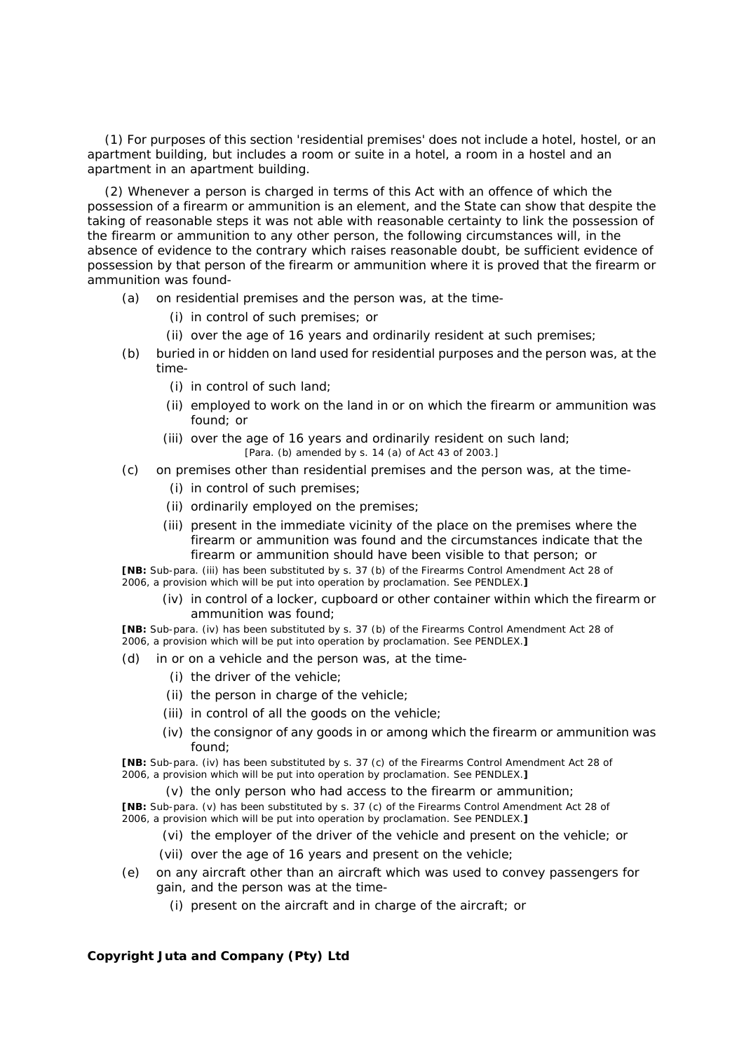(1) For purposes of this section 'residential premises' does not include a hotel, hostel, or an apartment building, but includes a room or suite in a hotel, a room in a hostel and an apartment in an apartment building.

(2) Whenever a person is charged in terms of this Act with an offence of which the possession of a firearm or ammunition is an element, and the State can show that despite the taking of reasonable steps it was not able with reasonable certainty to link the possession of the firearm or ammunition to any other person, the following circumstances will, in the absence of evidence to the contrary which raises reasonable doubt, be sufficient evidence of possession by that person of the firearm or ammunition where it is proved that the firearm or ammunition was found-

(a) on residential premises and the person was, at the time-

(i) in control of such premises; or

(ii) over the age of 16 years and ordinarily resident at such premises;

(b) buried in or hidden on land used for residential purposes and the person was, at the time-

(i) in control of such land;

(ii) employed to work on the land in or on which the firearm or ammunition was found; or

(iii) over the age of 16 years and ordinarily resident on such land;

[Para. (b) amended by s. 14 (a) of Act 43 of 2003.]

(c) on premises other than residential premises and the person was, at the time-

(i) in control of such premises;

(ii) ordinarily employed on the premises;

(iii) present in the immediate vicinity of the place on the premises where the firearm or ammunition was found and the circumstances indicate that the firearm or ammunition should have been visible to that person; or

**[NB:** Sub-para. (iii) has been substituted by s. 37 (b) of the Firearms Control Amendment Act 28 of 2006, a provision which will be put into operation by proclamation. See PENDLEX.**]**

(iv) in control of a locker, cupboard or other container within which the firearm or ammunition was found;

**[NB:** Sub-para. (iv) has been substituted by s. 37 (b) of the Firearms Control Amendment Act 28 of 2006, a provision which will be put into operation by proclamation. See PENDLEX.**]**

(d) in or on a vehicle and the person was, at the time-

(i) the driver of the vehicle;

(ii) the person in charge of the vehicle;

(iii) in control of all the goods on the vehicle;

(iv) the consignor of any goods in or among which the firearm or ammunition was found;

**[NB:** Sub-para. (iv) has been substituted by s. 37 (c) of the Firearms Control Amendment Act 28 of 2006, a provision which will be put into operation by proclamation. See PENDLEX.**]**

(v) the only person who had access to the firearm or ammunition;

**[NB:** Sub-para. (v) has been substituted by s. 37 (c) of the Firearms Control Amendment Act 28 of 2006, a provision which will be put into operation by proclamation. See PENDLEX.**]**

(vi) the employer of the driver of the vehicle and present on the vehicle; or

(vii) over the age of 16 years and present on the vehicle;

(e) on any aircraft other than an aircraft which was used to convey passengers for gain, and the person was at the time-

(i) present on the aircraft and in charge of the aircraft; or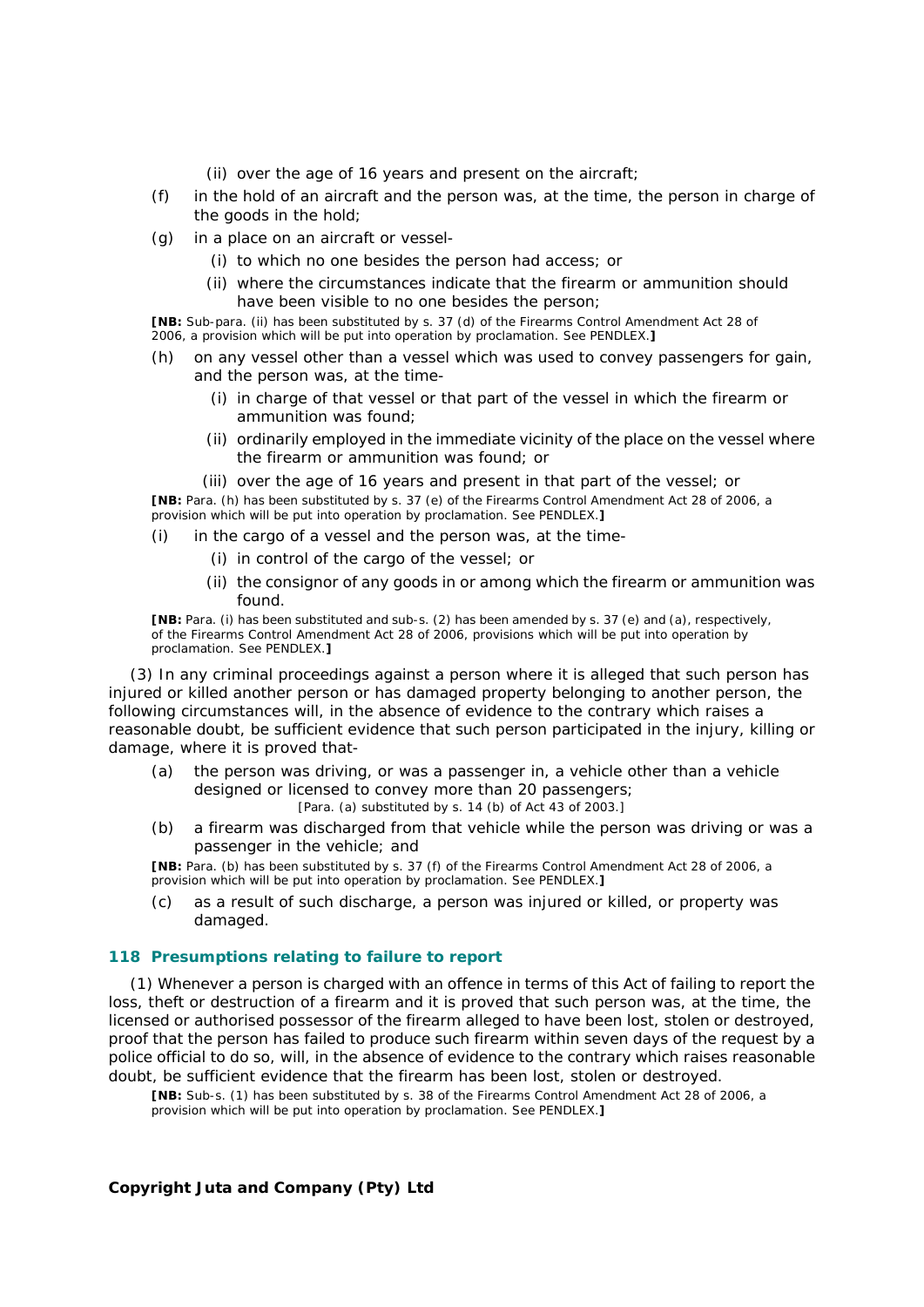(ii) over the age of 16 years and present on the aircraft;

(f) in the hold of an aircraft and the person was, at the time, the person in charge of the goods in the hold;

(g) in a place on an aircraft or vessel-

(i) to which no one besides the person had access; or

(ii) where the circumstances indicate that the firearm or ammunition should have been visible to no one besides the person;

**[NB:** Sub-para. (ii) has been substituted by s. 37 (d) of the Firearms Control Amendment Act 28 of 2006, a provision which will be put into operation by proclamation. See PENDLEX.**]**

(h) on any vessel other than a vessel which was used to convey passengers for gain, and the person was, at the time-

(i) in charge of that vessel or that part of the vessel in which the firearm or ammunition was found;

(ii) ordinarily employed in the immediate vicinity of the place on the vessel where the firearm or ammunition was found; or

(iii) over the age of 16 years and present in that part of the vessel; or

**[NB:** Para. (h) has been substituted by s. 37 (e) of the Firearms Control Amendment Act 28 of 2006, a provision which will be put into operation by proclamation. See PENDLEX.**]**

(i) in the cargo of a vessel and the person was, at the time-

(i) in control of the cargo of the vessel; or

(ii) the consignor of any goods in or among which the firearm or ammunition was found.

**[NB:** Para. (i) has been substituted and sub-s. (2) has been amended by s. 37 (e) and (a), respectively, of the Firearms Control Amendment Act 28 of 2006, provisions which will be put into operation by proclamation. See PENDLEX.**]**

(3) In any criminal proceedings against a person where it is alleged that such person has injured or killed another person or has damaged property belonging to another person, the following circumstances will, in the absence of evidence to the contrary which raises a reasonable doubt, be sufficient evidence that such person participated in the injury, killing or damage, where it is proved that-

(a) the person was driving, or was a passenger in, a vehicle other than a vehicle designed or licensed to convey more than 20 passengers;

[Para. (a) substituted by s. 14 (b) of Act 43 of 2003.]

(b) a firearm was discharged from that vehicle while the person was driving or was a passenger in the vehicle; and

**[NB:** Para. (b) has been substituted by s. 37 (f) of the Firearms Control Amendment Act 28 of 2006, a provision which will be put into operation by proclamation. See PENDLEX.**]**

(c) as a result of such discharge, a person was injured or killed, or property was damaged.

### 118 Presumptions relating to failure to report

(1) Whenever a person is charged with an offence in terms of this Act of failing to report the loss, theft or destruction of a firearm and it is proved that such person was, at the time, the licensed or authorised possessor of the firearm alleged to have been lost, stolen or destroyed, proof that the person has failed to produce such firearm within seven days of the request by a police official to do so, will, in the absence of evidence to the contrary which raises reasonable doubt, be sufficient evidence that the firearm has been lost, stolen or destroyed.

**[NB:** Sub-s. (1) has been substituted by s. 38 of the Firearms Control Amendment Act 28 of 2006, a provision which will be put into operation by proclamation. See PENDLEX.**]**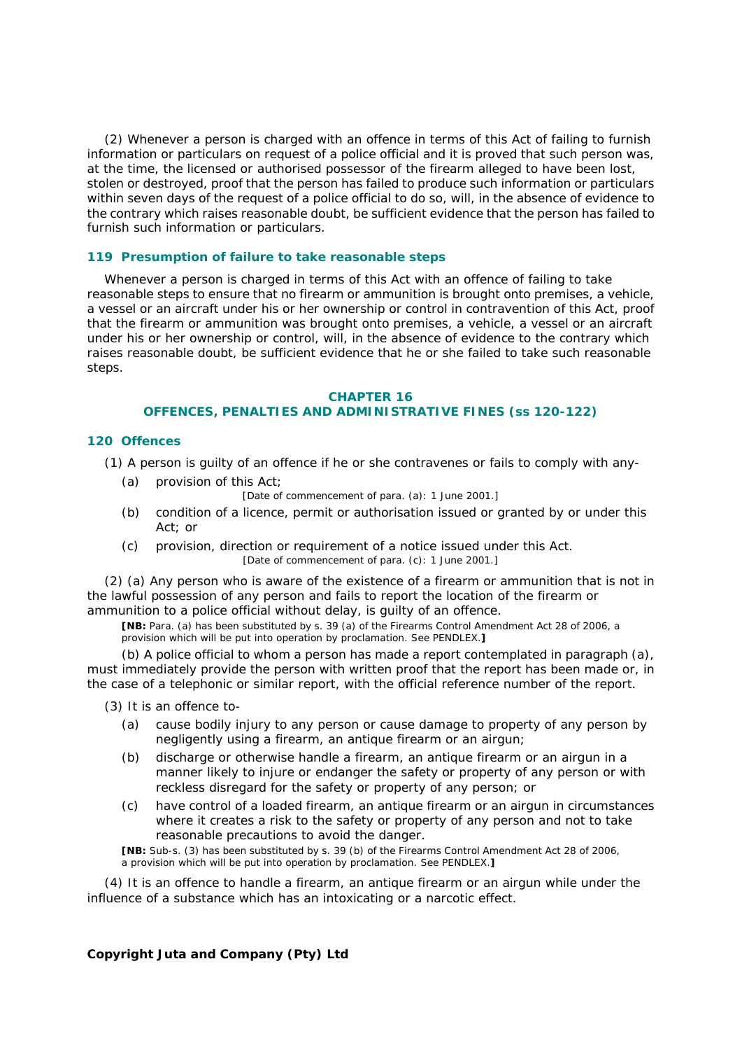(2) Whenever a person is charged with an offence in terms of this Act of failing to furnish information or particulars on request of a police official and it is proved that such person was, at the time, the licensed or authorised possessor of the firearm alleged to have been lost, stolen or destroyed, proof that the person has failed to produce such information or particulars within seven days of the request of a police official to do so, will, in the absence of evidence to the contrary which raises reasonable doubt, be sufficient evidence that the person has failed to furnish such information or particulars.

### 119 Presumption of failure to take reasonable steps

Whenever a person is charged in terms of this Act with an offence of failing to take reasonable steps to ensure that no firearm or ammunition is brought onto premises, a vehicle, a vessel or an aircraft under his or her ownership or control in contravention of this Act, proof that the firearm or ammunition was brought onto premises, a vehicle, a vessel or an aircraft under his or her ownership or control, will, in the absence of evidence to the contrary which raises reasonable doubt, be sufficient evidence that he or she failed to take such reasonable steps.

## CHAPTER 16
## OFFENCES, PENALTIES AND ADMINISTRATIVE FINES (ss 120-122)

### 120 Offences

(1) A person is guilty of an offence if he or she contravenes or fails to comply with any-

(a) provision of this Act;

[Date of commencement of para. (a): 1 June 2001.]

(b) condition of a licence, permit or authorisation issued or granted by or under this Act; or

(c) provision, direction or requirement of a notice issued under this Act.

[Date of commencement of para. (c): 1 June 2001.]

(2) (a) Any person who is aware of the existence of a firearm or ammunition that is not in the lawful possession of any person and fails to report the location of the firearm or ammunition to a police official without delay, is guilty of an offence.

**[NB:** Para. (a) has been substituted by s. 39 (a) of the Firearms Control Amendment Act 28 of 2006, a provision which will be put into operation by proclamation. See PENDLEX.**]**

(b) A police official to whom a person has made a report contemplated in paragraph (a), must immediately provide the person with written proof that the report has been made or, in the case of a telephonic or similar report, with the official reference number of the report.

(3) It is an offence to-

(a) cause bodily injury to any person or cause damage to property of any person by negligently using a firearm, an antique firearm or an airgun;

(b) discharge or otherwise handle a firearm, an antique firearm or an airgun in a manner likely to injure or endanger the safety or property of any person or with reckless disregard for the safety or property of any person; or

(c) have control of a loaded firearm, an antique firearm or an airgun in circumstances where it creates a risk to the safety or property of any person and not to take reasonable precautions to avoid the danger.

**[NB:** Sub-s. (3) has been substituted by s. 39 (b) of the Firearms Control Amendment Act 28 of 2006, a provision which will be put into operation by proclamation. See PENDLEX.**]**

(4) It is an offence to handle a firearm, an antique firearm or an airgun while under the influence of a substance which has an intoxicating or a narcotic effect.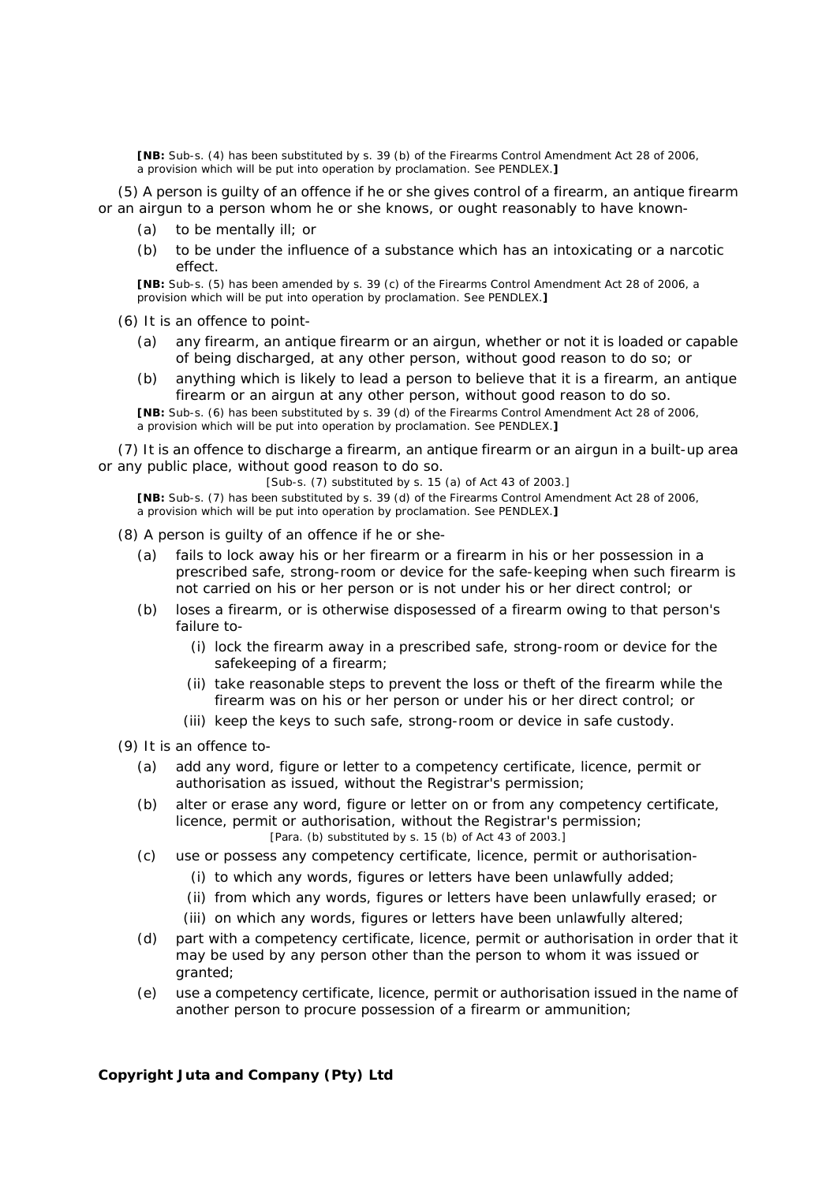**[NB:** Sub-s. (4) has been substituted by s. 39 (b) of the Firearms Control Amendment Act 28 of 2006, a provision which will be put into operation by proclamation. See PENDLEX.**]**

(5) A person is guilty of an offence if he or she gives control of a firearm, an antique firearm or an airgun to a person whom he or she knows, or ought reasonably to have known-

(a) to be mentally ill; or

(b) to be under the influence of a substance which has an intoxicating or a narcotic effect.

**[NB:** Sub-s. (5) has been amended by s. 39 (c) of the Firearms Control Amendment Act 28 of 2006, a provision which will be put into operation by proclamation. See PENDLEX.**]**

(6) It is an offence to point-

(a) any firearm, an antique firearm or an airgun, whether or not it is loaded or capable of being discharged, at any other person, without good reason to do so; or

(b) anything which is likely to lead a person to believe that it is a firearm, an antique firearm or an airgun at any other person, without good reason to do so.

**[NB:** Sub-s. (6) has been substituted by s. 39 (d) of the Firearms Control Amendment Act 28 of 2006, a provision which will be put into operation by proclamation. See PENDLEX.**]**

(7) It is an offence to discharge a firearm, an antique firearm or an airgun in a built-up area or any public place, without good reason to do so.

[Sub-s. (7) substituted by s. 15 (a) of Act 43 of 2003.]

**[NB:** Sub-s. (7) has been substituted by s. 39 (d) of the Firearms Control Amendment Act 28 of 2006, a provision which will be put into operation by proclamation. See PENDLEX.**]**

(8) A person is guilty of an offence if he or she-

(a) fails to lock away his or her firearm or a firearm in his or her possession in a prescribed safe, strong-room or device for the safe-keeping when such firearm is not carried on his or her person or is not under his or her direct control; or

(b) loses a firearm, or is otherwise disposessed of a firearm owing to that person's failure to-

(i) lock the firearm away in a prescribed safe, strong-room or device for the safekeeping of a firearm;

(ii) take reasonable steps to prevent the loss or theft of the firearm while the firearm was on his or her person or under his or her direct control; or

(iii) keep the keys to such safe, strong-room or device in safe custody.

(9) It is an offence to-

(a) add any word, figure or letter to a competency certificate, licence, permit or authorisation as issued, without the Registrar's permission;

(b) alter or erase any word, figure or letter on or from any competency certificate, licence, permit or authorisation, without the Registrar's permission;

[Para. (b) substituted by s. 15 (b) of Act 43 of 2003.]

(c) use or possess any competency certificate, licence, permit or authorisation-

(i) to which any words, figures or letters have been unlawfully added;

(ii) from which any words, figures or letters have been unlawfully erased; or

(iii) on which any words, figures or letters have been unlawfully altered;

(d) part with a competency certificate, licence, permit or authorisation in order that it may be used by any person other than the person to whom it was issued or granted;

(e) use a competency certificate, licence, permit or authorisation issued in the name of another person to procure possession of a firearm or ammunition;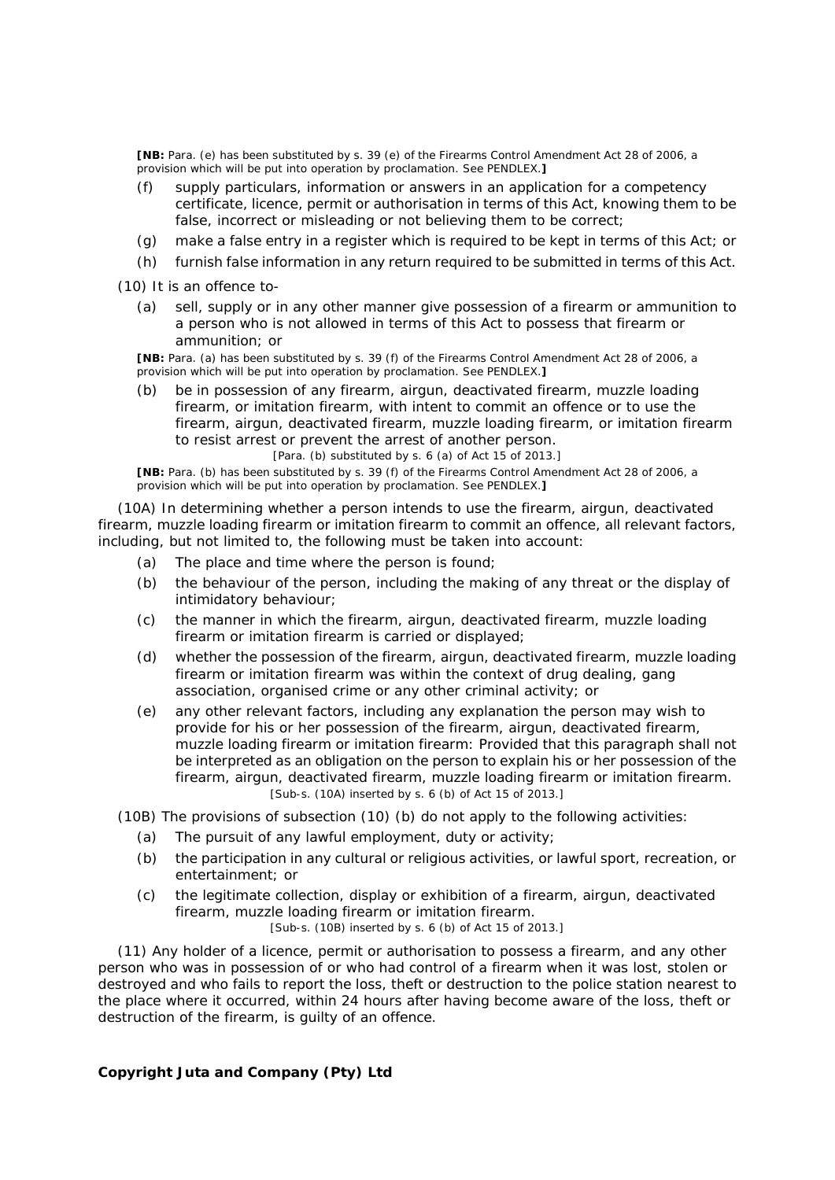**[NB:** Para. (e) has been substituted by s. 39 (e) of the Firearms Control Amendment Act 28 of 2006, a provision which will be put into operation by proclamation. See PENDLEX.**]**

(f) supply particulars, information or answers in an application for a competency certificate, licence, permit or authorisation in terms of this Act, knowing them to be false, incorrect or misleading or not believing them to be correct;

(g) make a false entry in a register which is required to be kept in terms of this Act; or

(h) furnish false information in any return required to be submitted in terms of this Act.

(10) It is an offence to-

(a) sell, supply or in any other manner give possession of a firearm or ammunition to a person who is not allowed in terms of this Act to possess that firearm or ammunition; or

**[NB:** Para. (a) has been substituted by s. 39 (f) of the Firearms Control Amendment Act 28 of 2006, a provision which will be put into operation by proclamation. See PENDLEX.**]**

(b) be in possession of any firearm, airgun, deactivated firearm, muzzle loading firearm, or imitation firearm, with intent to commit an offence or to use the firearm, airgun, deactivated firearm, muzzle loading firearm, or imitation firearm to resist arrest or prevent the arrest of another person.

[Para. (b) substituted by s. 6 (a) of Act 15 of 2013.]

**[NB:** Para. (b) has been substituted by s. 39 (f) of the Firearms Control Amendment Act 28 of 2006, a provision which will be put into operation by proclamation. See PENDLEX.**]**

(10A) In determining whether a person intends to use the firearm, airgun, deactivated firearm, muzzle loading firearm or imitation firearm to commit an offence, all relevant factors, including, but not limited to, the following must be taken into account:

(a) The place and time where the person is found;

(b) the behaviour of the person, including the making of any threat or the display of intimidatory behaviour;

(c) the manner in which the firearm, airgun, deactivated firearm, muzzle loading firearm or imitation firearm is carried or displayed;

(d) whether the possession of the firearm, airgun, deactivated firearm, muzzle loading firearm or imitation firearm was within the context of drug dealing, gang association, organised crime or any other criminal activity; or

(e) any other relevant factors, including any explanation the person may wish to provide for his or her possession of the firearm, airgun, deactivated firearm, muzzle loading firearm or imitation firearm: Provided that this paragraph shall not be interpreted as an obligation on the person to explain his or her possession of the firearm, airgun, deactivated firearm, muzzle loading firearm or imitation firearm.

[Sub-s. (10A) inserted by s. 6 (b) of Act 15 of 2013.]

(10B) The provisions of subsection (10) (b) do not apply to the following activities:

(a) The pursuit of any lawful employment, duty or activity;

(b) the participation in any cultural or religious activities, or lawful sport, recreation, or entertainment; or

(c) the legitimate collection, display or exhibition of a firearm, airgun, deactivated firearm, muzzle loading firearm or imitation firearm.

[Sub-s. (10B) inserted by s. 6 (b) of Act 15 of 2013.]

(11) Any holder of a licence, permit or authorisation to possess a firearm, and any other person who was in possession of or who had control of a firearm when it was lost, stolen or destroyed and who fails to report the loss, theft or destruction to the police station nearest to the place where it occurred, within 24 hours after having become aware of the loss, theft or destruction of the firearm, is guilty of an offence.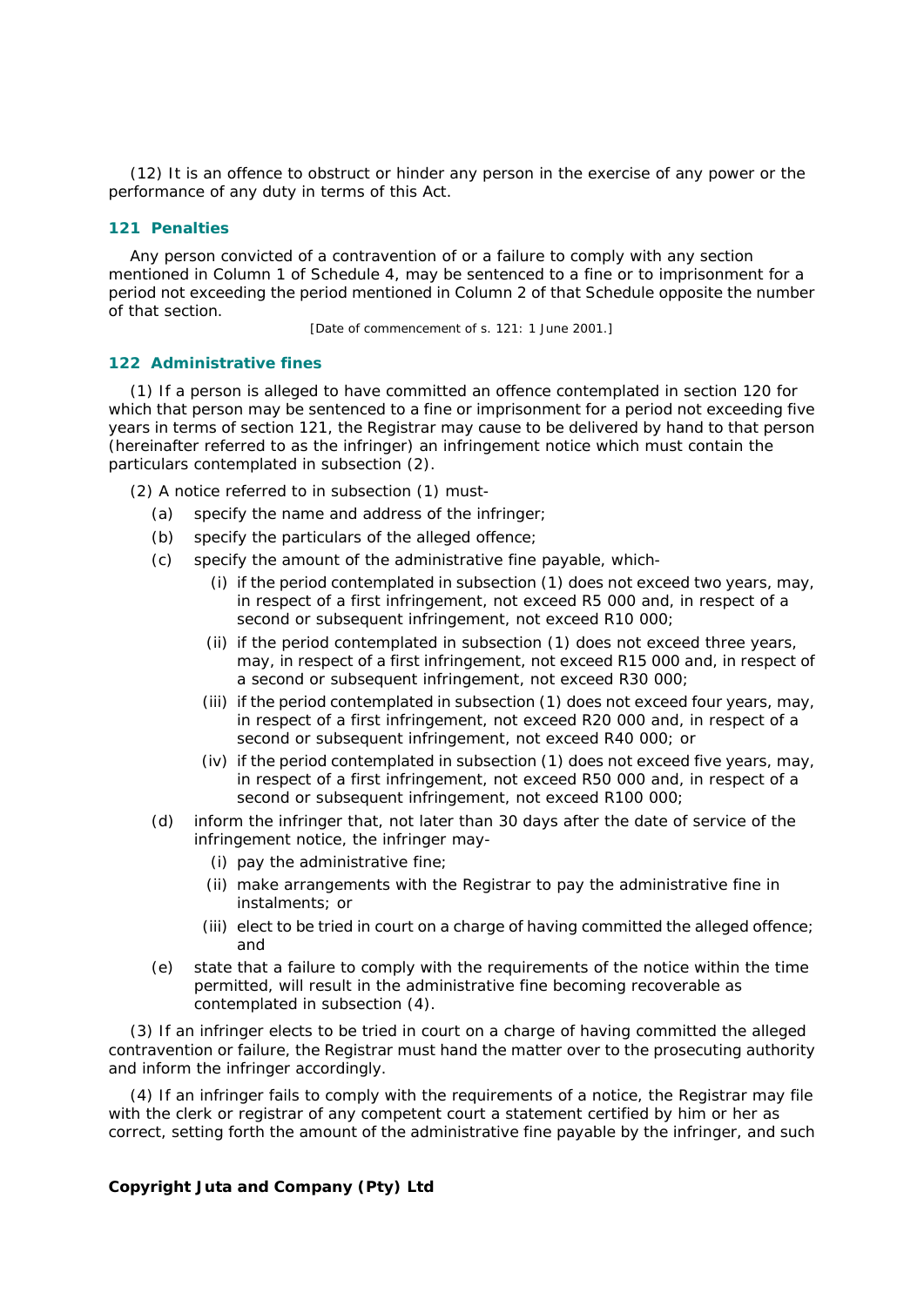(12) It is an offence to obstruct or hinder any person in the exercise of any power or the performance of any duty in terms of this Act.

### 121 Penalties

Any person convicted of a contravention of or a failure to comply with any section mentioned in Column 1 of Schedule 4, may be sentenced to a fine or to imprisonment for a period not exceeding the period mentioned in Column 2 of that Schedule opposite the number of that section.

[Date of commencement of s. 121: 1 June 2001.]

### 122 Administrative fines

(1) If a person is alleged to have committed an offence contemplated in section 120 for which that person may be sentenced to a fine or imprisonment for a period not exceeding five years in terms of section 121, the Registrar may cause to be delivered by hand to that person (hereinafter referred to as the infringer) an infringement notice which must contain the particulars contemplated in subsection (2).

(2) A notice referred to in subsection (1) must-

(a) specify the name and address of the infringer;

(b) specify the particulars of the alleged offence;

(c) specify the amount of the administrative fine payable, which-

(i) if the period contemplated in subsection (1) does not exceed two years, may, in respect of a first infringement, not exceed R5 000 and, in respect of a second or subsequent infringement, not exceed R10 000;

(ii) if the period contemplated in subsection (1) does not exceed three years, may, in respect of a first infringement, not exceed R15 000 and, in respect of a second or subsequent infringement, not exceed R30 000;

(iii) if the period contemplated in subsection (1) does not exceed four years, may, in respect of a first infringement, not exceed R20 000 and, in respect of a second or subsequent infringement, not exceed R40 000; or

(iv) if the period contemplated in subsection (1) does not exceed five years, may, in respect of a first infringement, not exceed R50 000 and, in respect of a second or subsequent infringement, not exceed R100 000;

(d) inform the infringer that, not later than 30 days after the date of service of the infringement notice, the infringer may-

(i) pay the administrative fine;

(ii) make arrangements with the Registrar to pay the administrative fine in instalments; or

(iii) elect to be tried in court on a charge of having committed the alleged offence; and

(e) state that a failure to comply with the requirements of the notice within the time permitted, will result in the administrative fine becoming recoverable as contemplated in subsection (4).

(3) If an infringer elects to be tried in court on a charge of having committed the alleged contravention or failure, the Registrar must hand the matter over to the prosecuting authority and inform the infringer accordingly.

(4) If an infringer fails to comply with the requirements of a notice, the Registrar may file with the clerk or registrar of any competent court a statement certified by him or her as correct, setting forth the amount of the administrative fine payable by the infringer, and such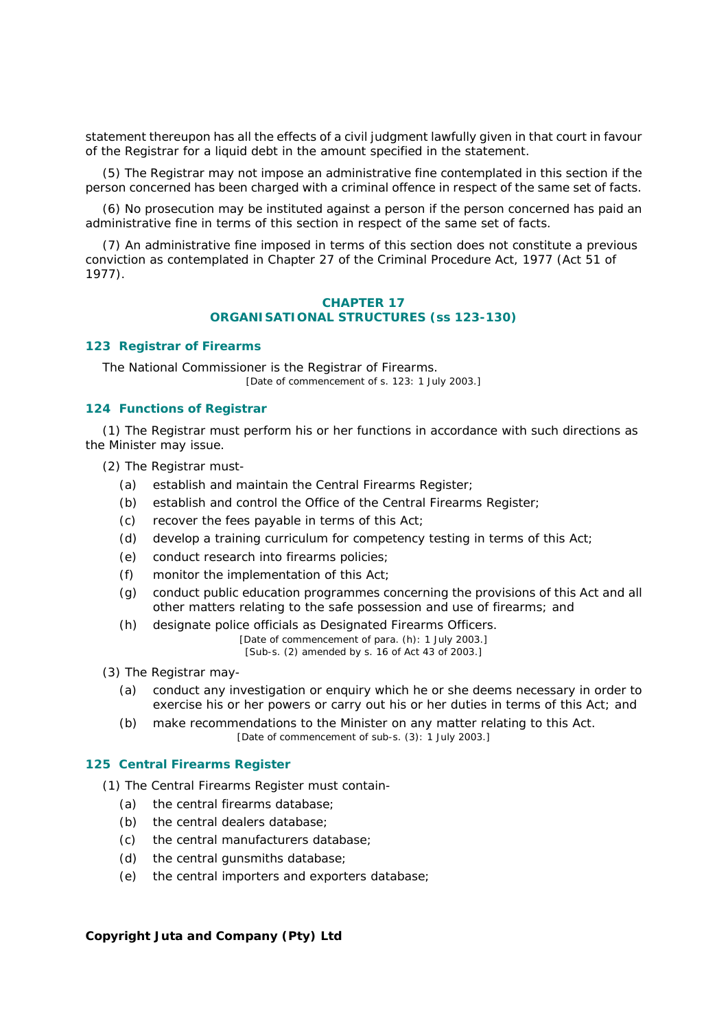statement thereupon has all the effects of a civil judgment lawfully given in that court in favour of the Registrar for a liquid debt in the amount specified in the statement.

(5) The Registrar may not impose an administrative fine contemplated in this section if the person concerned has been charged with a criminal offence in respect of the same set of facts.

(6) No prosecution may be instituted against a person if the person concerned has paid an administrative fine in terms of this section in respect of the same set of facts.

(7) An administrative fine imposed in terms of this section does not constitute a previous conviction as contemplated in Chapter 27 of the Criminal Procedure Act, 1977 (Act 51 of 1977).

## CHAPTER 17
## ORGANISATIONAL STRUCTURES (ss 123-130)

### 123 Registrar of Firearms

The National Commissioner is the Registrar of Firearms.

[Date of commencement of s. 123: 1 July 2003.]

### 124 Functions of Registrar

(1) The Registrar must perform his or her functions in accordance with such directions as the Minister may issue.

(2) The Registrar must-

(a) establish and maintain the Central Firearms Register;

(b) establish and control the Office of the Central Firearms Register;

(c) recover the fees payable in terms of this Act;

(d) develop a training curriculum for competency testing in terms of this Act;

(e) conduct research into firearms policies;

(f) monitor the implementation of this Act;

(g) conduct public education programmes concerning the provisions of this Act and all other matters relating to the safe possession and use of firearms; and

(h) designate police officials as Designated Firearms Officers.

[Date of commencement of para. (h): 1 July 2003.]
[Sub-s. (2) amended by s. 16 of Act 43 of 2003.]

(3) The Registrar may-

(a) conduct any investigation or enquiry which he or she deems necessary in order to exercise his or her powers or carry out his or her duties in terms of this Act; and

(b) make recommendations to the Minister on any matter relating to this Act.

[Date of commencement of sub-s. (3): 1 July 2003.]

### 125 Central Firearms Register

(1) The Central Firearms Register must contain-

(a) the central firearms database;

(b) the central dealers database;

(c) the central manufacturers database;

(d) the central gunsmiths database;

(e) the central importers and exporters database;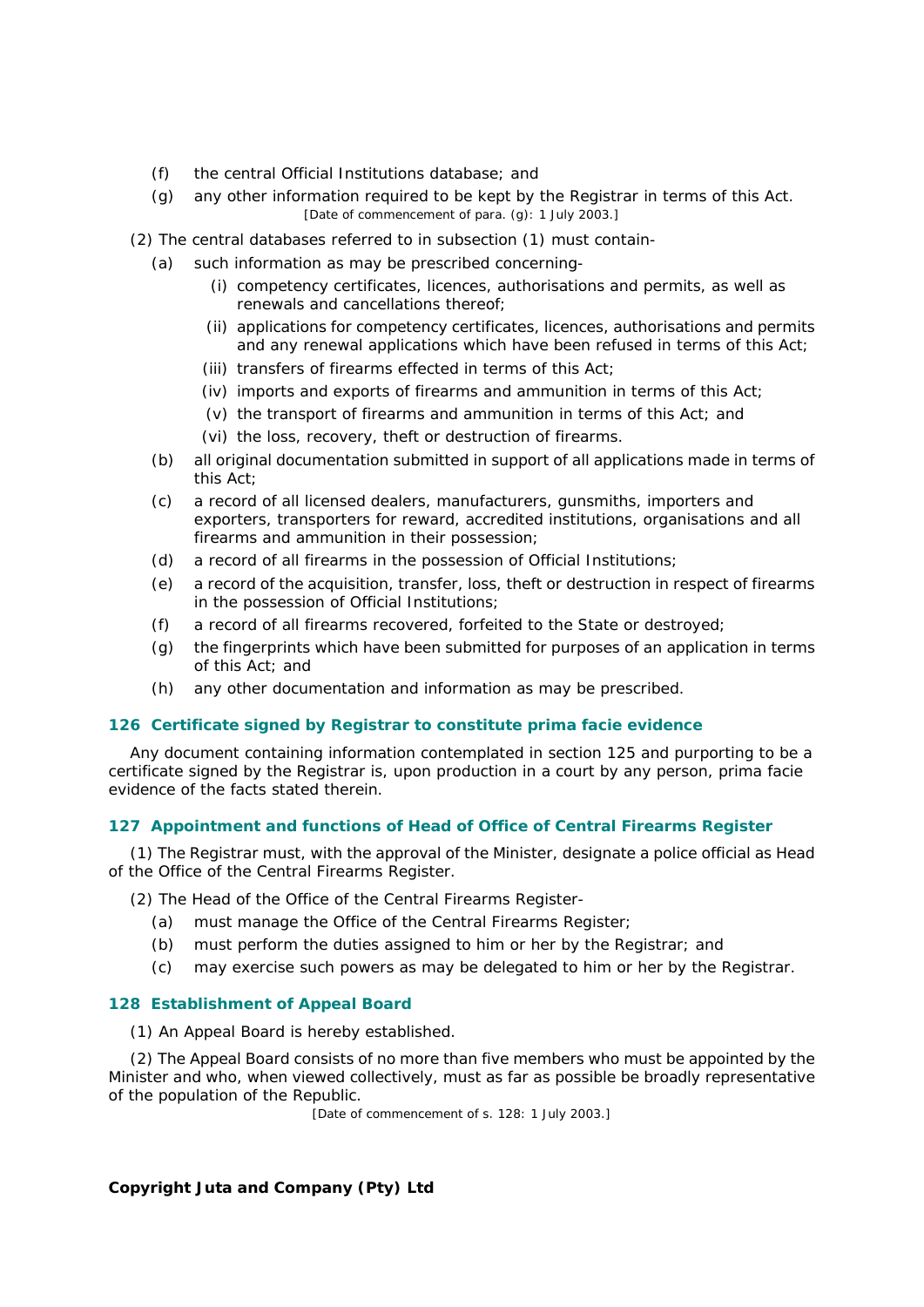(f) the central Official Institutions database; and

(g) any other information required to be kept by the Registrar in terms of this Act.

[Date of commencement of para. (g): 1 July 2003.]

(2) The central databases referred to in subsection (1) must contain-

(a) such information as may be prescribed concerning-

(i) competency certificates, licences, authorisations and permits, as well as renewals and cancellations thereof;

(ii) applications for competency certificates, licences, authorisations and permits and any renewal applications which have been refused in terms of this Act;

(iii) transfers of firearms effected in terms of this Act;

(iv) imports and exports of firearms and ammunition in terms of this Act;

(v) the transport of firearms and ammunition in terms of this Act; and

(vi) the loss, recovery, theft or destruction of firearms.

(b) all original documentation submitted in support of all applications made in terms of this Act;

(c) a record of all licensed dealers, manufacturers, gunsmiths, importers and exporters, transporters for reward, accredited institutions, organisations and all firearms and ammunition in their possession;

(d) a record of all firearms in the possession of Official Institutions;

(e) a record of the acquisition, transfer, loss, theft or destruction in respect of firearms in the possession of Official Institutions;

(f) a record of all firearms recovered, forfeited to the State or destroyed;

(g) the fingerprints which have been submitted for purposes of an application in terms of this Act; and

(h) any other documentation and information as may be prescribed.

### 126 Certificate signed by Registrar to constitute prima facie evidence

Any document containing information contemplated in section 125 and purporting to be a certificate signed by the Registrar is, upon production in a court by any person, prima facie evidence of the facts stated therein.

### 127 Appointment and functions of Head of Office of Central Firearms Register

(1) The Registrar must, with the approval of the Minister, designate a police official as Head of the Office of the Central Firearms Register.

(2) The Head of the Office of the Central Firearms Register-

(a) must manage the Office of the Central Firearms Register;

(b) must perform the duties assigned to him or her by the Registrar; and

(c) may exercise such powers as may be delegated to him or her by the Registrar.

### 128 Establishment of Appeal Board

(1) An Appeal Board is hereby established.

(2) The Appeal Board consists of no more than five members who must be appointed by the Minister and who, when viewed collectively, must as far as possible be broadly representative of the population of the Republic.

[Date of commencement of s. 128: 1 July 2003.]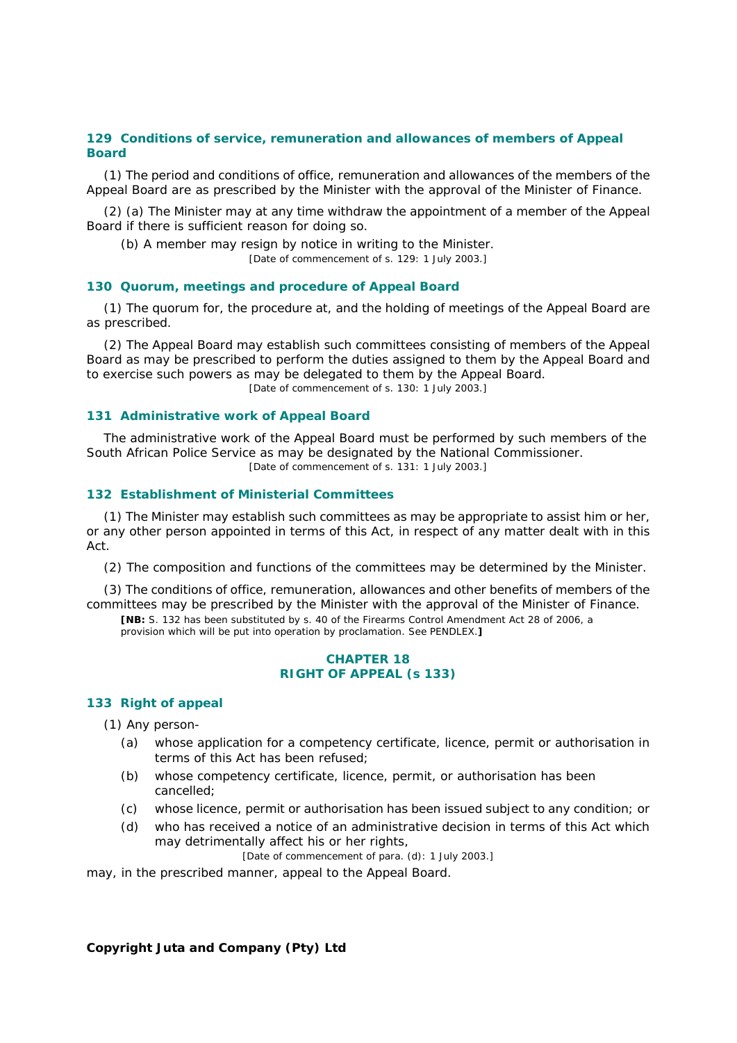### 129 Conditions of service, remuneration and allowances of members of Appeal Board

(1) The period and conditions of office, remuneration and allowances of the members of the Appeal Board are as prescribed by the Minister with the approval of the Minister of Finance.

(2) (a) The Minister may at any time withdraw the appointment of a member of the Appeal Board if there is sufficient reason for doing so.

(b) A member may resign by notice in writing to the Minister.

[Date of commencement of s. 129: 1 July 2003.]

### 130 Quorum, meetings and procedure of Appeal Board

(1) The quorum for, the procedure at, and the holding of meetings of the Appeal Board are as prescribed.

(2) The Appeal Board may establish such committees consisting of members of the Appeal Board as may be prescribed to perform the duties assigned to them by the Appeal Board and to exercise such powers as may be delegated to them by the Appeal Board.

[Date of commencement of s. 130: 1 July 2003.]

### 131 Administrative work of Appeal Board

The administrative work of the Appeal Board must be performed by such members of the South African Police Service as may be designated by the National Commissioner.

[Date of commencement of s. 131: 1 July 2003.]

### 132 Establishment of Ministerial Committees

(1) The Minister may establish such committees as may be appropriate to assist him or her, or any other person appointed in terms of this Act, in respect of any matter dealt with in this Act.

(2) The composition and functions of the committees may be determined by the Minister.

(3) The conditions of office, remuneration, allowances and other benefits of members of the committees may be prescribed by the Minister with the approval of the Minister of Finance.

**[NB:** S. 132 has been substituted by s. 40 of the Firearms Control Amendment Act 28 of 2006, a provision which will be put into operation by proclamation. See PENDLEX.**]**

## CHAPTER 18
## RIGHT OF APPEAL (s 133)

### 133 Right of appeal

(1) Any person-

(a) whose application for a competency certificate, licence, permit or authorisation in terms of this Act has been refused;

(b) whose competency certificate, licence, permit, or authorisation has been cancelled;

(c) whose licence, permit or authorisation has been issued subject to any condition; or

(d) who has received a notice of an administrative decision in terms of this Act which may detrimentally affect his or her rights,

[Date of commencement of para. (d): 1 July 2003.]

may, in the prescribed manner, appeal to the Appeal Board.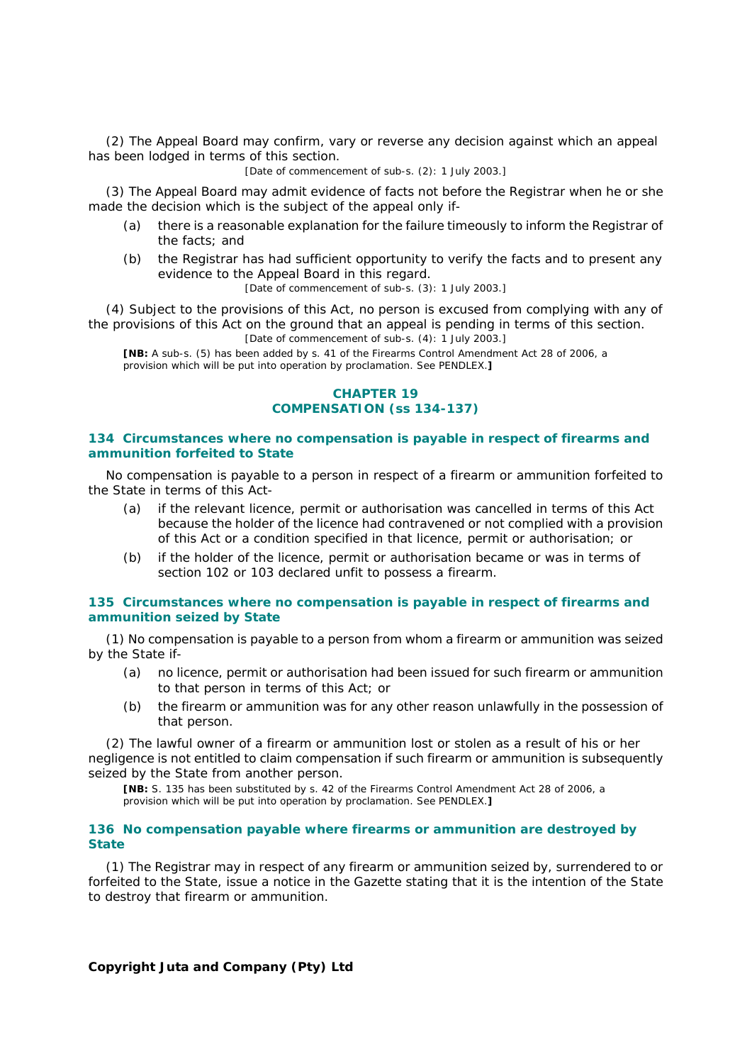(2) The Appeal Board may confirm, vary or reverse any decision against which an appeal has been lodged in terms of this section.

[Date of commencement of sub-s. (2): 1 July 2003.]

(3) The Appeal Board may admit evidence of facts not before the Registrar when he or she made the decision which is the subject of the appeal only if-

(a) there is a reasonable explanation for the failure timeously to inform the Registrar of the facts; and

(b) the Registrar has had sufficient opportunity to verify the facts and to present any evidence to the Appeal Board in this regard.

[Date of commencement of sub-s. (3): 1 July 2003.]

(4) Subject to the provisions of this Act, no person is excused from complying with any of the provisions of this Act on the ground that an appeal is pending in terms of this section.

[Date of commencement of sub-s. (4): 1 July 2003.]

**[NB:** A sub-s. (5) has been added by s. 41 of the Firearms Control Amendment Act 28 of 2006, a provision which will be put into operation by proclamation. See PENDLEX.**]**

## CHAPTER 19
## COMPENSATION (ss 134-137)

### 134 Circumstances where no compensation is payable in respect of firearms and ammunition forfeited to State

No compensation is payable to a person in respect of a firearm or ammunition forfeited to the State in terms of this Act-

(a) if the relevant licence, permit or authorisation was cancelled in terms of this Act because the holder of the licence had contravened or not complied with a provision of this Act or a condition specified in that licence, permit or authorisation; or

(b) if the holder of the licence, permit or authorisation became or was in terms of section 102 or 103 declared unfit to possess a firearm.

### 135 Circumstances where no compensation is payable in respect of firearms and ammunition seized by State

(1) No compensation is payable to a person from whom a firearm or ammunition was seized by the State if-

(a) no licence, permit or authorisation had been issued for such firearm or ammunition to that person in terms of this Act; or

(b) the firearm or ammunition was for any other reason unlawfully in the possession of that person.

(2) The lawful owner of a firearm or ammunition lost or stolen as a result of his or her negligence is not entitled to claim compensation if such firearm or ammunition is subsequently seized by the State from another person.

**[NB:** S. 135 has been substituted by s. 42 of the Firearms Control Amendment Act 28 of 2006, a provision which will be put into operation by proclamation. See PENDLEX.**]**

### 136 No compensation payable where firearms or ammunition are destroyed by State

(1) The Registrar may in respect of any firearm or ammunition seized by, surrendered to or forfeited to the State, issue a notice in the Gazette stating that it is the intention of the State to destroy that firearm or ammunition.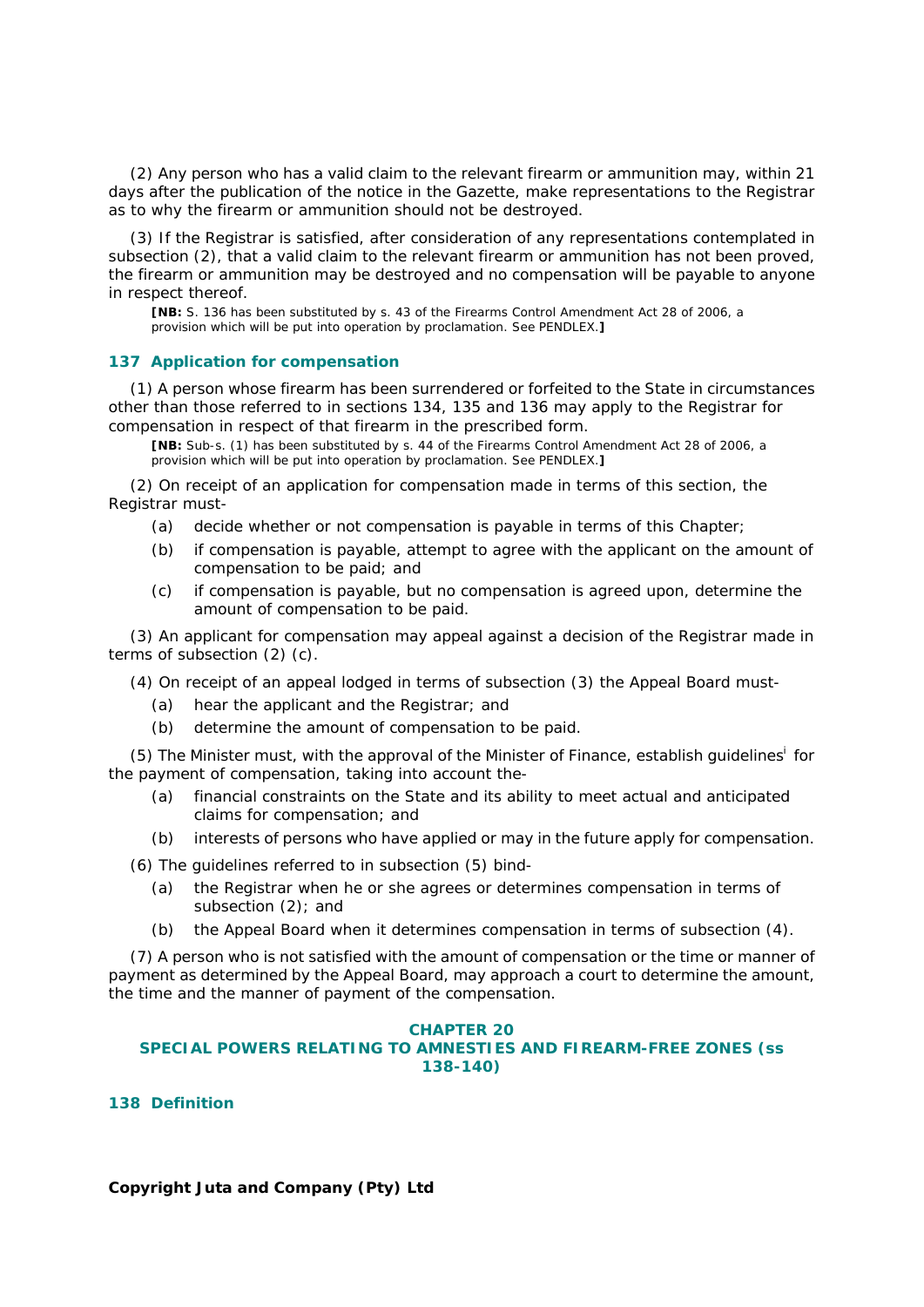(2) Any person who has a valid claim to the relevant firearm or ammunition may, within 21 days after the publication of the notice in the Gazette, make representations to the Registrar as to why the firearm or ammunition should not be destroyed.

(3) If the Registrar is satisfied, after consideration of any representations contemplated in subsection (2), that a valid claim to the relevant firearm or ammunition has not been proved, the firearm or ammunition may be destroyed and no compensation will be payable to anyone in respect thereof.

**[NB:** S. 136 has been substituted by s. 43 of the Firearms Control Amendment Act 28 of 2006, a provision which will be put into operation by proclamation. See PENDLEX.**]**

### 137 Application for compensation

(1) A person whose firearm has been surrendered or forfeited to the State in circumstances other than those referred to in sections 134, 135 and 136 may apply to the Registrar for compensation in respect of that firearm in the prescribed form.

**[NB:** Sub-s. (1) has been substituted by s. 44 of the Firearms Control Amendment Act 28 of 2006, a provision which will be put into operation by proclamation. See PENDLEX.**]**

(2) On receipt of an application for compensation made in terms of this section, the Registrar must-

- (a) decide whether or not compensation is payable in terms of this Chapter;
- (b) if compensation is payable, attempt to agree with the applicant on the amount of compensation to be paid; and
- (c) if compensation is payable, but no compensation is agreed upon, determine the amount of compensation to be paid.

(3) An applicant for compensation may appeal against a decision of the Registrar made in terms of subsection (2) (c).

(4) On receipt of an appeal lodged in terms of subsection (3) the Appeal Board must-

- (a) hear the applicant and the Registrar; and
- (b) determine the amount of compensation to be paid.

(5) The Minister must, with the approval of the Minister of Finance, establish guidelines[i] for the payment of compensation, taking into account the-

- (a) financial constraints on the State and its ability to meet actual and anticipated claims for compensation; and
- (b) interests of persons who have applied or may in the future apply for compensation.

(6) The guidelines referred to in subsection (5) bind-

- (a) the Registrar when he or she agrees or determines compensation in terms of subsection (2); and
- (b) the Appeal Board when it determines compensation in terms of subsection (4).

(7) A person who is not satisfied with the amount of compensation or the time or manner of payment as determined by the Appeal Board, may approach a court to determine the amount, the time and the manner of payment of the compensation.

## CHAPTER 20
## SPECIAL POWERS RELATING TO AMNESTIES AND FIREARM-FREE ZONES (ss 138-140)

### 138 Definition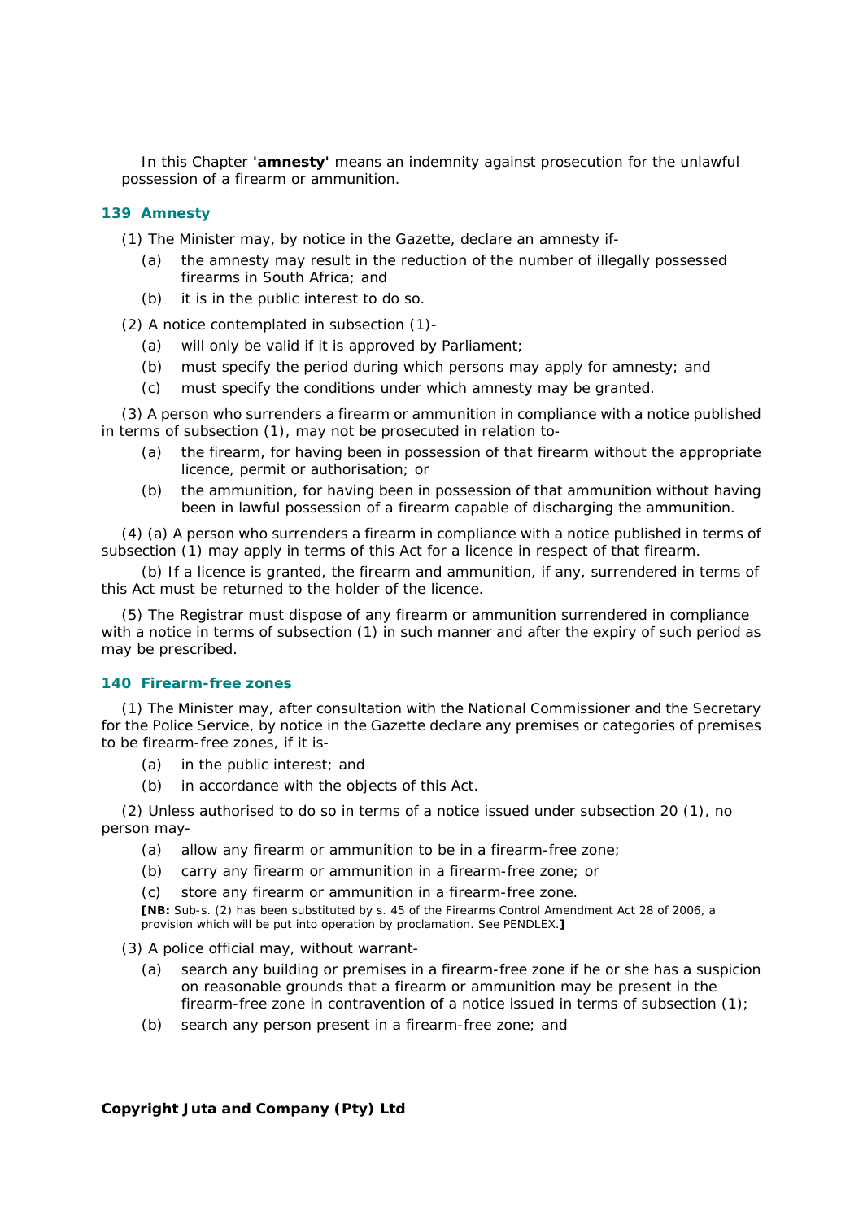In this Chapter **'amnesty'** means an indemnity against prosecution for the unlawful possession of a firearm or ammunition.

### 139 Amnesty

(1) The Minister may, by notice in the Gazette, declare an amnesty if-

(a) the amnesty may result in the reduction of the number of illegally possessed firearms in South Africa; and

(b) it is in the public interest to do so.

(2) A notice contemplated in subsection (1)-

(a) will only be valid if it is approved by Parliament;

(b) must specify the period during which persons may apply for amnesty; and

(c) must specify the conditions under which amnesty may be granted.

(3) A person who surrenders a firearm or ammunition in compliance with a notice published in terms of subsection (1), may not be prosecuted in relation to-

(a) the firearm, for having been in possession of that firearm without the appropriate licence, permit or authorisation; or

(b) the ammunition, for having been in possession of that ammunition without having been in lawful possession of a firearm capable of discharging the ammunition.

(4) (a) A person who surrenders a firearm in compliance with a notice published in terms of subsection (1) may apply in terms of this Act for a licence in respect of that firearm.

(b) If a licence is granted, the firearm and ammunition, if any, surrendered in terms of this Act must be returned to the holder of the licence.

(5) The Registrar must dispose of any firearm or ammunition surrendered in compliance with a notice in terms of subsection (1) in such manner and after the expiry of such period as may be prescribed.

### 140 Firearm-free zones

(1) The Minister may, after consultation with the National Commissioner and the Secretary for the Police Service, by notice in the Gazette declare any premises or categories of premises to be firearm-free zones, if it is-

(a) in the public interest; and

(b) in accordance with the objects of this Act.

(2) Unless authorised to do so in terms of a notice issued under subsection 20 (1), no person may-

(a) allow any firearm or ammunition to be in a firearm-free zone;

(b) carry any firearm or ammunition in a firearm-free zone; or

(c) store any firearm or ammunition in a firearm-free zone.

**[NB:** Sub-s. (2) has been substituted by s. 45 of the Firearms Control Amendment Act 28 of 2006, a provision which will be put into operation by proclamation. See PENDLEX.**]**

(3) A police official may, without warrant-

(a) search any building or premises in a firearm-free zone if he or she has a suspicion on reasonable grounds that a firearm or ammunition may be present in the firearm-free zone in contravention of a notice issued in terms of subsection (1);

(b) search any person present in a firearm-free zone; and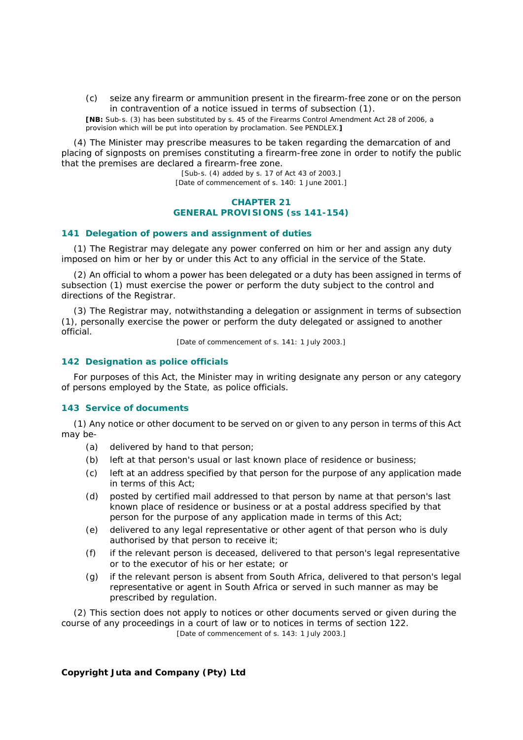(c) seize any firearm or ammunition present in the firearm-free zone or on the person in contravention of a notice issued in terms of subsection (1).

**[NB:** Sub-s. (3) has been substituted by s. 45 of the Firearms Control Amendment Act 28 of 2006, a provision which will be put into operation by proclamation. See PENDLEX.**]**

(4) The Minister may prescribe measures to be taken regarding the demarcation of and placing of signposts on premises constituting a firearm-free zone in order to notify the public that the premises are declared a firearm-free zone.

[Sub-s. (4) added by s. 17 of Act 43 of 2003.]

[Date of commencement of s. 140: 1 June 2001.]

## CHAPTER 21
## GENERAL PROVISIONS (ss 141-154)

### 141 Delegation of powers and assignment of duties

(1) The Registrar may delegate any power conferred on him or her and assign any duty imposed on him or her by or under this Act to any official in the service of the State.

(2) An official to whom a power has been delegated or a duty has been assigned in terms of subsection (1) must exercise the power or perform the duty subject to the control and directions of the Registrar.

(3) The Registrar may, notwithstanding a delegation or assignment in terms of subsection (1), personally exercise the power or perform the duty delegated or assigned to another official.

[Date of commencement of s. 141: 1 July 2003.]

### 142 Designation as police officials

For purposes of this Act, the Minister may in writing designate any person or any category of persons employed by the State, as police officials.

### 143 Service of documents

(1) Any notice or other document to be served on or given to any person in terms of this Act may be-

(a) delivered by hand to that person;

(b) left at that person's usual or last known place of residence or business;

(c) left at an address specified by that person for the purpose of any application made in terms of this Act;

(d) posted by certified mail addressed to that person by name at that person's last known place of residence or business or at a postal address specified by that person for the purpose of any application made in terms of this Act;

(e) delivered to any legal representative or other agent of that person who is duly authorised by that person to receive it;

(f) if the relevant person is deceased, delivered to that person's legal representative or to the executor of his or her estate; or

(g) if the relevant person is absent from South Africa, delivered to that person's legal representative or agent in South Africa or served in such manner as may be prescribed by regulation.

(2) This section does not apply to notices or other documents served or given during the course of any proceedings in a court of law or to notices in terms of section 122.

[Date of commencement of s. 143: 1 July 2003.]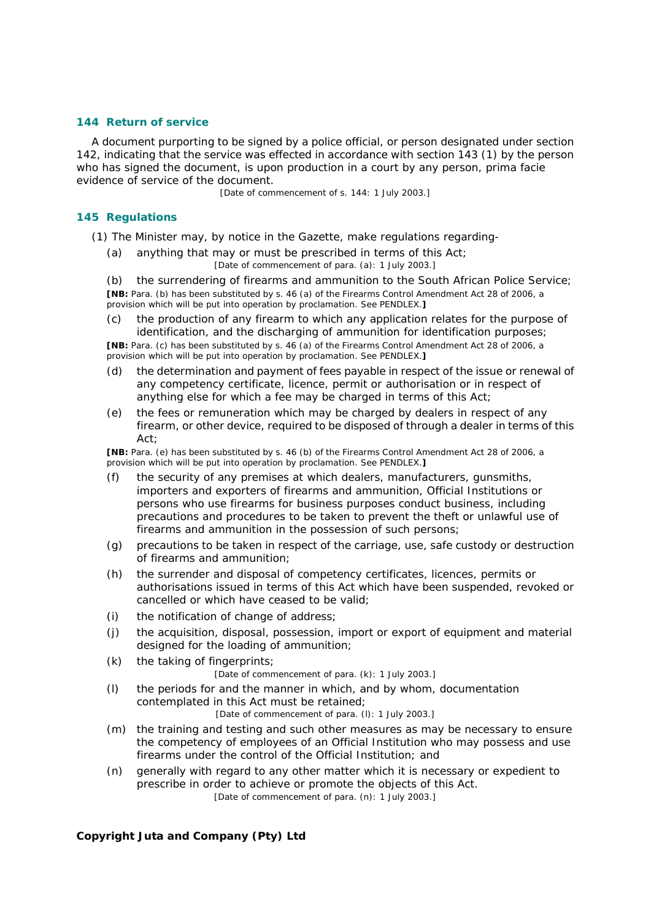### 144 Return of service

A document purporting to be signed by a police official, or person designated under section 142, indicating that the service was effected in accordance with section 143 (1) by the person who has signed the document, is upon production in a court by any person, prima facie evidence of service of the document.

[Date of commencement of s. 144: 1 July 2003.]

### 145 Regulations

(1) The Minister may, by notice in the Gazette, make regulations regarding-

(a) anything that may or must be prescribed in terms of this Act;

[Date of commencement of para. (a): 1 July 2003.]

(b) the surrendering of firearms and ammunition to the South African Police Service;

**[NB:** Para. (b) has been substituted by s. 46 (a) of the Firearms Control Amendment Act 28 of 2006, a provision which will be put into operation by proclamation. See PENDLEX.**]**

(c) the production of any firearm to which any application relates for the purpose of identification, and the discharging of ammunition for identification purposes;

**[NB:** Para. (c) has been substituted by s. 46 (a) of the Firearms Control Amendment Act 28 of 2006, a provision which will be put into operation by proclamation. See PENDLEX.**]**

(d) the determination and payment of fees payable in respect of the issue or renewal of any competency certificate, licence, permit or authorisation or in respect of anything else for which a fee may be charged in terms of this Act;

(e) the fees or remuneration which may be charged by dealers in respect of any firearm, or other device, required to be disposed of through a dealer in terms of this Act;

**[NB:** Para. (e) has been substituted by s. 46 (b) of the Firearms Control Amendment Act 28 of 2006, a provision which will be put into operation by proclamation. See PENDLEX.**]**

(f) the security of any premises at which dealers, manufacturers, gunsmiths, importers and exporters of firearms and ammunition, Official Institutions or persons who use firearms for business purposes conduct business, including precautions and procedures to be taken to prevent the theft or unlawful use of firearms and ammunition in the possession of such persons;

(g) precautions to be taken in respect of the carriage, use, safe custody or destruction of firearms and ammunition;

(h) the surrender and disposal of competency certificates, licences, permits or authorisations issued in terms of this Act which have been suspended, revoked or cancelled or which have ceased to be valid;

(i) the notification of change of address;

(j) the acquisition, disposal, possession, import or export of equipment and material designed for the loading of ammunition;

(k) the taking of fingerprints;

[Date of commencement of para. (k): 1 July 2003.]

(l) the periods for and the manner in which, and by whom, documentation contemplated in this Act must be retained;

[Date of commencement of para. (l): 1 July 2003.]

(m) the training and testing and such other measures as may be necessary to ensure the competency of employees of an Official Institution who may possess and use firearms under the control of the Official Institution; and

(n) generally with regard to any other matter which it is necessary or expedient to prescribe in order to achieve or promote the objects of this Act.

[Date of commencement of para. (n): 1 July 2003.]

**Copyright Juta and Company (Pty) Ltd**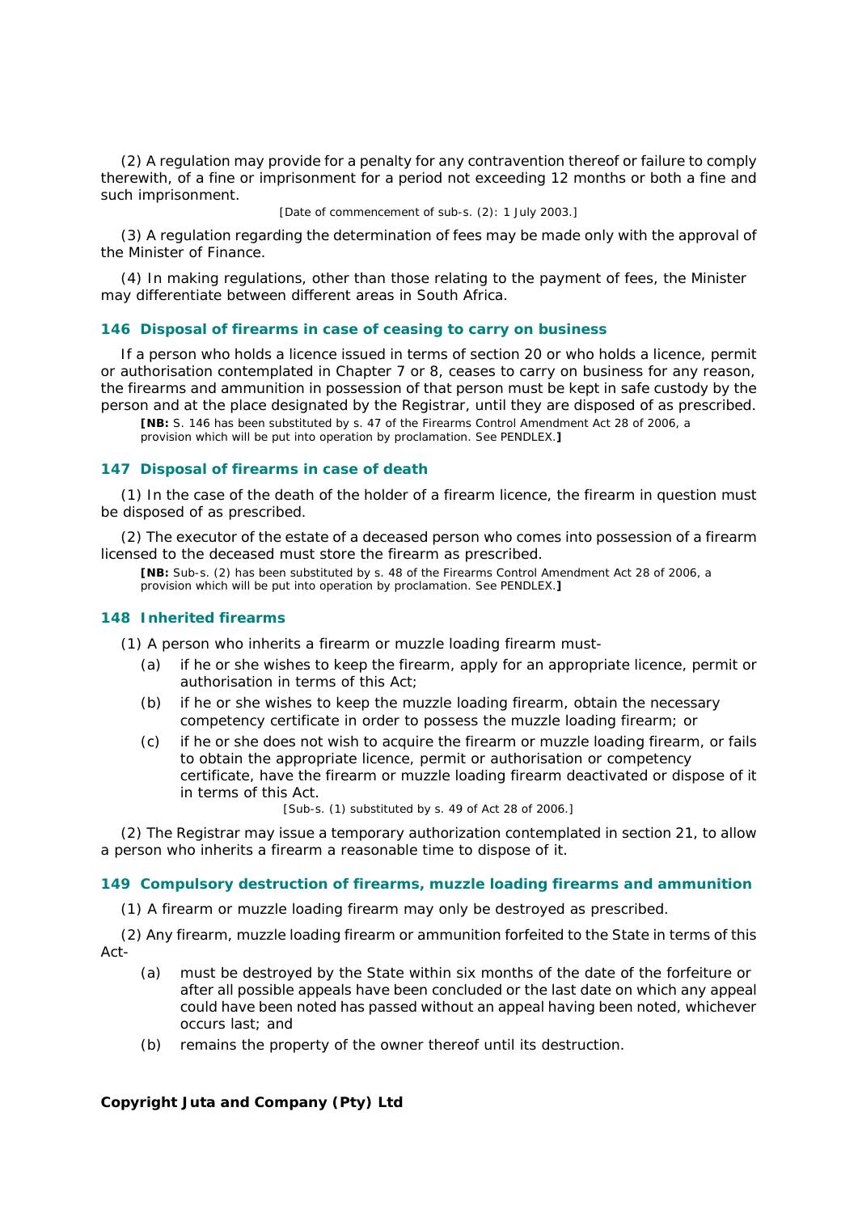(2) A regulation may provide for a penalty for any contravention thereof or failure to comply therewith, of a fine or imprisonment for a period not exceeding 12 months or both a fine and such imprisonment.

[Date of commencement of sub-s. (2): 1 July 2003.]

(3) A regulation regarding the determination of fees may be made only with the approval of the Minister of Finance.

(4) In making regulations, other than those relating to the payment of fees, the Minister may differentiate between different areas in South Africa.

### 146 Disposal of firearms in case of ceasing to carry on business

If a person who holds a licence issued in terms of section 20 or who holds a licence, permit or authorisation contemplated in Chapter 7 or 8, ceases to carry on business for any reason, the firearms and ammunition in possession of that person must be kept in safe custody by the person and at the place designated by the Registrar, until they are disposed of as prescribed.

**[NB:** S. 146 has been substituted by s. 47 of the Firearms Control Amendment Act 28 of 2006, a provision which will be put into operation by proclamation. See PENDLEX.**]**

### 147 Disposal of firearms in case of death

(1) In the case of the death of the holder of a firearm licence, the firearm in question must be disposed of as prescribed.

(2) The executor of the estate of a deceased person who comes into possession of a firearm licensed to the deceased must store the firearm as prescribed.

**[NB:** Sub-s. (2) has been substituted by s. 48 of the Firearms Control Amendment Act 28 of 2006, a provision which will be put into operation by proclamation. See PENDLEX.**]**

### 148 Inherited firearms

(1) A person who inherits a firearm or muzzle loading firearm must-

(a) if he or she wishes to keep the firearm, apply for an appropriate licence, permit or authorisation in terms of this Act;

(b) if he or she wishes to keep the muzzle loading firearm, obtain the necessary competency certificate in order to possess the muzzle loading firearm; or

(c) if he or she does not wish to acquire the firearm or muzzle loading firearm, or fails to obtain the appropriate licence, permit or authorisation or competency certificate, have the firearm or muzzle loading firearm deactivated or dispose of it in terms of this Act.

[Sub-s. (1) substituted by s. 49 of Act 28 of 2006.]

(2) The Registrar may issue a temporary authorization contemplated in section 21, to allow a person who inherits a firearm a reasonable time to dispose of it.

### 149 Compulsory destruction of firearms, muzzle loading firearms and ammunition

(1) A firearm or muzzle loading firearm may only be destroyed as prescribed.

(2) Any firearm, muzzle loading firearm or ammunition forfeited to the State in terms of this Act-

(a) must be destroyed by the State within six months of the date of the forfeiture or after all possible appeals have been concluded or the last date on which any appeal could have been noted has passed without an appeal having been noted, whichever occurs last; and

(b) remains the property of the owner thereof until its destruction.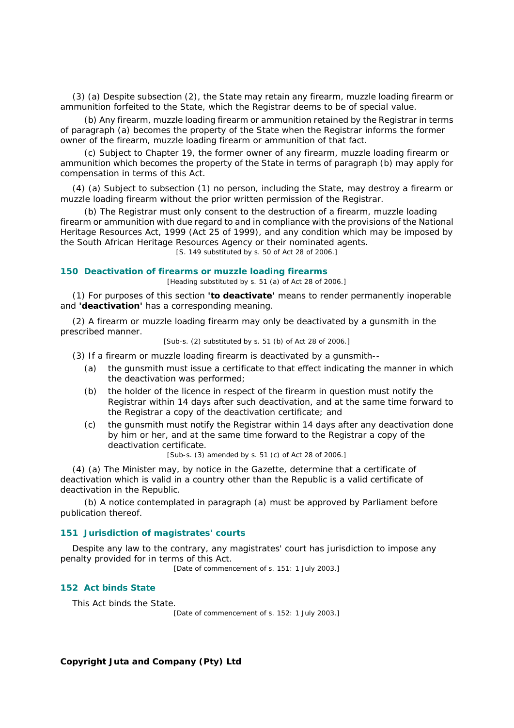(3) (a) Despite subsection (2), the State may retain any firearm, muzzle loading firearm or ammunition forfeited to the State, which the Registrar deems to be of special value.

(b) Any firearm, muzzle loading firearm or ammunition retained by the Registrar in terms of paragraph (a) becomes the property of the State when the Registrar informs the former owner of the firearm, muzzle loading firearm or ammunition of that fact.

(c) Subject to Chapter 19, the former owner of any firearm, muzzle loading firearm or ammunition which becomes the property of the State in terms of paragraph (b) may apply for compensation in terms of this Act.

(4) (a) Subject to subsection (1) no person, including the State, may destroy a firearm or muzzle loading firearm without the prior written permission of the Registrar.

(b) The Registrar must only consent to the destruction of a firearm, muzzle loading firearm or ammunition with due regard to and in compliance with the provisions of the National Heritage Resources Act, 1999 (Act 25 of 1999), and any condition which may be imposed by the South African Heritage Resources Agency or their nominated agents.

[S. 149 substituted by s. 50 of Act 28 of 2006.]

### 150 Deactivation of firearms or muzzle loading firearms

[Heading substituted by s. 51 (a) of Act 28 of 2006.]

(1) For purposes of this section **'to deactivate'** means to render permanently inoperable and **'deactivation'** has a corresponding meaning.

(2) A firearm or muzzle loading firearm may only be deactivated by a gunsmith in the prescribed manner.

[Sub-s. (2) substituted by s. 51 (b) of Act 28 of 2006.]

(3) If a firearm or muzzle loading firearm is deactivated by a gunsmith--

- (a) the gunsmith must issue a certificate to that effect indicating the manner in which the deactivation was performed;
- (b) the holder of the licence in respect of the firearm in question must notify the Registrar within 14 days after such deactivation, and at the same time forward to the Registrar a copy of the deactivation certificate; and
- (c) the gunsmith must notify the Registrar within 14 days after any deactivation done by him or her, and at the same time forward to the Registrar a copy of the deactivation certificate.

[Sub-s. (3) amended by s. 51 (c) of Act 28 of 2006.]

(4) (a) The Minister may, by notice in the Gazette, determine that a certificate of deactivation which is valid in a country other than the Republic is a valid certificate of deactivation in the Republic.

(b) A notice contemplated in paragraph (a) must be approved by Parliament before publication thereof.

### 151 Jurisdiction of magistrates' courts

Despite any law to the contrary, any magistrates' court has jurisdiction to impose any penalty provided for in terms of this Act.

[Date of commencement of s. 151: 1 July 2003.]

### 152 Act binds State

This Act binds the State.

[Date of commencement of s. 152: 1 July 2003.]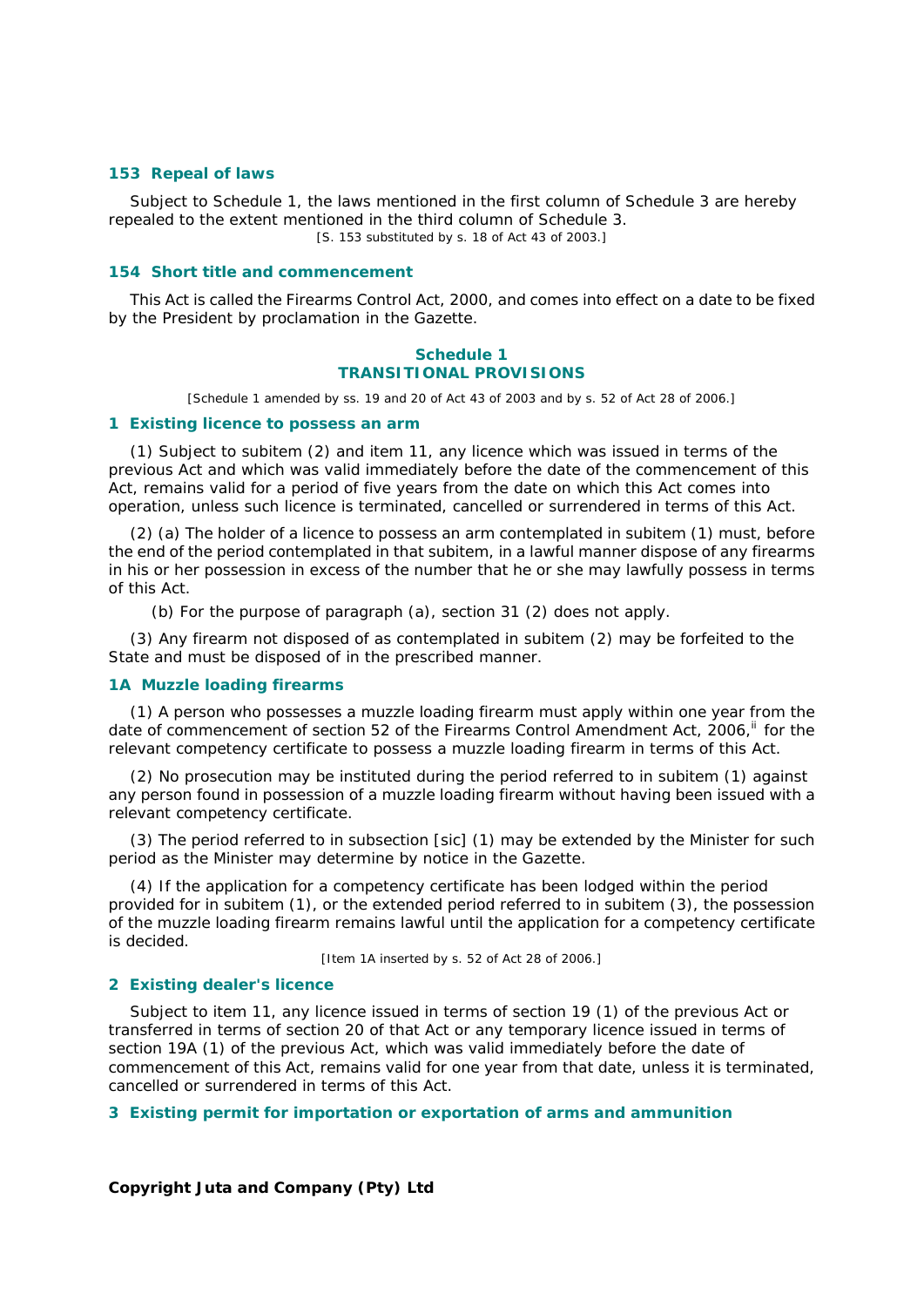### 153 Repeal of laws

Subject to Schedule 1, the laws mentioned in the first column of Schedule 3 are hereby repealed to the extent mentioned in the third column of Schedule 3.

[S. 153 substituted by s. 18 of Act 43 of 2003.]

### 154 Short title and commencement

This Act is called the Firearms Control Act, 2000, and comes into effect on a date to be fixed by the President by proclamation in the Gazette.

## Schedule 1
## TRANSITIONAL PROVISIONS

[Schedule 1 amended by ss. 19 and 20 of Act 43 of 2003 and by s. 52 of Act 28 of 2006.]

### 1 Existing licence to possess an arm

(1) Subject to subitem (2) and item 11, any licence which was issued in terms of the previous Act and which was valid immediately before the date of the commencement of this Act, remains valid for a period of five years from the date on which this Act comes into operation, unless such licence is terminated, cancelled or surrendered in terms of this Act.

(2) (a) The holder of a licence to possess an arm contemplated in subitem (1) must, before the end of the period contemplated in that subitem, in a lawful manner dispose of any firearms in his or her possession in excess of the number that he or she may lawfully possess in terms of this Act.

(b) For the purpose of paragraph (a), section 31 (2) does not apply.

(3) Any firearm not disposed of as contemplated in subitem (2) may be forfeited to the State and must be disposed of in the prescribed manner.

### 1A Muzzle loading firearms

(1) A person who possesses a muzzle loading firearm must apply within one year from the date of commencement of section 52 of the Firearms Control Amendment Act, 2006,[ii] for the relevant competency certificate to possess a muzzle loading firearm in terms of this Act.

(2) No prosecution may be instituted during the period referred to in subitem (1) against any person found in possession of a muzzle loading firearm without having been issued with a relevant competency certificate.

(3) The period referred to in subsection [sic] (1) may be extended by the Minister for such period as the Minister may determine by notice in the Gazette.

(4) If the application for a competency certificate has been lodged within the period provided for in subitem (1), or the extended period referred to in subitem (3), the possession of the muzzle loading firearm remains lawful until the application for a competency certificate is decided.

[Item 1A inserted by s. 52 of Act 28 of 2006.]

### 2 Existing dealer's licence

Subject to item 11, any licence issued in terms of section 19 (1) of the previous Act or transferred in terms of section 20 of that Act or any temporary licence issued in terms of section 19A (1) of the previous Act, which was valid immediately before the date of commencement of this Act, remains valid for one year from that date, unless it is terminated, cancelled or surrendered in terms of this Act.

### 3 Existing permit for importation or exportation of arms and ammunition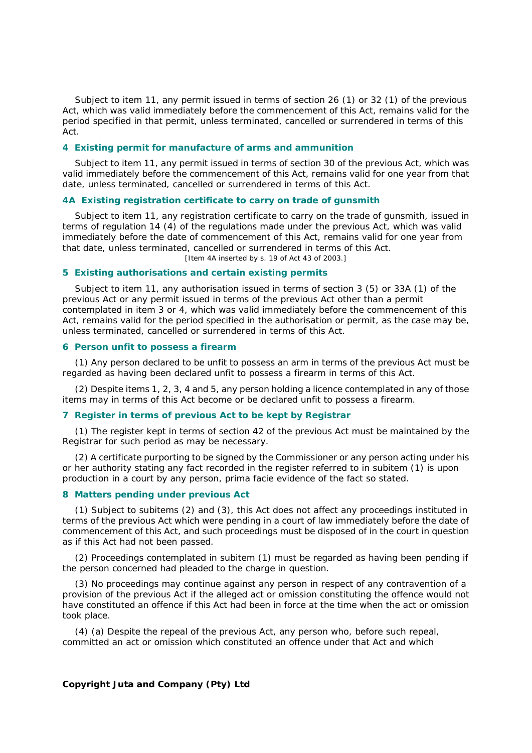Subject to item 11, any permit issued in terms of section 26 (1) or 32 (1) of the previous Act, which was valid immediately before the commencement of this Act, remains valid for the period specified in that permit, unless terminated, cancelled or surrendered in terms of this Act.

### 4 Existing permit for manufacture of arms and ammunition

Subject to item 11, any permit issued in terms of section 30 of the previous Act, which was valid immediately before the commencement of this Act, remains valid for one year from that date, unless terminated, cancelled or surrendered in terms of this Act.

### 4A Existing registration certificate to carry on trade of gunsmith

Subject to item 11, any registration certificate to carry on the trade of gunsmith, issued in terms of regulation 14 (4) of the regulations made under the previous Act, which was valid immediately before the date of commencement of this Act, remains valid for one year from that date, unless terminated, cancelled or surrendered in terms of this Act.

[Item 4A inserted by s. 19 of Act 43 of 2003.]

### 5 Existing authorisations and certain existing permits

Subject to item 11, any authorisation issued in terms of section 3 (5) or 33A (1) of the previous Act or any permit issued in terms of the previous Act other than a permit contemplated in item 3 or 4, which was valid immediately before the commencement of this Act, remains valid for the period specified in the authorisation or permit, as the case may be, unless terminated, cancelled or surrendered in terms of this Act.

### 6 Person unfit to possess a firearm

(1) Any person declared to be unfit to possess an arm in terms of the previous Act must be regarded as having been declared unfit to possess a firearm in terms of this Act.

(2) Despite items 1, 2, 3, 4 and 5, any person holding a licence contemplated in any of those items may in terms of this Act become or be declared unfit to possess a firearm.

### 7 Register in terms of previous Act to be kept by Registrar

(1) The register kept in terms of section 42 of the previous Act must be maintained by the Registrar for such period as may be necessary.

(2) A certificate purporting to be signed by the Commissioner or any person acting under his or her authority stating any fact recorded in the register referred to in subitem (1) is upon production in a court by any person, prima facie evidence of the fact so stated.

### 8 Matters pending under previous Act

(1) Subject to subitems (2) and (3), this Act does not affect any proceedings instituted in terms of the previous Act which were pending in a court of law immediately before the date of commencement of this Act, and such proceedings must be disposed of in the court in question as if this Act had not been passed.

(2) Proceedings contemplated in subitem (1) must be regarded as having been pending if the person concerned had pleaded to the charge in question.

(3) No proceedings may continue against any person in respect of any contravention of a provision of the previous Act if the alleged act or omission constituting the offence would not have constituted an offence if this Act had been in force at the time when the act or omission took place.

(4) (a) Despite the repeal of the previous Act, any person who, before such repeal, committed an act or omission which constituted an offence under that Act and which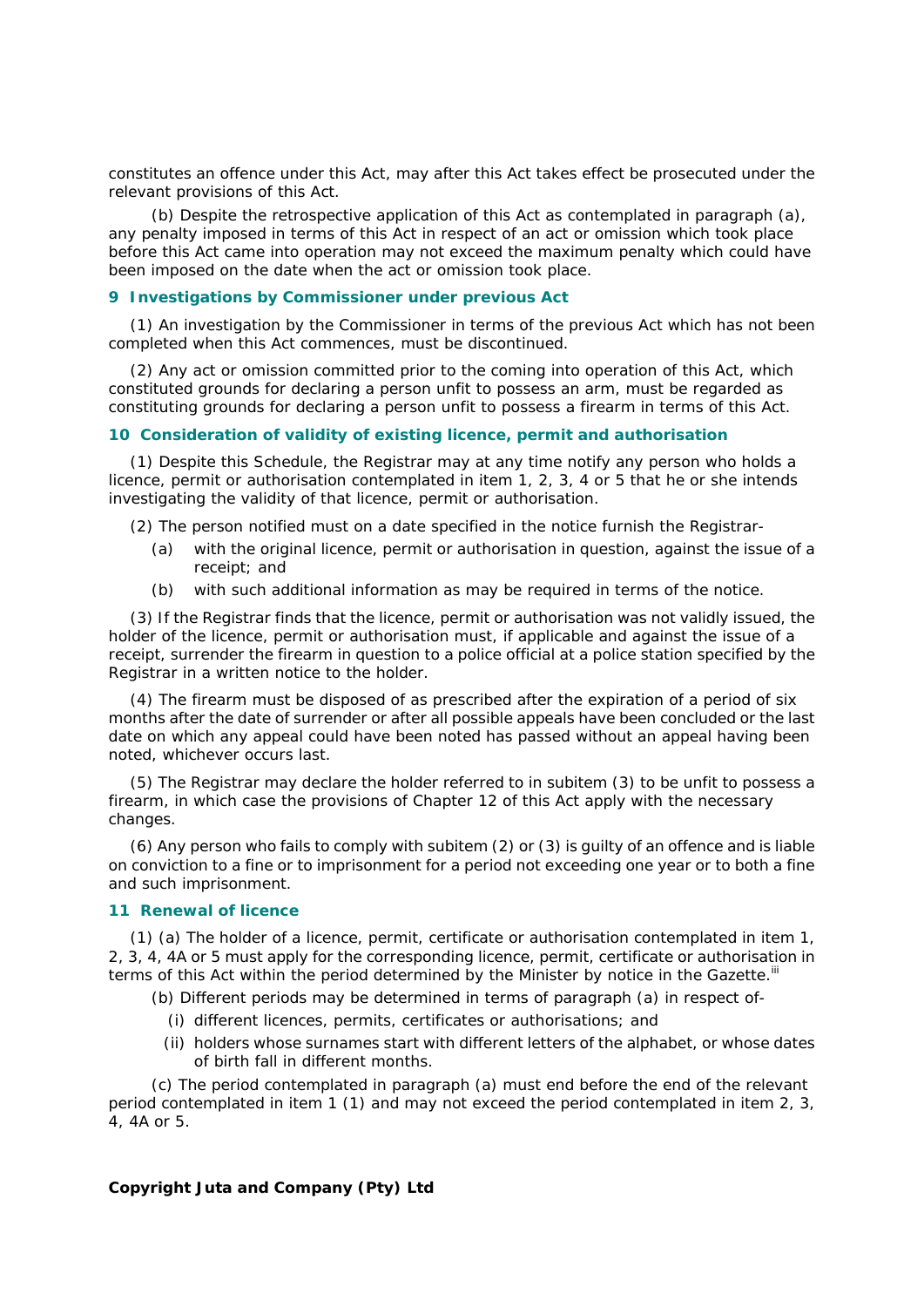constitutes an offence under this Act, may after this Act takes effect be prosecuted under the relevant provisions of this Act.

(b) Despite the retrospective application of this Act as contemplated in paragraph (a), any penalty imposed in terms of this Act in respect of an act or omission which took place before this Act came into operation may not exceed the maximum penalty which could have been imposed on the date when the act or omission took place.

### 9 Investigations by Commissioner under previous Act

(1) An investigation by the Commissioner in terms of the previous Act which has not been completed when this Act commences, must be discontinued.

(2) Any act or omission committed prior to the coming into operation of this Act, which constituted grounds for declaring a person unfit to possess an arm, must be regarded as constituting grounds for declaring a person unfit to possess a firearm in terms of this Act.

### 10 Consideration of validity of existing licence, permit and authorisation

(1) Despite this Schedule, the Registrar may at any time notify any person who holds a licence, permit or authorisation contemplated in item 1, 2, 3, 4 or 5 that he or she intends investigating the validity of that licence, permit or authorisation.

(2) The person notified must on a date specified in the notice furnish the Registrar-

(a) with the original licence, permit or authorisation in question, against the issue of a receipt; and

(b) with such additional information as may be required in terms of the notice.

(3) If the Registrar finds that the licence, permit or authorisation was not validly issued, the holder of the licence, permit or authorisation must, if applicable and against the issue of a receipt, surrender the firearm in question to a police official at a police station specified by the Registrar in a written notice to the holder.

(4) The firearm must be disposed of as prescribed after the expiration of a period of six months after the date of surrender or after all possible appeals have been concluded or the last date on which any appeal could have been noted has passed without an appeal having been noted, whichever occurs last.

(5) The Registrar may declare the holder referred to in subitem (3) to be unfit to possess a firearm, in which case the provisions of Chapter 12 of this Act apply with the necessary changes.

(6) Any person who fails to comply with subitem (2) or (3) is guilty of an offence and is liable on conviction to a fine or to imprisonment for a period not exceeding one year or to both a fine and such imprisonment.

### 11 Renewal of licence

(1) (a) The holder of a licence, permit, certificate or authorisation contemplated in item 1, 2, 3, 4, 4A or 5 must apply for the corresponding licence, permit, certificate or authorisation in terms of this Act within the period determined by the Minister by notice in the Gazette.[iii]

(b) Different periods may be determined in terms of paragraph (a) in respect of-

(i) different licences, permits, certificates or authorisations; and

(ii) holders whose surnames start with different letters of the alphabet, or whose dates of birth fall in different months.

(c) The period contemplated in paragraph (a) must end before the end of the relevant period contemplated in item 1 (1) and may not exceed the period contemplated in item 2, 3, 4, 4A or 5.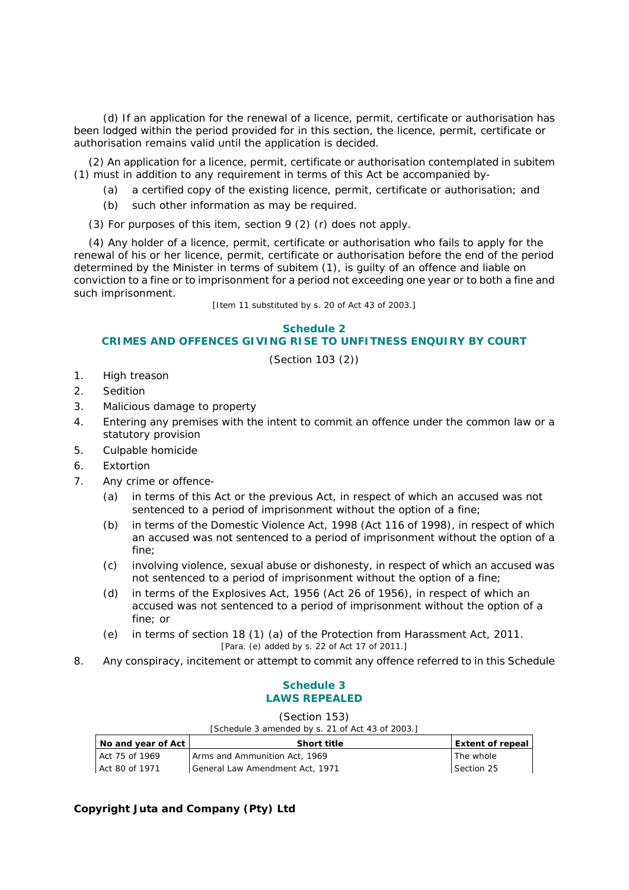(d) If an application for the renewal of a licence, permit, certificate or authorisation has been lodged within the period provided for in this section, the licence, permit, certificate or authorisation remains valid until the application is decided.

(2) An application for a licence, permit, certificate or authorisation contemplated in subitem (1) must in addition to any requirement in terms of this Act be accompanied by-

- (a) a certified copy of the existing licence, permit, certificate or authorisation; and
- (b) such other information as may be required.

(3) For purposes of this item, section 9 (2) (r) does not apply.

(4) Any holder of a licence, permit, certificate or authorisation who fails to apply for the renewal of his or her licence, permit, certificate or authorisation before the end of the period determined by the Minister in terms of subitem (1), is guilty of an offence and liable on conviction to a fine or to imprisonment for a period not exceeding one year or to both a fine and such imprisonment.

[Item 11 substituted by s. 20 of Act 43 of 2003.]

## Schedule 2
## CRIMES AND OFFENCES GIVING RISE TO UNFITNESS ENQUIRY BY COURT

(Section 103 (2))

1. High treason
2. Sedition
3. Malicious damage to property
4. Entering any premises with the intent to commit an offence under the common law or a statutory provision
5. Culpable homicide
6. Extortion
7. Any crime or offence-
   - (a) in terms of this Act or the previous Act, in respect of which an accused was not sentenced to a period of imprisonment without the option of a fine;
   - (b) in terms of the Domestic Violence Act, 1998 (Act 116 of 1998), in respect of which an accused was not sentenced to a period of imprisonment without the option of a fine;
   - (c) involving violence, sexual abuse or dishonesty, in respect of which an accused was not sentenced to a period of imprisonment without the option of a fine;
   - (d) in terms of the Explosives Act, 1956 (Act 26 of 1956), in respect of which an accused was not sentenced to a period of imprisonment without the option of a fine; or
   - (e) in terms of section 18 (1) (a) of the Protection from Harassment Act, 2011.
     [Para. (e) added by s. 22 of Act 17 of 2011.]
8. Any conspiracy, incitement or attempt to commit any offence referred to in this Schedule

## Schedule 3
## LAWS REPEALED

(Section 153)

[Schedule 3 amended by s. 21 of Act 43 of 2003.]

| No and year of Act | Short title | Extent of repeal |
|---|---|---|
| Act 75 of 1969 | Arms and Ammunition Act, 1969 | The whole |
| Act 80 of 1971 | General Law Amendment Act, 1971 | Section 25 |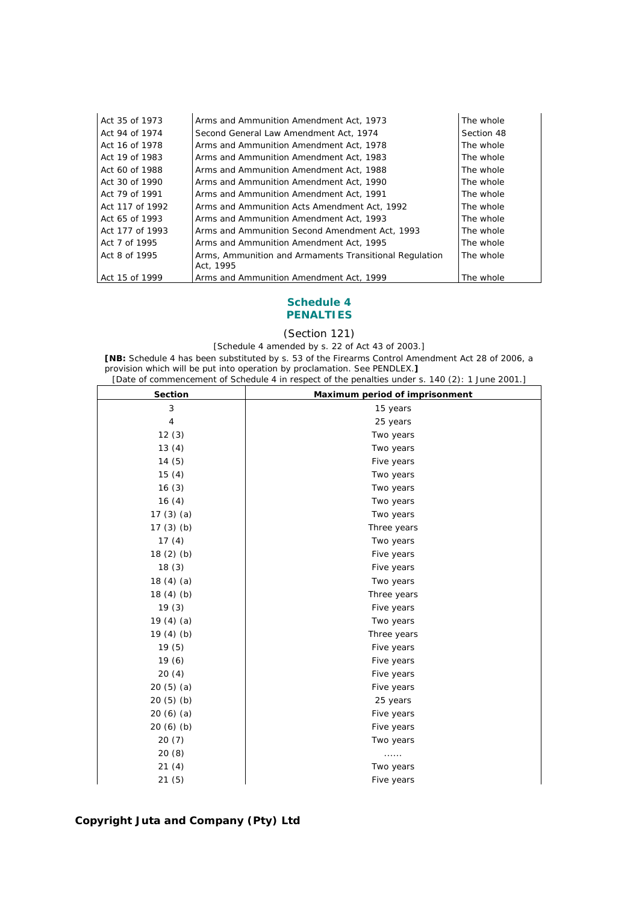| | | |
|---|---|---|
| Act 35 of 1973 | Arms and Ammunition Amendment Act, 1973 | The whole |
| Act 94 of 1974 | Second General Law Amendment Act, 1974 | Section 48 |
| Act 16 of 1978 | Arms and Ammunition Amendment Act, 1978 | The whole |
| Act 19 of 1983 | Arms and Ammunition Amendment Act, 1983 | The whole |
| Act 60 of 1988 | Arms and Ammunition Amendment Act, 1988 | The whole |
| Act 30 of 1990 | Arms and Ammunition Amendment Act, 1990 | The whole |
| Act 79 of 1991 | Arms and Ammunition Amendment Act, 1991 | The whole |
| Act 117 of 1992 | Arms and Ammunition Acts Amendment Act, 1992 | The whole |
| Act 65 of 1993 | Arms and Ammunition Amendment Act, 1993 | The whole |
| Act 177 of 1993 | Arms and Ammunition Second Amendment Act, 1993 | The whole |
| Act 7 of 1995 | Arms and Ammunition Amendment Act, 1995 | The whole |
| Act 8 of 1995 | Arms, Ammunition and Armaments Transitional Regulation Act, 1995 | The whole |
| Act 15 of 1999 | Arms and Ammunition Amendment Act, 1999 | The whole |

## Schedule 4
## PENALTIES

(Section 121)

[Schedule 4 amended by s. 22 of Act 43 of 2003.]

**[NB:** Schedule 4 has been substituted by s. 53 of the Firearms Control Amendment Act 28 of 2006, a provision which will be put into operation by proclamation. See PENDLEX.**]**

[Date of commencement of Schedule 4 in respect of the penalties under s. 140 (2): 1 June 2001.]

| Section | Maximum period of imprisonment |
|---|---|
| 3 | 15 years |
| 4 | 25 years |
| 12 (3) | Two years |
| 13 (4) | Two years |
| 14 (5) | Five years |
| 15 (4) | Two years |
| 16 (3) | Two years |
| 16 (4) | Two years |
| 17 (3) (a) | Two years |
| 17 (3) (b) | Three years |
| 17 (4) | Two years |
| 18 (2) (b) | Five years |
| 18 (3) | Five years |
| 18 (4) (a) | Two years |
| 18 (4) (b) | Three years |
| 19 (3) | Five years |
| 19 (4) (a) | Two years |
| 19 (4) (b) | Three years |
| 19 (5) | Five years |
| 19 (6) | Five years |
| 20 (4) | Five years |
| 20 (5) (a) | Five years |
| 20 (5) (b) | 25 years |
| 20 (6) (a) | Five years |
| 20 (6) (b) | Five years |
| 20 (7) | Two years |
| 20 (8) | ...... |
| 21 (4) | Two years |
| 21 (5) | Five years |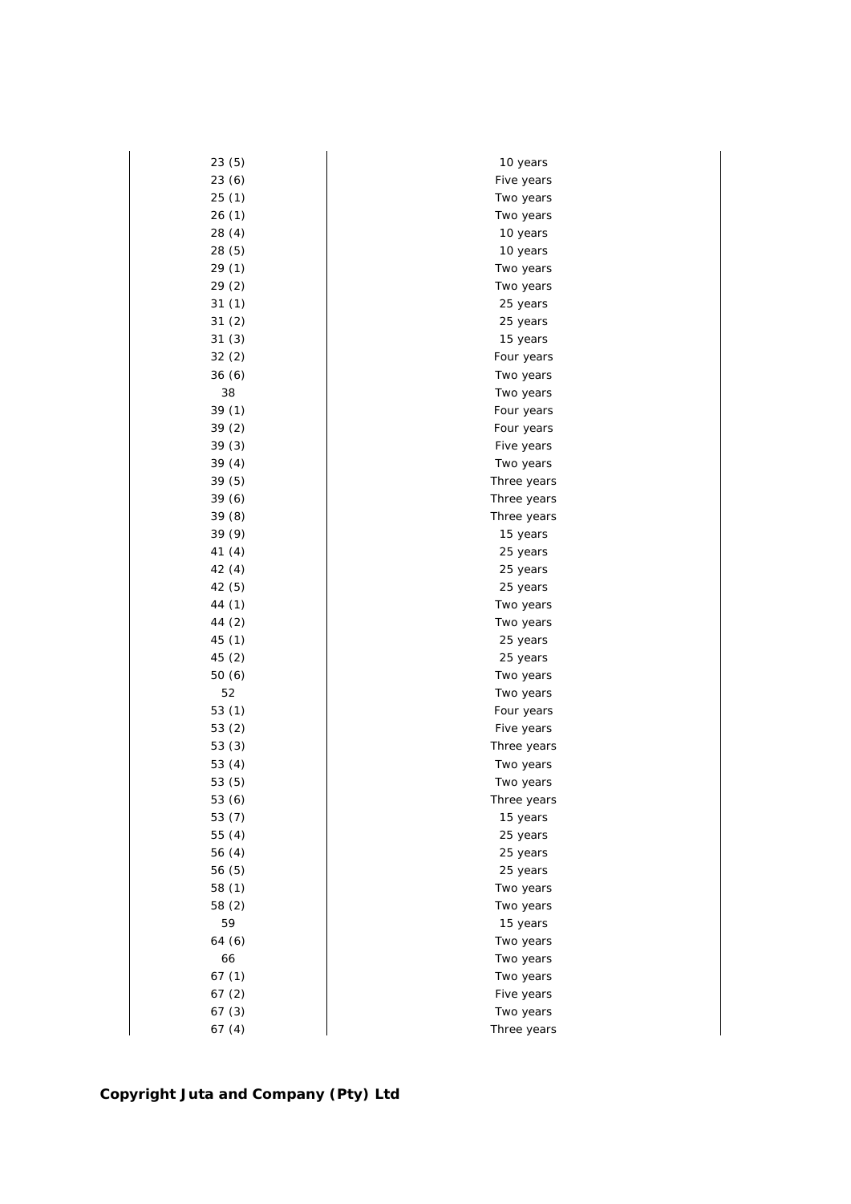| | |
|---|---|
| 23 (5) | 10 years |
| 23 (6) | Five years |
| 25 (1) | Two years |
| 26 (1) | Two years |
| 28 (4) | 10 years |
| 28 (5) | 10 years |
| 29 (1) | Two years |
| 29 (2) | Two years |
| 31 (1) | 25 years |
| 31 (2) | 25 years |
| 31 (3) | 15 years |
| 32 (2) | Four years |
| 36 (6) | Two years |
| 38 | Two years |
| 39 (1) | Four years |
| 39 (2) | Four years |
| 39 (3) | Five years |
| 39 (4) | Two years |
| 39 (5) | Three years |
| 39 (6) | Three years |
| 39 (8) | Three years |
| 39 (9) | 15 years |
| 41 (4) | 25 years |
| 42 (4) | 25 years |
| 42 (5) | 25 years |
| 44 (1) | Two years |
| 44 (2) | Two years |
| 45 (1) | 25 years |
| 45 (2) | 25 years |
| 50 (6) | Two years |
| 52 | Two years |
| 53 (1) | Four years |
| 53 (2) | Five years |
| 53 (3) | Three years |
| 53 (4) | Two years |
| 53 (5) | Two years |
| 53 (6) | Three years |
| 53 (7) | 15 years |
| 55 (4) | 25 years |
| 56 (4) | 25 years |
| 56 (5) | 25 years |
| 58 (1) | Two years |
| 58 (2) | Two years |
| 59 | 15 years |
| 64 (6) | Two years |
| 66 | Two years |
| 67 (1) | Two years |
| 67 (2) | Five years |
| 67 (3) | Two years |
| 67 (4) | Three years |

**Copyright Juta and Company (Pty) Ltd**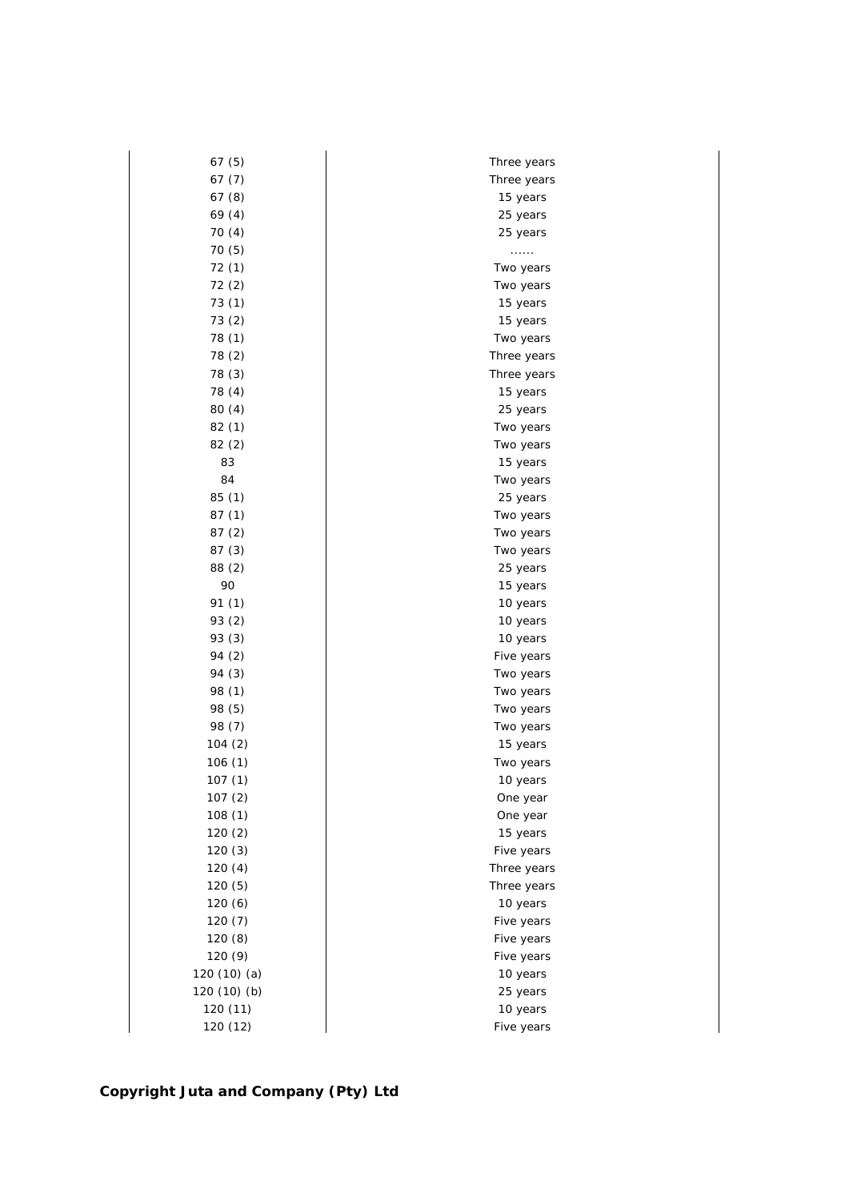| | |
|---|---|
| 67 (5) | Three years |
| 67 (7) | Three years |
| 67 (8) | 15 years |
| 69 (4) | 25 years |
| 70 (4) | 25 years |
| 70 (5) | ...... |
| 72 (1) | Two years |
| 72 (2) | Two years |
| 73 (1) | 15 years |
| 73 (2) | 15 years |
| 78 (1) | Two years |
| 78 (2) | Three years |
| 78 (3) | Three years |
| 78 (4) | 15 years |
| 80 (4) | 25 years |
| 82 (1) | Two years |
| 82 (2) | Two years |
| 83 | 15 years |
| 84 | Two years |
| 85 (1) | 25 years |
| 87 (1) | Two years |
| 87 (2) | Two years |
| 87 (3) | Two years |
| 88 (2) | 25 years |
| 90 | 15 years |
| 91 (1) | 10 years |
| 93 (2) | 10 years |
| 93 (3) | 10 years |
| 94 (2) | Five years |
| 94 (3) | Two years |
| 98 (1) | Two years |
| 98 (5) | Two years |
| 98 (7) | Two years |
| 104 (2) | 15 years |
| 106 (1) | Two years |
| 107 (1) | 10 years |
| 107 (2) | One year |
| 108 (1) | One year |
| 120 (2) | 15 years |
| 120 (3) | Five years |
| 120 (4) | Three years |
| 120 (5) | Three years |
| 120 (6) | 10 years |
| 120 (7) | Five years |
| 120 (8) | Five years |
| 120 (9) | Five years |
| 120 (10) (a) | 10 years |
| 120 (10) (b) | 25 years |
| 120 (11) | 10 years |
| 120 (12) | Five years |

**Copyright Juta and Company (Pty) Ltd**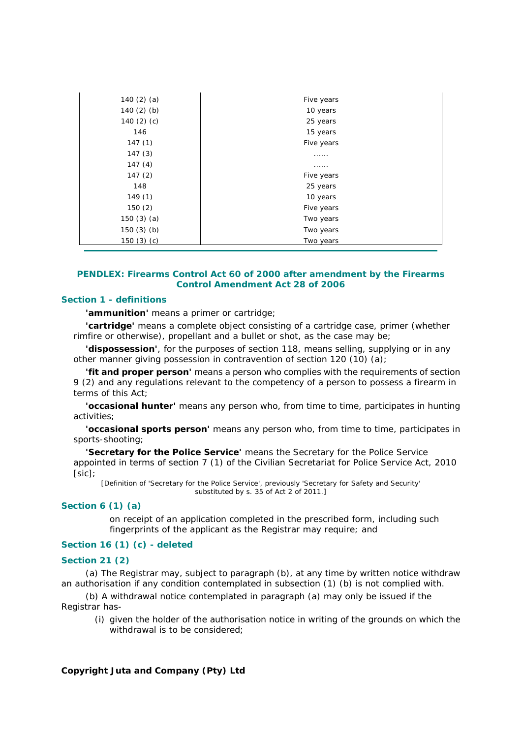| | |
|---|---|
| 140 (2) (a) | Five years |
| 140 (2) (b) | 10 years |
| 140 (2) (c) | 25 years |
| 146 | 15 years |
| 147 (1) | Five years |
| 147 (3) | ...... |
| 147 (4) | ...... |
| 147 (2) | Five years |
| 148 | 25 years |
| 149 (1) | 10 years |
| 150 (2) | Five years |
| 150 (3) (a) | Two years |
| 150 (3) (b) | Two years |
| 150 (3) (c) | Two years |

## PENDLEX: Firearms Control Act 60 of 2000 after amendment by the Firearms Control Amendment Act 28 of 2006

### Section 1 - definitions

**'ammunition'** means a primer or cartridge;

**'cartridge'** means a complete object consisting of a cartridge case, primer (whether rimfire or otherwise), propellant and a bullet or shot, as the case may be;

**'dispossession'**, for the purposes of section 118, means selling, supplying or in any other manner giving possession in contravention of section 120 (10) (a);

**'fit and proper person'** means a person who complies with the requirements of section 9 (2) and any regulations relevant to the competency of a person to possess a firearm in terms of this Act;

**'occasional hunter'** means any person who, from time to time, participates in hunting activities;

**'occasional sports person'** means any person who, from time to time, participates in sports-shooting;

**'Secretary for the Police Service'** means the Secretary for the Police Service appointed in terms of section 7 (1) of the Civilian Secretariat for Police Service Act, 2010 [sic];

[Definition of 'Secretary for the Police Service', previously 'Secretary for Safety and Security' substituted by s. 35 of Act 2 of 2011.]

### Section 6 (1) (a)

on receipt of an application completed in the prescribed form, including such fingerprints of the applicant as the Registrar may require; and

### Section 16 (1) (c) - deleted

### Section 21 (2)

(a) The Registrar may, subject to paragraph (b), at any time by written notice withdraw an authorisation if any condition contemplated in subsection (1) (b) is not complied with.

(b) A withdrawal notice contemplated in paragraph (a) may only be issued if the Registrar has-

(i) given the holder of the authorisation notice in writing of the grounds on which the withdrawal is to be considered;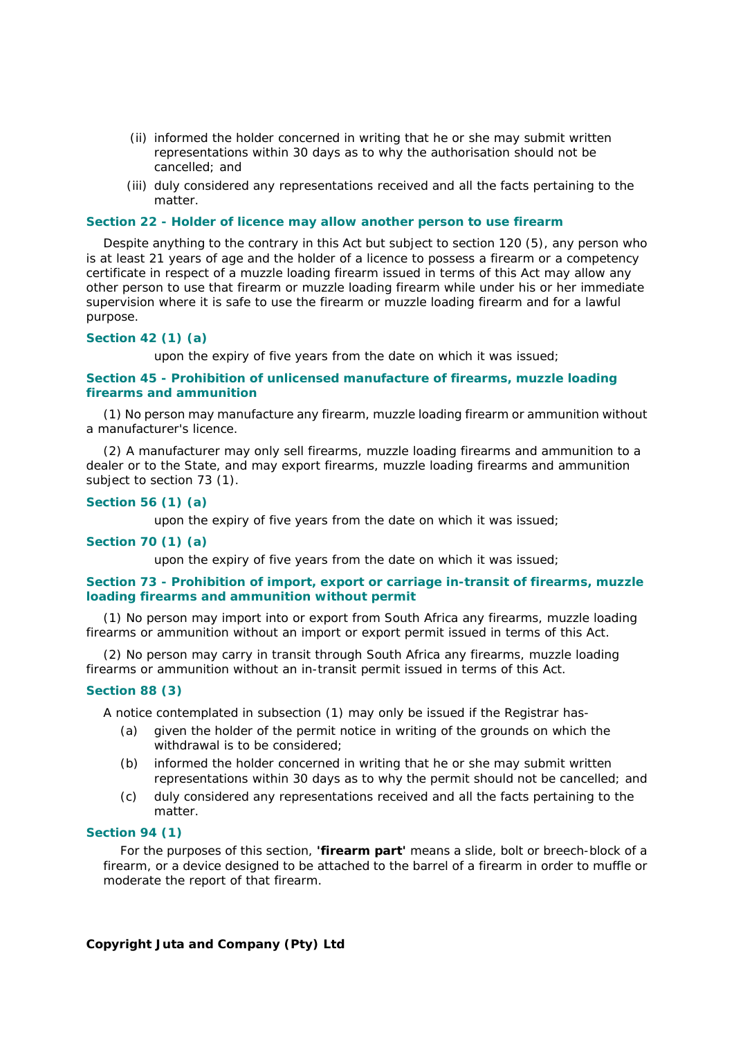(ii) informed the holder concerned in writing that he or she may submit written representations within 30 days as to why the authorisation should not be cancelled; and

(iii) duly considered any representations received and all the facts pertaining to the matter.

### Section 22 - Holder of licence may allow another person to use firearm

Despite anything to the contrary in this Act but subject to section 120 (5), any person who is at least 21 years of age and the holder of a licence to possess a firearm or a competency certificate in respect of a muzzle loading firearm issued in terms of this Act may allow any other person to use that firearm or muzzle loading firearm while under his or her immediate supervision where it is safe to use the firearm or muzzle loading firearm and for a lawful purpose.

### Section 42 (1) (a)

upon the expiry of five years from the date on which it was issued;

### Section 45 - Prohibition of unlicensed manufacture of firearms, muzzle loading firearms and ammunition

(1) No person may manufacture any firearm, muzzle loading firearm or ammunition without a manufacturer's licence.

(2) A manufacturer may only sell firearms, muzzle loading firearms and ammunition to a dealer or to the State, and may export firearms, muzzle loading firearms and ammunition subject to section 73 (1).

### Section 56 (1) (a)

upon the expiry of five years from the date on which it was issued;

### Section 70 (1) (a)

upon the expiry of five years from the date on which it was issued;

### Section 73 - Prohibition of import, export or carriage in-transit of firearms, muzzle loading firearms and ammunition without permit

(1) No person may import into or export from South Africa any firearms, muzzle loading firearms or ammunition without an import or export permit issued in terms of this Act.

(2) No person may carry in transit through South Africa any firearms, muzzle loading firearms or ammunition without an in-transit permit issued in terms of this Act.

### Section 88 (3)

A notice contemplated in subsection (1) may only be issued if the Registrar has-

(a) given the holder of the permit notice in writing of the grounds on which the withdrawal is to be considered;

(b) informed the holder concerned in writing that he or she may submit written representations within 30 days as to why the permit should not be cancelled; and

(c) duly considered any representations received and all the facts pertaining to the matter.

### Section 94 (1)

For the purposes of this section, **'firearm part'** means a slide, bolt or breech-block of a firearm, or a device designed to be attached to the barrel of a firearm in order to muffle or moderate the report of that firearm.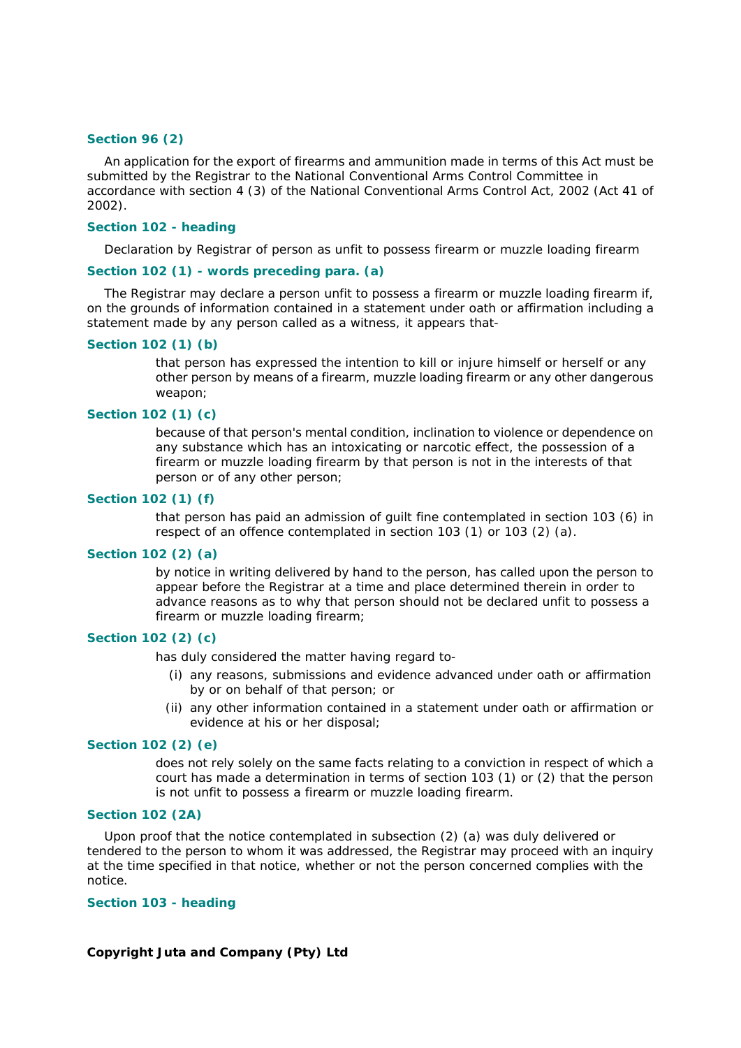**Section 96 (2)**

An application for the export of firearms and ammunition made in terms of this Act must be submitted by the Registrar to the National Conventional Arms Control Committee in accordance with section 4 (3) of the National Conventional Arms Control Act, 2002 (Act 41 of 2002).

**Section 102 - heading**

Declaration by Registrar of person as unfit to possess firearm or muzzle loading firearm

**Section 102 (1) - words preceding para. (a)**

The Registrar may declare a person unfit to possess a firearm or muzzle loading firearm if, on the grounds of information contained in a statement under oath or affirmation including a statement made by any person called as a witness, it appears that-

**Section 102 (1) (b)**

that person has expressed the intention to kill or injure himself or herself or any other person by means of a firearm, muzzle loading firearm or any other dangerous weapon;

**Section 102 (1) (c)**

because of that person's mental condition, inclination to violence or dependence on any substance which has an intoxicating or narcotic effect, the possession of a firearm or muzzle loading firearm by that person is not in the interests of that person or of any other person;

**Section 102 (1) (f)**

that person has paid an admission of guilt fine contemplated in section 103 (6) in respect of an offence contemplated in section 103 (1) or 103 (2) (a).

**Section 102 (2) (a)**

by notice in writing delivered by hand to the person, has called upon the person to appear before the Registrar at a time and place determined therein in order to advance reasons as to why that person should not be declared unfit to possess a firearm or muzzle loading firearm;

**Section 102 (2) (c)**

has duly considered the matter having regard to-

(i) any reasons, submissions and evidence advanced under oath or affirmation by or on behalf of that person; or

(ii) any other information contained in a statement under oath or affirmation or evidence at his or her disposal;

**Section 102 (2) (e)**

does not rely solely on the same facts relating to a conviction in respect of which a court has made a determination in terms of section 103 (1) or (2) that the person is not unfit to possess a firearm or muzzle loading firearm.

**Section 102 (2A)**

Upon proof that the notice contemplated in subsection (2) (a) was duly delivered or tendered to the person to whom it was addressed, the Registrar may proceed with an inquiry at the time specified in that notice, whether or not the person concerned complies with the notice.

**Section 103 - heading**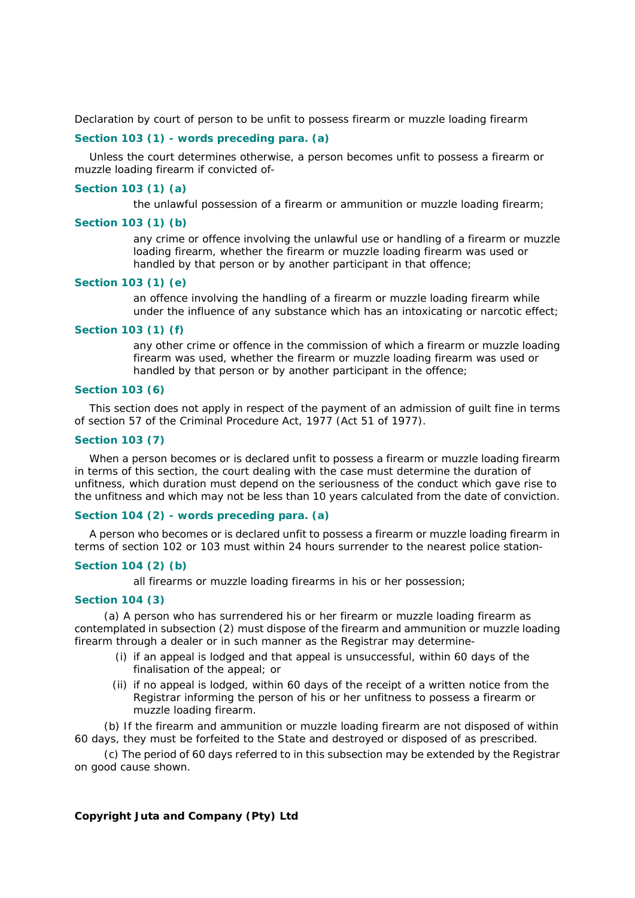Declaration by court of person to be unfit to possess firearm or muzzle loading firearm

**Section 103 (1) - words preceding para. (a)**

Unless the court determines otherwise, a person becomes unfit to possess a firearm or muzzle loading firearm if convicted of-

**Section 103 (1) (a)**

the unlawful possession of a firearm or ammunition or muzzle loading firearm;

**Section 103 (1) (b)**

any crime or offence involving the unlawful use or handling of a firearm or muzzle loading firearm, whether the firearm or muzzle loading firearm was used or handled by that person or by another participant in that offence;

**Section 103 (1) (e)**

an offence involving the handling of a firearm or muzzle loading firearm while under the influence of any substance which has an intoxicating or narcotic effect;

**Section 103 (1) (f)**

any other crime or offence in the commission of which a firearm or muzzle loading firearm was used, whether the firearm or muzzle loading firearm was used or handled by that person or by another participant in the offence;

**Section 103 (6)**

This section does not apply in respect of the payment of an admission of guilt fine in terms of section 57 of the Criminal Procedure Act, 1977 (Act 51 of 1977).

**Section 103 (7)**

When a person becomes or is declared unfit to possess a firearm or muzzle loading firearm in terms of this section, the court dealing with the case must determine the duration of unfitness, which duration must depend on the seriousness of the conduct which gave rise to the unfitness and which may not be less than 10 years calculated from the date of conviction.

**Section 104 (2) - words preceding para. (a)**

A person who becomes or is declared unfit to possess a firearm or muzzle loading firearm in terms of section 102 or 103 must within 24 hours surrender to the nearest police station-

**Section 104 (2) (b)**

all firearms or muzzle loading firearms in his or her possession;

**Section 104 (3)**

(a) A person who has surrendered his or her firearm or muzzle loading firearm as contemplated in subsection (2) must dispose of the firearm and ammunition or muzzle loading firearm through a dealer or in such manner as the Registrar may determine-

(i) if an appeal is lodged and that appeal is unsuccessful, within 60 days of the finalisation of the appeal; or

(ii) if no appeal is lodged, within 60 days of the receipt of a written notice from the Registrar informing the person of his or her unfitness to possess a firearm or muzzle loading firearm.

(b) If the firearm and ammunition or muzzle loading firearm are not disposed of within 60 days, they must be forfeited to the State and destroyed or disposed of as prescribed.

(c) The period of 60 days referred to in this subsection may be extended by the Registrar on good cause shown.

**Copyright Juta and Company (Pty) Ltd**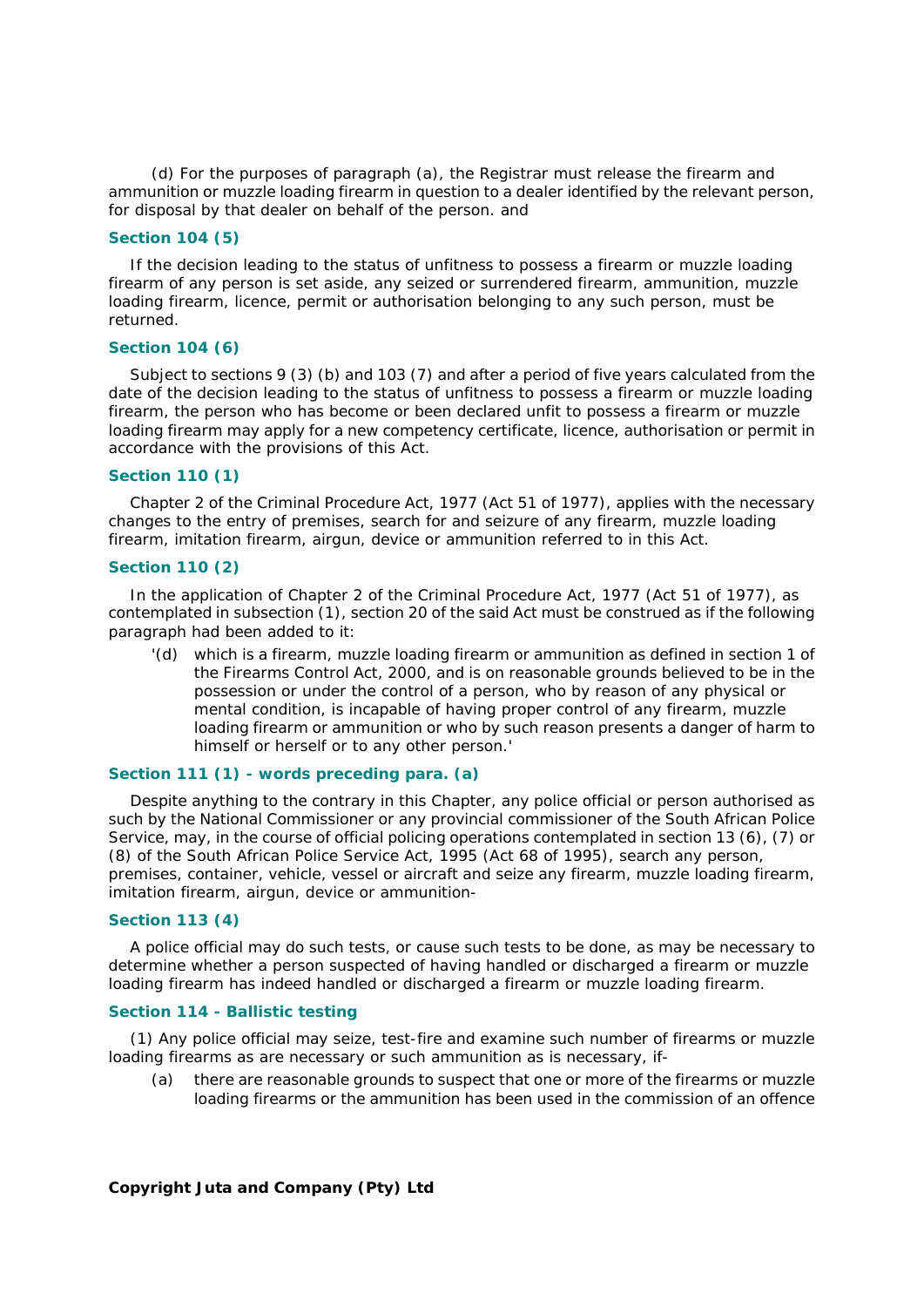(d) For the purposes of paragraph (a), the Registrar must release the firearm and ammunition or muzzle loading firearm in question to a dealer identified by the relevant person, for disposal by that dealer on behalf of the person. and

#### Section 104 (5)

If the decision leading to the status of unfitness to possess a firearm or muzzle loading firearm of any person is set aside, any seized or surrendered firearm, ammunition, muzzle loading firearm, licence, permit or authorisation belonging to any such person, must be returned.

#### Section 104 (6)

Subject to sections 9 (3) (b) and 103 (7) and after a period of five years calculated from the date of the decision leading to the status of unfitness to possess a firearm or muzzle loading firearm, the person who has become or been declared unfit to possess a firearm or muzzle loading firearm may apply for a new competency certificate, licence, authorisation or permit in accordance with the provisions of this Act.

#### Section 110 (1)

Chapter 2 of the Criminal Procedure Act, 1977 (Act 51 of 1977), applies with the necessary changes to the entry of premises, search for and seizure of any firearm, muzzle loading firearm, imitation firearm, airgun, device or ammunition referred to in this Act.

#### Section 110 (2)

In the application of Chapter 2 of the Criminal Procedure Act, 1977 (Act 51 of 1977), as contemplated in subsection (1), section 20 of the said Act must be construed as if the following paragraph had been added to it:

'(d) which is a firearm, muzzle loading firearm or ammunition as defined in section 1 of the Firearms Control Act, 2000, and is on reasonable grounds believed to be in the possession or under the control of a person, who by reason of any physical or mental condition, is incapable of having proper control of any firearm, muzzle loading firearm or ammunition or who by such reason presents a danger of harm to himself or herself or to any other person.'

#### Section 111 (1) - words preceding para. (a)

Despite anything to the contrary in this Chapter, any police official or person authorised as such by the National Commissioner or any provincial commissioner of the South African Police Service, may, in the course of official policing operations contemplated in section 13 (6), (7) or (8) of the South African Police Service Act, 1995 (Act 68 of 1995), search any person, premises, container, vehicle, vessel or aircraft and seize any firearm, muzzle loading firearm, imitation firearm, airgun, device or ammunition-

#### Section 113 (4)

A police official may do such tests, or cause such tests to be done, as may be necessary to determine whether a person suspected of having handled or discharged a firearm or muzzle loading firearm has indeed handled or discharged a firearm or muzzle loading firearm.

#### Section 114 - Ballistic testing

(1) Any police official may seize, test-fire and examine such number of firearms or muzzle loading firearms as are necessary or such ammunition as is necessary, if-

(a) there are reasonable grounds to suspect that one or more of the firearms or muzzle loading firearms or the ammunition has been used in the commission of an offence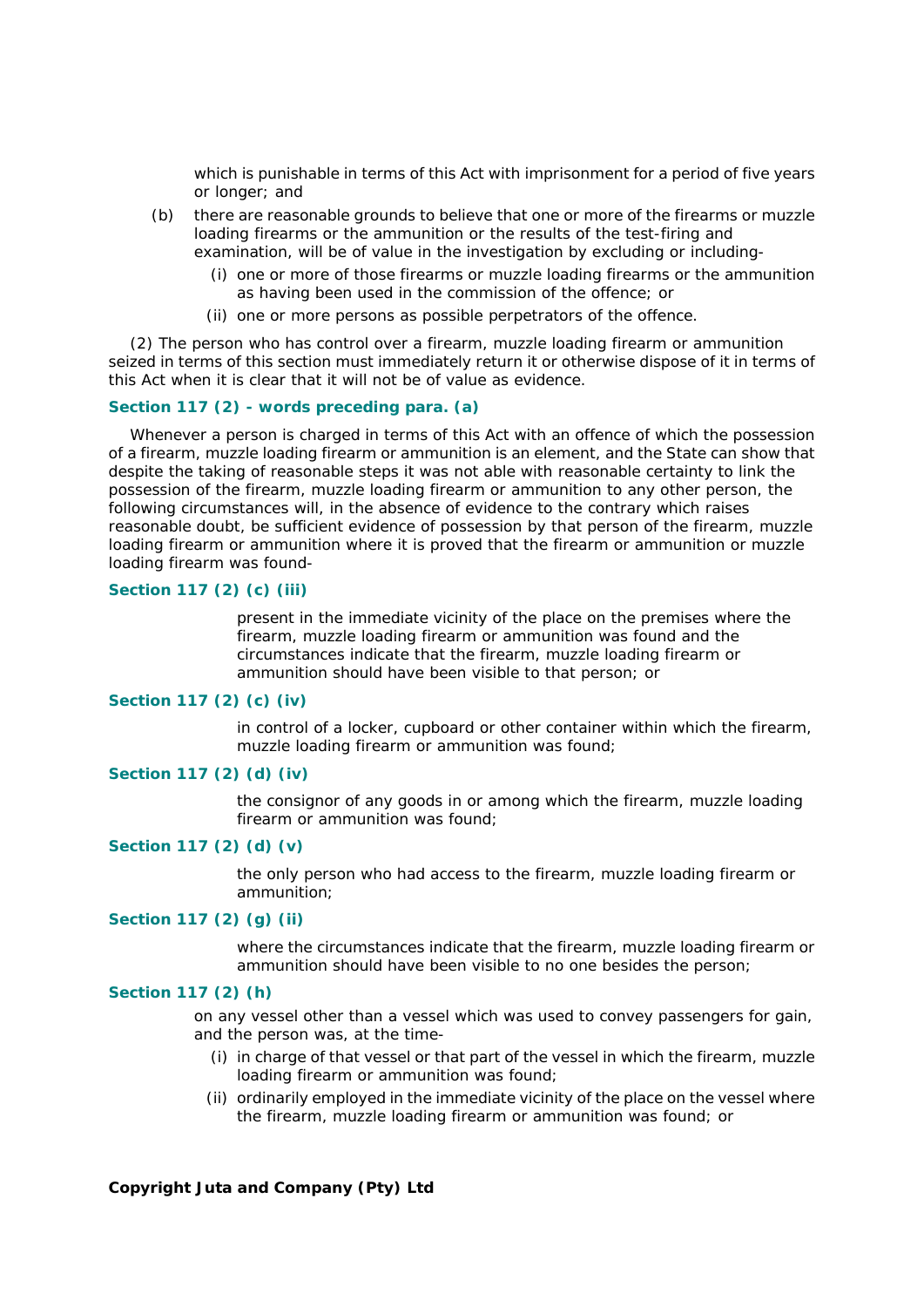which is punishable in terms of this Act with imprisonment for a period of five years or longer; and

(b) there are reasonable grounds to believe that one or more of the firearms or muzzle loading firearms or the ammunition or the results of the test-firing and examination, will be of value in the investigation by excluding or including-

(i) one or more of those firearms or muzzle loading firearms or the ammunition as having been used in the commission of the offence; or

(ii) one or more persons as possible perpetrators of the offence.

(2) The person who has control over a firearm, muzzle loading firearm or ammunition seized in terms of this section must immediately return it or otherwise dispose of it in terms of this Act when it is clear that it will not be of value as evidence.

**Section 117 (2) - words preceding para. (a)**

Whenever a person is charged in terms of this Act with an offence of which the possession of a firearm, muzzle loading firearm or ammunition is an element, and the State can show that despite the taking of reasonable steps it was not able with reasonable certainty to link the possession of the firearm, muzzle loading firearm or ammunition to any other person, the following circumstances will, in the absence of evidence to the contrary which raises reasonable doubt, be sufficient evidence of possession by that person of the firearm, muzzle loading firearm or ammunition where it is proved that the firearm or ammunition or muzzle loading firearm was found-

**Section 117 (2) (c) (iii)**

present in the immediate vicinity of the place on the premises where the firearm, muzzle loading firearm or ammunition was found and the circumstances indicate that the firearm, muzzle loading firearm or ammunition should have been visible to that person; or

**Section 117 (2) (c) (iv)**

in control of a locker, cupboard or other container within which the firearm, muzzle loading firearm or ammunition was found;

**Section 117 (2) (d) (iv)**

the consignor of any goods in or among which the firearm, muzzle loading firearm or ammunition was found;

**Section 117 (2) (d) (v)**

the only person who had access to the firearm, muzzle loading firearm or ammunition;

**Section 117 (2) (g) (ii)**

where the circumstances indicate that the firearm, muzzle loading firearm or ammunition should have been visible to no one besides the person;

**Section 117 (2) (h)**

on any vessel other than a vessel which was used to convey passengers for gain, and the person was, at the time-

(i) in charge of that vessel or that part of the vessel in which the firearm, muzzle loading firearm or ammunition was found;

(ii) ordinarily employed in the immediate vicinity of the place on the vessel where the firearm, muzzle loading firearm or ammunition was found; or

**Copyright Juta and Company (Pty) Ltd**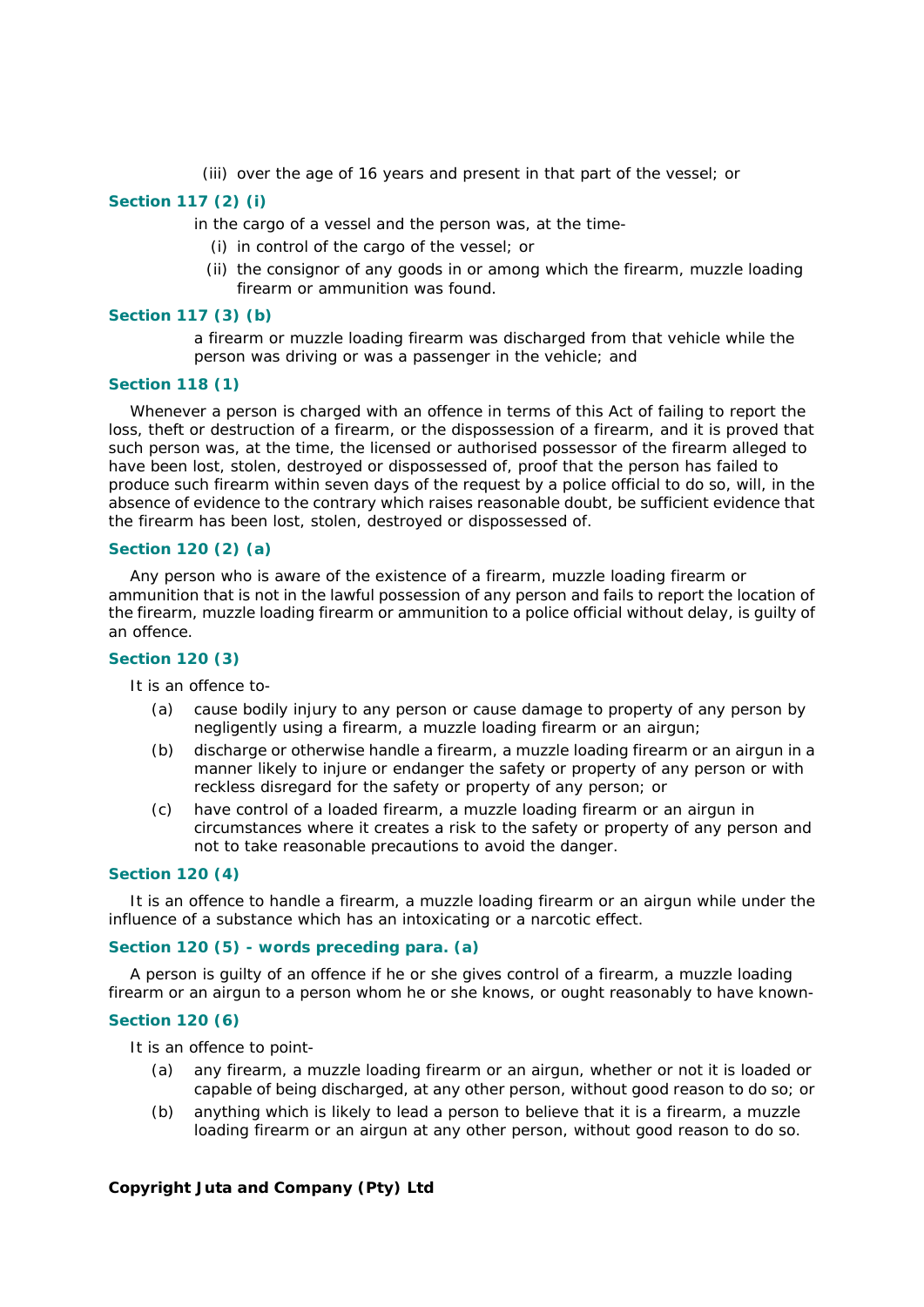(iii) over the age of 16 years and present in that part of the vessel; or

**Section 117 (2) (i)**

in the cargo of a vessel and the person was, at the time-

(i) in control of the cargo of the vessel; or

(ii) the consignor of any goods in or among which the firearm, muzzle loading firearm or ammunition was found.

**Section 117 (3) (b)**

a firearm or muzzle loading firearm was discharged from that vehicle while the person was driving or was a passenger in the vehicle; and

**Section 118 (1)**

Whenever a person is charged with an offence in terms of this Act of failing to report the loss, theft or destruction of a firearm, or the dispossession of a firearm, and it is proved that such person was, at the time, the licensed or authorised possessor of the firearm alleged to have been lost, stolen, destroyed or dispossessed of, proof that the person has failed to produce such firearm within seven days of the request by a police official to do so, will, in the absence of evidence to the contrary which raises reasonable doubt, be sufficient evidence that the firearm has been lost, stolen, destroyed or dispossessed of.

**Section 120 (2) (a)**

Any person who is aware of the existence of a firearm, muzzle loading firearm or ammunition that is not in the lawful possession of any person and fails to report the location of the firearm, muzzle loading firearm or ammunition to a police official without delay, is guilty of an offence.

**Section 120 (3)**

It is an offence to-

(a) cause bodily injury to any person or cause damage to property of any person by negligently using a firearm, a muzzle loading firearm or an airgun;

(b) discharge or otherwise handle a firearm, a muzzle loading firearm or an airgun in a manner likely to injure or endanger the safety or property of any person or with reckless disregard for the safety or property of any person; or

(c) have control of a loaded firearm, a muzzle loading firearm or an airgun in circumstances where it creates a risk to the safety or property of any person and not to take reasonable precautions to avoid the danger.

**Section 120 (4)**

It is an offence to handle a firearm, a muzzle loading firearm or an airgun while under the influence of a substance which has an intoxicating or a narcotic effect.

**Section 120 (5) - words preceding para. (a)**

A person is guilty of an offence if he or she gives control of a firearm, a muzzle loading firearm or an airgun to a person whom he or she knows, or ought reasonably to have known-

**Section 120 (6)**

It is an offence to point-

(a) any firearm, a muzzle loading firearm or an airgun, whether or not it is loaded or capable of being discharged, at any other person, without good reason to do so; or

(b) anything which is likely to lead a person to believe that it is a firearm, a muzzle loading firearm or an airgun at any other person, without good reason to do so.

**Copyright Juta and Company (Pty) Ltd**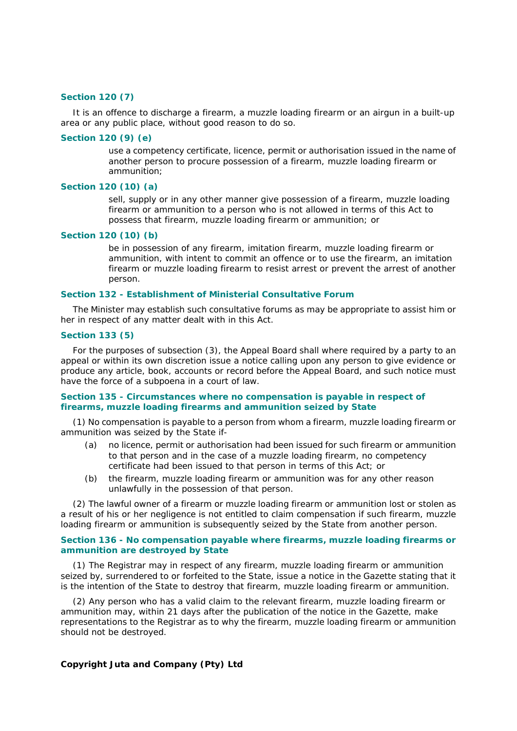### Section 120 (7)

It is an offence to discharge a firearm, a muzzle loading firearm or an airgun in a built-up area or any public place, without good reason to do so.

### Section 120 (9) (e)

use a competency certificate, licence, permit or authorisation issued in the name of another person to procure possession of a firearm, muzzle loading firearm or ammunition;

### Section 120 (10) (a)

sell, supply or in any other manner give possession of a firearm, muzzle loading firearm or ammunition to a person who is not allowed in terms of this Act to possess that firearm, muzzle loading firearm or ammunition; or

### Section 120 (10) (b)

be in possession of any firearm, imitation firearm, muzzle loading firearm or ammunition, with intent to commit an offence or to use the firearm, an imitation firearm or muzzle loading firearm to resist arrest or prevent the arrest of another person.

### Section 132 - Establishment of Ministerial Consultative Forum

The Minister may establish such consultative forums as may be appropriate to assist him or her in respect of any matter dealt with in this Act.

### Section 133 (5)

For the purposes of subsection (3), the Appeal Board shall where required by a party to an appeal or within its own discretion issue a notice calling upon any person to give evidence or produce any article, book, accounts or record before the Appeal Board, and such notice must have the force of a subpoena in a court of law.

### Section 135 - Circumstances where no compensation is payable in respect of firearms, muzzle loading firearms and ammunition seized by State

(1) No compensation is payable to a person from whom a firearm, muzzle loading firearm or ammunition was seized by the State if-

(a) no licence, permit or authorisation had been issued for such firearm or ammunition to that person and in the case of a muzzle loading firearm, no competency certificate had been issued to that person in terms of this Act; or

(b) the firearm, muzzle loading firearm or ammunition was for any other reason unlawfully in the possession of that person.

(2) The lawful owner of a firearm or muzzle loading firearm or ammunition lost or stolen as a result of his or her negligence is not entitled to claim compensation if such firearm, muzzle loading firearm or ammunition is subsequently seized by the State from another person.

### Section 136 - No compensation payable where firearms, muzzle loading firearms or ammunition are destroyed by State

(1) The Registrar may in respect of any firearm, muzzle loading firearm or ammunition seized by, surrendered to or forfeited to the State, issue a notice in the Gazette stating that it is the intention of the State to destroy that firearm, muzzle loading firearm or ammunition.

(2) Any person who has a valid claim to the relevant firearm, muzzle loading firearm or ammunition may, within 21 days after the publication of the notice in the Gazette, make representations to the Registrar as to why the firearm, muzzle loading firearm or ammunition should not be destroyed.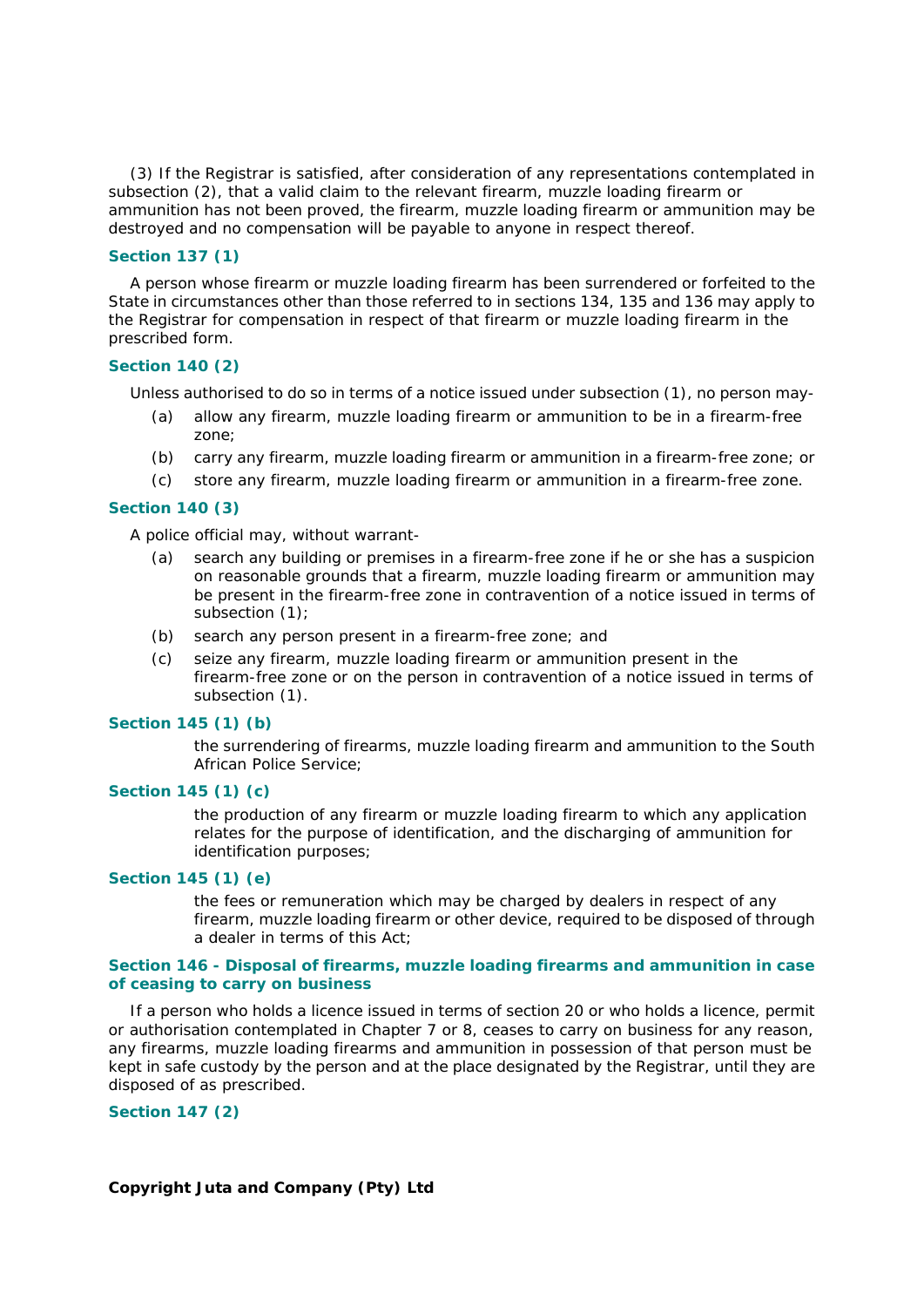(3) If the Registrar is satisfied, after consideration of any representations contemplated in subsection (2), that a valid claim to the relevant firearm, muzzle loading firearm or ammunition has not been proved, the firearm, muzzle loading firearm or ammunition may be destroyed and no compensation will be payable to anyone in respect thereof.

#### Section 137 (1)

A person whose firearm or muzzle loading firearm has been surrendered or forfeited to the State in circumstances other than those referred to in sections 134, 135 and 136 may apply to the Registrar for compensation in respect of that firearm or muzzle loading firearm in the prescribed form.

#### Section 140 (2)

Unless authorised to do so in terms of a notice issued under subsection (1), no person may-

(a) allow any firearm, muzzle loading firearm or ammunition to be in a firearm-free zone;

(b) carry any firearm, muzzle loading firearm or ammunition in a firearm-free zone; or

(c) store any firearm, muzzle loading firearm or ammunition in a firearm-free zone.

#### Section 140 (3)

A police official may, without warrant-

(a) search any building or premises in a firearm-free zone if he or she has a suspicion on reasonable grounds that a firearm, muzzle loading firearm or ammunition may be present in the firearm-free zone in contravention of a notice issued in terms of subsection (1);

(b) search any person present in a firearm-free zone; and

(c) seize any firearm, muzzle loading firearm or ammunition present in the firearm-free zone or on the person in contravention of a notice issued in terms of subsection (1).

#### Section 145 (1) (b)

the surrendering of firearms, muzzle loading firearm and ammunition to the South African Police Service;

#### Section 145 (1) (c)

the production of any firearm or muzzle loading firearm to which any application relates for the purpose of identification, and the discharging of ammunition for identification purposes;

#### Section 145 (1) (e)

the fees or remuneration which may be charged by dealers in respect of any firearm, muzzle loading firearm or other device, required to be disposed of through a dealer in terms of this Act;

#### Section 146 - Disposal of firearms, muzzle loading firearms and ammunition in case of ceasing to carry on business

If a person who holds a licence issued in terms of section 20 or who holds a licence, permit or authorisation contemplated in Chapter 7 or 8, ceases to carry on business for any reason, any firearms, muzzle loading firearms and ammunition in possession of that person must be kept in safe custody by the person and at the place designated by the Registrar, until they are disposed of as prescribed.

#### Section 147 (2)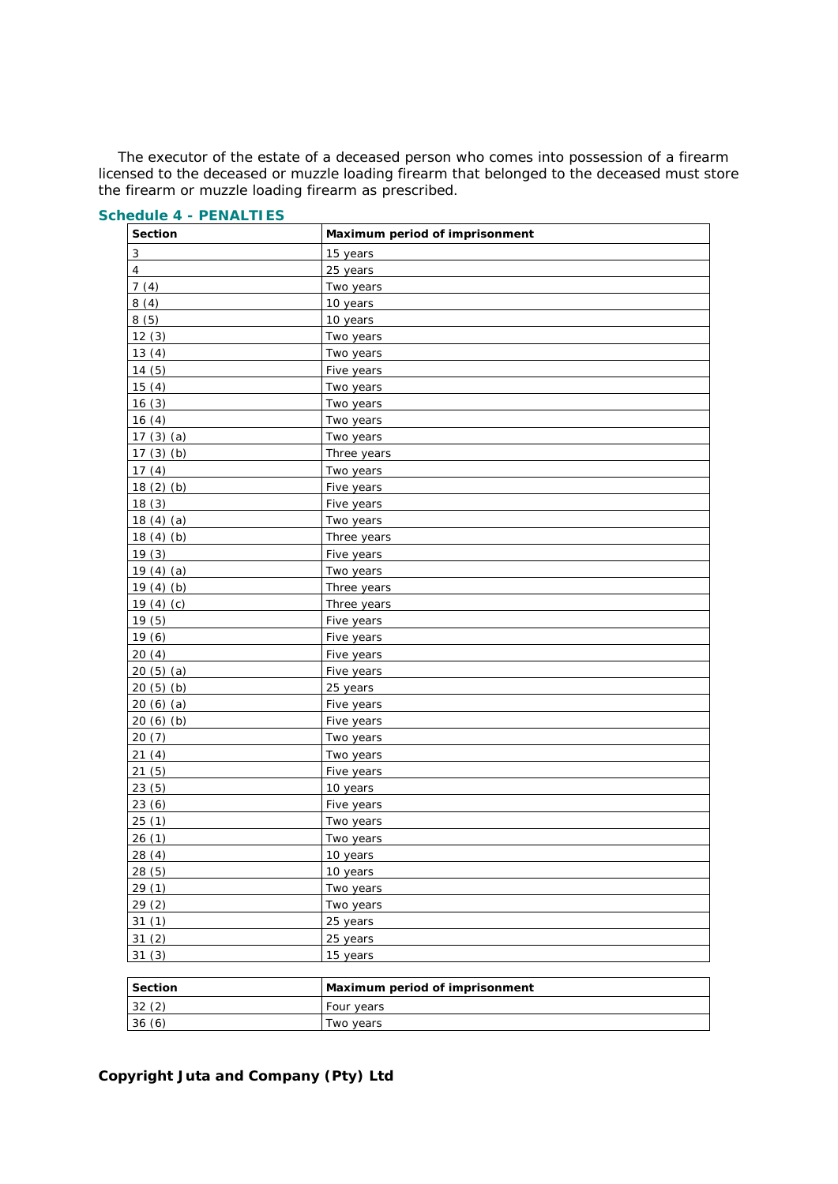The executor of the estate of a deceased person who comes into possession of a firearm licensed to the deceased or muzzle loading firearm that belonged to the deceased must store the firearm or muzzle loading firearm as prescribed.

## Schedule 4 - PENALTIES

| Section | Maximum period of imprisonment |
|---|---|
| 3 | 15 years |
| 4 | 25 years |
| 7 (4) | Two years |
| 8 (4) | 10 years |
| 8 (5) | 10 years |
| 12 (3) | Two years |
| 13 (4) | Two years |
| 14 (5) | Five years |
| 15 (4) | Two years |
| 16 (3) | Two years |
| 16 (4) | Two years |
| 17 (3) (a) | Two years |
| 17 (3) (b) | Three years |
| 17 (4) | Two years |
| 18 (2) (b) | Five years |
| 18 (3) | Five years |
| 18 (4) (a) | Two years |
| 18 (4) (b) | Three years |
| 19 (3) | Five years |
| 19 (4) (a) | Two years |
| 19 (4) (b) | Three years |
| 19 (4) (c) | Three years |
| 19 (5) | Five years |
| 19 (6) | Five years |
| 20 (4) | Five years |
| 20 (5) (a) | Five years |
| 20 (5) (b) | 25 years |
| 20 (6) (a) | Five years |
| 20 (6) (b) | Five years |
| 20 (7) | Two years |
| 21 (4) | Two years |
| 21 (5) | Five years |
| 23 (5) | 10 years |
| 23 (6) | Five years |
| 25 (1) | Two years |
| 26 (1) | Two years |
| 28 (4) | 10 years |
| 28 (5) | 10 years |
| 29 (1) | Two years |
| 29 (2) | Two years |
| 31 (1) | 25 years |
| 31 (2) | 25 years |
| 31 (3) | 15 years |
| 32 (2) | Four years |
| 36 (6) | Two years |

**Copyright Juta and Company (Pty) Ltd**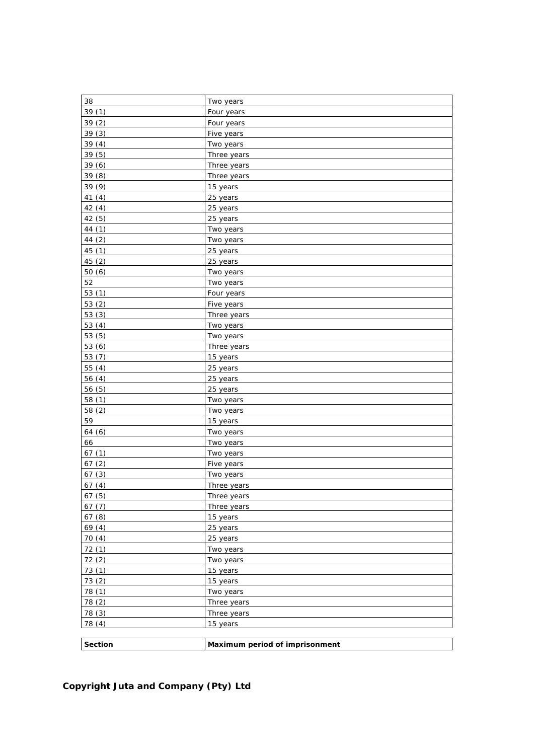| Section | Maximum period of imprisonment |
| --- | --- |
| 38 | Two years |
| 39 (1) | Four years |
| 39 (2) | Four years |
| 39 (3) | Five years |
| 39 (4) | Two years |
| 39 (5) | Three years |
| 39 (6) | Three years |
| 39 (8) | Three years |
| 39 (9) | 15 years |
| 41 (4) | 25 years |
| 42 (4) | 25 years |
| 42 (5) | 25 years |
| 44 (1) | Two years |
| 44 (2) | Two years |
| 45 (1) | 25 years |
| 45 (2) | 25 years |
| 50 (6) | Two years |
| 52 | Two years |
| 53 (1) | Four years |
| 53 (2) | Five years |
| 53 (3) | Three years |
| 53 (4) | Two years |
| 53 (5) | Two years |
| 53 (6) | Three years |
| 53 (7) | 15 years |
| 55 (4) | 25 years |
| 56 (4) | 25 years |
| 56 (5) | 25 years |
| 58 (1) | Two years |
| 58 (2) | Two years |
| 59 | 15 years |
| 64 (6) | Two years |
| 66 | Two years |
| 67 (1) | Two years |
| 67 (2) | Five years |
| 67 (3) | Two years |
| 67 (4) | Three years |
| 67 (5) | Three years |
| 67 (7) | Three years |
| 67 (8) | 15 years |
| 69 (4) | 25 years |
| 70 (4) | 25 years |
| 72 (1) | Two years |
| 72 (2) | Two years |
| 73 (1) | 15 years |
| 73 (2) | 15 years |
| 78 (1) | Two years |
| 78 (2) | Three years |
| 78 (3) | Three years |
| 78 (4) | 15 years |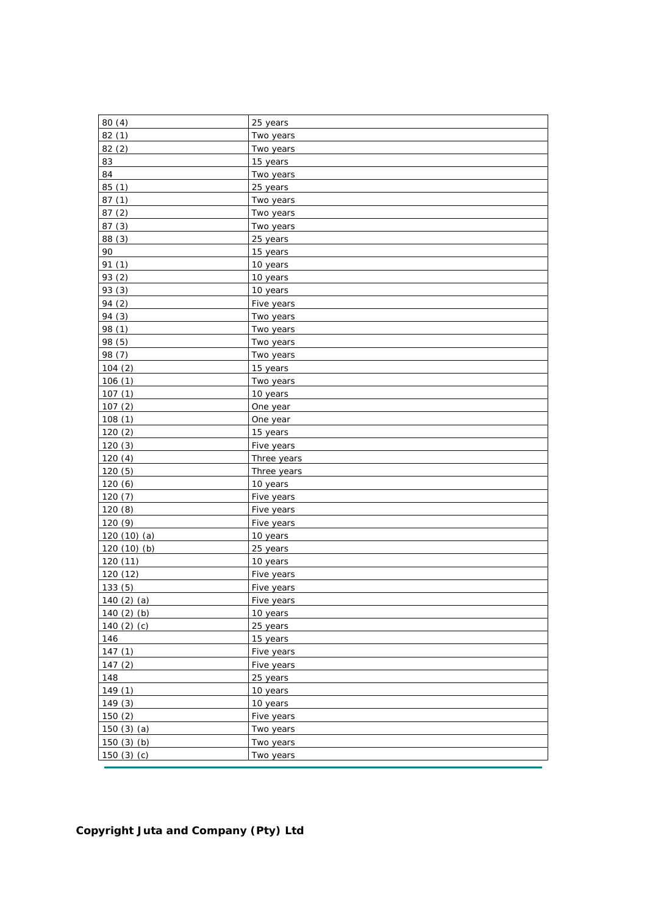| 80 (4) | 25 years |
|---|---|
| 82 (1) | Two years |
| 82 (2) | Two years |
| 83 | 15 years |
| 84 | Two years |
| 85 (1) | 25 years |
| 87 (1) | Two years |
| 87 (2) | Two years |
| 87 (3) | Two years |
| 88 (3) | 25 years |
| 90 | 15 years |
| 91 (1) | 10 years |
| 93 (2) | 10 years |
| 93 (3) | 10 years |
| 94 (2) | Five years |
| 94 (3) | Two years |
| 98 (1) | Two years |
| 98 (5) | Two years |
| 98 (7) | Two years |
| 104 (2) | 15 years |
| 106 (1) | Two years |
| 107 (1) | 10 years |
| 107 (2) | One year |
| 108 (1) | One year |
| 120 (2) | 15 years |
| 120 (3) | Five years |
| 120 (4) | Three years |
| 120 (5) | Three years |
| 120 (6) | 10 years |
| 120 (7) | Five years |
| 120 (8) | Five years |
| 120 (9) | Five years |
| 120 (10) (a) | 10 years |
| 120 (10) (b) | 25 years |
| 120 (11) | 10 years |
| 120 (12) | Five years |
| 133 (5) | Five years |
| 140 (2) (a) | Five years |
| 140 (2) (b) | 10 years |
| 140 (2) (c) | 25 years |
| 146 | 15 years |
| 147 (1) | Five years |
| 147 (2) | Five years |
| 148 | 25 years |
| 149 (1) | 10 years |
| 149 (3) | 10 years |
| 150 (2) | Five years |
| 150 (3) (a) | Two years |
| 150 (3) (b) | Two years |
| 150 (3) (c) | Two years |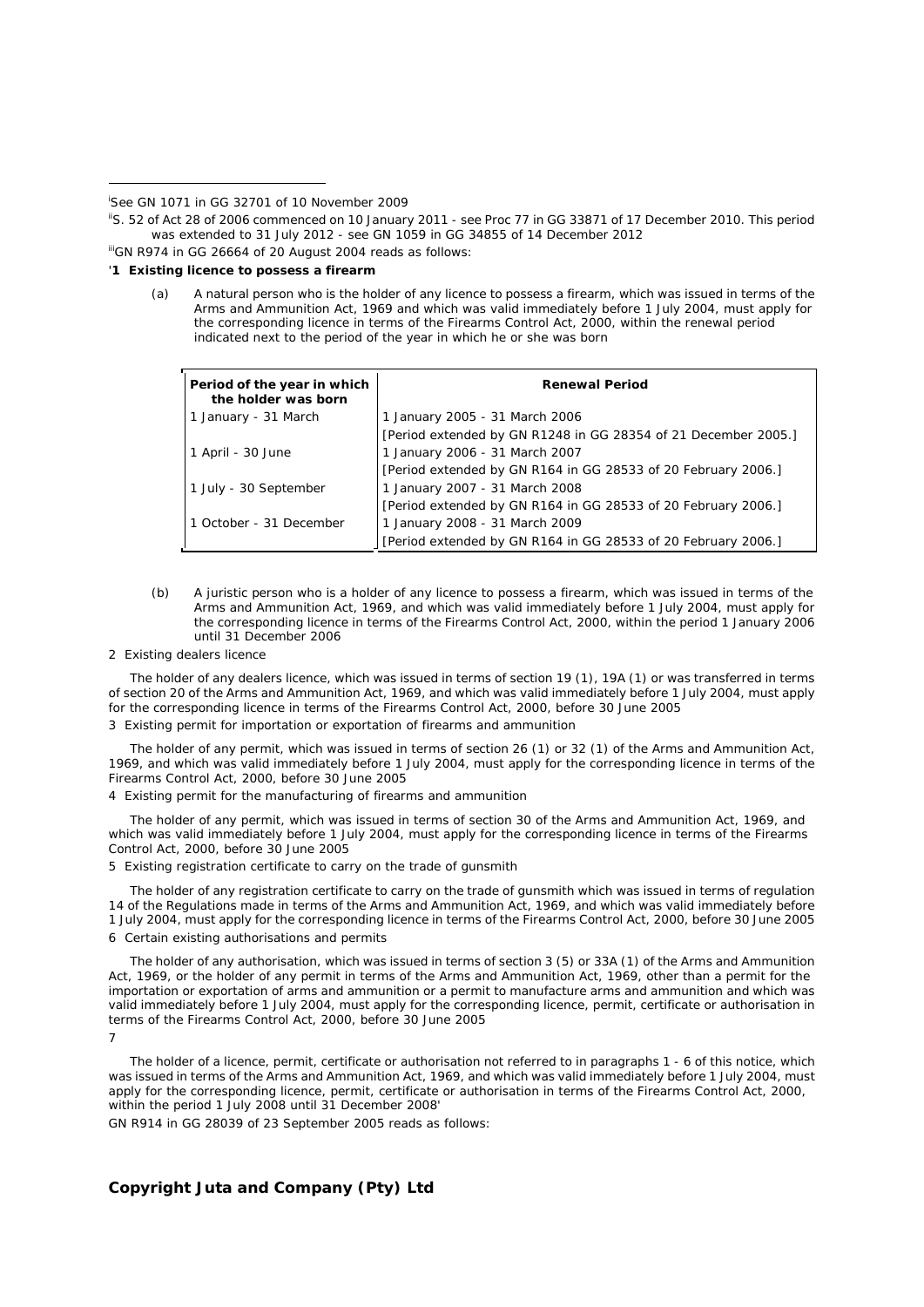[i]See GN 1071 in GG 32701 of 10 November 2009

[ii]S. 52 of Act 28 of 2006 commenced on 10 January 2011 - see Proc 77 in GG 33871 of 17 December 2010. This period was extended to 31 July 2012 - see GN 1059 in GG 34855 of 14 December 2012

[iii]GN R974 in GG 26664 of 20 August 2004 reads as follows:

'**1 Existing licence to possess a firearm**

(a) A natural person who is the holder of any licence to possess a firearm, which was issued in terms of the Arms and Ammunition Act, 1969 and which was valid immediately before 1 July 2004, must apply for the corresponding licence in terms of the Firearms Control Act, 2000, within the renewal period indicated next to the period of the year in which he or she was born

| Period of the year in which the holder was born | Renewal Period |
|---|---|
| 1 January - 31 March | 1 January 2005 - 31 March 2006<br>[Period extended by GN R1248 in GG 28354 of 21 December 2005.] |
| 1 April - 30 June | 1 January 2006 - 31 March 2007<br>[Period extended by GN R164 in GG 28533 of 20 February 2006.] |
| 1 July - 30 September | 1 January 2007 - 31 March 2008<br>[Period extended by GN R164 in GG 28533 of 20 February 2006.] |
| 1 October - 31 December | 1 January 2008 - 31 March 2009<br>[Period extended by GN R164 in GG 28533 of 20 February 2006.] |

(b) A juristic person who is a holder of any licence to possess a firearm, which was issued in terms of the Arms and Ammunition Act, 1969, and which was valid immediately before 1 July 2004, must apply for the corresponding licence in terms of the Firearms Control Act, 2000, within the period 1 January 2006 until 31 December 2006

2 Existing dealers licence

The holder of any dealers licence, which was issued in terms of section 19 (1), 19A (1) or was transferred in terms of section 20 of the Arms and Ammunition Act, 1969, and which was valid immediately before 1 July 2004, must apply for the corresponding licence in terms of the Firearms Control Act, 2000, before 30 June 2005

3 Existing permit for importation or exportation of firearms and ammunition

The holder of any permit, which was issued in terms of section 26 (1) or 32 (1) of the Arms and Ammunition Act, 1969, and which was valid immediately before 1 July 2004, must apply for the corresponding licence in terms of the Firearms Control Act, 2000, before 30 June 2005

4 Existing permit for the manufacturing of firearms and ammunition

The holder of any permit, which was issued in terms of section 30 of the Arms and Ammunition Act, 1969, and which was valid immediately before 1 July 2004, must apply for the corresponding licence in terms of the Firearms Control Act, 2000, before 30 June 2005

5 Existing registration certificate to carry on the trade of gunsmith

The holder of any registration certificate to carry on the trade of gunsmith which was issued in terms of regulation 14 of the Regulations made in terms of the Arms and Ammunition Act, 1969, and which was valid immediately before 1 July 2004, must apply for the corresponding licence in terms of the Firearms Control Act, 2000, before 30 June 2005

6 Certain existing authorisations and permits

The holder of any authorisation, which was issued in terms of section 3 (5) or 33A (1) of the Arms and Ammunition Act, 1969, or the holder of any permit in terms of the Arms and Ammunition Act, 1969, other than a permit for the importation or exportation of arms and ammunition or a permit to manufacture arms and ammunition and which was valid immediately before 1 July 2004, must apply for the corresponding licence, permit, certificate or authorisation in terms of the Firearms Control Act, 2000, before 30 June 2005

7

The holder of a licence, permit, certificate or authorisation not referred to in paragraphs 1 - 6 of this notice, which was issued in terms of the Arms and Ammunition Act, 1969, and which was valid immediately before 1 July 2004, must apply for the corresponding licence, permit, certificate or authorisation in terms of the Firearms Control Act, 2000, within the period 1 July 2008 until 31 December 2008'

GN R914 in GG 28039 of 23 September 2005 reads as follows: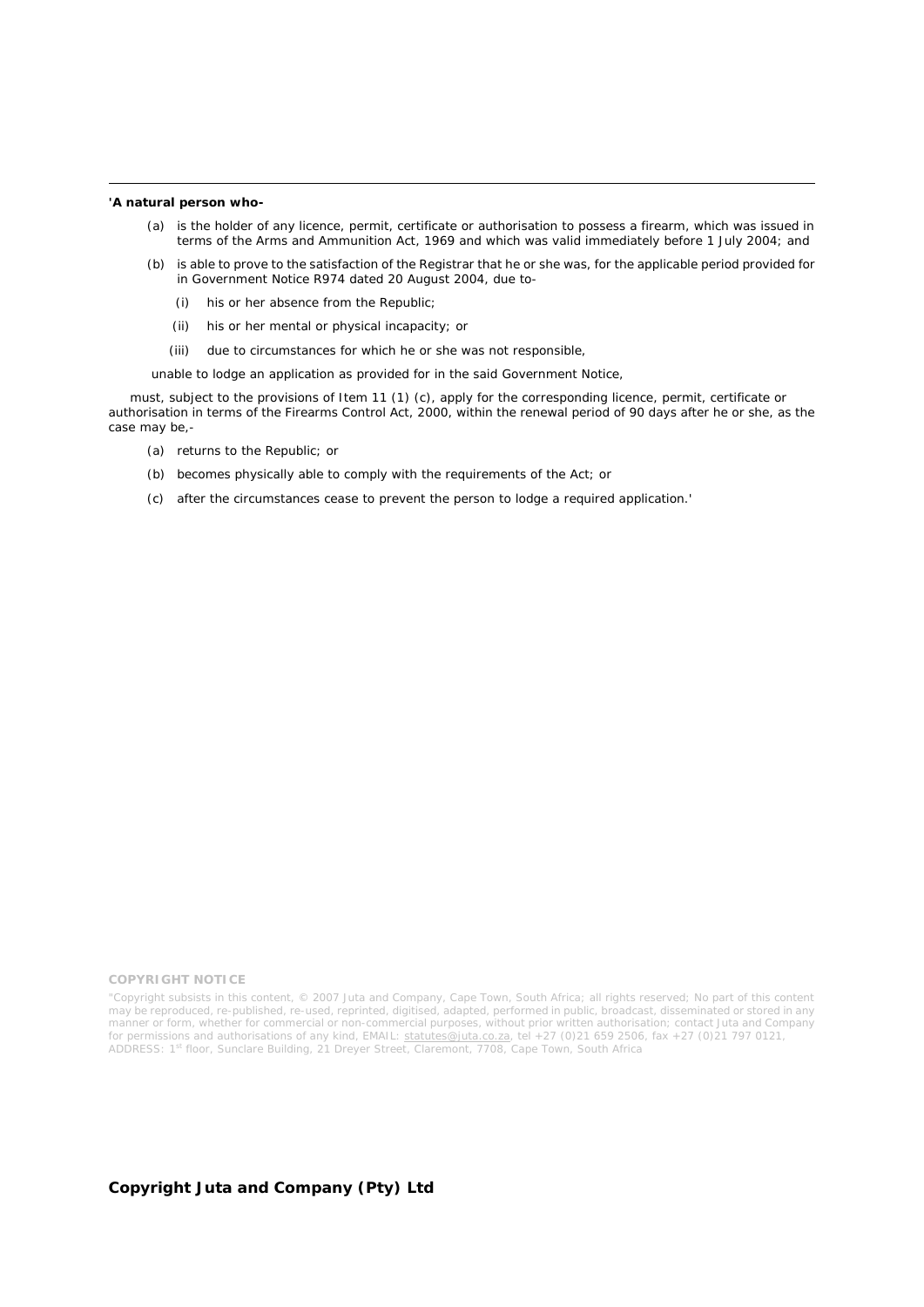**'A natural person who-**

(a) is the holder of any licence, permit, certificate or authorisation to possess a firearm, which was issued in terms of the Arms and Ammunition Act, 1969 and which was valid immediately before 1 July 2004; and

(b) is able to prove to the satisfaction of the Registrar that he or she was, for the applicable period provided for in Government Notice R974 dated 20 August 2004, due to-

(i) his or her absence from the Republic;

(ii) his or her mental or physical incapacity; or

(iii) due to circumstances for which he or she was not responsible,

unable to lodge an application as provided for in the said Government Notice,

must, subject to the provisions of Item 11 (1) (c), apply for the corresponding licence, permit, certificate or authorisation in terms of the Firearms Control Act, 2000, within the renewal period of 90 days after he or she, as the case may be,-

(a) returns to the Republic; or

(b) becomes physically able to comply with the requirements of the Act; or

(c) after the circumstances cease to prevent the person to lodge a required application.'

**COPYRIGHT NOTICE**

"Copyright subsists in this content, © 2007 Juta and Company, Cape Town, South Africa; all rights reserved; No part of this content may be reproduced, re-published, re-used, reprinted, digitised, adapted, performed in public, broadcast, disseminated or stored in any manner or form, whether for commercial or non-commercial purposes, without prior written authorisation; contact Juta and Company for permissions and authorisations of any kind, EMAIL: statutes@juta.co.za, tel +27 (0)21 659 2506, fax +27 (0)21 797 0121, ADDRESS: 1st floor, Sunclare Building, 21 Dreyer Street, Claremont, 7708, Cape Town, South Africa